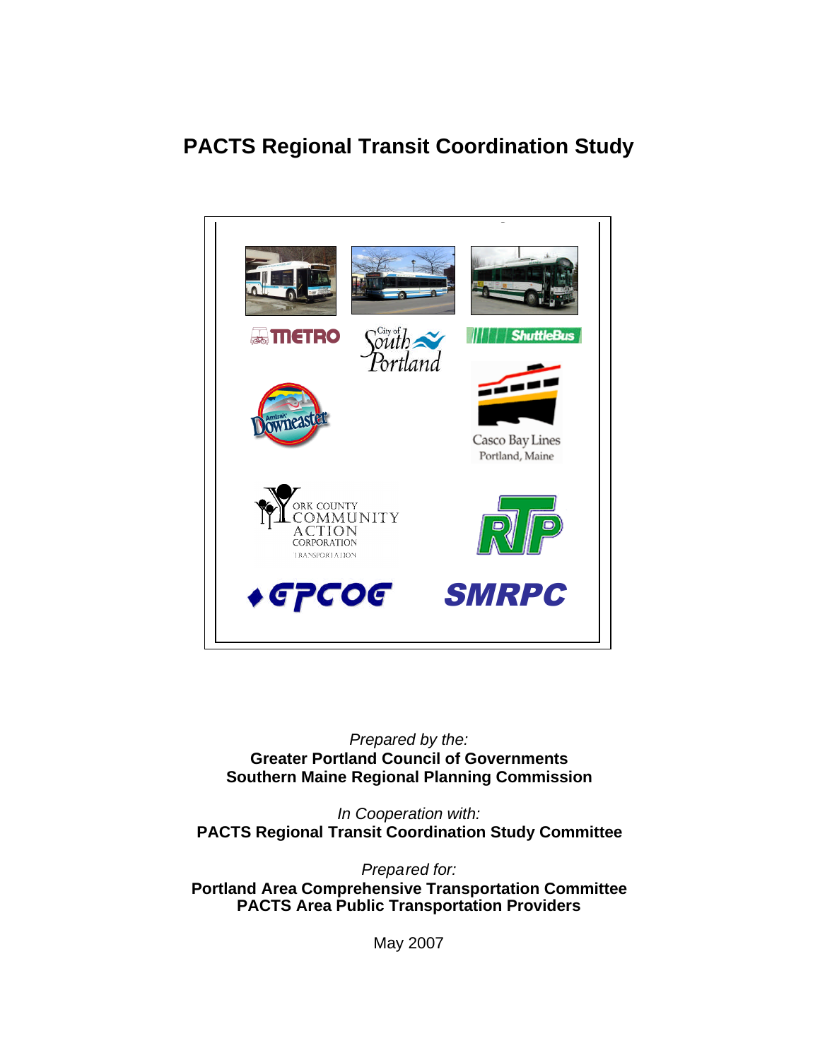# PACTS Regional Transit Coordination Study

*Prepared by the:*
**Greater Portland Council of Governments**
**Southern Maine Regional Planning Commission**

*In Cooperation with:*
**PACTS Regional Transit Coordination Study Committee**

*Prepared for:*
**Portland Area Comprehensive Transportation Committee**
**PACTS Area Public Transportation Providers**

May 2007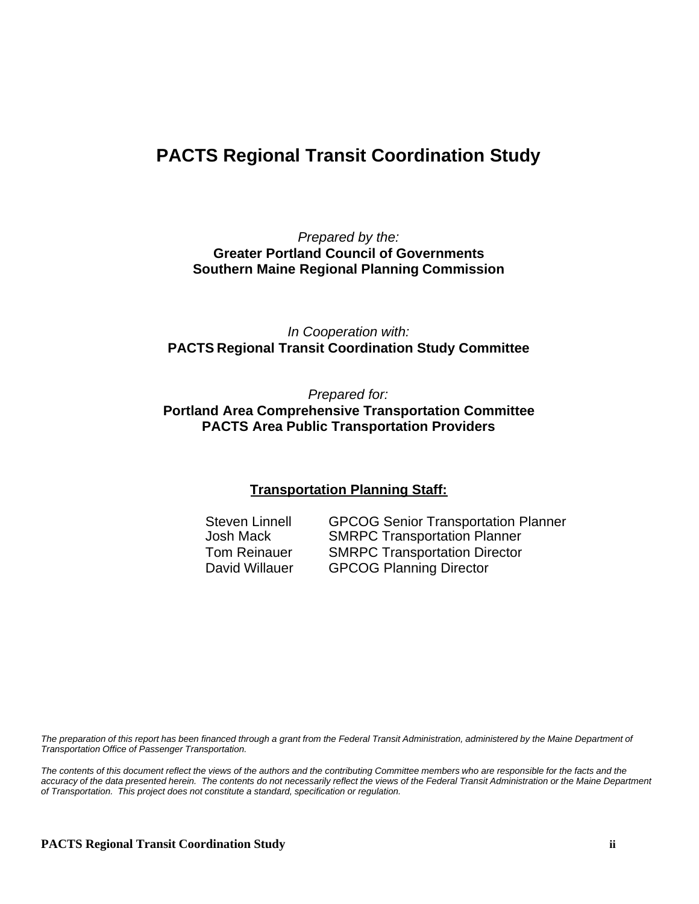# PACTS Regional Transit Coordination Study

*Prepared by the:*
**Greater Portland Council of Governments**
**Southern Maine Regional Planning Commission**

*In Cooperation with:*
**PACTS Regional Transit Coordination Study Committee**

*Prepared for:*
**Portland Area Comprehensive Transportation Committee**
**PACTS Area Public Transportation Providers**

**Transportation Planning Staff:**

| | |
|---|---|
| Steven Linnell | GPCOG Senior Transportation Planner |
| Josh Mack | SMRPC Transportation Planner |
| Tom Reinauer | SMRPC Transportation Director |
| David Willauer | GPCOG Planning Director |

*The preparation of this report has been financed through a grant from the Federal Transit Administration, administered by the Maine Department of Transportation Office of Passenger Transportation.*

*The contents of this document reflect the views of the authors and the contributing Committee members who are responsible for the facts and the accuracy of the data presented herein. The contents do not necessarily reflect the views of the Federal Transit Administration or the Maine Department of Transportation. This project does not constitute a standard, specification or regulation.*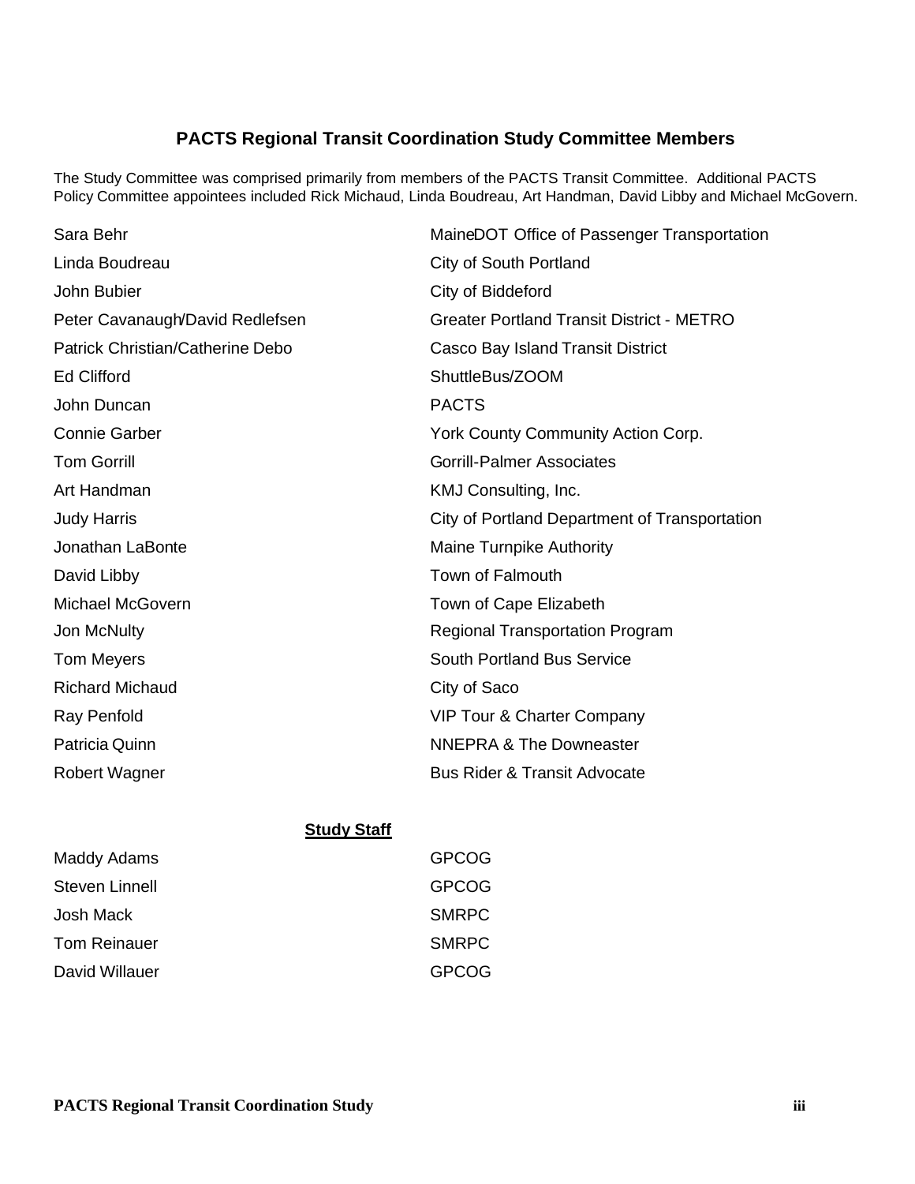## PACTS Regional Transit Coordination Study Committee Members

The Study Committee was comprised primarily from members of the PACTS Transit Committee. Additional PACTS Policy Committee appointees included Rick Michaud, Linda Boudreau, Art Handman, David Libby and Michael McGovern.

| | |
|---|---|
| Sara Behr | MaineDOT Office of Passenger Transportation |
| Linda Boudreau | City of South Portland |
| John Bubier | City of Biddeford |
| Peter Cavanaugh/David Redlefsen | Greater Portland Transit District - METRO |
| Patrick Christian/Catherine Debo | Casco Bay Island Transit District |
| Ed Clifford | ShuttleBus/ZOOM |
| John Duncan | PACTS |
| Connie Garber | York County Community Action Corp. |
| Tom Gorrill | Gorrill-Palmer Associates |
| Art Handman | KMJ Consulting, Inc. |
| Judy Harris | City of Portland Department of Transportation |
| Jonathan LaBonte | Maine Turnpike Authority |
| David Libby | Town of Falmouth |
| Michael McGovern | Town of Cape Elizabeth |
| Jon McNulty | Regional Transportation Program |
| Tom Meyers | South Portland Bus Service |
| Richard Michaud | City of Saco |
| Ray Penfold | VIP Tour & Charter Company |
| Patricia Quinn | NNEPRA & The Downeaster |
| Robert Wagner | Bus Rider & Transit Advocate |

### Study Staff

| | |
|---|---|
| Maddy Adams | GPCOG |
| Steven Linnell | GPCOG |
| Josh Mack | SMRPC |
| Tom Reinauer | SMRPC |
| David Willauer | GPCOG |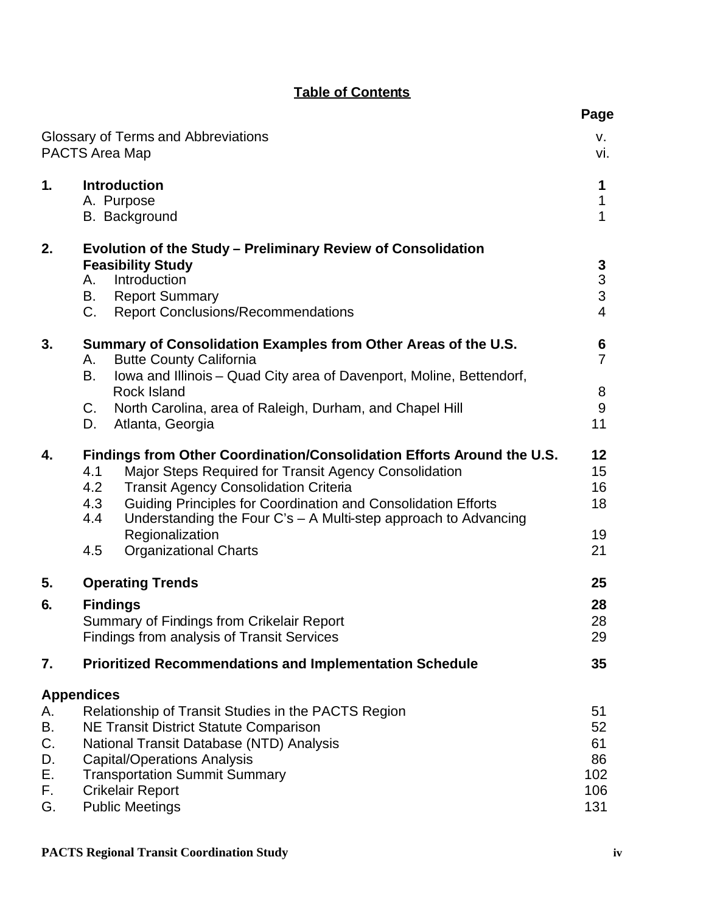# Table of Contents

| | | Page |
|---|---|---|
| Glossary of Terms and Abbreviations | | v. |
| PACTS Area Map | | vi. |
| **1.** | **Introduction** | **1** |
| | A. Purpose | 1 |
| | B. Background | 1 |
| **2.** | **Evolution of the Study – Preliminary Review of Consolidation Feasibility Study** | **3** |
| | A. Introduction | 3 |
| | B. Report Summary | 3 |
| | C. Report Conclusions/Recommendations | 4 |
| **3.** | **Summary of Consolidation Examples from Other Areas of the U.S.** | **6** |
| | A. Butte County California | 7 |
| | B. Iowa and Illinois – Quad City area of Davenport, Moline, Bettendorf, Rock Island | 8 |
| | C. North Carolina, area of Raleigh, Durham, and Chapel Hill | 9 |
| | D. Atlanta, Georgia | 11 |
| **4.** | **Findings from Other Coordination/Consolidation Efforts Around the U.S.** | **12** |
| | 4.1 Major Steps Required for Transit Agency Consolidation | 15 |
| | 4.2 Transit Agency Consolidation Criteria | 16 |
| | 4.3 Guiding Principles for Coordination and Consolidation Efforts | 18 |
| | 4.4 Understanding the Four C's – A Multi-step approach to Advancing Regionalization | 19 |
| | 4.5 Organizational Charts | 21 |
| **5.** | **Operating Trends** | **25** |
| **6.** | **Findings** | **28** |
| | Summary of Findings from Crikelair Report | 28 |
| | Findings from analysis of Transit Services | 29 |
| **7.** | **Prioritized Recommendations and Implementation Schedule** | **35** |
| **Appendices** | | |
| A. | Relationship of Transit Studies in the PACTS Region | 51 |
| B. | NE Transit District Statute Comparison | 52 |
| C. | National Transit Database (NTD) Analysis | 61 |
| D. | Capital/Operations Analysis | 86 |
| E. | Transportation Summit Summary | 102 |
| F. | Crikelair Report | 106 |
| G. | Public Meetings | 131 |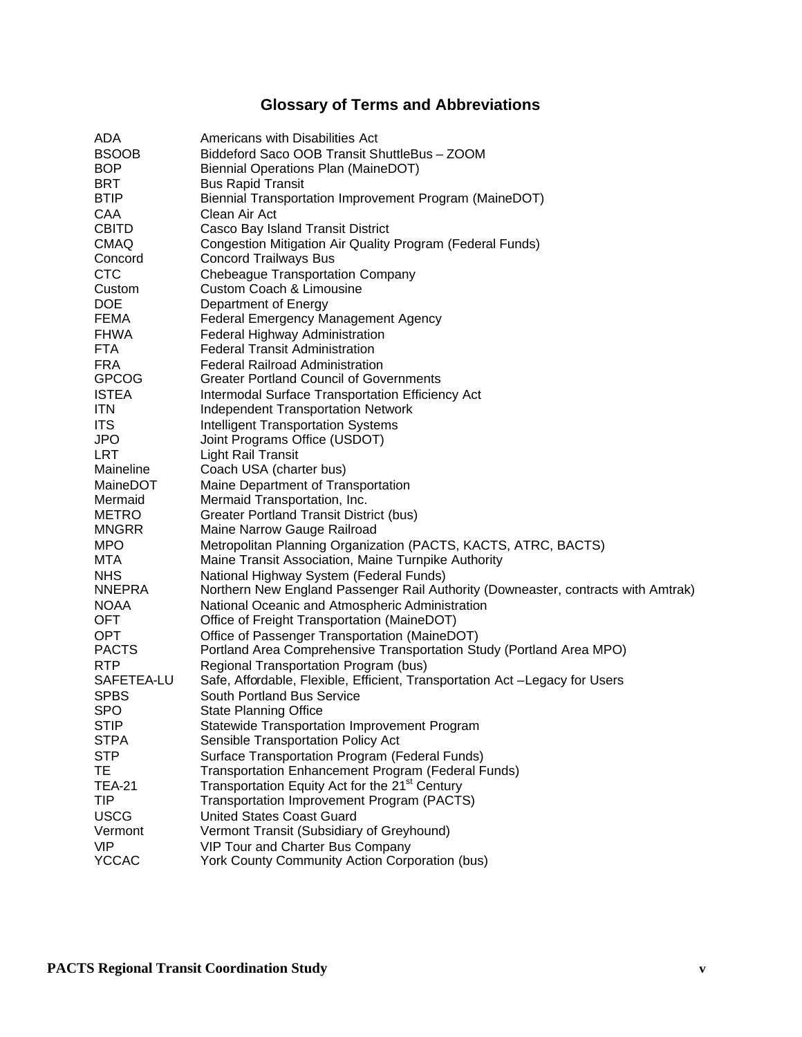# Glossary of Terms and Abbreviations

| | |
|---|---|
| ADA | Americans with Disabilities Act |
| BSOOB | Biddeford Saco OOB Transit ShuttleBus – ZOOM |
| BOP | Biennial Operations Plan (MaineDOT) |
| BRT | Bus Rapid Transit |
| BTIP | Biennial Transportation Improvement Program (MaineDOT) |
| CAA | Clean Air Act |
| CBITD | Casco Bay Island Transit District |
| CMAQ | Congestion Mitigation Air Quality Program (Federal Funds) |
| Concord | Concord Trailways Bus |
| CTC | Chebeague Transportation Company |
| Custom | Custom Coach & Limousine |
| DOE | Department of Energy |
| FEMA | Federal Emergency Management Agency |
| FHWA | Federal Highway Administration |
| FTA | Federal Transit Administration |
| FRA | Federal Railroad Administration |
| GPCOG | Greater Portland Council of Governments |
| ISTEA | Intermodal Surface Transportation Efficiency Act |
| ITN | Independent Transportation Network |
| ITS | Intelligent Transportation Systems |
| JPO | Joint Programs Office (USDOT) |
| LRT | Light Rail Transit |
| Maineline | Coach USA (charter bus) |
| MaineDOT | Maine Department of Transportation |
| Mermaid | Mermaid Transportation, Inc. |
| METRO | Greater Portland Transit District (bus) |
| MNGRR | Maine Narrow Gauge Railroad |
| MPO | Metropolitan Planning Organization (PACTS, KACTS, ATRC, BACTS) |
| MTA | Maine Transit Association, Maine Turnpike Authority |
| NHS | National Highway System (Federal Funds) |
| NNEPRA | Northern New England Passenger Rail Authority (Downeaster, contracts with Amtrak) |
| NOAA | National Oceanic and Atmospheric Administration |
| OFT | Office of Freight Transportation (MaineDOT) |
| OPT | Office of Passenger Transportation (MaineDOT) |
| PACTS | Portland Area Comprehensive Transportation Study (Portland Area MPO) |
| RTP | Regional Transportation Program (bus) |
| SAFETEA-LU | Safe, Affordable, Flexible, Efficient, Transportation Act –Legacy for Users |
| SPBS | South Portland Bus Service |
| SPO | State Planning Office |
| STIP | Statewide Transportation Improvement Program |
| STPA | Sensible Transportation Policy Act |
| STP | Surface Transportation Program (Federal Funds) |
| TE | Transportation Enhancement Program (Federal Funds) |
| TEA-21 | Transportation Equity Act for the 21st Century |
| TIP | Transportation Improvement Program (PACTS) |
| USCG | United States Coast Guard |
| Vermont | Vermont Transit (Subsidiary of Greyhound) |
| VIP | VIP Tour and Charter Bus Company |
| YCCAC | York County Community Action Corporation (bus) |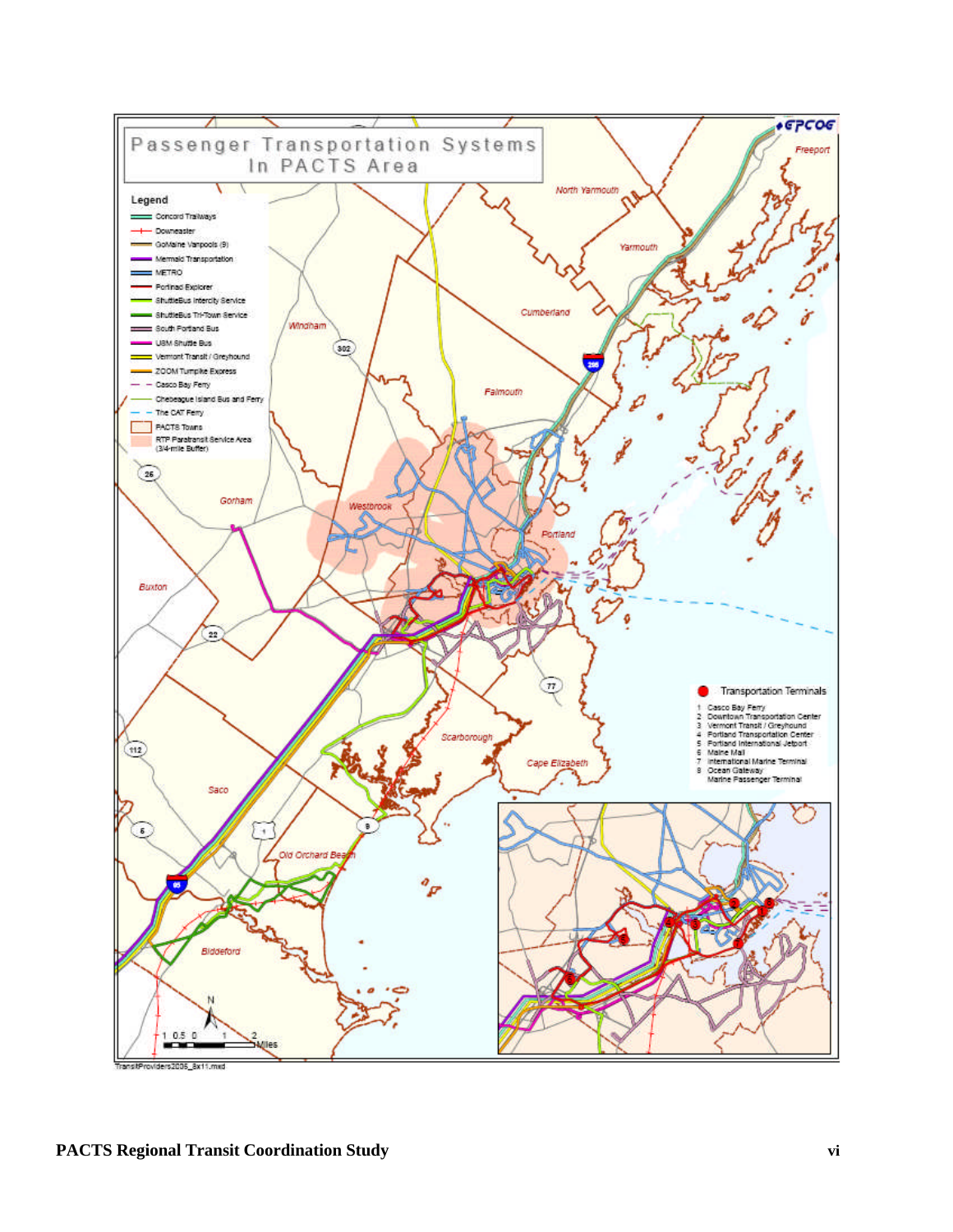# Passenger Transportation Systems In PACTS Area

**Legend**

- Concord Trailways
- Downeaster
- GoMaine Vanpools (9)
- Mermaid Transportation
- METRO
- Portland Explorer
- ShuttleBus Intercity Service
- ShuttleBus Tri-Town Service
- South Portland Bus
- USM Shuttle Bus
- Vermont Transit / Greyhound
- ZOOM Turnpike Express
- Casco Bay Ferry
- Chebeague Island Bus and Ferry
- The CAT Ferry
- PACTS Towns
- RTP Paratransit Service Area (3/4-mile Buffer)

**Transportation Terminals**

1. Casco Bay Ferry
2. Downtown Transportation Center
3. Vermont Transit / Greyhound
4. Portland Transportation Center
5. Portland International Jetport
6. Maine Mall
7. International Marine Terminal
8. Ocean Gateway Marine Passenger Terminal

Freeport, North Yarmouth, Yarmouth, Cumberland, Windham, Falmouth, Gorham, Westbrook, Portland, Buxton, Scarborough, Cape Elizabeth, Saco, Old Orchard Beach, Biddeford

1 0.5 0 1 2 Miles

TransitProviders2006_8x11.mxd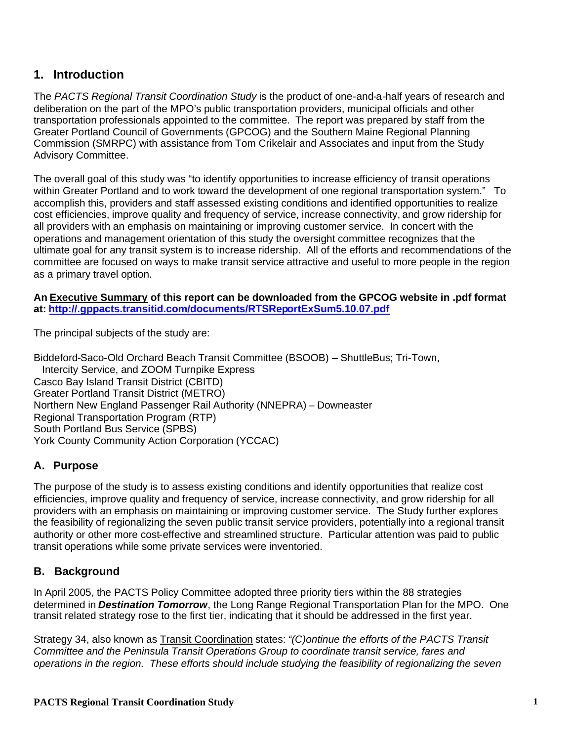## 1. Introduction

The *PACTS Regional Transit Coordination Study* is the product of one-and-a-half years of research and deliberation on the part of the MPO's public transportation providers, municipal officials and other transportation professionals appointed to the committee. The report was prepared by staff from the Greater Portland Council of Governments (GPCOG) and the Southern Maine Regional Planning Commission (SMRPC) with assistance from Tom Crikelair and Associates and input from the Study Advisory Committee.

The overall goal of this study was "to identify opportunities to increase efficiency of transit operations within Greater Portland and to work toward the development of one regional transportation system." To accomplish this, providers and staff assessed existing conditions and identified opportunities to realize cost efficiencies, improve quality and frequency of service, increase connectivity, and grow ridership for all providers with an emphasis on maintaining or improving customer service. In concert with the operations and management orientation of this study the oversight committee recognizes that the ultimate goal for any transit system is to increase ridership. All of the efforts and recommendations of the committee are focused on ways to make transit service attractive and useful to more people in the region as a primary travel option.

**An Executive Summary of this report can be downloaded from the GPCOG website in .pdf format at: [http://.gppacts.transitid.com/documents/RTSReportExSum5.10.07.pdf](http://.gppacts.transitid.com/documents/RTSReportExSum5.10.07.pdf)**

The principal subjects of the study are:

Biddeford-Saco-Old Orchard Beach Transit Committee (BSOOB) – ShuttleBus; Tri-Town, Intercity Service, and ZOOM Turnpike Express
Casco Bay Island Transit District (CBITD)
Greater Portland Transit District (METRO)
Northern New England Passenger Rail Authority (NNEPRA) – Downeaster
Regional Transportation Program (RTP)
South Portland Bus Service (SPBS)
York County Community Action Corporation (YCCAC)

### A. Purpose

The purpose of the study is to assess existing conditions and identify opportunities that realize cost efficiencies, improve quality and frequency of service, increase connectivity, and grow ridership for all providers with an emphasis on maintaining or improving customer service. The Study further explores the feasibility of regionalizing the seven public transit service providers, potentially into a regional transit authority or other more cost-effective and streamlined structure. Particular attention was paid to public transit operations while some private services were inventoried.

### B. Background

In April 2005, the PACTS Policy Committee adopted three priority tiers within the 88 strategies determined in ***Destination Tomorrow***, the Long Range Regional Transportation Plan for the MPO. One transit related strategy rose to the first tier, indicating that it should be addressed in the first year.

Strategy 34, also known as Transit Coordination states: *"(C)ontinue the efforts of the PACTS Transit Committee and the Peninsula Transit Operations Group to coordinate transit service, fares and operations in the region. These efforts should include studying the feasibility of regionalizing the seven*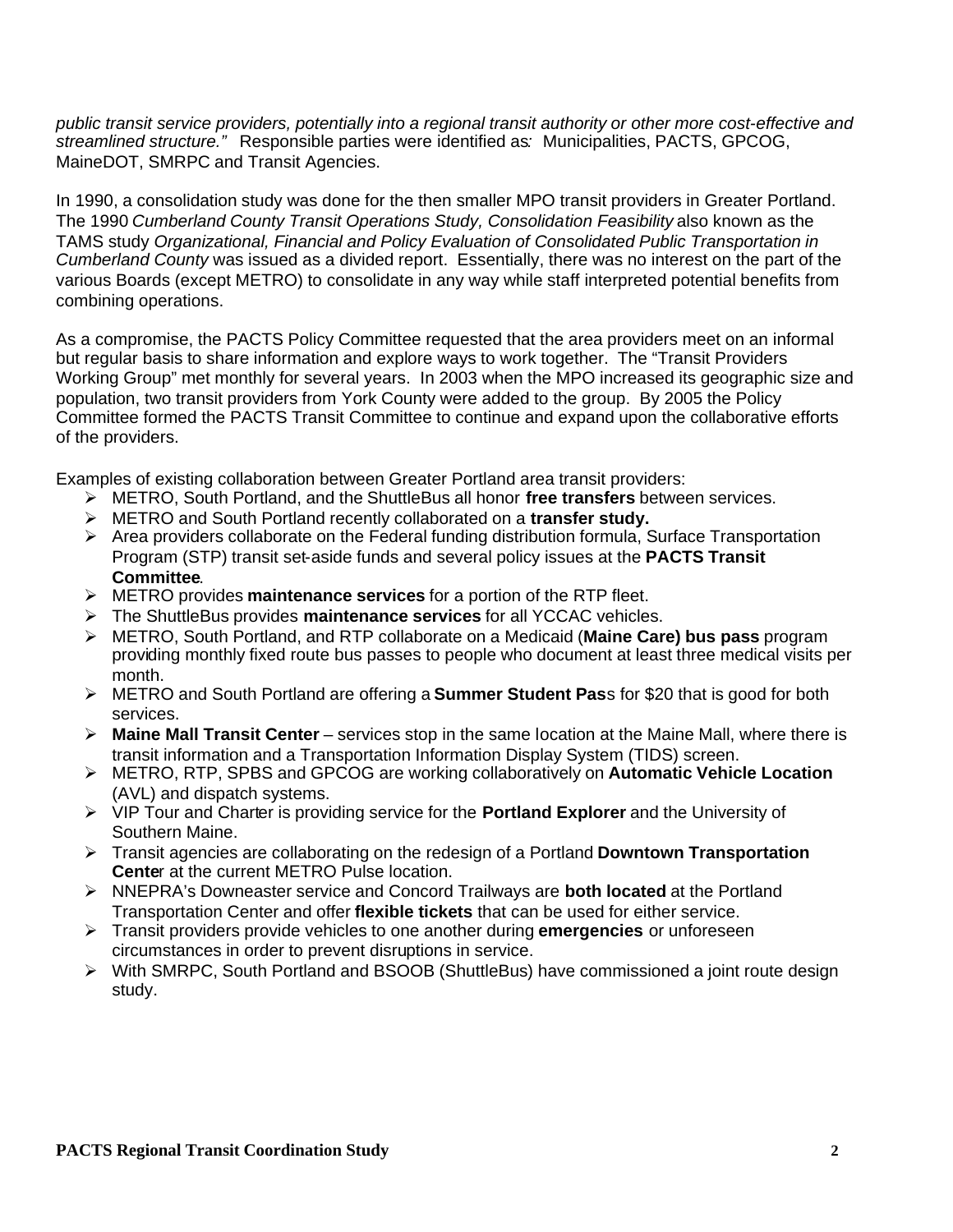*public transit service providers, potentially into a regional transit authority or other more cost-effective and streamlined structure."* Responsible parties were identified as: Municipalities, PACTS, GPCOG, MaineDOT, SMRPC and Transit Agencies.

In 1990, a consolidation study was done for the then smaller MPO transit providers in Greater Portland. The 1990 *Cumberland County Transit Operations Study, Consolidation Feasibility* also known as the TAMS study *Organizational, Financial and Policy Evaluation of Consolidated Public Transportation in Cumberland County* was issued as a divided report. Essentially, there was no interest on the part of the various Boards (except METRO) to consolidate in any way while staff interpreted potential benefits from combining operations.

As a compromise, the PACTS Policy Committee requested that the area providers meet on an informal but regular basis to share information and explore ways to work together. The "Transit Providers Working Group" met monthly for several years. In 2003 when the MPO increased its geographic size and population, two transit providers from York County were added to the group. By 2005 the Policy Committee formed the PACTS Transit Committee to continue and expand upon the collaborative efforts of the providers.

Examples of existing collaboration between Greater Portland area transit providers:

- METRO, South Portland, and the ShuttleBus all honor **free transfers** between services.
- METRO and South Portland recently collaborated on a **transfer study.**
- Area providers collaborate on the Federal funding distribution formula, Surface Transportation Program (STP) transit set-aside funds and several policy issues at the **PACTS Transit Committee**.
- METRO provides **maintenance services** for a portion of the RTP fleet.
- The ShuttleBus provides **maintenance services** for all YCCAC vehicles.
- METRO, South Portland, and RTP collaborate on a Medicaid (**Maine Care) bus pass** program providing monthly fixed route bus passes to people who document at least three medical visits per month.
- METRO and South Portland are offering a **Summer Student Pass** for $20 that is good for both services.
- **Maine Mall Transit Center** – services stop in the same location at the Maine Mall, where there is transit information and a Transportation Information Display System (TIDS) screen.
- METRO, RTP, SPBS and GPCOG are working collaboratively on **Automatic Vehicle Location** (AVL) and dispatch systems.
- VIP Tour and Charter is providing service for the **Portland Explorer** and the University of Southern Maine.
- Transit agencies are collaborating on the redesign of a Portland **Downtown Transportation Center** at the current METRO Pulse location.
- NNEPRA's Downeaster service and Concord Trailways are **both located** at the Portland Transportation Center and offer **flexible tickets** that can be used for either service.
- Transit providers provide vehicles to one another during **emergencies** or unforeseen circumstances in order to prevent disruptions in service.
- With SMRPC, South Portland and BSOOB (ShuttleBus) have commissioned a joint route design study.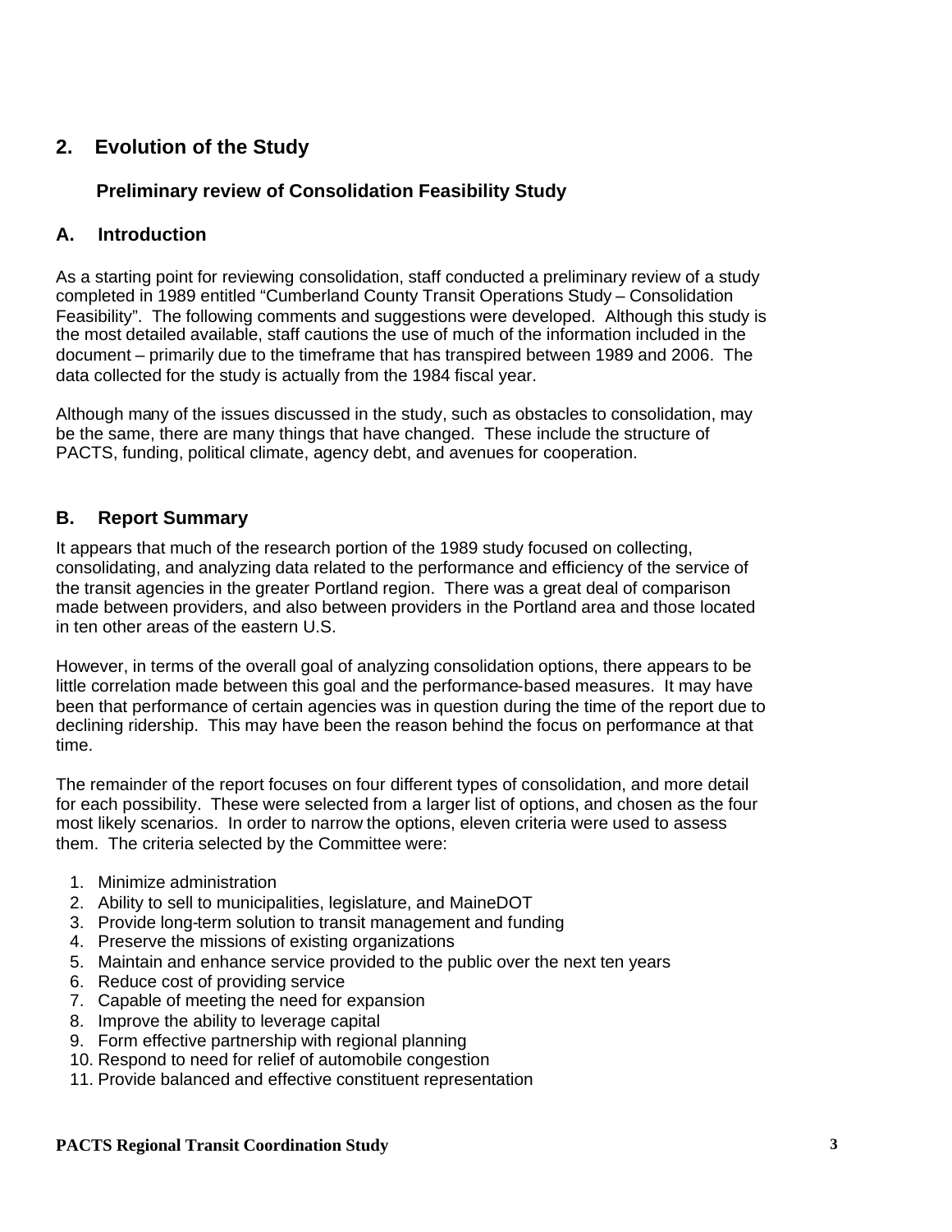## 2. Evolution of the Study

### Preliminary review of Consolidation Feasibility Study

### A. Introduction

As a starting point for reviewing consolidation, staff conducted a preliminary review of a study completed in 1989 entitled "Cumberland County Transit Operations Study – Consolidation Feasibility". The following comments and suggestions were developed. Although this study is the most detailed available, staff cautions the use of much of the information included in the document – primarily due to the timeframe that has transpired between 1989 and 2006. The data collected for the study is actually from the 1984 fiscal year.

Although many of the issues discussed in the study, such as obstacles to consolidation, may be the same, there are many things that have changed. These include the structure of PACTS, funding, political climate, agency debt, and avenues for cooperation.

### B. Report Summary

It appears that much of the research portion of the 1989 study focused on collecting, consolidating, and analyzing data related to the performance and efficiency of the service of the transit agencies in the greater Portland region. There was a great deal of comparison made between providers, and also between providers in the Portland area and those located in ten other areas of the eastern U.S.

However, in terms of the overall goal of analyzing consolidation options, there appears to be little correlation made between this goal and the performance-based measures. It may have been that performance of certain agencies was in question during the time of the report due to declining ridership. This may have been the reason behind the focus on performance at that time.

The remainder of the report focuses on four different types of consolidation, and more detail for each possibility. These were selected from a larger list of options, and chosen as the four most likely scenarios. In order to narrow the options, eleven criteria were used to assess them. The criteria selected by the Committee were:

1. Minimize administration
2. Ability to sell to municipalities, legislature, and MaineDOT
3. Provide long-term solution to transit management and funding
4. Preserve the missions of existing organizations
5. Maintain and enhance service provided to the public over the next ten years
6. Reduce cost of providing service
7. Capable of meeting the need for expansion
8. Improve the ability to leverage capital
9. Form effective partnership with regional planning
10. Respond to need for relief of automobile congestion
11. Provide balanced and effective constituent representation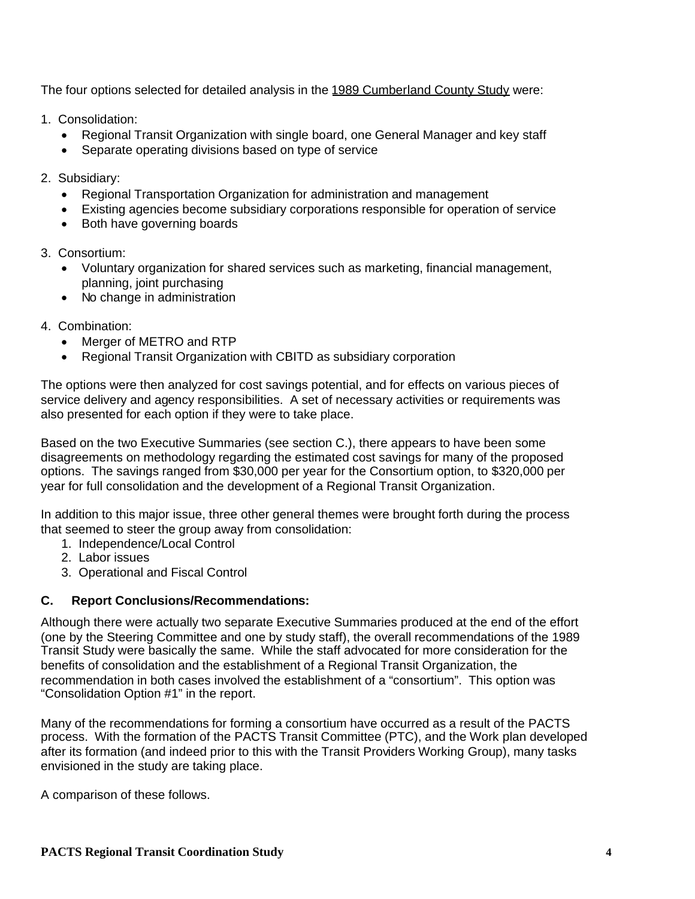The four options selected for detailed analysis in the 1989 Cumberland County Study were:

1. Consolidation:
   - Regional Transit Organization with single board, one General Manager and key staff
   - Separate operating divisions based on type of service

2. Subsidiary:
   - Regional Transportation Organization for administration and management
   - Existing agencies become subsidiary corporations responsible for operation of service
   - Both have governing boards

3. Consortium:
   - Voluntary organization for shared services such as marketing, financial management, planning, joint purchasing
   - No change in administration

4. Combination:
   - Merger of METRO and RTP
   - Regional Transit Organization with CBITD as subsidiary corporation

The options were then analyzed for cost savings potential, and for effects on various pieces of service delivery and agency responsibilities. A set of necessary activities or requirements was also presented for each option if they were to take place.

Based on the two Executive Summaries (see section C.), there appears to have been some disagreements on methodology regarding the estimated cost savings for many of the proposed options. The savings ranged from $30,000 per year for the Consortium option, to $320,000 per year for full consolidation and the development of a Regional Transit Organization.

In addition to this major issue, three other general themes were brought forth during the process that seemed to steer the group away from consolidation:

1. Independence/Local Control
2. Labor issues
3. Operational and Fiscal Control

### C. Report Conclusions/Recommendations:

Although there were actually two separate Executive Summaries produced at the end of the effort (one by the Steering Committee and one by study staff), the overall recommendations of the 1989 Transit Study were basically the same. While the staff advocated for more consideration for the benefits of consolidation and the establishment of a Regional Transit Organization, the recommendation in both cases involved the establishment of a "consortium". This option was "Consolidation Option #1" in the report.

Many of the recommendations for forming a consortium have occurred as a result of the PACTS process. With the formation of the PACTS Transit Committee (PTC), and the Work plan developed after its formation (and indeed prior to this with the Transit Providers Working Group), many tasks envisioned in the study are taking place.

A comparison of these follows.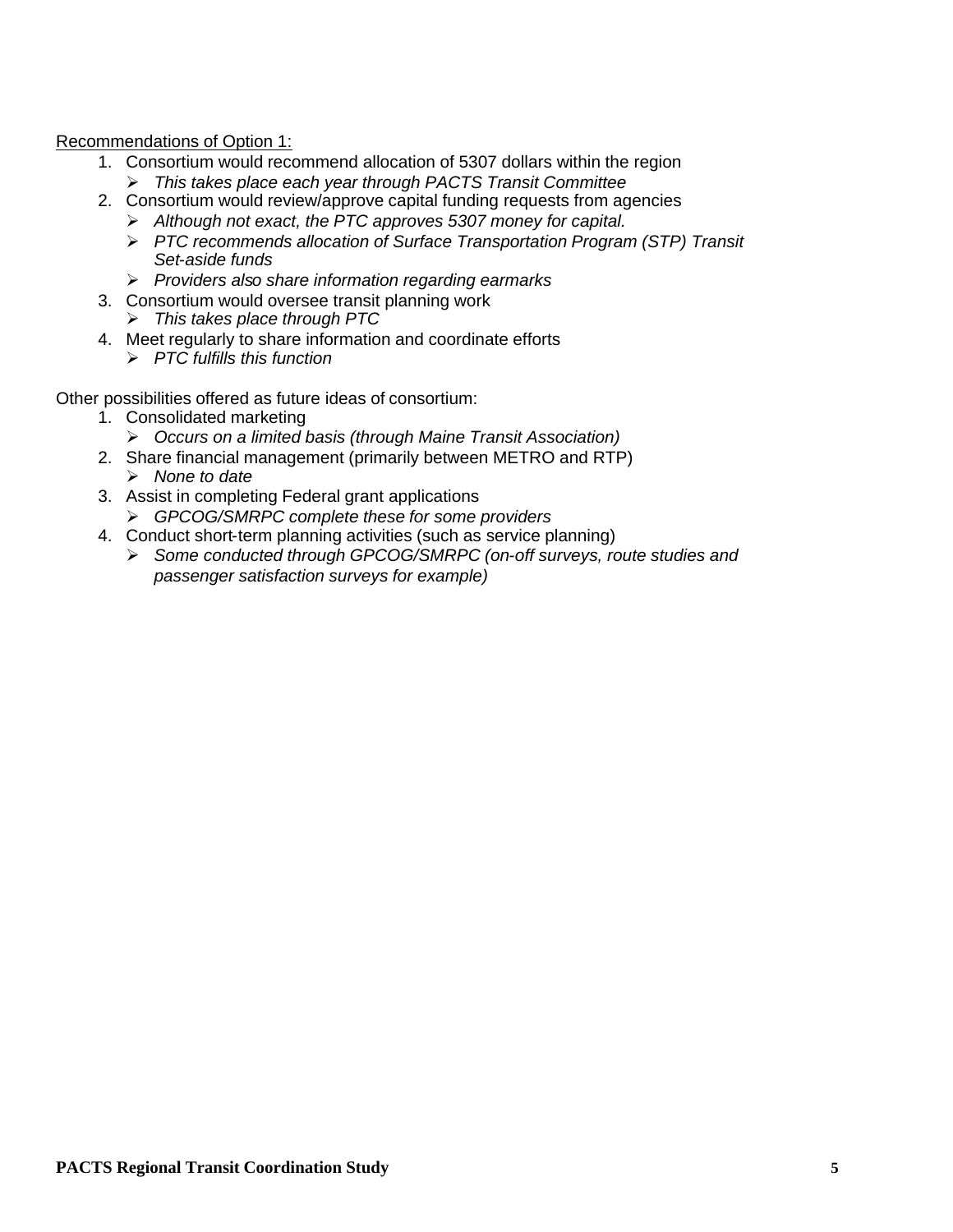<u>Recommendations of Option 1:</u>

1. Consortium would recommend allocation of 5307 dollars within the region
   - *This takes place each year through PACTS Transit Committee*
2. Consortium would review/approve capital funding requests from agencies
   - *Although not exact, the PTC approves 5307 money for capital.*
   - *PTC recommends allocation of Surface Transportation Program (STP) Transit Set-aside funds*
   - *Providers also share information regarding earmarks*
3. Consortium would oversee transit planning work
   - *This takes place through PTC*
4. Meet regularly to share information and coordinate efforts
   - *PTC fulfills this function*

Other possibilities offered as future ideas of consortium:

1. Consolidated marketing
   - *Occurs on a limited basis (through Maine Transit Association)*
2. Share financial management (primarily between METRO and RTP)
   - *None to date*
3. Assist in completing Federal grant applications
   - *GPCOG/SMRPC complete these for some providers*
4. Conduct short-term planning activities (such as service planning)
   - *Some conducted through GPCOG/SMRPC (on-off surveys, route studies and passenger satisfaction surveys for example)*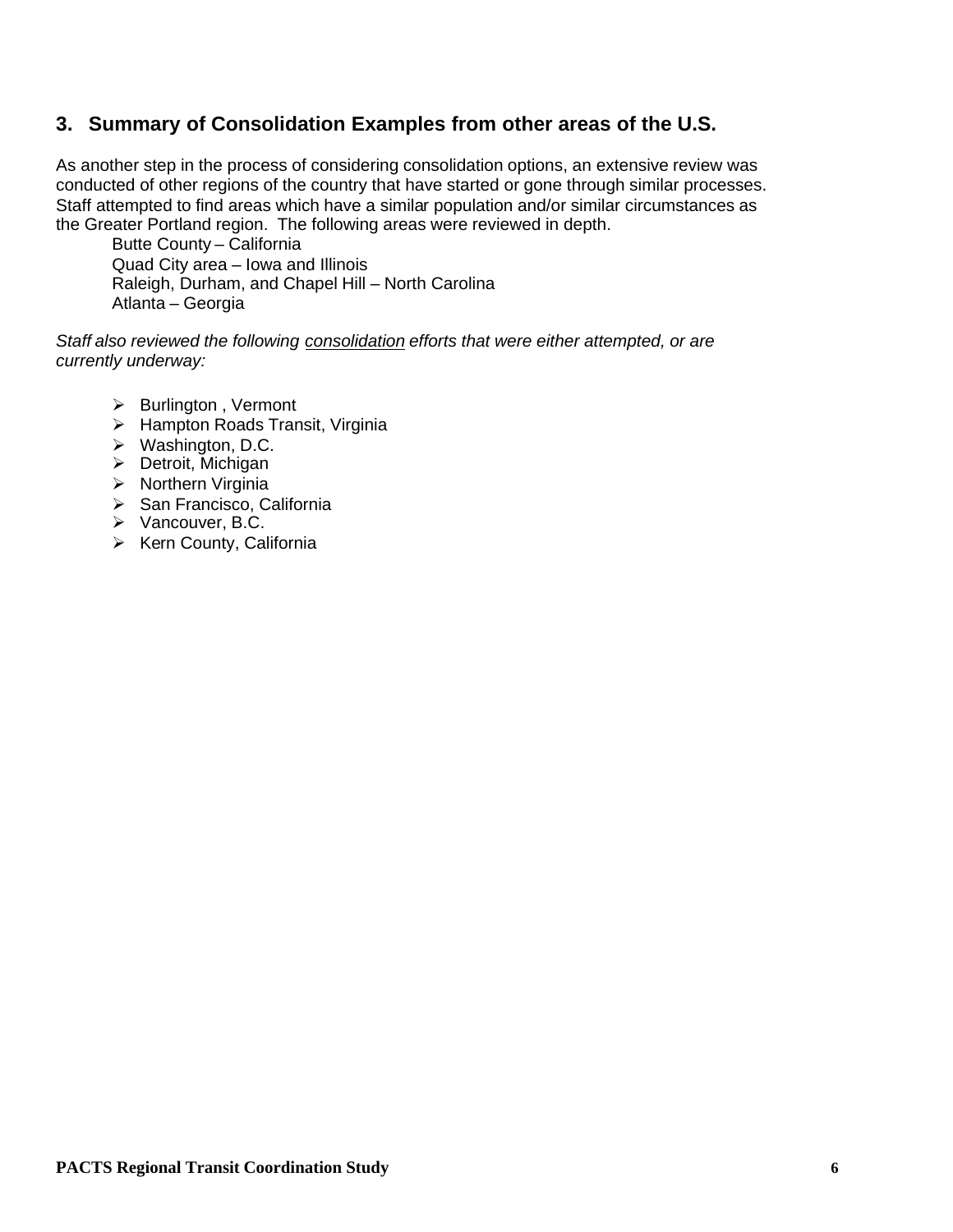## 3. Summary of Consolidation Examples from other areas of the U.S.

As another step in the process of considering consolidation options, an extensive review was conducted of other regions of the country that have started or gone through similar processes. Staff attempted to find areas which have a similar population and/or similar circumstances as the Greater Portland region. The following areas were reviewed in depth.

Butte County – California
Quad City area – Iowa and Illinois
Raleigh, Durham, and Chapel Hill – North Carolina
Atlanta – Georgia

*Staff also reviewed the following <u>consolidation</u> efforts that were either attempted, or are currently underway:*

- Burlington , Vermont
- Hampton Roads Transit, Virginia
- Washington, D.C.
- Detroit, Michigan
- Northern Virginia
- San Francisco, California
- Vancouver, B.C.
- Kern County, California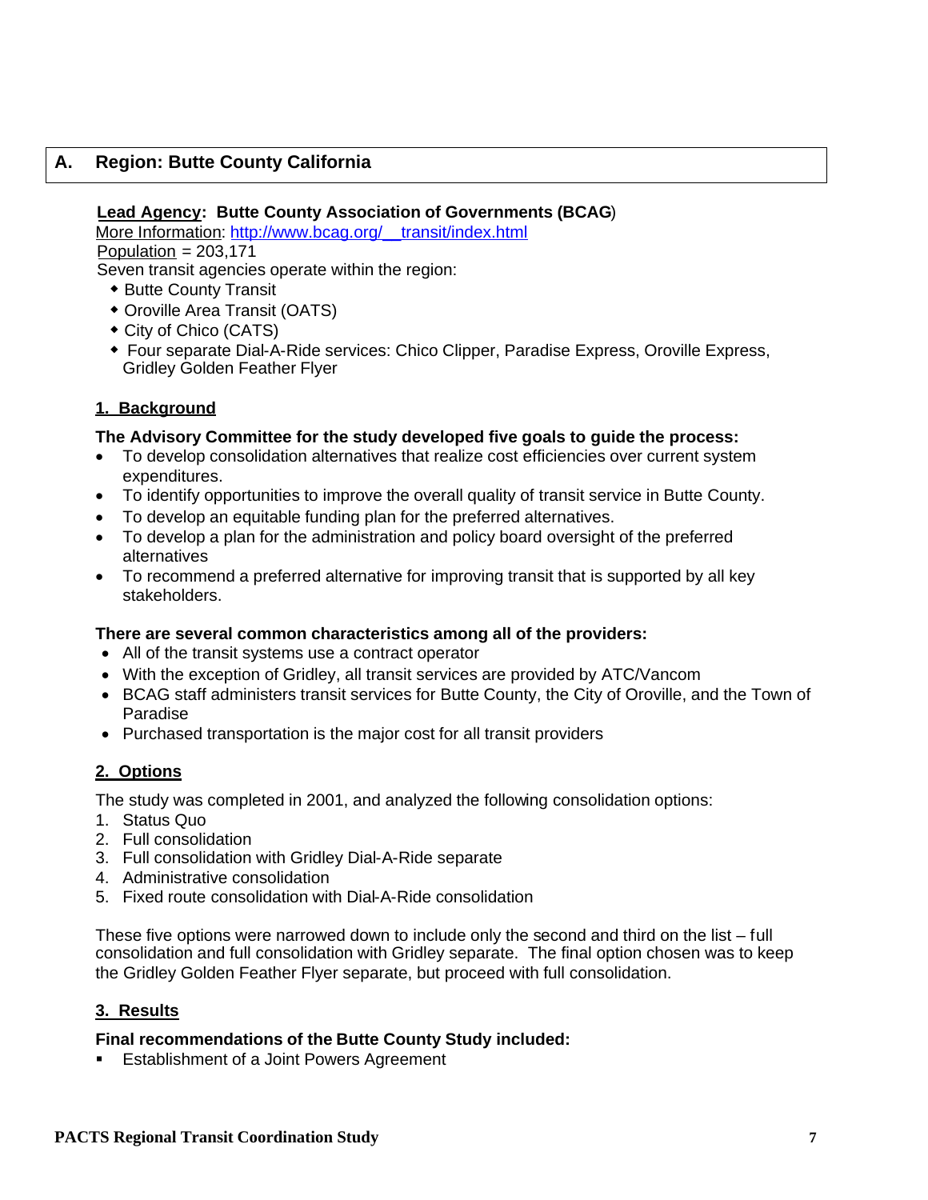## A. Region: Butte County California

**Lead Agency: Butte County Association of Governments (BCAG)**
More Information: http://www.bcag.org/__transit/index.html
Population = 203,171
Seven transit agencies operate within the region:

- Butte County Transit
- Oroville Area Transit (OATS)
- City of Chico (CATS)
- Four separate Dial-A-Ride services: Chico Clipper, Paradise Express, Oroville Express, Gridley Golden Feather Flyer

### 1. Background

**The Advisory Committee for the study developed five goals to guide the process:**

- To develop consolidation alternatives that realize cost efficiencies over current system expenditures.
- To identify opportunities to improve the overall quality of transit service in Butte County.
- To develop an equitable funding plan for the preferred alternatives.
- To develop a plan for the administration and policy board oversight of the preferred alternatives
- To recommend a preferred alternative for improving transit that is supported by all key stakeholders.

**There are several common characteristics among all of the providers:**

- All of the transit systems use a contract operator
- With the exception of Gridley, all transit services are provided by ATC/Vancom
- BCAG staff administers transit services for Butte County, the City of Oroville, and the Town of Paradise
- Purchased transportation is the major cost for all transit providers

### 2. Options

The study was completed in 2001, and analyzed the following consolidation options:

1. Status Quo
2. Full consolidation
3. Full consolidation with Gridley Dial-A-Ride separate
4. Administrative consolidation
5. Fixed route consolidation with Dial-A-Ride consolidation

These five options were narrowed down to include only the second and third on the list – full consolidation and full consolidation with Gridley separate. The final option chosen was to keep the Gridley Golden Feather Flyer separate, but proceed with full consolidation.

### 3. Results

**Final recommendations of the Butte County Study included:**

- Establishment of a Joint Powers Agreement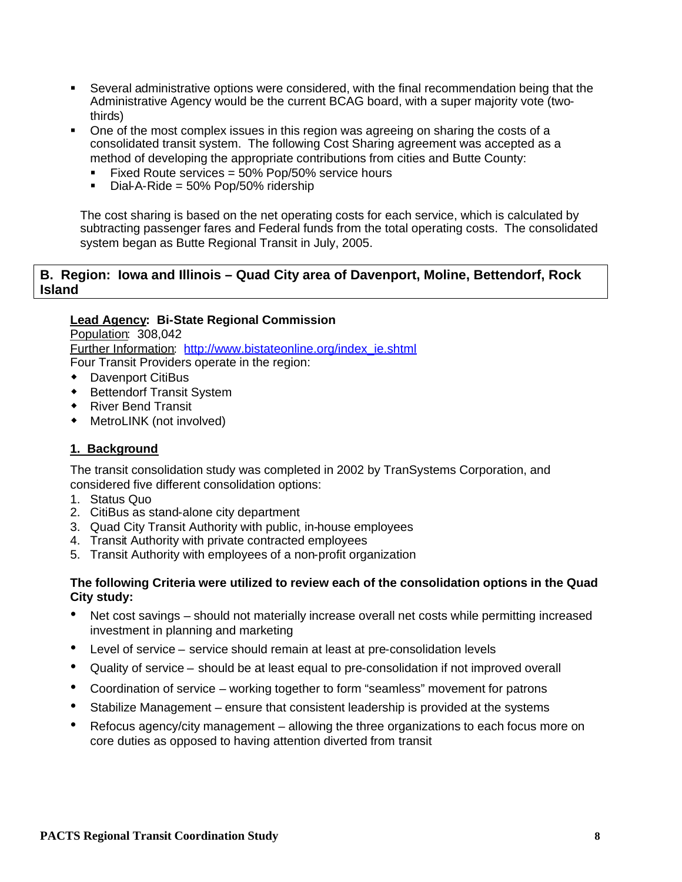- Several administrative options were considered, with the final recommendation being that the Administrative Agency would be the current BCAG board, with a super majority vote (two-thirds)
- One of the most complex issues in this region was agreeing on sharing the costs of a consolidated transit system. The following Cost Sharing agreement was accepted as a method of developing the appropriate contributions from cities and Butte County:
  - Fixed Route services = 50% Pop/50% service hours
  - Dial-A-Ride = 50% Pop/50% ridership

The cost sharing is based on the net operating costs for each service, which is calculated by subtracting passenger fares and Federal funds from the total operating costs. The consolidated system began as Butte Regional Transit in July, 2005.

## B. Region: Iowa and Illinois – Quad City area of Davenport, Moline, Bettendorf, Rock Island

**Lead Agency: Bi-State Regional Commission**

Population: 308,042

Further Information: http://www.bistateonline.org/index_ie.shtml

Four Transit Providers operate in the region:

- Davenport CitiBus
- Bettendorf Transit System
- River Bend Transit
- MetroLINK (not involved)

### 1. Background

The transit consolidation study was completed in 2002 by TranSystems Corporation, and considered five different consolidation options:

1. Status Quo
2. CitiBus as stand-alone city department
3. Quad City Transit Authority with public, in-house employees
4. Transit Authority with private contracted employees
5. Transit Authority with employees of a non-profit organization

**The following Criteria were utilized to review each of the consolidation options in the Quad City study:**

- Net cost savings – should not materially increase overall net costs while permitting increased investment in planning and marketing
- Level of service – service should remain at least at pre-consolidation levels
- Quality of service – should be at least equal to pre-consolidation if not improved overall
- Coordination of service – working together to form "seamless" movement for patrons
- Stabilize Management – ensure that consistent leadership is provided at the systems
- Refocus agency/city management – allowing the three organizations to each focus more on core duties as opposed to having attention diverted from transit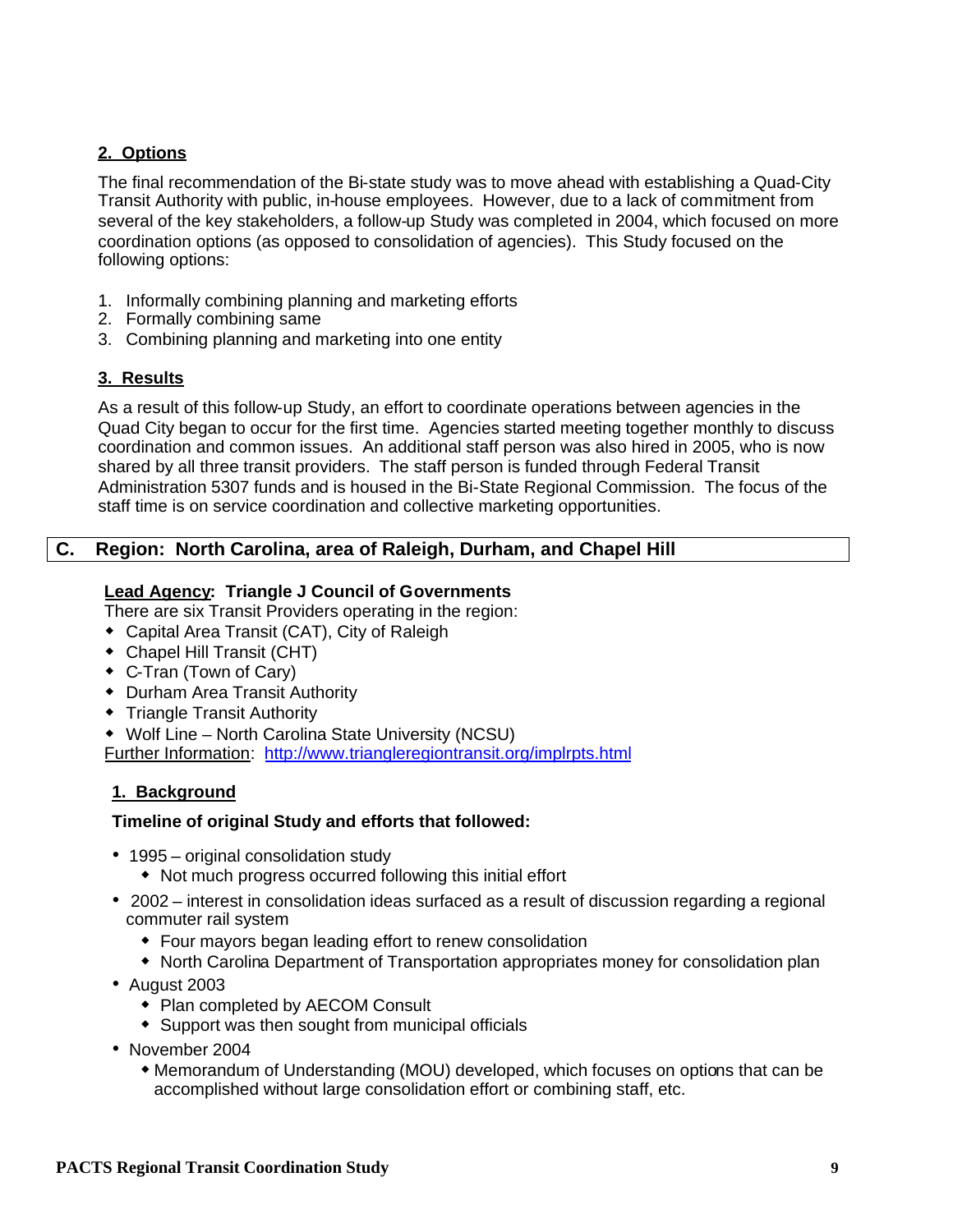### 2. Options

The final recommendation of the Bi-state study was to move ahead with establishing a Quad-City Transit Authority with public, in-house employees. However, due to a lack of commitment from several of the key stakeholders, a follow-up Study was completed in 2004, which focused on more coordination options (as opposed to consolidation of agencies). This Study focused on the following options:

1. Informally combining planning and marketing efforts
2. Formally combining same
3. Combining planning and marketing into one entity

### 3. Results

As a result of this follow-up Study, an effort to coordinate operations between agencies in the Quad City began to occur for the first time. Agencies started meeting together monthly to discuss coordination and common issues. An additional staff person was also hired in 2005, who is now shared by all three transit providers. The staff person is funded through Federal Transit Administration 5307 funds and is housed in the Bi-State Regional Commission. The focus of the staff time is on service coordination and collective marketing opportunities.

## C. Region: North Carolina, area of Raleigh, Durham, and Chapel Hill

**Lead Agency: Triangle J Council of Governments**

There are six Transit Providers operating in the region:

- Capital Area Transit (CAT), City of Raleigh
- Chapel Hill Transit (CHT)
- C-Tran (Town of Cary)
- Durham Area Transit Authority
- Triangle Transit Authority
- Wolf Line – North Carolina State University (NCSU)

Further Information: http://www.triangleregiontransit.org/implrpts.html

### 1. Background

**Timeline of original Study and efforts that followed:**

- 1995 – original consolidation study
  - Not much progress occurred following this initial effort
- 2002 – interest in consolidation ideas surfaced as a result of discussion regarding a regional commuter rail system
  - Four mayors began leading effort to renew consolidation
  - North Carolina Department of Transportation appropriates money for consolidation plan
- August 2003
  - Plan completed by AECOM Consult
  - Support was then sought from municipal officials
- November 2004
  - Memorandum of Understanding (MOU) developed, which focuses on options that can be accomplished without large consolidation effort or combining staff, etc.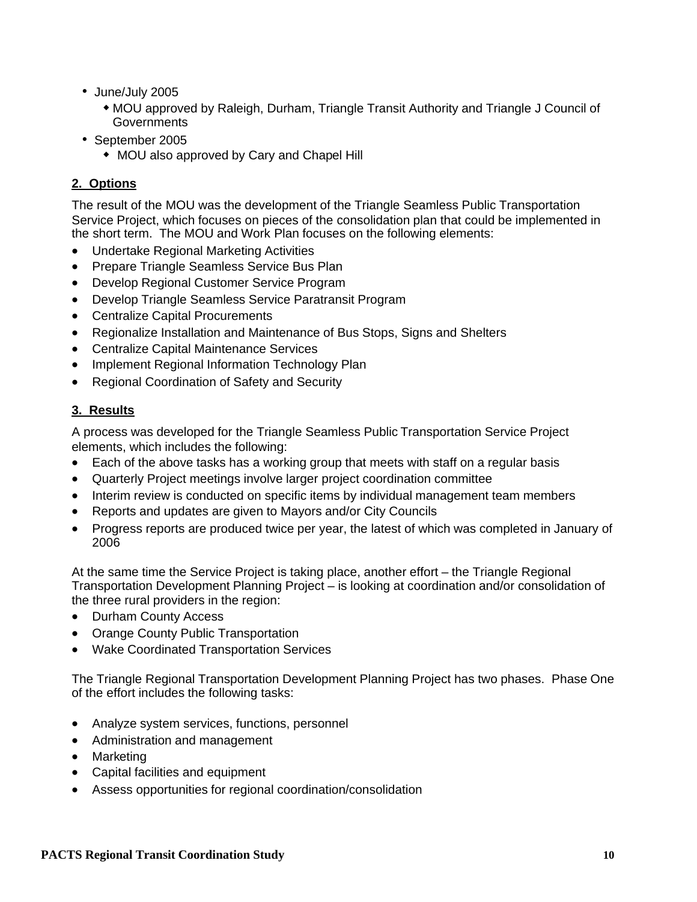- June/July 2005
  - MOU approved by Raleigh, Durham, Triangle Transit Authority and Triangle J Council of Governments
- September 2005
  - MOU also approved by Cary and Chapel Hill

**2. Options**

The result of the MOU was the development of the Triangle Seamless Public Transportation Service Project, which focuses on pieces of the consolidation plan that could be implemented in the short term. The MOU and Work Plan focuses on the following elements:

- Undertake Regional Marketing Activities
- Prepare Triangle Seamless Service Bus Plan
- Develop Regional Customer Service Program
- Develop Triangle Seamless Service Paratransit Program
- Centralize Capital Procurements
- Regionalize Installation and Maintenance of Bus Stops, Signs and Shelters
- Centralize Capital Maintenance Services
- Implement Regional Information Technology Plan
- Regional Coordination of Safety and Security

**3. Results**

A process was developed for the Triangle Seamless Public Transportation Service Project elements, which includes the following:

- Each of the above tasks has a working group that meets with staff on a regular basis
- Quarterly Project meetings involve larger project coordination committee
- Interim review is conducted on specific items by individual management team members
- Reports and updates are given to Mayors and/or City Councils
- Progress reports are produced twice per year, the latest of which was completed in January of 2006

At the same time the Service Project is taking place, another effort – the Triangle Regional Transportation Development Planning Project – is looking at coordination and/or consolidation of the three rural providers in the region:

- Durham County Access
- Orange County Public Transportation
- Wake Coordinated Transportation Services

The Triangle Regional Transportation Development Planning Project has two phases. Phase One of the effort includes the following tasks:

- Analyze system services, functions, personnel
- Administration and management
- Marketing
- Capital facilities and equipment
- Assess opportunities for regional coordination/consolidation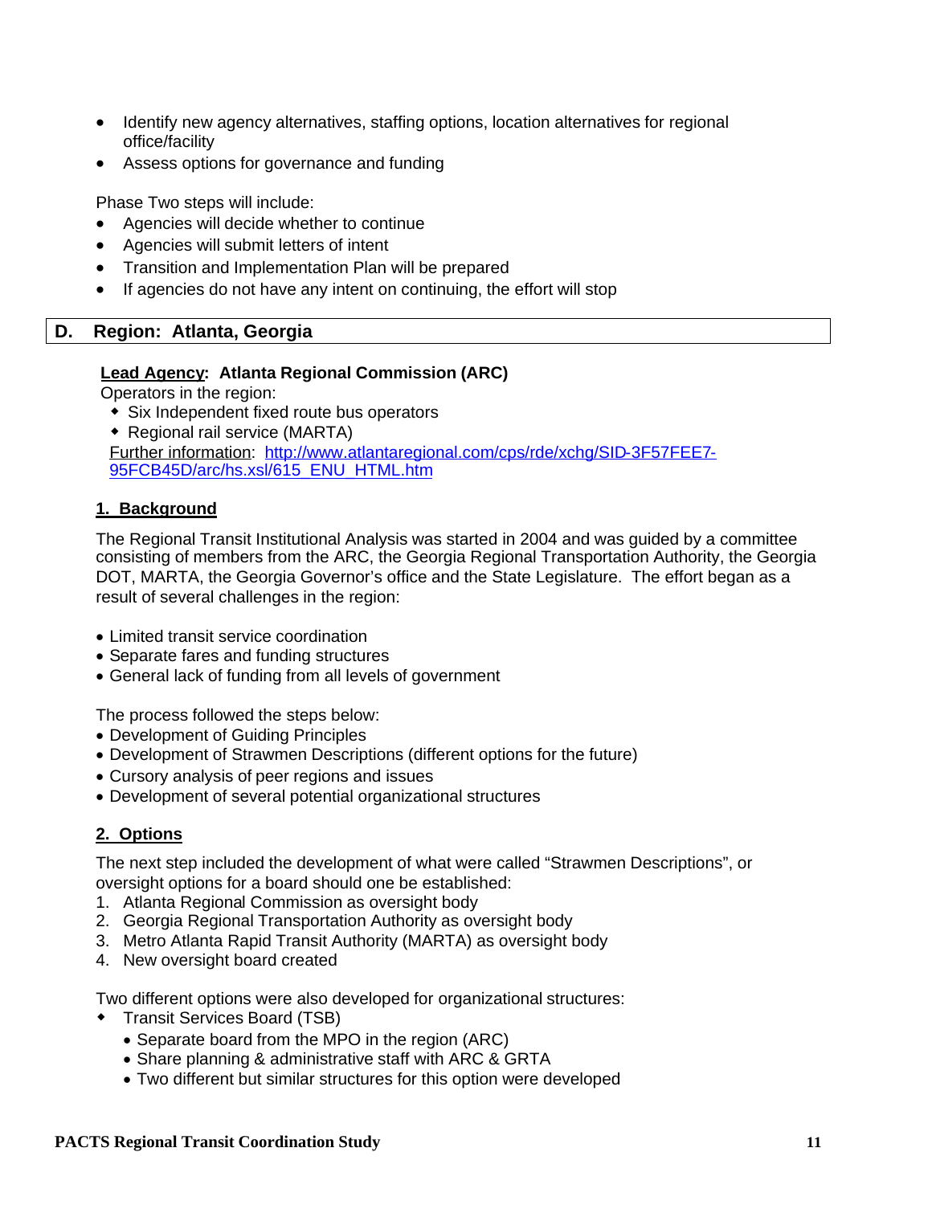- Identify new agency alternatives, staffing options, location alternatives for regional office/facility
- Assess options for governance and funding

Phase Two steps will include:

- Agencies will decide whether to continue
- Agencies will submit letters of intent
- Transition and Implementation Plan will be prepared
- If agencies do not have any intent on continuing, the effort will stop

## D. Region: Atlanta, Georgia

**Lead Agency: Atlanta Regional Commission (ARC)**

Operators in the region:

- Six Independent fixed route bus operators
- Regional rail service (MARTA)

Further information: http://www.atlantaregional.com/cps/rde/xchg/SID-3F57FEE7-95FCB45D/arc/hs.xsl/615_ENU_HTML.htm

### 1. Background

The Regional Transit Institutional Analysis was started in 2004 and was guided by a committee consisting of members from the ARC, the Georgia Regional Transportation Authority, the Georgia DOT, MARTA, the Georgia Governor's office and the State Legislature. The effort began as a result of several challenges in the region:

- Limited transit service coordination
- Separate fares and funding structures
- General lack of funding from all levels of government

The process followed the steps below:

- Development of Guiding Principles
- Development of Strawmen Descriptions (different options for the future)
- Cursory analysis of peer regions and issues
- Development of several potential organizational structures

### 2. Options

The next step included the development of what were called "Strawmen Descriptions", or oversight options for a board should one be established:

1. Atlanta Regional Commission as oversight body
2. Georgia Regional Transportation Authority as oversight body
3. Metro Atlanta Rapid Transit Authority (MARTA) as oversight body
4. New oversight board created

Two different options were also developed for organizational structures:

- Transit Services Board (TSB)
  - Separate board from the MPO in the region (ARC)
  - Share planning & administrative staff with ARC & GRTA
  - Two different but similar structures for this option were developed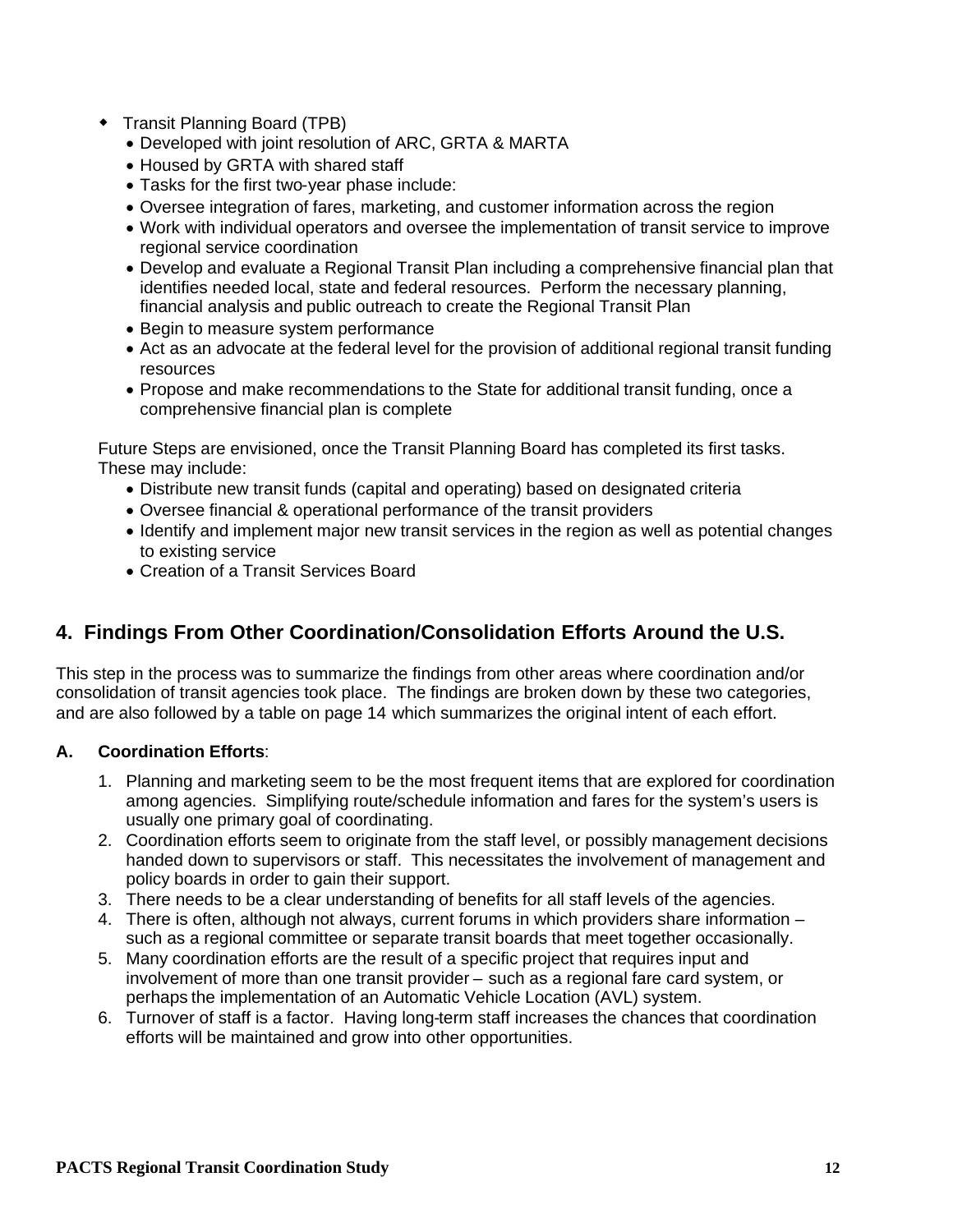- Transit Planning Board (TPB)
  - Developed with joint resolution of ARC, GRTA & MARTA
  - Housed by GRTA with shared staff
  - Tasks for the first two-year phase include:
  - Oversee integration of fares, marketing, and customer information across the region
  - Work with individual operators and oversee the implementation of transit service to improve regional service coordination
  - Develop and evaluate a Regional Transit Plan including a comprehensive financial plan that identifies needed local, state and federal resources. Perform the necessary planning, financial analysis and public outreach to create the Regional Transit Plan
  - Begin to measure system performance
  - Act as an advocate at the federal level for the provision of additional regional transit funding resources
  - Propose and make recommendations to the State for additional transit funding, once a comprehensive financial plan is complete

Future Steps are envisioned, once the Transit Planning Board has completed its first tasks. These may include:

- Distribute new transit funds (capital and operating) based on designated criteria
- Oversee financial & operational performance of the transit providers
- Identify and implement major new transit services in the region as well as potential changes to existing service
- Creation of a Transit Services Board

## 4. Findings From Other Coordination/Consolidation Efforts Around the U.S.

This step in the process was to summarize the findings from other areas where coordination and/or consolidation of transit agencies took place. The findings are broken down by these two categories, and are also followed by a table on page 14 which summarizes the original intent of each effort.

### A. Coordination Efforts:

1. Planning and marketing seem to be the most frequent items that are explored for coordination among agencies. Simplifying route/schedule information and fares for the system's users is usually one primary goal of coordinating.
2. Coordination efforts seem to originate from the staff level, or possibly management decisions handed down to supervisors or staff. This necessitates the involvement of management and policy boards in order to gain their support.
3. There needs to be a clear understanding of benefits for all staff levels of the agencies.
4. There is often, although not always, current forums in which providers share information – such as a regional committee or separate transit boards that meet together occasionally.
5. Many coordination efforts are the result of a specific project that requires input and involvement of more than one transit provider – such as a regional fare card system, or perhaps the implementation of an Automatic Vehicle Location (AVL) system.
6. Turnover of staff is a factor. Having long-term staff increases the chances that coordination efforts will be maintained and grow into other opportunities.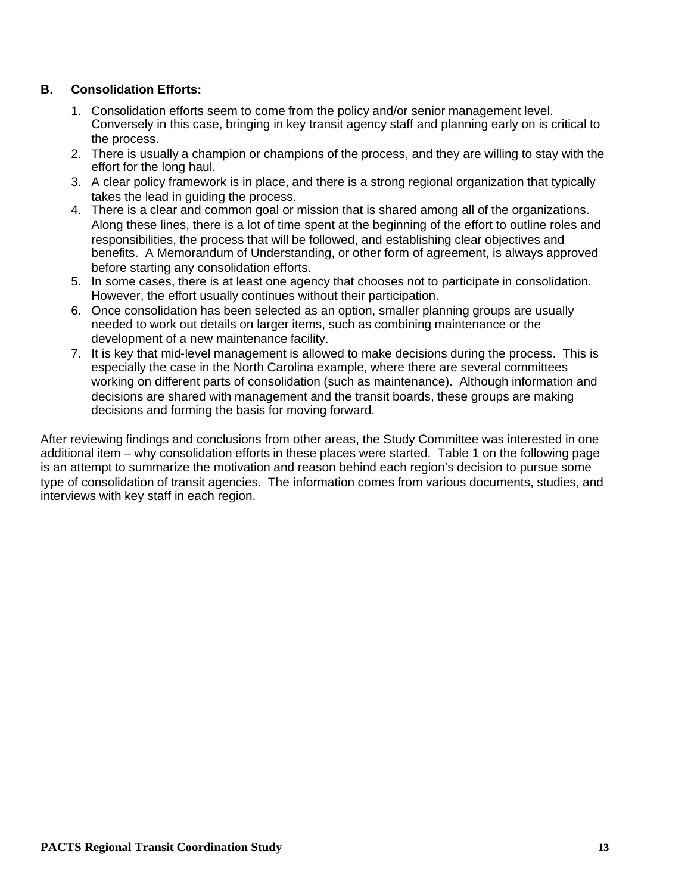### B. Consolidation Efforts:

1. Consolidation efforts seem to come from the policy and/or senior management level. Conversely in this case, bringing in key transit agency staff and planning early on is critical to the process.
2. There is usually a champion or champions of the process, and they are willing to stay with the effort for the long haul.
3. A clear policy framework is in place, and there is a strong regional organization that typically takes the lead in guiding the process.
4. There is a clear and common goal or mission that is shared among all of the organizations. Along these lines, there is a lot of time spent at the beginning of the effort to outline roles and responsibilities, the process that will be followed, and establishing clear objectives and benefits. A Memorandum of Understanding, or other form of agreement, is always approved before starting any consolidation efforts.
5. In some cases, there is at least one agency that chooses not to participate in consolidation. However, the effort usually continues without their participation.
6. Once consolidation has been selected as an option, smaller planning groups are usually needed to work out details on larger items, such as combining maintenance or the development of a new maintenance facility.
7. It is key that mid-level management is allowed to make decisions during the process. This is especially the case in the North Carolina example, where there are several committees working on different parts of consolidation (such as maintenance). Although information and decisions are shared with management and the transit boards, these groups are making decisions and forming the basis for moving forward.

After reviewing findings and conclusions from other areas, the Study Committee was interested in one additional item – why consolidation efforts in these places were started. Table 1 on the following page is an attempt to summarize the motivation and reason behind each region's decision to pursue some type of consolidation of transit agencies. The information comes from various documents, studies, and interviews with key staff in each region.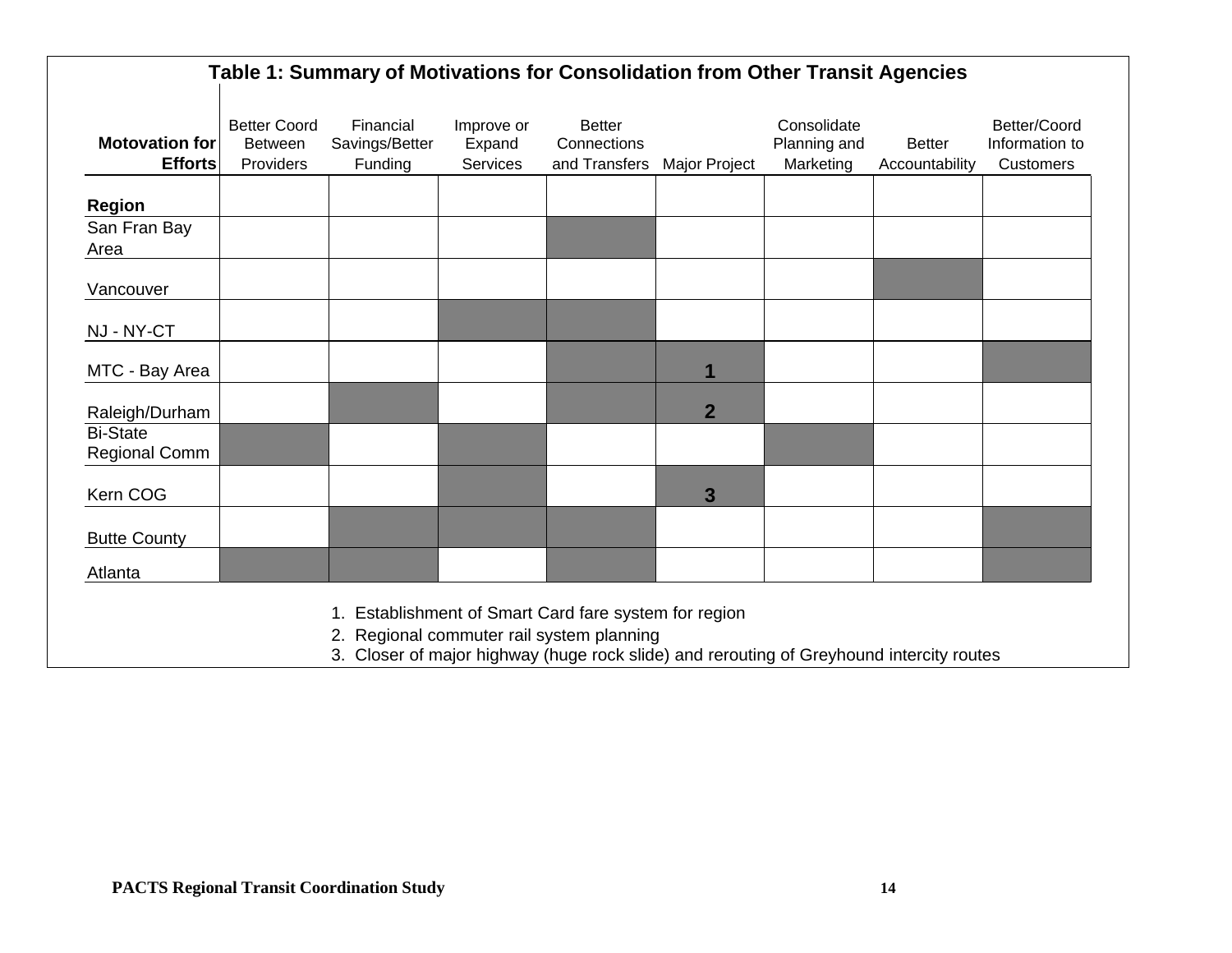## Table 1: Summary of Motivations for Consolidation from Other Transit Agencies

| Motovation for Efforts / Region | Better Coord Between Providers | Financial Savings/Better Funding | Improve or Expand Services | Better Connections and Transfers | Major Project | Consolidate Planning and Marketing | Better Accountability | Better/Coord Information to Customers |
|---|---|---|---|---|---|---|---|---|
| San Fran Bay Area | | | | X | | | | |
| Vancouver | | | | | | | X | |
| NJ - NY-CT | | | X | X | | | | |
| MTC - Bay Area | | | | X | 1 | | | X |
| Raleigh/Durham | | X | | X | 2 | | | |
| Bi-State Regional Comm | X | | X | | | X | | |
| Kern COG | | | X | | 3 | | | |
| Butte County | | X | X | X | | | | X |
| Atlanta | X | X | | X | | | | X |

1. Establishment of Smart Card fare system for region
2. Regional commuter rail system planning
3. Closer of major highway (huge rock slide) and rerouting of Greyhound intercity routes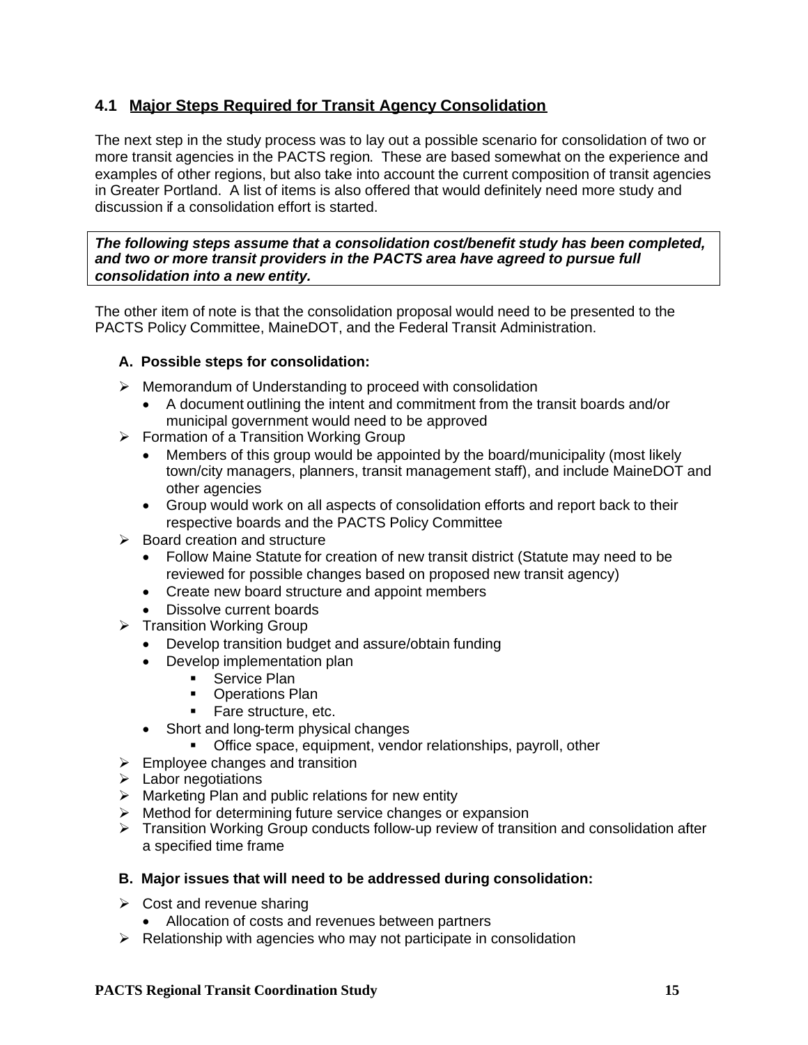## 4.1 Major Steps Required for Transit Agency Consolidation

The next step in the study process was to lay out a possible scenario for consolidation of two or more transit agencies in the PACTS region. These are based somewhat on the experience and examples of other regions, but also take into account the current composition of transit agencies in Greater Portland. A list of items is also offered that would definitely need more study and discussion if a consolidation effort is started.

***The following steps assume that a consolidation cost/benefit study has been completed, and two or more transit providers in the PACTS area have agreed to pursue full consolidation into a new entity.***

The other item of note is that the consolidation proposal would need to be presented to the PACTS Policy Committee, MaineDOT, and the Federal Transit Administration.

### A. Possible steps for consolidation:

- Memorandum of Understanding to proceed with consolidation
  - A document outlining the intent and commitment from the transit boards and/or municipal government would need to be approved
- Formation of a Transition Working Group
  - Members of this group would be appointed by the board/municipality (most likely town/city managers, planners, transit management staff), and include MaineDOT and other agencies
  - Group would work on all aspects of consolidation efforts and report back to their respective boards and the PACTS Policy Committee
- Board creation and structure
  - Follow Maine Statute for creation of new transit district (Statute may need to be reviewed for possible changes based on proposed new transit agency)
  - Create new board structure and appoint members
  - Dissolve current boards
- Transition Working Group
  - Develop transition budget and assure/obtain funding
  - Develop implementation plan
    - Service Plan
    - Operations Plan
    - Fare structure, etc.
  - Short and long-term physical changes
    - Office space, equipment, vendor relationships, payroll, other
- Employee changes and transition
- Labor negotiations
- Marketing Plan and public relations for new entity
- Method for determining future service changes or expansion
- Transition Working Group conducts follow-up review of transition and consolidation after a specified time frame

### B. Major issues that will need to be addressed during consolidation:

- Cost and revenue sharing
  - Allocation of costs and revenues between partners
- Relationship with agencies who may not participate in consolidation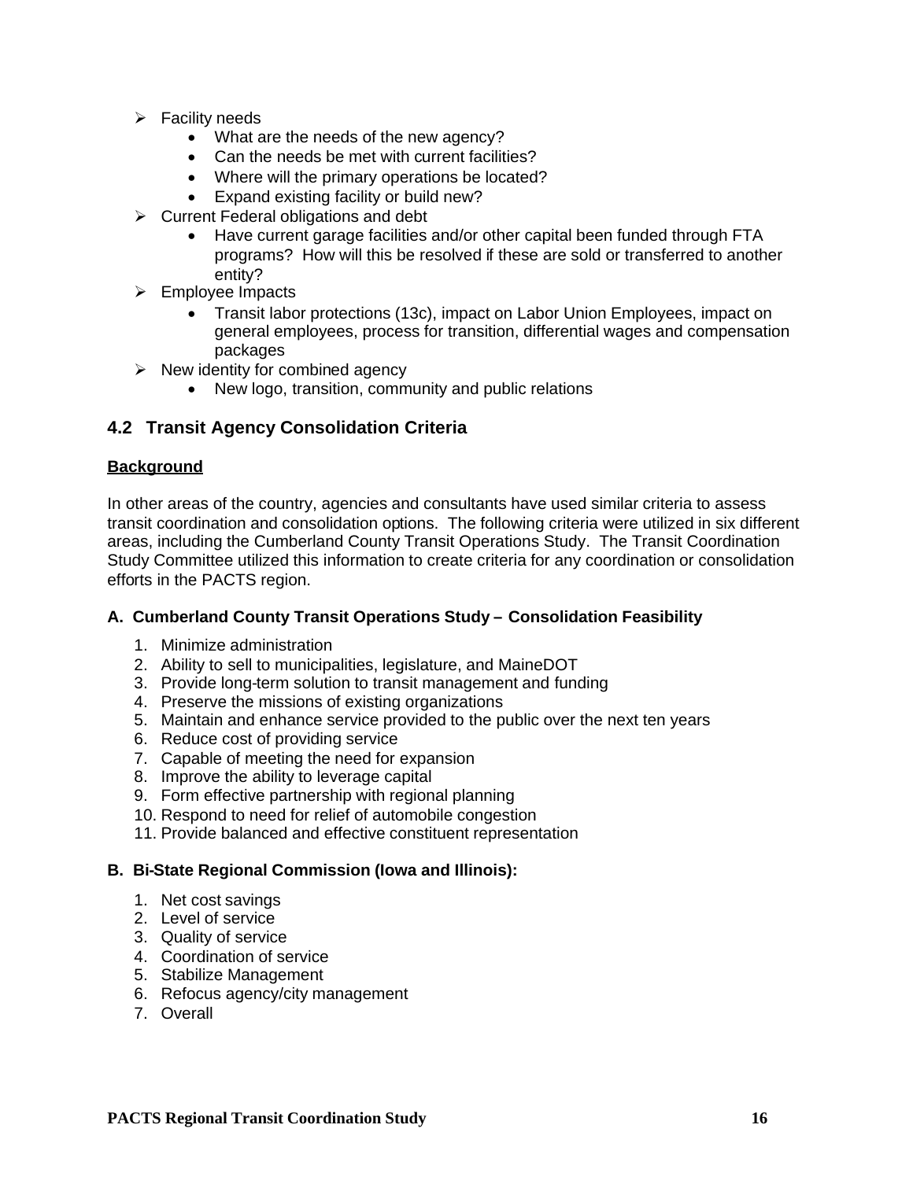- Facility needs
  - What are the needs of the new agency?
  - Can the needs be met with current facilities?
  - Where will the primary operations be located?
  - Expand existing facility or build new?
- Current Federal obligations and debt
  - Have current garage facilities and/or other capital been funded through FTA programs? How will this be resolved if these are sold or transferred to another entity?
- Employee Impacts
  - Transit labor protections (13c), impact on Labor Union Employees, impact on general employees, process for transition, differential wages and compensation packages
- New identity for combined agency
  - New logo, transition, community and public relations

## 4.2 Transit Agency Consolidation Criteria

**Background**

In other areas of the country, agencies and consultants have used similar criteria to assess transit coordination and consolidation options. The following criteria were utilized in six different areas, including the Cumberland County Transit Operations Study. The Transit Coordination Study Committee utilized this information to create criteria for any coordination or consolidation efforts in the PACTS region.

### A. Cumberland County Transit Operations Study – Consolidation Feasibility

1. Minimize administration
2. Ability to sell to municipalities, legislature, and MaineDOT
3. Provide long-term solution to transit management and funding
4. Preserve the missions of existing organizations
5. Maintain and enhance service provided to the public over the next ten years
6. Reduce cost of providing service
7. Capable of meeting the need for expansion
8. Improve the ability to leverage capital
9. Form effective partnership with regional planning
10. Respond to need for relief of automobile congestion
11. Provide balanced and effective constituent representation

### B. Bi-State Regional Commission (Iowa and Illinois):

1. Net cost savings
2. Level of service
3. Quality of service
4. Coordination of service
5. Stabilize Management
6. Refocus agency/city management
7. Overall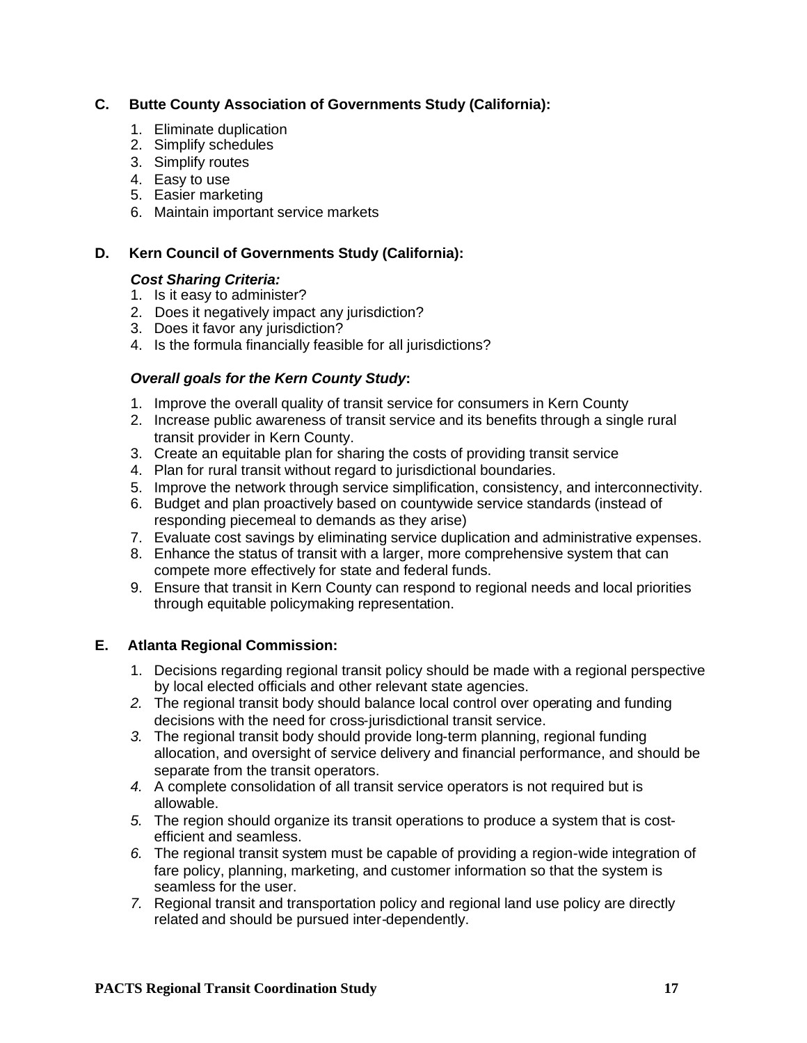### C. Butte County Association of Governments Study (California):

1. Eliminate duplication
2. Simplify schedules
3. Simplify routes
4. Easy to use
5. Easier marketing
6. Maintain important service markets

### D. Kern Council of Governments Study (California):

***Cost Sharing Criteria:***

1. Is it easy to administer?
2. Does it negatively impact any jurisdiction?
3. Does it favor any jurisdiction?
4. Is the formula financially feasible for all jurisdictions?

***Overall goals for the Kern County Study*:**

1. Improve the overall quality of transit service for consumers in Kern County
2. Increase public awareness of transit service and its benefits through a single rural transit provider in Kern County.
3. Create an equitable plan for sharing the costs of providing transit service
4. Plan for rural transit without regard to jurisdictional boundaries.
5. Improve the network through service simplification, consistency, and interconnectivity.
6. Budget and plan proactively based on countywide service standards (instead of responding piecemeal to demands as they arise)
7. Evaluate cost savings by eliminating service duplication and administrative expenses.
8. Enhance the status of transit with a larger, more comprehensive system that can compete more effectively for state and federal funds.
9. Ensure that transit in Kern County can respond to regional needs and local priorities through equitable policymaking representation.

### E. Atlanta Regional Commission:

1. Decisions regarding regional transit policy should be made with a regional perspective by local elected officials and other relevant state agencies.
2. The regional transit body should balance local control over operating and funding decisions with the need for cross-jurisdictional transit service.
3. The regional transit body should provide long-term planning, regional funding allocation, and oversight of service delivery and financial performance, and should be separate from the transit operators.
4. A complete consolidation of all transit service operators is not required but is allowable.
5. The region should organize its transit operations to produce a system that is cost-efficient and seamless.
6. The regional transit system must be capable of providing a region-wide integration of fare policy, planning, marketing, and customer information so that the system is seamless for the user.
7. Regional transit and transportation policy and regional land use policy are directly related and should be pursued inter-dependently.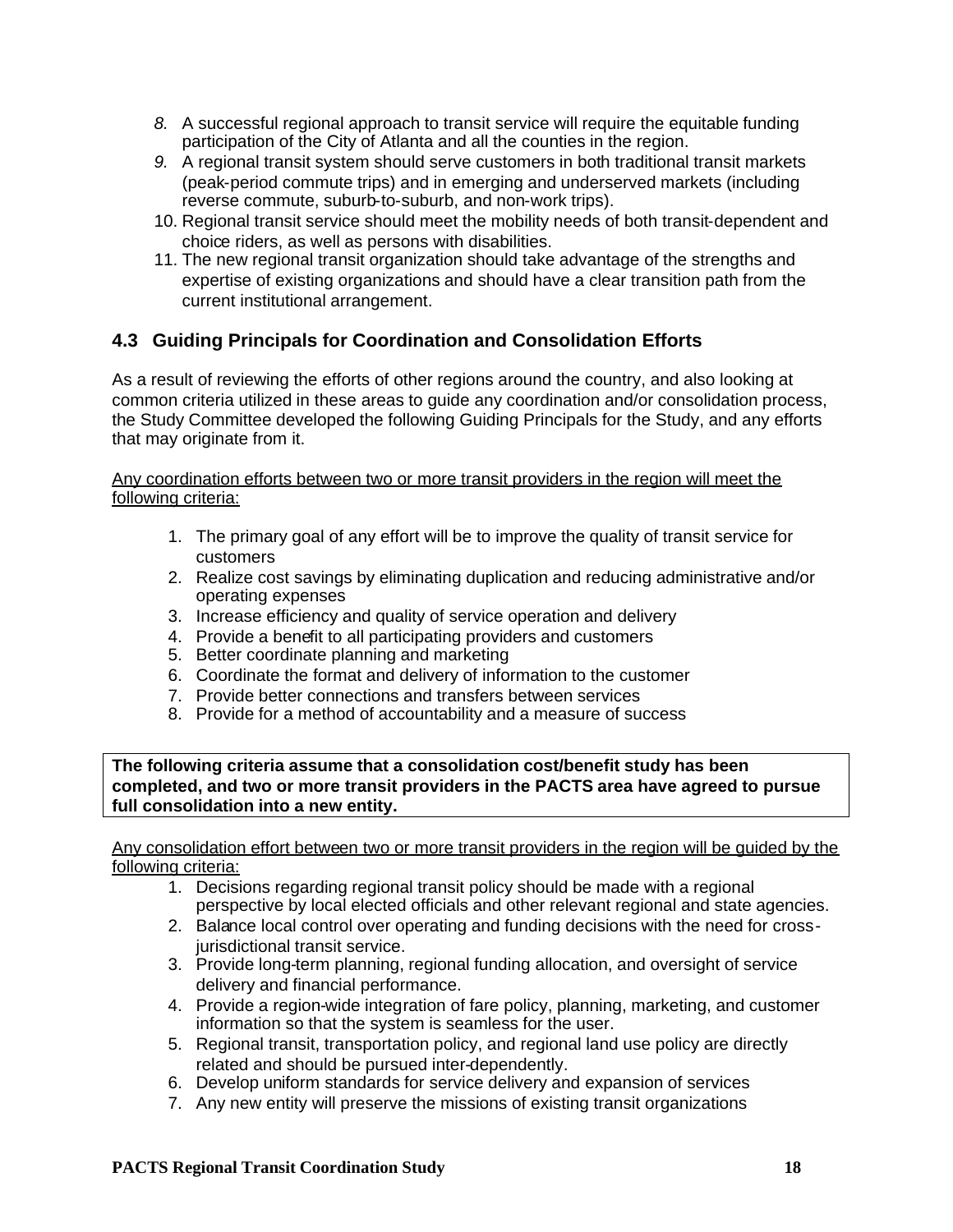8. A successful regional approach to transit service will require the equitable funding participation of the City of Atlanta and all the counties in the region.
9. A regional transit system should serve customers in both traditional transit markets (peak-period commute trips) and in emerging and underserved markets (including reverse commute, suburb-to-suburb, and non-work trips).
10. Regional transit service should meet the mobility needs of both transit-dependent and choice riders, as well as persons with disabilities.
11. The new regional transit organization should take advantage of the strengths and expertise of existing organizations and should have a clear transition path from the current institutional arrangement.

## 4.3 Guiding Principals for Coordination and Consolidation Efforts

As a result of reviewing the efforts of other regions around the country, and also looking at common criteria utilized in these areas to guide any coordination and/or consolidation process, the Study Committee developed the following Guiding Principals for the Study, and any efforts that may originate from it.

<u>Any coordination efforts between two or more transit providers in the region will meet the following criteria:</u>

1. The primary goal of any effort will be to improve the quality of transit service for customers
2. Realize cost savings by eliminating duplication and reducing administrative and/or operating expenses
3. Increase efficiency and quality of service operation and delivery
4. Provide a benefit to all participating providers and customers
5. Better coordinate planning and marketing
6. Coordinate the format and delivery of information to the customer
7. Provide better connections and transfers between services
8. Provide for a method of accountability and a measure of success

**The following criteria assume that a consolidation cost/benefit study has been completed, and two or more transit providers in the PACTS area have agreed to pursue full consolidation into a new entity.**

<u>Any consolidation effort between two or more transit providers in the region will be guided by the following criteria:</u>

1. Decisions regarding regional transit policy should be made with a regional perspective by local elected officials and other relevant regional and state agencies.
2. Balance local control over operating and funding decisions with the need for cross-jurisdictional transit service.
3. Provide long-term planning, regional funding allocation, and oversight of service delivery and financial performance.
4. Provide a region-wide integration of fare policy, planning, marketing, and customer information so that the system is seamless for the user.
5. Regional transit, transportation policy, and regional land use policy are directly related and should be pursued inter-dependently.
6. Develop uniform standards for service delivery and expansion of services
7. Any new entity will preserve the missions of existing transit organizations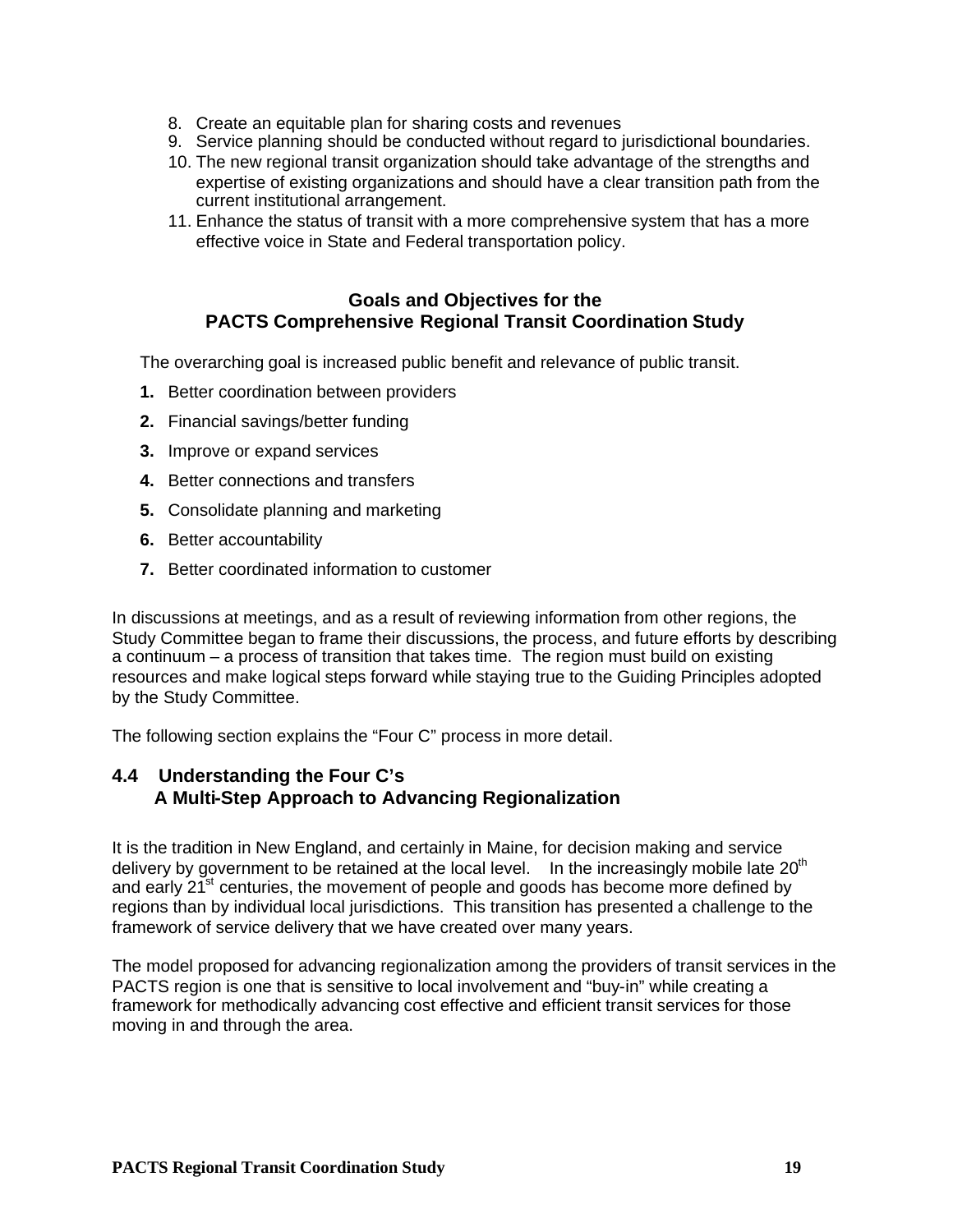8. Create an equitable plan for sharing costs and revenues
9. Service planning should be conducted without regard to jurisdictional boundaries.
10. The new regional transit organization should take advantage of the strengths and expertise of existing organizations and should have a clear transition path from the current institutional arrangement.
11. Enhance the status of transit with a more comprehensive system that has a more effective voice in State and Federal transportation policy.

### Goals and Objectives for the PACTS Comprehensive Regional Transit Coordination Study

The overarching goal is increased public benefit and relevance of public transit.

**1.** Better coordination between providers

**2.** Financial savings/better funding

**3.** Improve or expand services

**4.** Better connections and transfers

**5.** Consolidate planning and marketing

**6.** Better accountability

**7.** Better coordinated information to customer

In discussions at meetings, and as a result of reviewing information from other regions, the Study Committee began to frame their discussions, the process, and future efforts by describing a continuum – a process of transition that takes time. The region must build on existing resources and make logical steps forward while staying true to the Guiding Principles adopted by the Study Committee.

The following section explains the "Four C" process in more detail.

## 4.4 Understanding the Four C's A Multi-Step Approach to Advancing Regionalization

It is the tradition in New England, and certainly in Maine, for decision making and service delivery by government to be retained at the local level. In the increasingly mobile late 20th and early 21st centuries, the movement of people and goods has become more defined by regions than by individual local jurisdictions. This transition has presented a challenge to the framework of service delivery that we have created over many years.

The model proposed for advancing regionalization among the providers of transit services in the PACTS region is one that is sensitive to local involvement and "buy-in" while creating a framework for methodically advancing cost effective and efficient transit services for those moving in and through the area.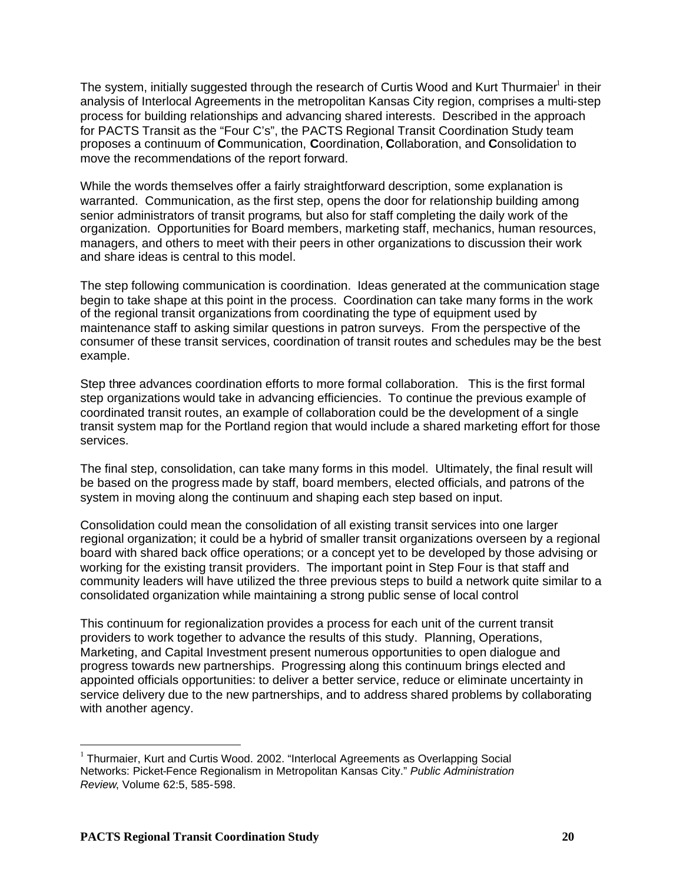The system, initially suggested through the research of Curtis Wood and Kurt Thurmaier[1] in their analysis of Interlocal Agreements in the metropolitan Kansas City region, comprises a multi-step process for building relationships and advancing shared interests. Described in the approach for PACTS Transit as the "Four C's", the PACTS Regional Transit Coordination Study team proposes a continuum of **C**ommunication, **C**oordination, **C**ollaboration, and **C**onsolidation to move the recommendations of the report forward.

While the words themselves offer a fairly straightforward description, some explanation is warranted. Communication, as the first step, opens the door for relationship building among senior administrators of transit programs, but also for staff completing the daily work of the organization. Opportunities for Board members, marketing staff, mechanics, human resources, managers, and others to meet with their peers in other organizations to discussion their work and share ideas is central to this model.

The step following communication is coordination. Ideas generated at the communication stage begin to take shape at this point in the process. Coordination can take many forms in the work of the regional transit organizations from coordinating the type of equipment used by maintenance staff to asking similar questions in patron surveys. From the perspective of the consumer of these transit services, coordination of transit routes and schedules may be the best example.

Step three advances coordination efforts to more formal collaboration. This is the first formal step organizations would take in advancing efficiencies. To continue the previous example of coordinated transit routes, an example of collaboration could be the development of a single transit system map for the Portland region that would include a shared marketing effort for those services.

The final step, consolidation, can take many forms in this model. Ultimately, the final result will be based on the progress made by staff, board members, elected officials, and patrons of the system in moving along the continuum and shaping each step based on input.

Consolidation could mean the consolidation of all existing transit services into one larger regional organization; it could be a hybrid of smaller transit organizations overseen by a regional board with shared back office operations; or a concept yet to be developed by those advising or working for the existing transit providers. The important point in Step Four is that staff and community leaders will have utilized the three previous steps to build a network quite similar to a consolidated organization while maintaining a strong public sense of local control

This continuum for regionalization provides a process for each unit of the current transit providers to work together to advance the results of this study. Planning, Operations, Marketing, and Capital Investment present numerous opportunities to open dialogue and progress towards new partnerships. Progressing along this continuum brings elected and appointed officials opportunities: to deliver a better service, reduce or eliminate uncertainty in service delivery due to the new partnerships, and to address shared problems by collaborating with another agency.

---

[1] Thurmaier, Kurt and Curtis Wood. 2002. "Interlocal Agreements as Overlapping Social Networks: Picket-Fence Regionalism in Metropolitan Kansas City." *Public Administration Review*, Volume 62:5, 585-598.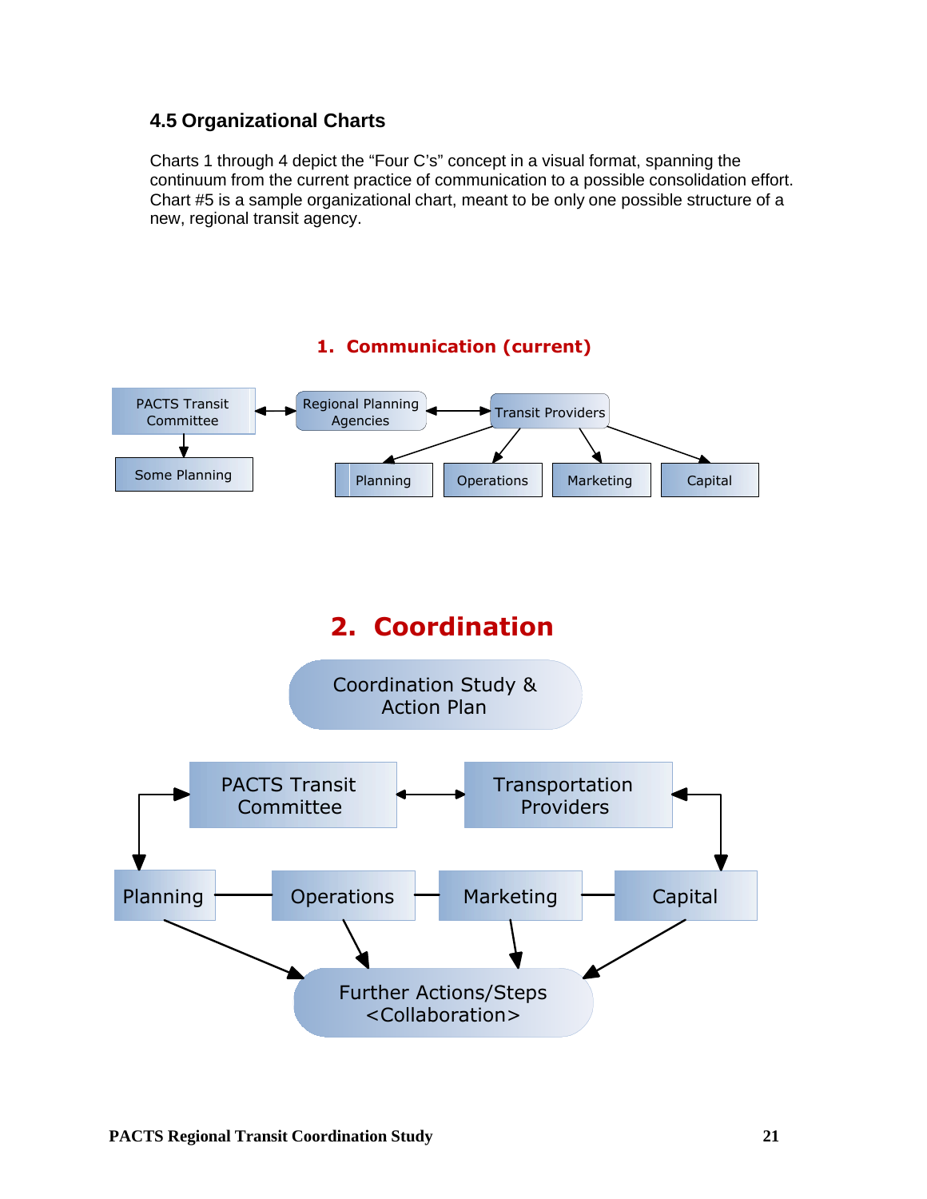### 4.5 Organizational Charts

Charts 1 through 4 depict the "Four C's" concept in a visual format, spanning the continuum from the current practice of communication to a possible consolidation effort. Chart #5 is a sample organizational chart, meant to be only one possible structure of a new, regional transit agency.

**1. Communication (current)**

PACTS Transit Committee ↔ Regional Planning Agencies ↔ Transit Providers

PACTS Transit Committee → Some Planning

Transit Providers → Planning, Operations, Marketing, Capital

## 2. Coordination

Coordination Study & Action Plan

PACTS Transit Committee ↔ Transportation Providers

PACTS Transit Committee ↔ Planning

Transportation Providers ↔ Capital

Planning — Operations — Marketing — Capital

Planning, Operations, Marketing, Capital → Further Actions/Steps <Collaboration>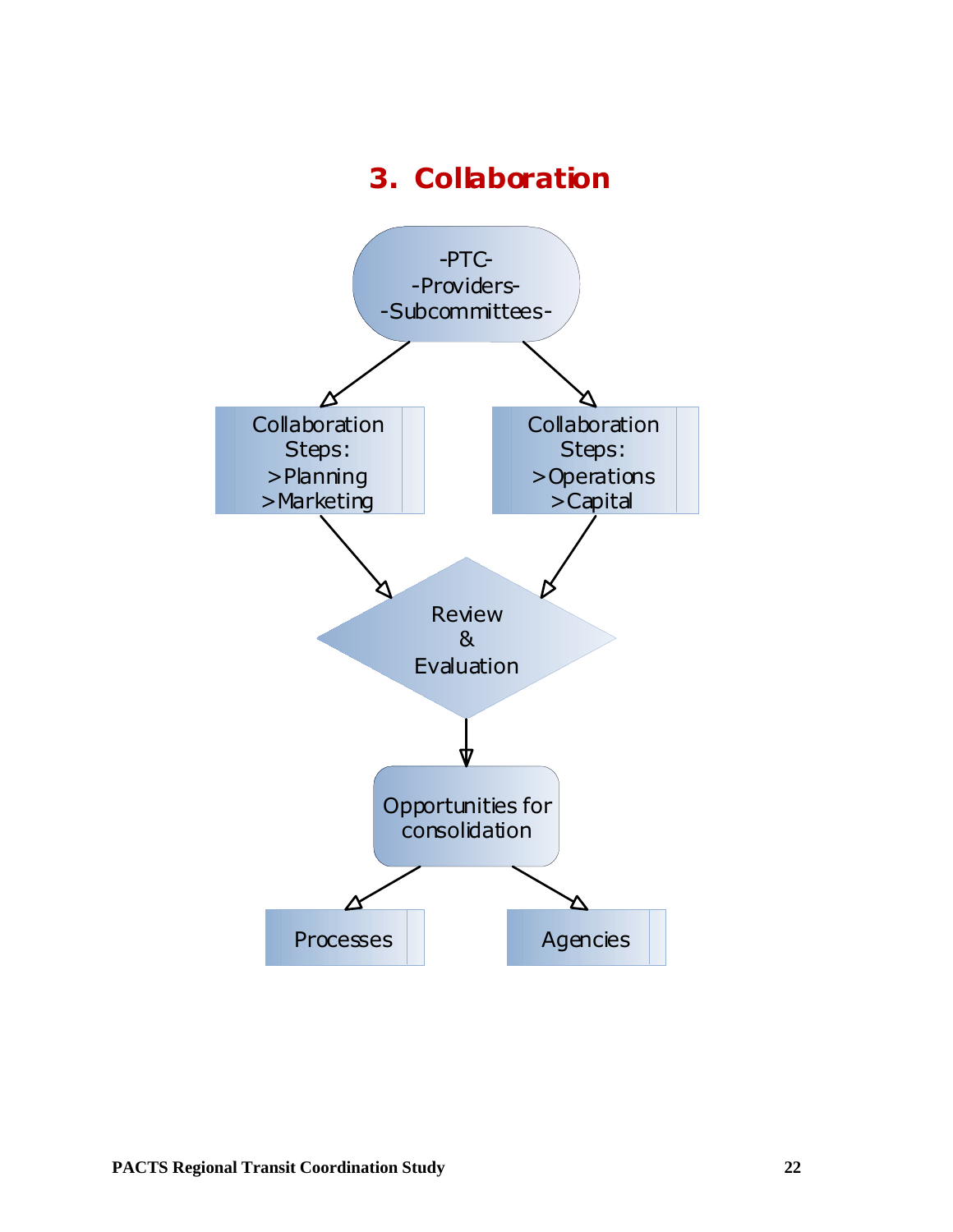## 3. Collaboration

-PTC-
-Providers-
-Subcommittees-

Collaboration Steps:
>Planning
>Marketing

Collaboration Steps:
>Operations
>Capital

Review
&
Evaluation

Opportunities for consolidation

Processes

Agencies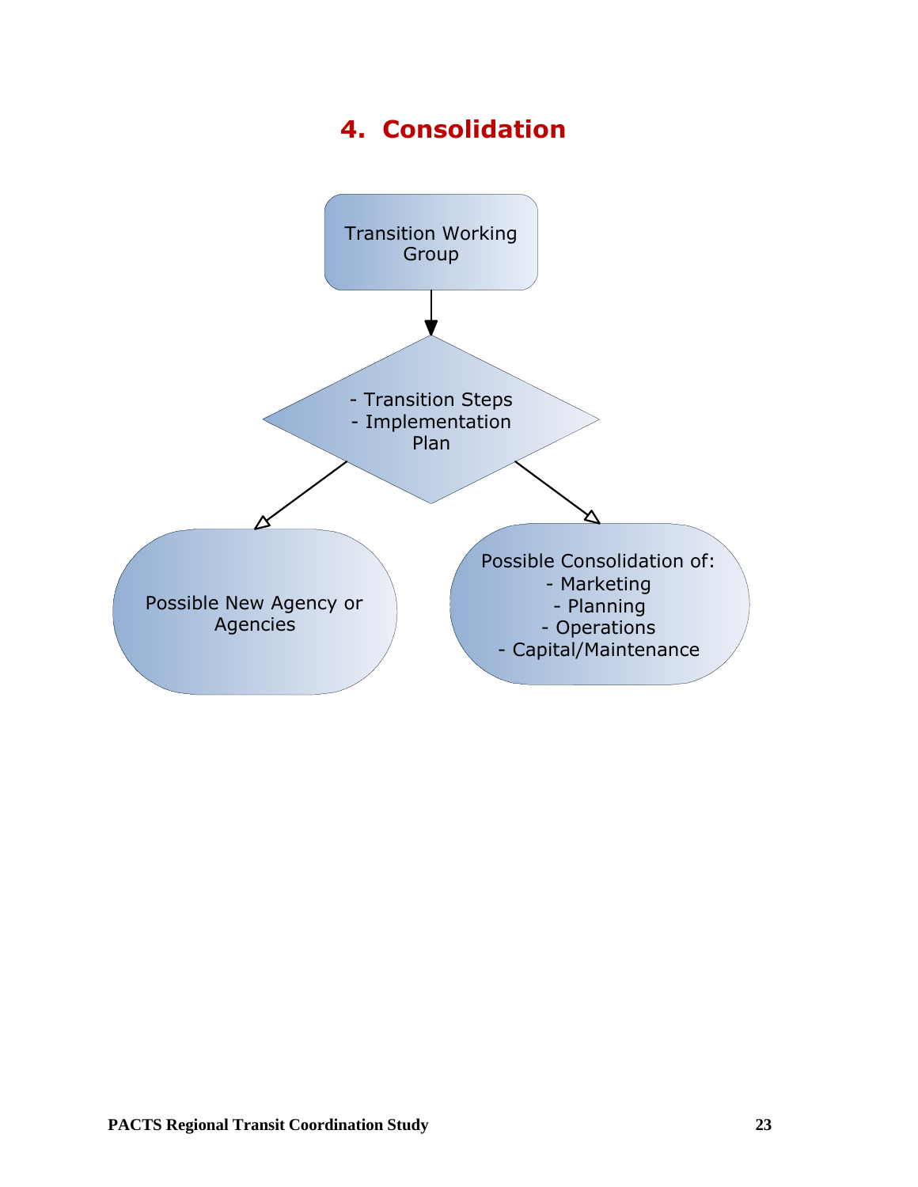## 4. Consolidation

Transition Working Group

- Transition Steps
- Implementation Plan

Possible New Agency or Agencies

Possible Consolidation of:
- Marketing
- Planning
- Operations
- Capital/Maintenance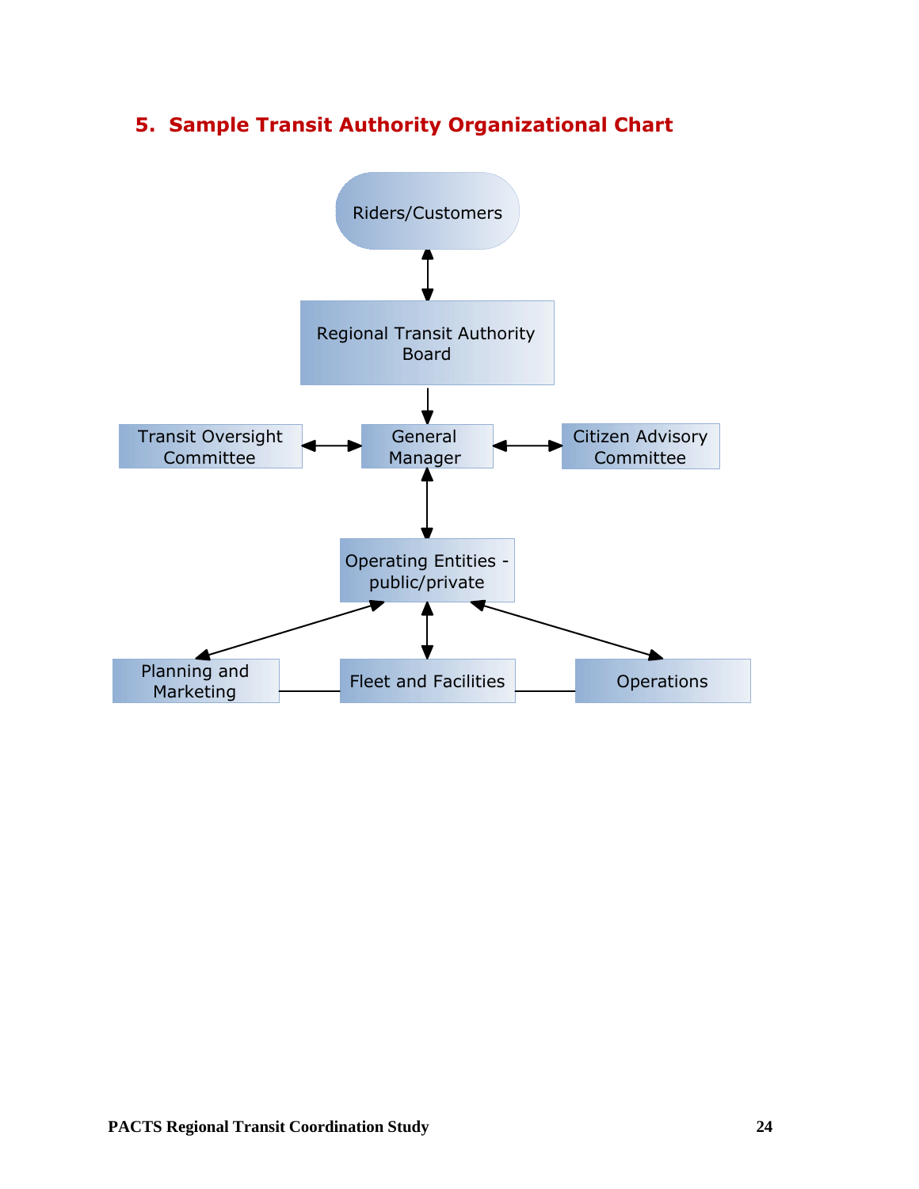## 5. Sample Transit Authority Organizational Chart

Riders/Customers

Regional Transit Authority Board

Transit Oversight Committee

General Manager

Citizen Advisory Committee

Operating Entities - public/private

Planning and Marketing

Fleet and Facilities

Operations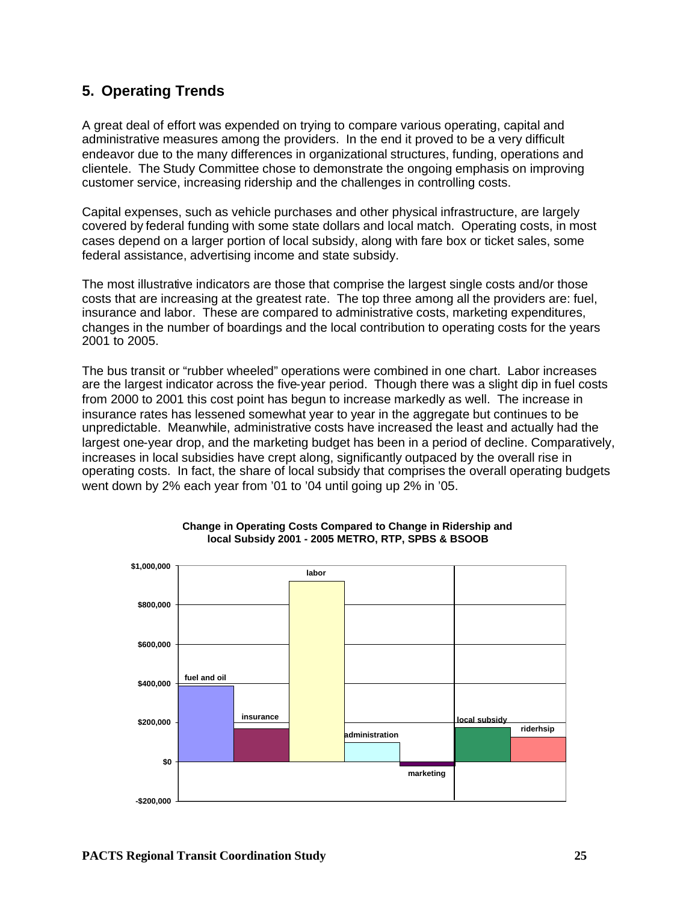## 5. Operating Trends

A great deal of effort was expended on trying to compare various operating, capital and administrative measures among the providers. In the end it proved to be a very difficult endeavor due to the many differences in organizational structures, funding, operations and clientele. The Study Committee chose to demonstrate the ongoing emphasis on improving customer service, increasing ridership and the challenges in controlling costs.

Capital expenses, such as vehicle purchases and other physical infrastructure, are largely covered by federal funding with some state dollars and local match. Operating costs, in most cases depend on a larger portion of local subsidy, along with fare box or ticket sales, some federal assistance, advertising income and state subsidy.

The most illustrative indicators are those that comprise the largest single costs and/or those costs that are increasing at the greatest rate. The top three among all the providers are: fuel, insurance and labor. These are compared to administrative costs, marketing expenditures, changes in the number of boardings and the local contribution to operating costs for the years 2001 to 2005.

The bus transit or "rubber wheeled" operations were combined in one chart. Labor increases are the largest indicator across the five-year period. Though there was a slight dip in fuel costs from 2000 to 2001 this cost point has begun to increase markedly as well. The increase in insurance rates has lessened somewhat year to year in the aggregate but continues to be unpredictable. Meanwhile, administrative costs have increased the least and actually had the largest one-year drop, and the marketing budget has been in a period of decline. Comparatively, increases in local subsidies have crept along, significantly outpaced by the overall rise in operating costs. In fact, the share of local subsidy that comprises the overall operating budgets went down by 2% each year from '01 to '04 until going up 2% in '05.

**Change in Operating Costs Compared to Change in Ridership and local Subsidy 2001 - 2005 METRO, RTP, SPBS & BSOOB**

$1,000,000 / $800,000 / $600,000 / $400,000 / $200,000 / $0 / -$200,000

fuel and oil, insurance, labor, administration, marketing, local subsidy, riderhsip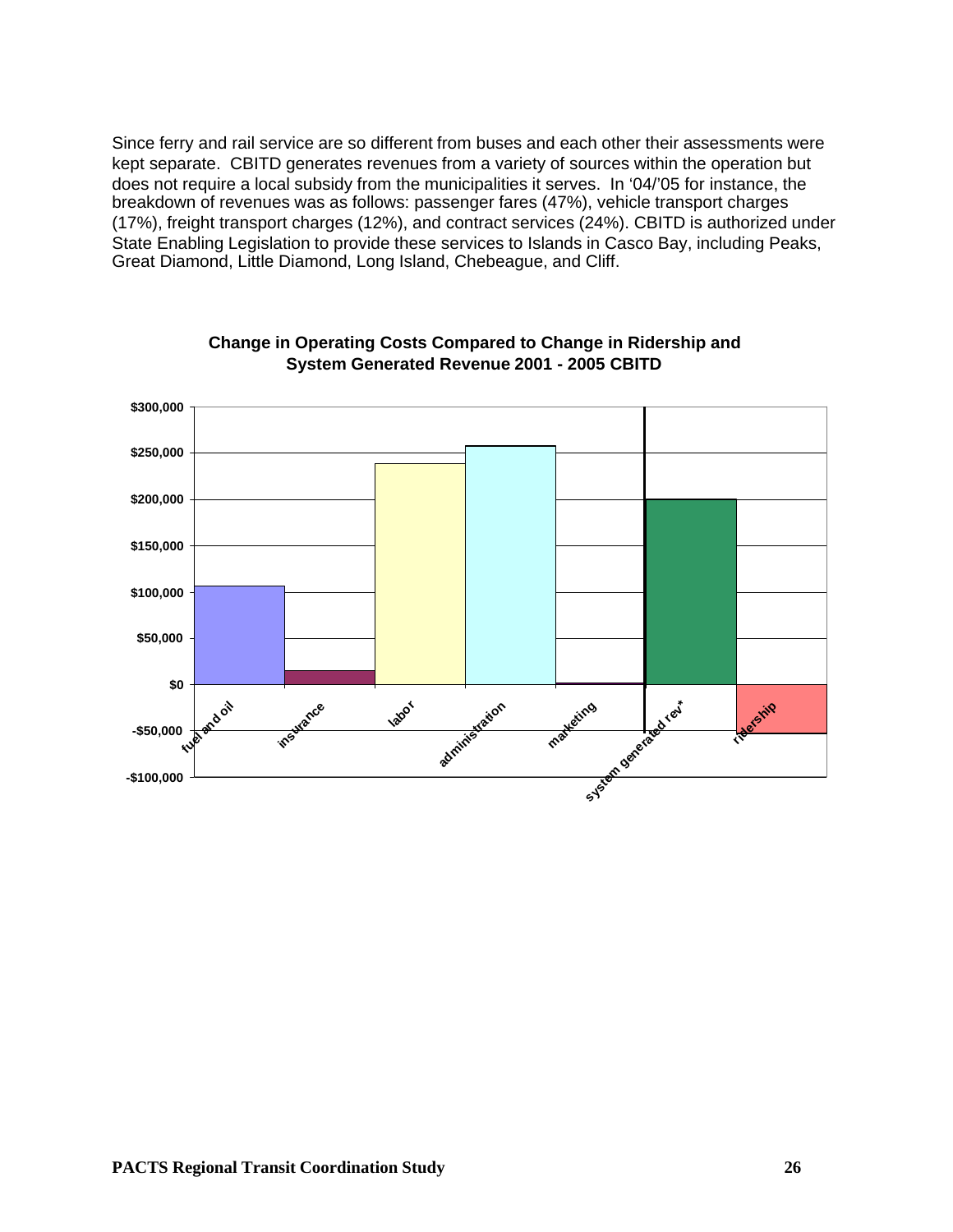Since ferry and rail service are so different from buses and each other their assessments were kept separate. CBITD generates revenues from a variety of sources within the operation but does not require a local subsidy from the municipalities it serves. In '04/'05 for instance, the breakdown of revenues was as follows: passenger fares (47%), vehicle transport charges (17%), freight transport charges (12%), and contract services (24%). CBITD is authorized under State Enabling Legislation to provide these services to Islands in Casco Bay, including Peaks, Great Diamond, Little Diamond, Long Island, Chebeague, and Cliff.

**Change in Operating Costs Compared to Change in Ridership and System Generated Revenue 2001 - 2005 CBITD**

| Category | Change |
|---|---|
| fuel and oil | ~$107,000 |
| insurance | ~$15,000 |
| labor | ~$239,000 |
| administration | ~$258,000 |
| marketing | ~$2,000 |
| system generated rev* | ~$200,000 |
| ridership | ~-$53,000 |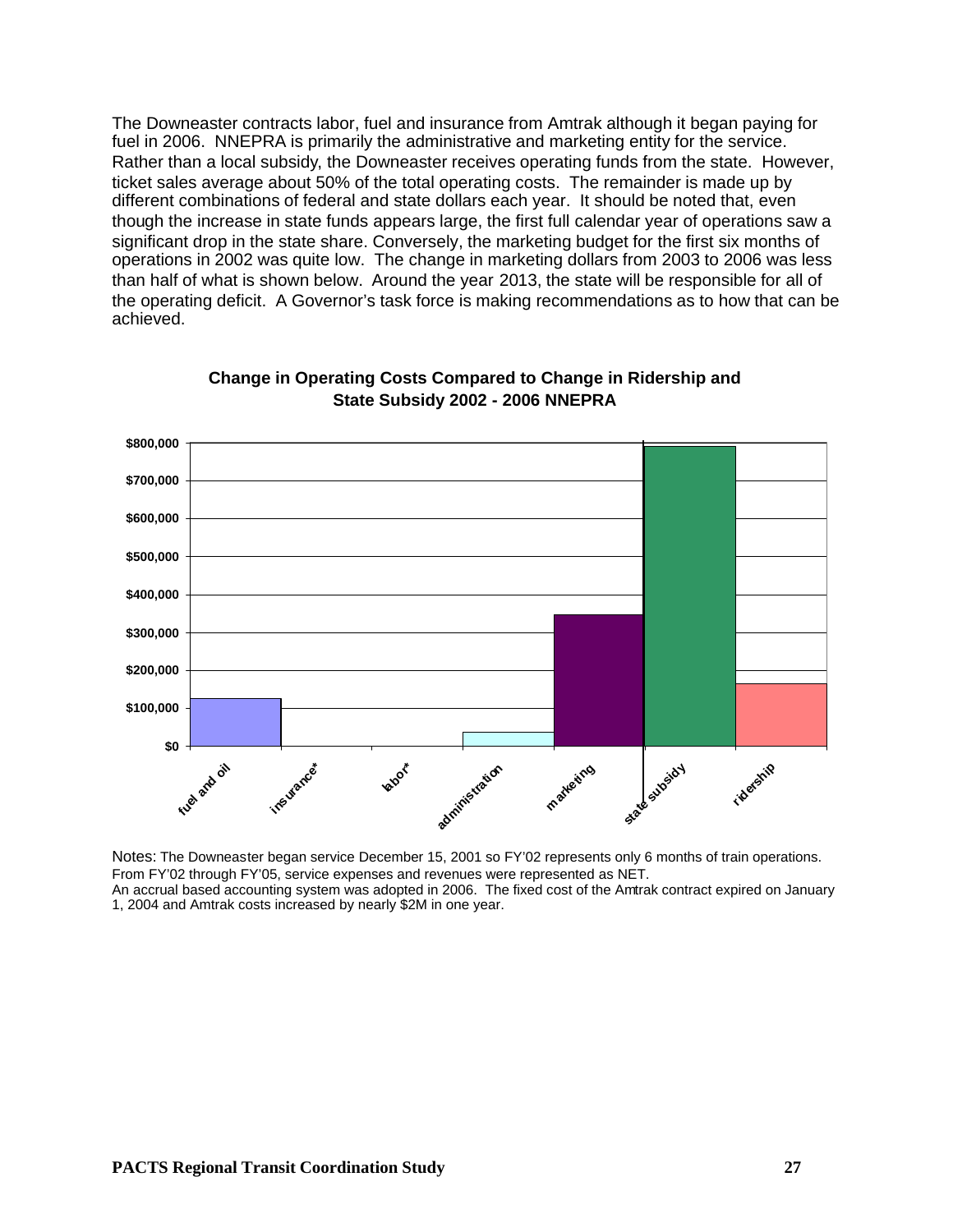The Downeaster contracts labor, fuel and insurance from Amtrak although it began paying for fuel in 2006. NNEPRA is primarily the administrative and marketing entity for the service. Rather than a local subsidy, the Downeaster receives operating funds from the state. However, ticket sales average about 50% of the total operating costs. The remainder is made up by different combinations of federal and state dollars each year. It should be noted that, even though the increase in state funds appears large, the first full calendar year of operations saw a significant drop in the state share. Conversely, the marketing budget for the first six months of operations in 2002 was quite low. The change in marketing dollars from 2003 to 2006 was less than half of what is shown below. Around the year 2013, the state will be responsible for all of the operating deficit. A Governor's task force is making recommendations as to how that can be achieved.

**Change in Operating Costs Compared to Change in Ridership and State Subsidy 2002 - 2006 NNEPRA**

Notes: The Downeaster began service December 15, 2001 so FY'02 represents only 6 months of train operations. From FY'02 through FY'05, service expenses and revenues were represented as NET.
An accrual based accounting system was adopted in 2006. The fixed cost of the Amtrak contract expired on January 1, 2004 and Amtrak costs increased by nearly $2M in one year.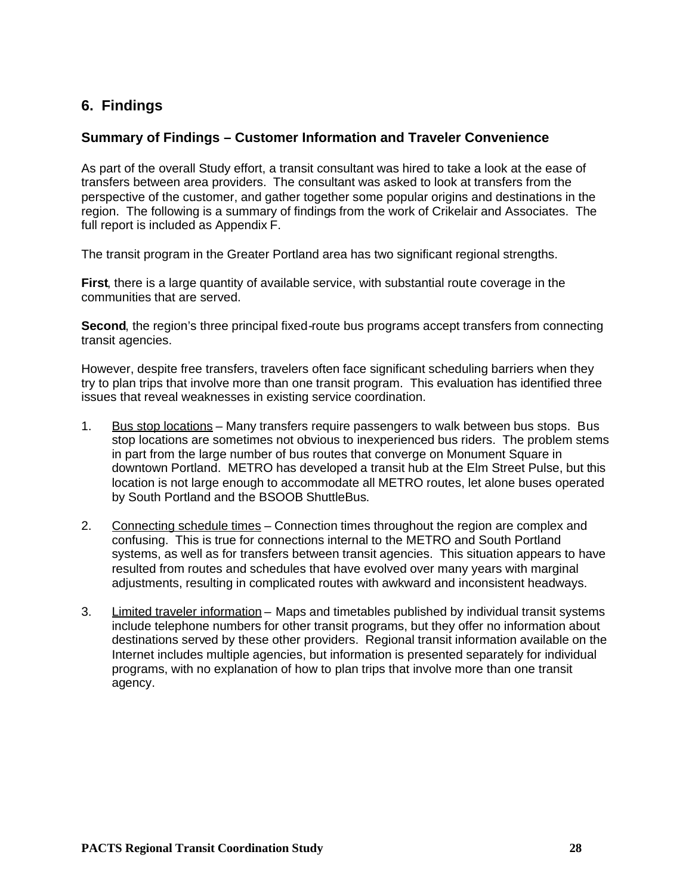## 6. Findings

### Summary of Findings – Customer Information and Traveler Convenience

As part of the overall Study effort, a transit consultant was hired to take a look at the ease of transfers between area providers. The consultant was asked to look at transfers from the perspective of the customer, and gather together some popular origins and destinations in the region. The following is a summary of findings from the work of Crikelair and Associates. The full report is included as Appendix F.

The transit program in the Greater Portland area has two significant regional strengths.

**First**, there is a large quantity of available service, with substantial route coverage in the communities that are served.

**Second**, the region's three principal fixed-route bus programs accept transfers from connecting transit agencies.

However, despite free transfers, travelers often face significant scheduling barriers when they try to plan trips that involve more than one transit program. This evaluation has identified three issues that reveal weaknesses in existing service coordination.

1. <u>Bus stop locations</u> – Many transfers require passengers to walk between bus stops. Bus stop locations are sometimes not obvious to inexperienced bus riders. The problem stems in part from the large number of bus routes that converge on Monument Square in downtown Portland. METRO has developed a transit hub at the Elm Street Pulse, but this location is not large enough to accommodate all METRO routes, let alone buses operated by South Portland and the BSOOB ShuttleBus.

2. <u>Connecting schedule times</u> – Connection times throughout the region are complex and confusing. This is true for connections internal to the METRO and South Portland systems, as well as for transfers between transit agencies. This situation appears to have resulted from routes and schedules that have evolved over many years with marginal adjustments, resulting in complicated routes with awkward and inconsistent headways.

3. <u>Limited traveler information</u> – Maps and timetables published by individual transit systems include telephone numbers for other transit programs, but they offer no information about destinations served by these other providers. Regional transit information available on the Internet includes multiple agencies, but information is presented separately for individual programs, with no explanation of how to plan trips that involve more than one transit agency.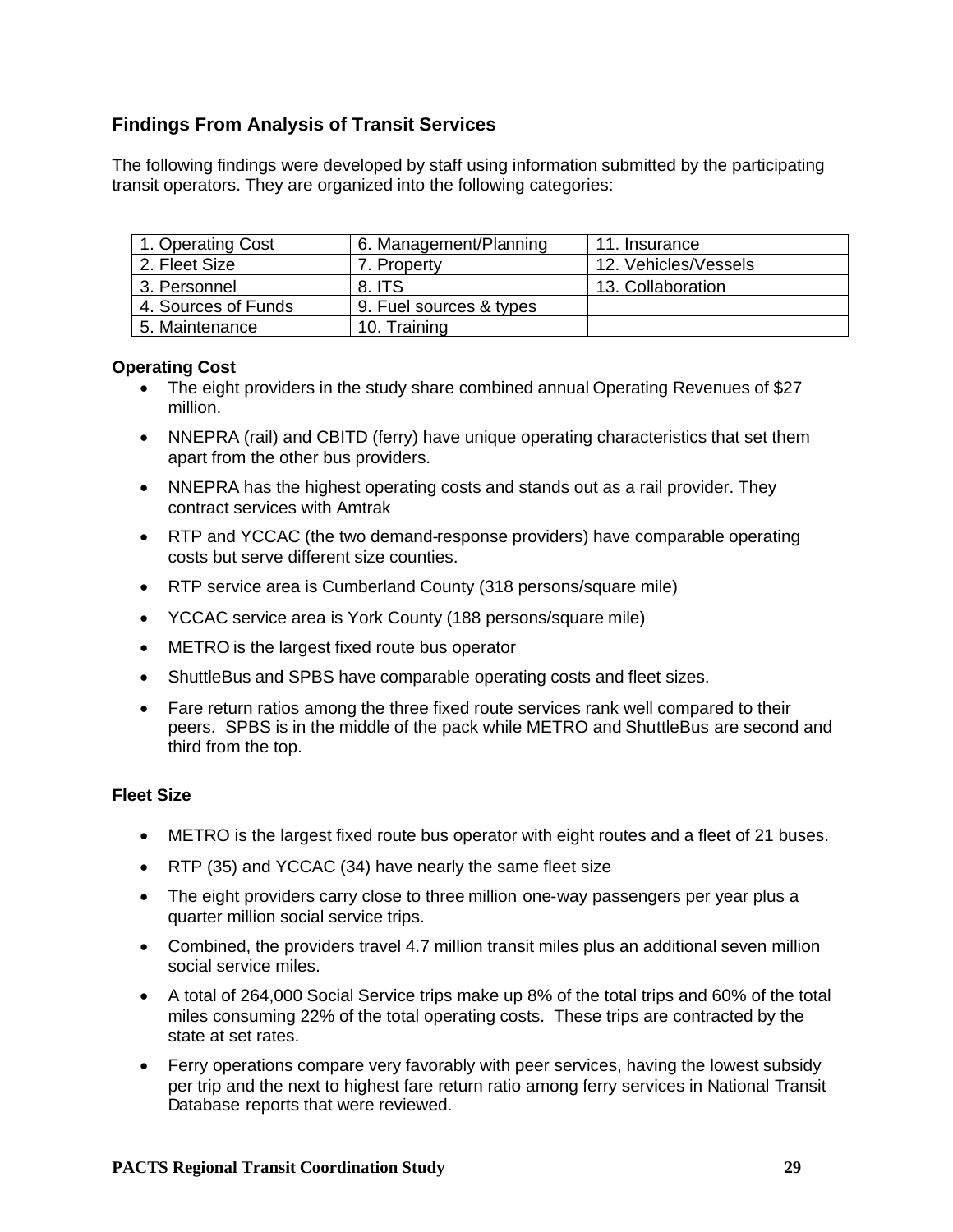## Findings From Analysis of Transit Services

The following findings were developed by staff using information submitted by the participating transit operators. They are organized into the following categories:

| | | |
|---|---|---|
| 1. Operating Cost | 6. Management/Planning | 11. Insurance |
| 2. Fleet Size | 7. Property | 12. Vehicles/Vessels |
| 3. Personnel | 8. ITS | 13. Collaboration |
| 4. Sources of Funds | 9. Fuel sources & types | |
| 5. Maintenance | 10. Training | |

**Operating Cost**

- The eight providers in the study share combined annual Operating Revenues of $27 million.
- NNEPRA (rail) and CBITD (ferry) have unique operating characteristics that set them apart from the other bus providers.
- NNEPRA has the highest operating costs and stands out as a rail provider. They contract services with Amtrak
- RTP and YCCAC (the two demand-response providers) have comparable operating costs but serve different size counties.
- RTP service area is Cumberland County (318 persons/square mile)
- YCCAC service area is York County (188 persons/square mile)
- METRO is the largest fixed route bus operator
- ShuttleBus and SPBS have comparable operating costs and fleet sizes.
- Fare return ratios among the three fixed route services rank well compared to their peers. SPBS is in the middle of the pack while METRO and ShuttleBus are second and third from the top.

**Fleet Size**

- METRO is the largest fixed route bus operator with eight routes and a fleet of 21 buses.
- RTP (35) and YCCAC (34) have nearly the same fleet size
- The eight providers carry close to three million one-way passengers per year plus a quarter million social service trips.
- Combined, the providers travel 4.7 million transit miles plus an additional seven million social service miles.
- A total of 264,000 Social Service trips make up 8% of the total trips and 60% of the total miles consuming 22% of the total operating costs. These trips are contracted by the state at set rates.
- Ferry operations compare very favorably with peer services, having the lowest subsidy per trip and the next to highest fare return ratio among ferry services in National Transit Database reports that were reviewed.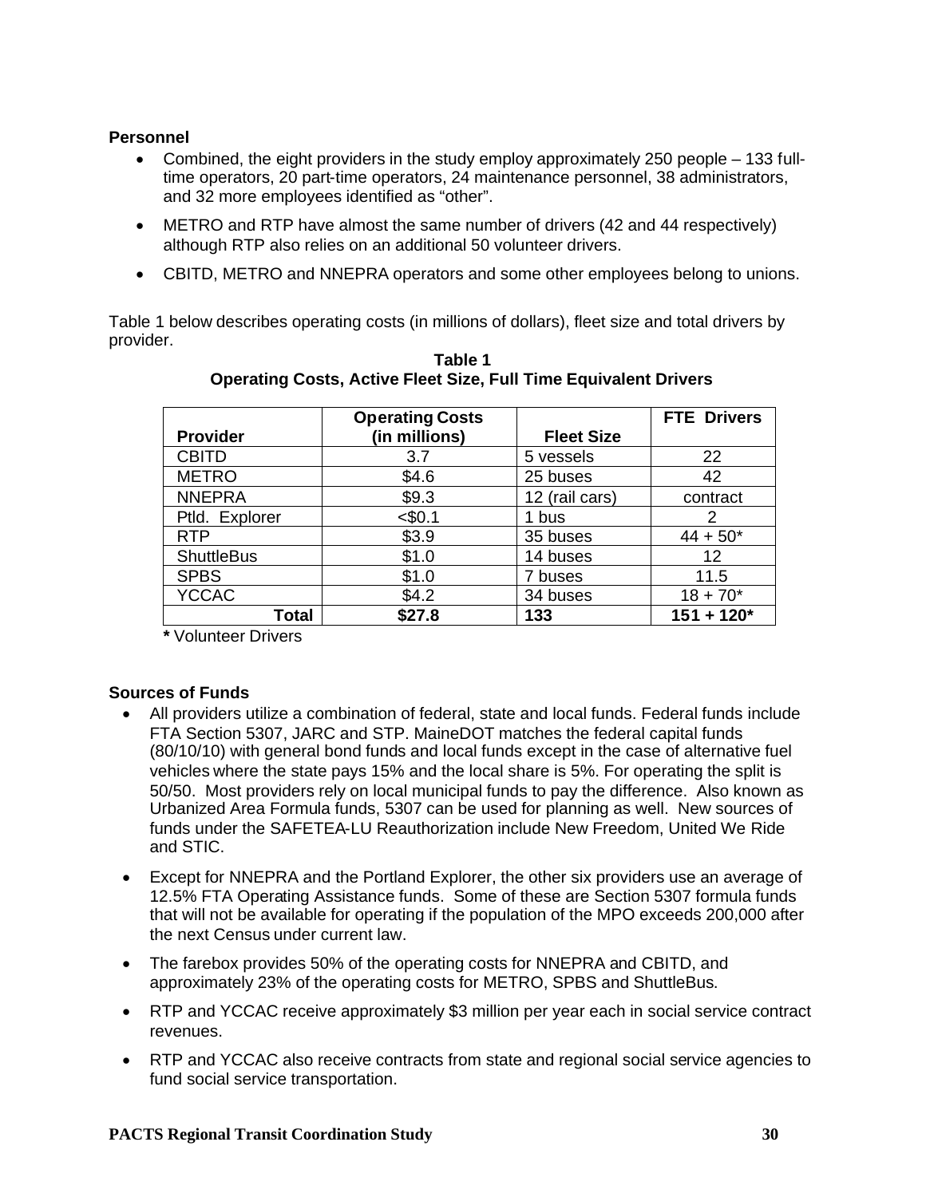**Personnel**

- Combined, the eight providers in the study employ approximately 250 people – 133 full-time operators, 20 part-time operators, 24 maintenance personnel, 38 administrators, and 32 more employees identified as "other".
- METRO and RTP have almost the same number of drivers (42 and 44 respectively) although RTP also relies on an additional 50 volunteer drivers.
- CBITD, METRO and NNEPRA operators and some other employees belong to unions.

Table 1 below describes operating costs (in millions of dollars), fleet size and total drivers by provider.

**Table 1**
**Operating Costs, Active Fleet Size, Full Time Equivalent Drivers**

| Provider | Operating Costs (in millions) | Fleet Size | FTE Drivers |
|---|---|---|---|
| CBITD | 3.7 | 5 vessels | 22 |
| METRO | $4.6 | 25 buses | 42 |
| NNEPRA | $9.3 | 12 (rail cars) | contract |
| Ptld. Explorer | <$0.1 | 1 bus | 2 |
| RTP | $3.9 | 35 buses | 44 + 50* |
| ShuttleBus | $1.0 | 14 buses | 12 |
| SPBS | $1.0 | 7 buses | 11.5 |
| YCCAC | $4.2 | 34 buses | 18 + 70* |
| **Total** | **$27.8** | **133** | **151 + 120*** |

**\*** Volunteer Drivers

**Sources of Funds**

- All providers utilize a combination of federal, state and local funds. Federal funds include FTA Section 5307, JARC and STP. MaineDOT matches the federal capital funds (80/10/10) with general bond funds and local funds except in the case of alternative fuel vehicles where the state pays 15% and the local share is 5%. For operating the split is 50/50. Most providers rely on local municipal funds to pay the difference. Also known as Urbanized Area Formula funds, 5307 can be used for planning as well. New sources of funds under the SAFETEA-LU Reauthorization include New Freedom, United We Ride and STIC.
- Except for NNEPRA and the Portland Explorer, the other six providers use an average of 12.5% FTA Operating Assistance funds. Some of these are Section 5307 formula funds that will not be available for operating if the population of the MPO exceeds 200,000 after the next Census under current law.
- The farebox provides 50% of the operating costs for NNEPRA and CBITD, and approximately 23% of the operating costs for METRO, SPBS and ShuttleBus.
- RTP and YCCAC receive approximately $3 million per year each in social service contract revenues.
- RTP and YCCAC also receive contracts from state and regional social service agencies to fund social service transportation.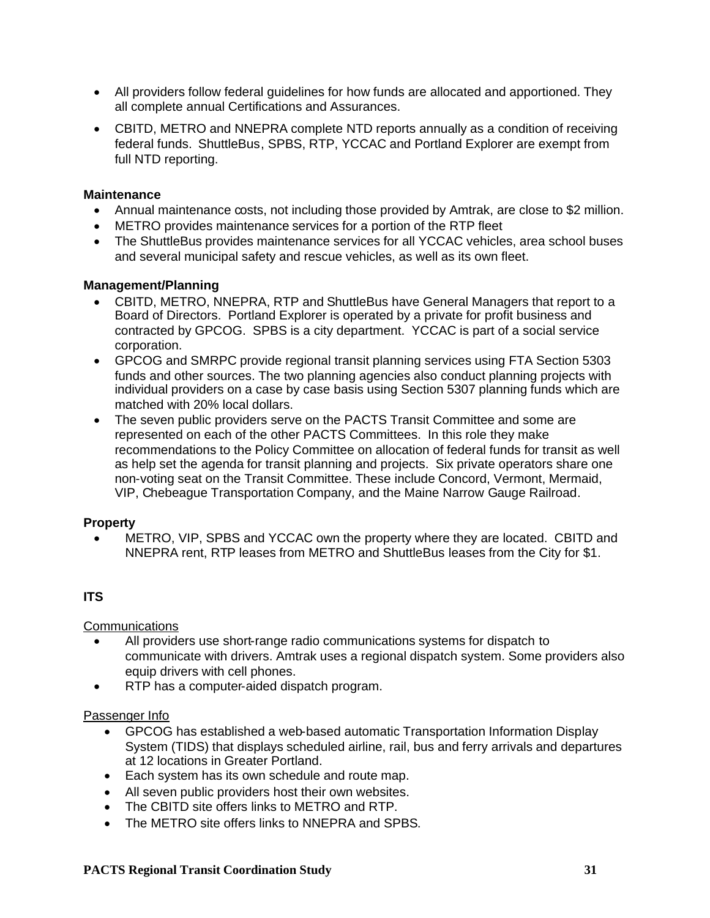- All providers follow federal guidelines for how funds are allocated and apportioned. They all complete annual Certifications and Assurances.
- CBITD, METRO and NNEPRA complete NTD reports annually as a condition of receiving federal funds. ShuttleBus, SPBS, RTP, YCCAC and Portland Explorer are exempt from full NTD reporting.

**Maintenance**

- Annual maintenance costs, not including those provided by Amtrak, are close to $2 million.
- METRO provides maintenance services for a portion of the RTP fleet
- The ShuttleBus provides maintenance services for all YCCAC vehicles, area school buses and several municipal safety and rescue vehicles, as well as its own fleet.

**Management/Planning**

- CBITD, METRO, NNEPRA, RTP and ShuttleBus have General Managers that report to a Board of Directors. Portland Explorer is operated by a private for profit business and contracted by GPCOG. SPBS is a city department. YCCAC is part of a social service corporation.
- GPCOG and SMRPC provide regional transit planning services using FTA Section 5303 funds and other sources. The two planning agencies also conduct planning projects with individual providers on a case by case basis using Section 5307 planning funds which are matched with 20% local dollars.
- The seven public providers serve on the PACTS Transit Committee and some are represented on each of the other PACTS Committees. In this role they make recommendations to the Policy Committee on allocation of federal funds for transit as well as help set the agenda for transit planning and projects. Six private operators share one non-voting seat on the Transit Committee. These include Concord, Vermont, Mermaid, VIP, Chebeague Transportation Company, and the Maine Narrow Gauge Railroad.

**Property**

- METRO, VIP, SPBS and YCCAC own the property where they are located. CBITD and NNEPRA rent, RTP leases from METRO and ShuttleBus leases from the City for $1.

**ITS**

Communications

- All providers use short-range radio communications systems for dispatch to communicate with drivers. Amtrak uses a regional dispatch system. Some providers also equip drivers with cell phones.
- RTP has a computer-aided dispatch program.

Passenger Info

- GPCOG has established a web-based automatic Transportation Information Display System (TIDS) that displays scheduled airline, rail, bus and ferry arrivals and departures at 12 locations in Greater Portland.
- Each system has its own schedule and route map.
- All seven public providers host their own websites.
- The CBITD site offers links to METRO and RTP.
- The METRO site offers links to NNEPRA and SPBS.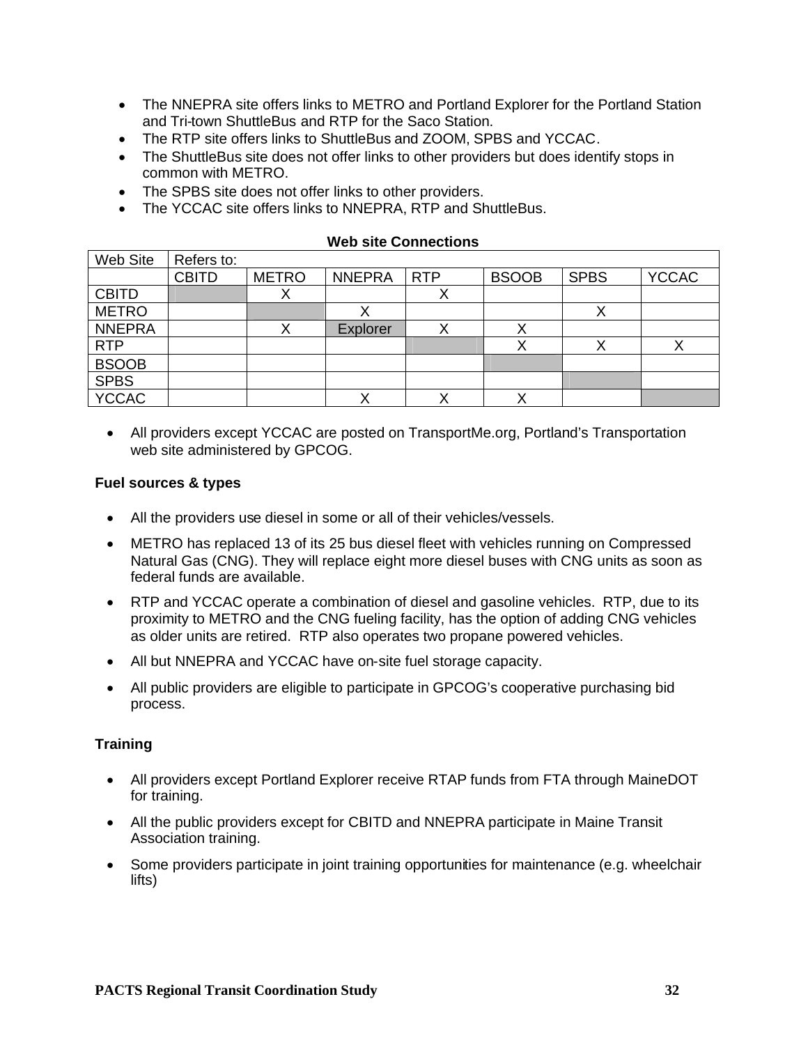- The NNEPRA site offers links to METRO and Portland Explorer for the Portland Station and Tri-town ShuttleBus and RTP for the Saco Station.
- The RTP site offers links to ShuttleBus and ZOOM, SPBS and YCCAC.
- The ShuttleBus site does not offer links to other providers but does identify stops in common with METRO.
- The SPBS site does not offer links to other providers.
- The YCCAC site offers links to NNEPRA, RTP and ShuttleBus.

**Web site Connections**

| Web Site | Refers to: | | | | | | |
|---|---|---|---|---|---|---|---|
| | CBITD | METRO | NNEPRA | RTP | BSOOB | SPBS | YCCAC |
| CBITD | | X | | X | | | |
| METRO | | | X | | | X | |
| NNEPRA | | X | Explorer | X | X | | |
| RTP | | | | | X | X | X |
| BSOOB | | | | | | | |
| SPBS | | | | | | | |
| YCCAC | | | X | X | X | | |

- All providers except YCCAC are posted on TransportMe.org, Portland's Transportation web site administered by GPCOG.

### Fuel sources & types

- All the providers use diesel in some or all of their vehicles/vessels.
- METRO has replaced 13 of its 25 bus diesel fleet with vehicles running on Compressed Natural Gas (CNG). They will replace eight more diesel buses with CNG units as soon as federal funds are available.
- RTP and YCCAC operate a combination of diesel and gasoline vehicles. RTP, due to its proximity to METRO and the CNG fueling facility, has the option of adding CNG vehicles as older units are retired. RTP also operates two propane powered vehicles.
- All but NNEPRA and YCCAC have on-site fuel storage capacity.
- All public providers are eligible to participate in GPCOG's cooperative purchasing bid process.

### Training

- All providers except Portland Explorer receive RTAP funds from FTA through MaineDOT for training.
- All the public providers except for CBITD and NNEPRA participate in Maine Transit Association training.
- Some providers participate in joint training opportunities for maintenance (e.g. wheelchair lifts)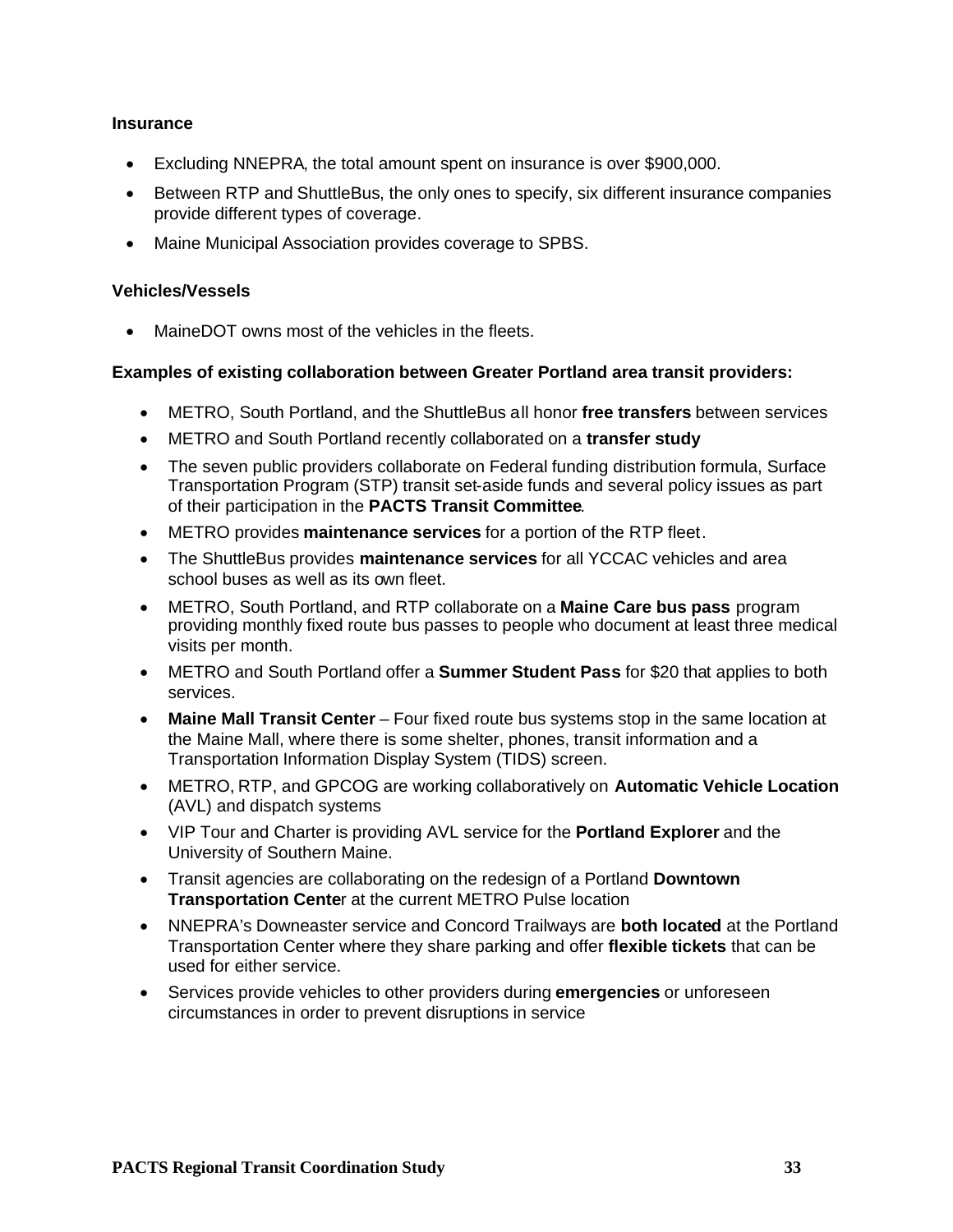**Insurance**

- Excluding NNEPRA, the total amount spent on insurance is over $900,000.
- Between RTP and ShuttleBus, the only ones to specify, six different insurance companies provide different types of coverage.
- Maine Municipal Association provides coverage to SPBS.

**Vehicles/Vessels**

- MaineDOT owns most of the vehicles in the fleets.

**Examples of existing collaboration between Greater Portland area transit providers:**

- METRO, South Portland, and the ShuttleBus all honor **free transfers** between services
- METRO and South Portland recently collaborated on a **transfer study**
- The seven public providers collaborate on Federal funding distribution formula, Surface Transportation Program (STP) transit set-aside funds and several policy issues as part of their participation in the **PACTS Transit Committee**.
- METRO provides **maintenance services** for a portion of the RTP fleet.
- The ShuttleBus provides **maintenance services** for all YCCAC vehicles and area school buses as well as its own fleet.
- METRO, South Portland, and RTP collaborate on a **Maine Care bus pass** program providing monthly fixed route bus passes to people who document at least three medical visits per month.
- METRO and South Portland offer a **Summer Student Pass** for $20 that applies to both services.
- **Maine Mall Transit Center** – Four fixed route bus systems stop in the same location at the Maine Mall, where there is some shelter, phones, transit information and a Transportation Information Display System (TIDS) screen.
- METRO, RTP, and GPCOG are working collaboratively on **Automatic Vehicle Location** (AVL) and dispatch systems
- VIP Tour and Charter is providing AVL service for the **Portland Explorer** and the University of Southern Maine.
- Transit agencies are collaborating on the redesign of a Portland **Downtown Transportation Cente**r at the current METRO Pulse location
- NNEPRA's Downeaster service and Concord Trailways are **both located** at the Portland Transportation Center where they share parking and offer **flexible tickets** that can be used for either service.
- Services provide vehicles to other providers during **emergencies** or unforeseen circumstances in order to prevent disruptions in service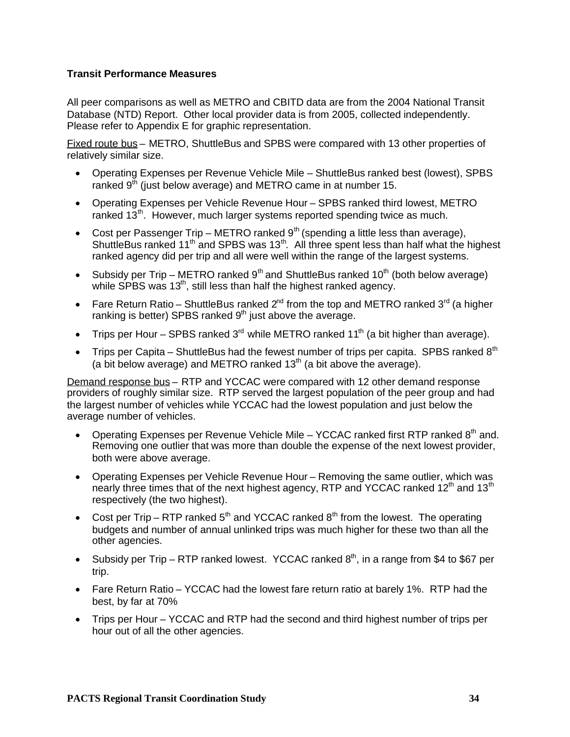**Transit Performance Measures**

All peer comparisons as well as METRO and CBITD data are from the 2004 National Transit Database (NTD) Report. Other local provider data is from 2005, collected independently. Please refer to Appendix E for graphic representation.

Fixed route bus – METRO, ShuttleBus and SPBS were compared with 13 other properties of relatively similar size.

- Operating Expenses per Revenue Vehicle Mile – ShuttleBus ranked best (lowest), SPBS ranked 9th (just below average) and METRO came in at number 15.
- Operating Expenses per Vehicle Revenue Hour – SPBS ranked third lowest, METRO ranked 13th. However, much larger systems reported spending twice as much.
- Cost per Passenger Trip – METRO ranked 9th (spending a little less than average), ShuttleBus ranked 11th and SPBS was 13th. All three spent less than half what the highest ranked agency did per trip and all were well within the range of the largest systems.
- Subsidy per Trip – METRO ranked 9th and ShuttleBus ranked 10th (both below average) while SPBS was 13th, still less than half the highest ranked agency.
- Fare Return Ratio – ShuttleBus ranked 2nd from the top and METRO ranked 3rd (a higher ranking is better) SPBS ranked 9th just above the average.
- Trips per Hour – SPBS ranked 3rd while METRO ranked 11th (a bit higher than average).
- Trips per Capita – ShuttleBus had the fewest number of trips per capita. SPBS ranked 8th (a bit below average) and METRO ranked 13th (a bit above the average).

Demand response bus – RTP and YCCAC were compared with 12 other demand response providers of roughly similar size. RTP served the largest population of the peer group and had the largest number of vehicles while YCCAC had the lowest population and just below the average number of vehicles.

- Operating Expenses per Revenue Vehicle Mile – YCCAC ranked first RTP ranked 8th and. Removing one outlier that was more than double the expense of the next lowest provider, both were above average.
- Operating Expenses per Vehicle Revenue Hour – Removing the same outlier, which was nearly three times that of the next highest agency, RTP and YCCAC ranked 12th and 13th respectively (the two highest).
- Cost per Trip – RTP ranked 5th and YCCAC ranked 8th from the lowest. The operating budgets and number of annual unlinked trips was much higher for these two than all the other agencies.
- Subsidy per Trip – RTP ranked lowest. YCCAC ranked 8th, in a range from $4 to $67 per trip.
- Fare Return Ratio – YCCAC had the lowest fare return ratio at barely 1%. RTP had the best, by far at 70%
- Trips per Hour – YCCAC and RTP had the second and third highest number of trips per hour out of all the other agencies.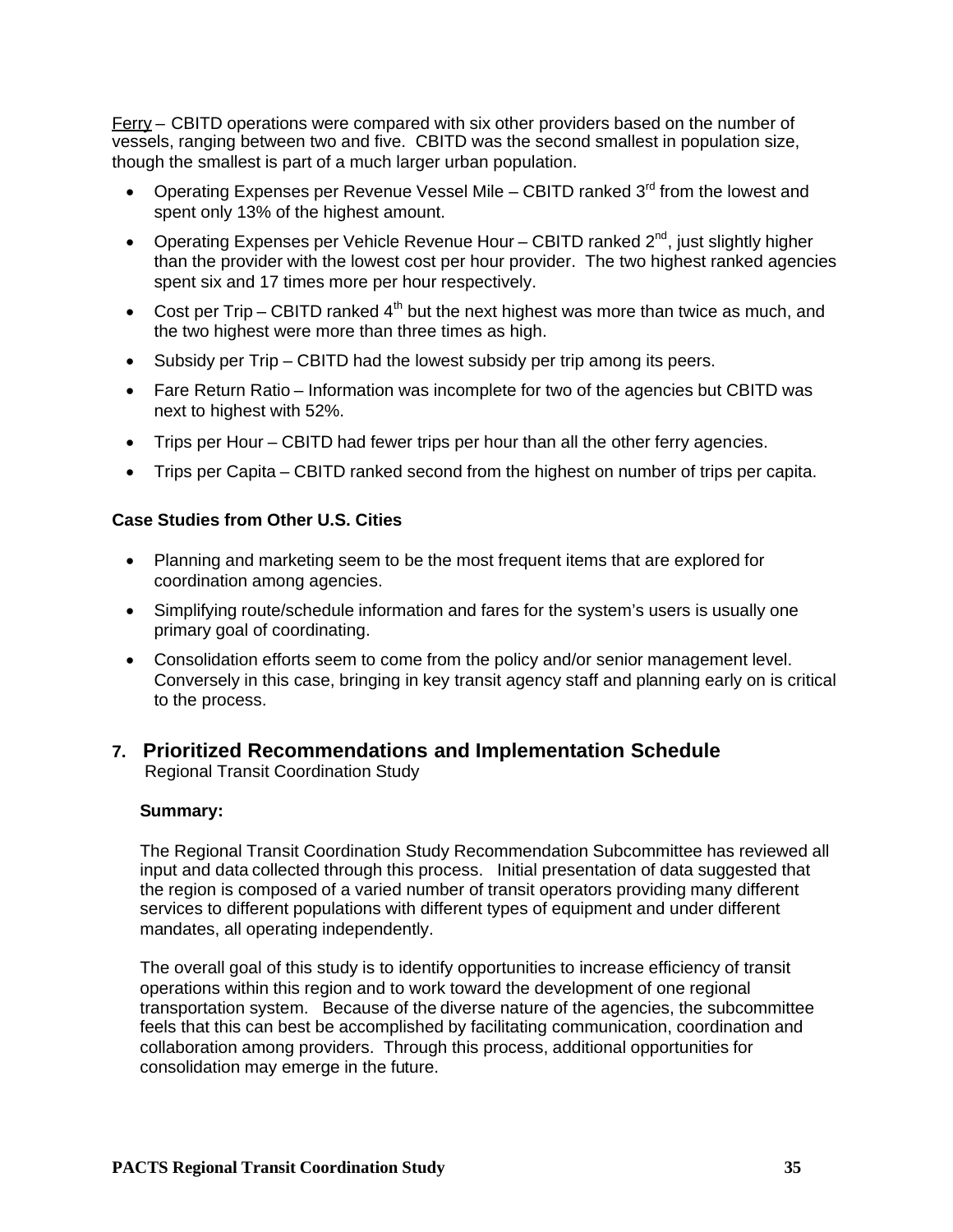Ferry – CBITD operations were compared with six other providers based on the number of vessels, ranging between two and five. CBITD was the second smallest in population size, though the smallest is part of a much larger urban population.

- Operating Expenses per Revenue Vessel Mile – CBITD ranked 3rd from the lowest and spent only 13% of the highest amount.
- Operating Expenses per Vehicle Revenue Hour – CBITD ranked 2nd, just slightly higher than the provider with the lowest cost per hour provider. The two highest ranked agencies spent six and 17 times more per hour respectively.
- Cost per Trip – CBITD ranked 4th but the next highest was more than twice as much, and the two highest were more than three times as high.
- Subsidy per Trip – CBITD had the lowest subsidy per trip among its peers.
- Fare Return Ratio – Information was incomplete for two of the agencies but CBITD was next to highest with 52%.
- Trips per Hour – CBITD had fewer trips per hour than all the other ferry agencies.
- Trips per Capita – CBITD ranked second from the highest on number of trips per capita.

**Case Studies from Other U.S. Cities**

- Planning and marketing seem to be the most frequent items that are explored for coordination among agencies.
- Simplifying route/schedule information and fares for the system's users is usually one primary goal of coordinating.
- Consolidation efforts seem to come from the policy and/or senior management level. Conversely in this case, bringing in key transit agency staff and planning early on is critical to the process.

## 7. Prioritized Recommendations and Implementation Schedule

Regional Transit Coordination Study

**Summary:**

The Regional Transit Coordination Study Recommendation Subcommittee has reviewed all input and data collected through this process. Initial presentation of data suggested that the region is composed of a varied number of transit operators providing many different services to different populations with different types of equipment and under different mandates, all operating independently.

The overall goal of this study is to identify opportunities to increase efficiency of transit operations within this region and to work toward the development of one regional transportation system. Because of the diverse nature of the agencies, the subcommittee feels that this can best be accomplished by facilitating communication, coordination and collaboration among providers. Through this process, additional opportunities for consolidation may emerge in the future.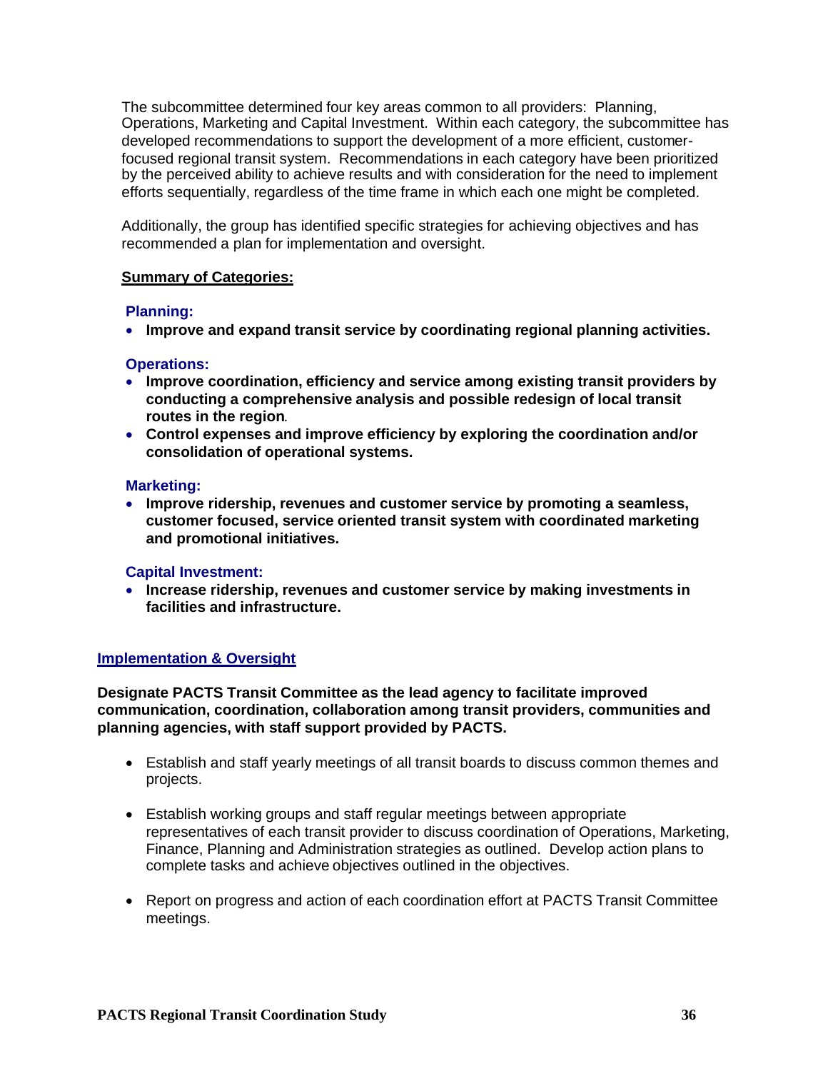The subcommittee determined four key areas common to all providers: Planning, Operations, Marketing and Capital Investment. Within each category, the subcommittee has developed recommendations to support the development of a more efficient, customer-focused regional transit system. Recommendations in each category have been prioritized by the perceived ability to achieve results and with consideration for the need to implement efforts sequentially, regardless of the time frame in which each one might be completed.

Additionally, the group has identified specific strategies for achieving objectives and has recommended a plan for implementation and oversight.

**<u>Summary of Categories:</u>**

**Planning:**

- **Improve and expand transit service by coordinating regional planning activities.**

**Operations:**

- **Improve coordination, efficiency and service among existing transit providers by conducting a comprehensive analysis and possible redesign of local transit routes in the region.**
- **Control expenses and improve efficiency by exploring the coordination and/or consolidation of operational systems.**

**Marketing:**

- **Improve ridership, revenues and customer service by promoting a seamless, customer focused, service oriented transit system with coordinated marketing and promotional initiatives.**

**Capital Investment:**

- **Increase ridership, revenues and customer service by making investments in facilities and infrastructure.**

## Implementation & Oversight

**Designate PACTS Transit Committee as the lead agency to facilitate improved communication, coordination, collaboration among transit providers, communities and planning agencies, with staff support provided by PACTS.**

- Establish and staff yearly meetings of all transit boards to discuss common themes and projects.
- Establish working groups and staff regular meetings between appropriate representatives of each transit provider to discuss coordination of Operations, Marketing, Finance, Planning and Administration strategies as outlined. Develop action plans to complete tasks and achieve objectives outlined in the objectives.
- Report on progress and action of each coordination effort at PACTS Transit Committee meetings.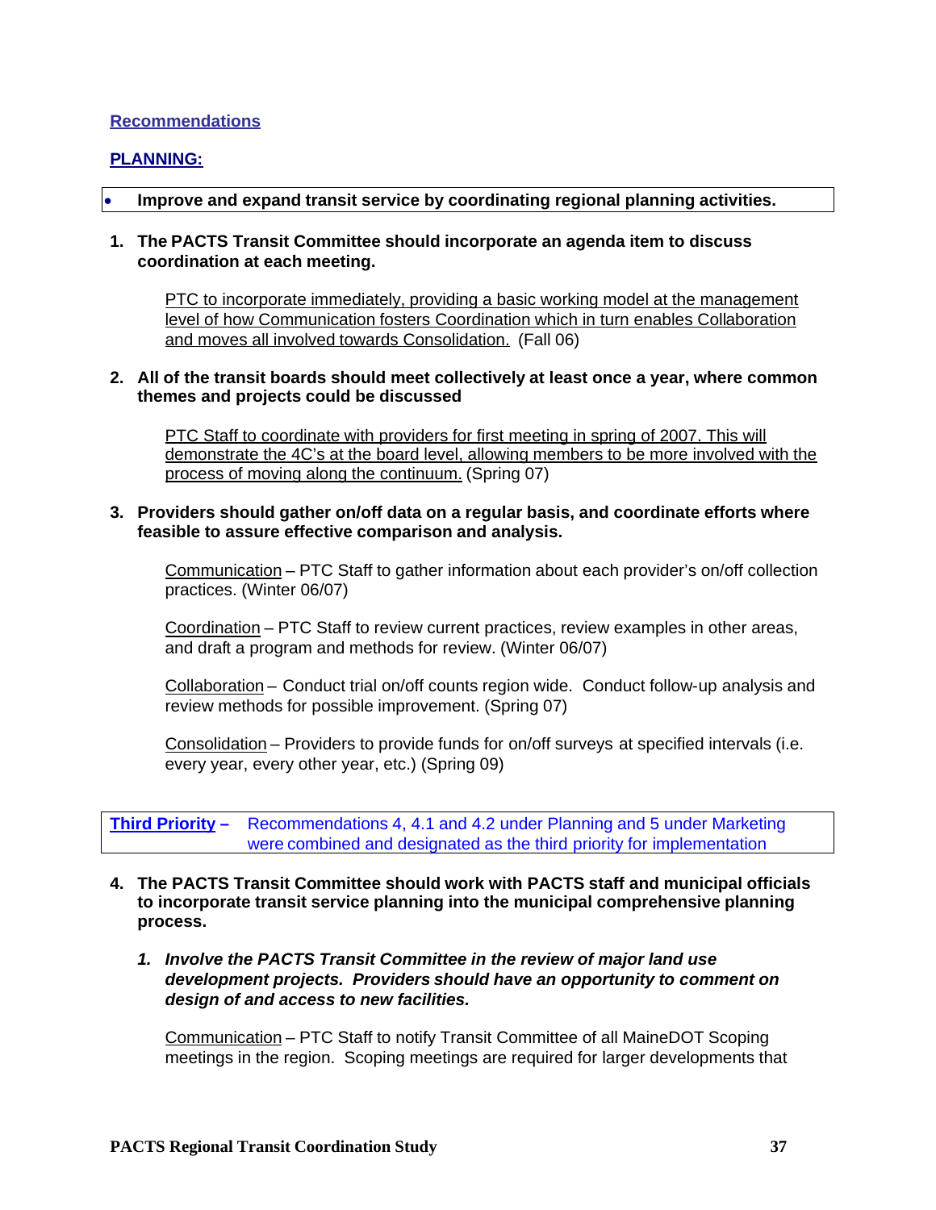## Recommendations

### PLANNING:

- **Improve and expand transit service by coordinating regional planning activities.**

1. **The PACTS Transit Committee should incorporate an agenda item to discuss coordination at each meeting.**

   PTC to incorporate immediately, providing a basic working model at the management level of how Communication fosters Coordination which in turn enables Collaboration and moves all involved towards Consolidation. (Fall 06)

2. **All of the transit boards should meet collectively at least once a year, where common themes and projects could be discussed**

   PTC Staff to coordinate with providers for first meeting in spring of 2007. This will demonstrate the 4C's at the board level, allowing members to be more involved with the process of moving along the continuum. (Spring 07)

3. **Providers should gather on/off data on a regular basis, and coordinate efforts where feasible to assure effective comparison and analysis.**

   Communication – PTC Staff to gather information about each provider's on/off collection practices. (Winter 06/07)

   Coordination – PTC Staff to review current practices, review examples in other areas, and draft a program and methods for review. (Winter 06/07)

   Collaboration – Conduct trial on/off counts region wide. Conduct follow-up analysis and review methods for possible improvement. (Spring 07)

   Consolidation – Providers to provide funds for on/off surveys at specified intervals (i.e. every year, every other year, etc.) (Spring 09)

**Third Priority –** Recommendations 4, 4.1 and 4.2 under Planning and 5 under Marketing were combined and designated as the third priority for implementation

4. **The PACTS Transit Committee should work with PACTS staff and municipal officials to incorporate transit service planning into the municipal comprehensive planning process.**

   1. ***Involve the PACTS Transit Committee in the review of major land use development projects. Providers should have an opportunity to comment on design of and access to new facilities.***

      Communication – PTC Staff to notify Transit Committee of all MaineDOT Scoping meetings in the region. Scoping meetings are required for larger developments that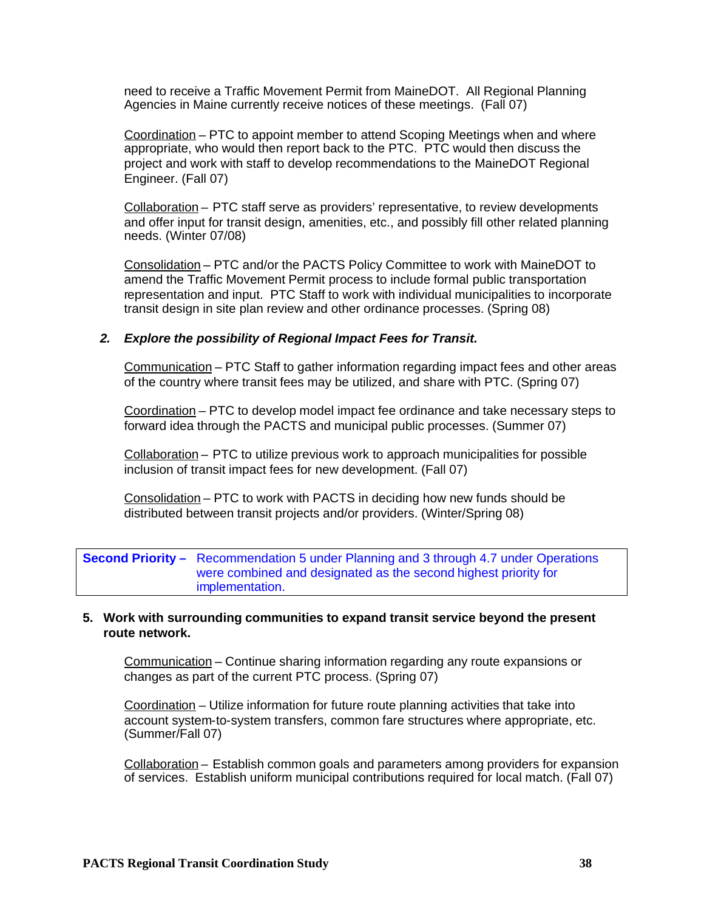need to receive a Traffic Movement Permit from MaineDOT. All Regional Planning Agencies in Maine currently receive notices of these meetings. (Fall 07)

Coordination – PTC to appoint member to attend Scoping Meetings when and where appropriate, who would then report back to the PTC. PTC would then discuss the project and work with staff to develop recommendations to the MaineDOT Regional Engineer. (Fall 07)

Collaboration – PTC staff serve as providers' representative, to review developments and offer input for transit design, amenities, etc., and possibly fill other related planning needs. (Winter 07/08)

Consolidation – PTC and/or the PACTS Policy Committee to work with MaineDOT to amend the Traffic Movement Permit process to include formal public transportation representation and input. PTC Staff to work with individual municipalities to incorporate transit design in site plan review and other ordinance processes. (Spring 08)

***2. Explore the possibility of Regional Impact Fees for Transit.***

Communication – PTC Staff to gather information regarding impact fees and other areas of the country where transit fees may be utilized, and share with PTC. (Spring 07)

Coordination – PTC to develop model impact fee ordinance and take necessary steps to forward idea through the PACTS and municipal public processes. (Summer 07)

Collaboration – PTC to utilize previous work to approach municipalities for possible inclusion of transit impact fees for new development. (Fall 07)

Consolidation – PTC to work with PACTS in deciding how new funds should be distributed between transit projects and/or providers. (Winter/Spring 08)

**Second Priority –** Recommendation 5 under Planning and 3 through 4.7 under Operations were combined and designated as the second highest priority for implementation.

**5. Work with surrounding communities to expand transit service beyond the present route network.**

Communication – Continue sharing information regarding any route expansions or changes as part of the current PTC process. (Spring 07)

Coordination – Utilize information for future route planning activities that take into account system-to-system transfers, common fare structures where appropriate, etc. (Summer/Fall 07)

Collaboration – Establish common goals and parameters among providers for expansion of services. Establish uniform municipal contributions required for local match. (Fall 07)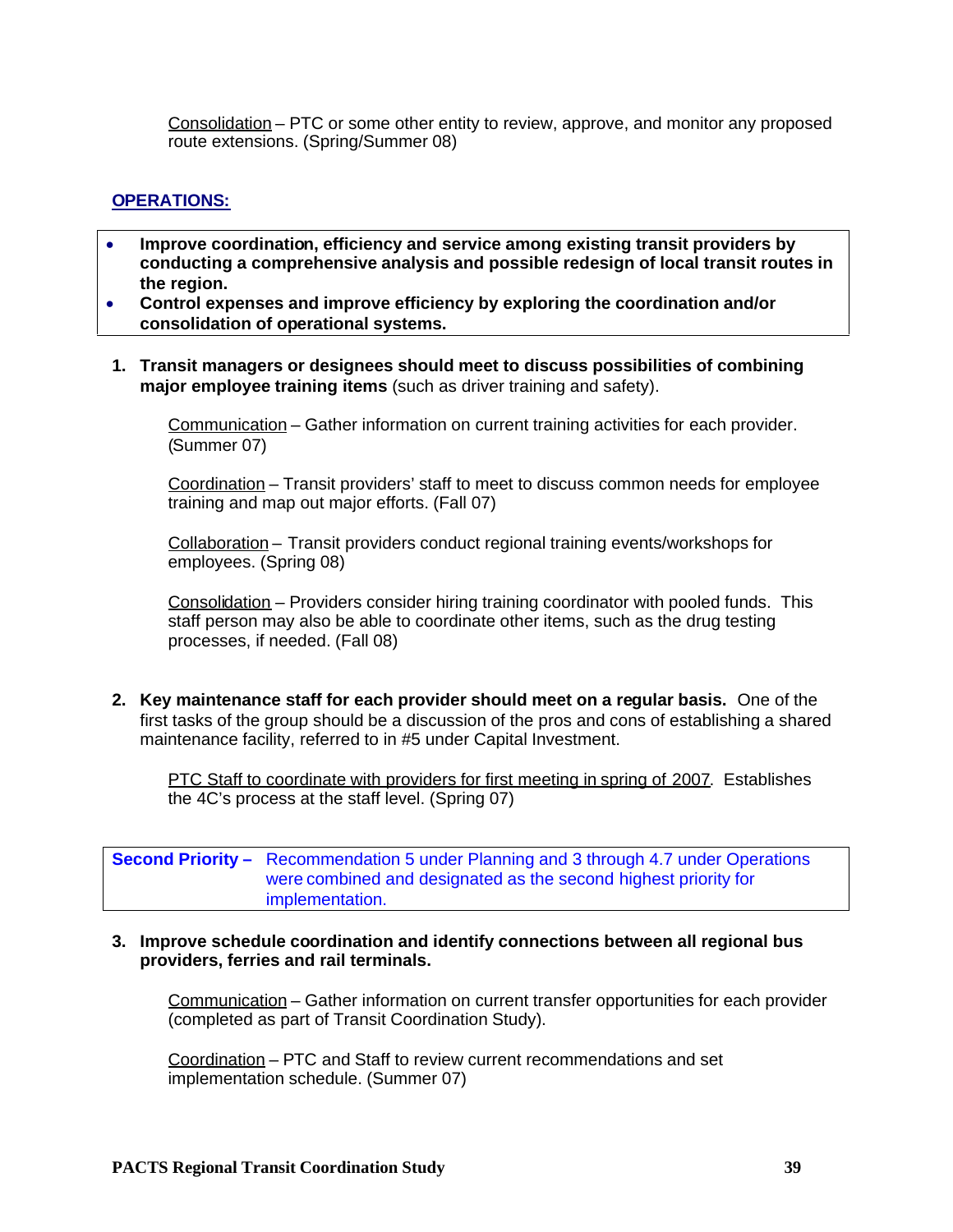Consolidation – PTC or some other entity to review, approve, and monitor any proposed route extensions. (Spring/Summer 08)

## OPERATIONS:

- **Improve coordination, efficiency and service among existing transit providers by conducting a comprehensive analysis and possible redesign of local transit routes in the region.**
- **Control expenses and improve efficiency by exploring the coordination and/or consolidation of operational systems.**

1. **Transit managers or designees should meet to discuss possibilities of combining major employee training items** (such as driver training and safety).

   Communication – Gather information on current training activities for each provider. (Summer 07)

   Coordination – Transit providers' staff to meet to discuss common needs for employee training and map out major efforts. (Fall 07)

   Collaboration – Transit providers conduct regional training events/workshops for employees. (Spring 08)

   Consolidation – Providers consider hiring training coordinator with pooled funds. This staff person may also be able to coordinate other items, such as the drug testing processes, if needed. (Fall 08)

2. **Key maintenance staff for each provider should meet on a regular basis.** One of the first tasks of the group should be a discussion of the pros and cons of establishing a shared maintenance facility, referred to in #5 under Capital Investment.

   PTC Staff to coordinate with providers for first meeting in spring of 2007. Establishes the 4C's process at the staff level. (Spring 07)

**Second Priority –** Recommendation 5 under Planning and 3 through 4.7 under Operations were combined and designated as the second highest priority for implementation.

3. **Improve schedule coordination and identify connections between all regional bus providers, ferries and rail terminals.**

   Communication – Gather information on current transfer opportunities for each provider (completed as part of Transit Coordination Study).

   Coordination – PTC and Staff to review current recommendations and set implementation schedule. (Summer 07)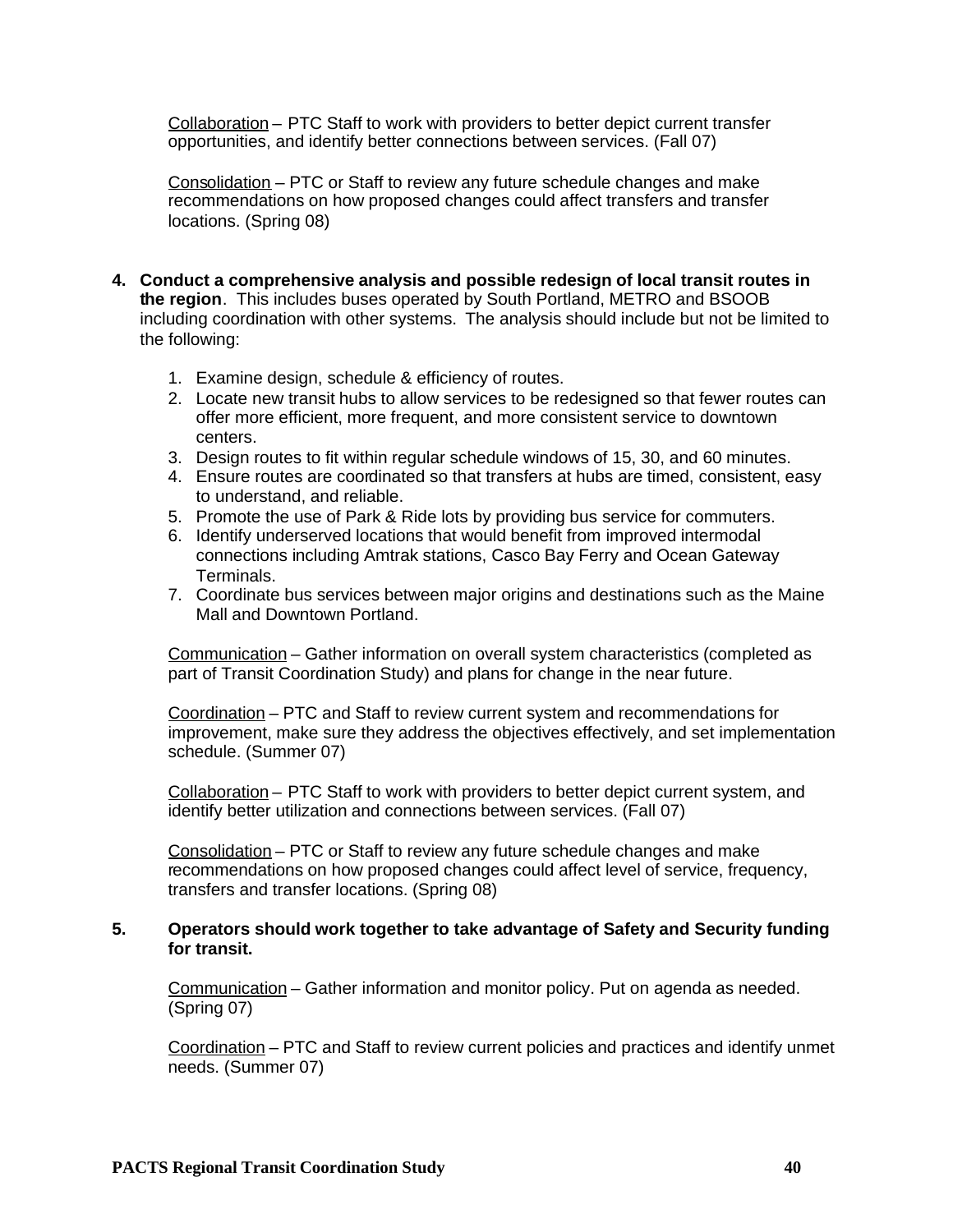Collaboration – PTC Staff to work with providers to better depict current transfer opportunities, and identify better connections between services. (Fall 07)

Consolidation – PTC or Staff to review any future schedule changes and make recommendations on how proposed changes could affect transfers and transfer locations. (Spring 08)

4. **Conduct a comprehensive analysis and possible redesign of local transit routes in the region**. This includes buses operated by South Portland, METRO and BSOOB including coordination with other systems. The analysis should include but not be limited to the following:

   1. Examine design, schedule & efficiency of routes.
   2. Locate new transit hubs to allow services to be redesigned so that fewer routes can offer more efficient, more frequent, and more consistent service to downtown centers.
   3. Design routes to fit within regular schedule windows of 15, 30, and 60 minutes.
   4. Ensure routes are coordinated so that transfers at hubs are timed, consistent, easy to understand, and reliable.
   5. Promote the use of Park & Ride lots by providing bus service for commuters.
   6. Identify underserved locations that would benefit from improved intermodal connections including Amtrak stations, Casco Bay Ferry and Ocean Gateway Terminals.
   7. Coordinate bus services between major origins and destinations such as the Maine Mall and Downtown Portland.

   Communication – Gather information on overall system characteristics (completed as part of Transit Coordination Study) and plans for change in the near future.

   Coordination – PTC and Staff to review current system and recommendations for improvement, make sure they address the objectives effectively, and set implementation schedule. (Summer 07)

   Collaboration – PTC Staff to work with providers to better depict current system, and identify better utilization and connections between services. (Fall 07)

   Consolidation – PTC or Staff to review any future schedule changes and make recommendations on how proposed changes could affect level of service, frequency, transfers and transfer locations. (Spring 08)

5. **Operators should work together to take advantage of Safety and Security funding for transit.**

   Communication – Gather information and monitor policy. Put on agenda as needed. (Spring 07)

   Coordination – PTC and Staff to review current policies and practices and identify unmet needs. (Summer 07)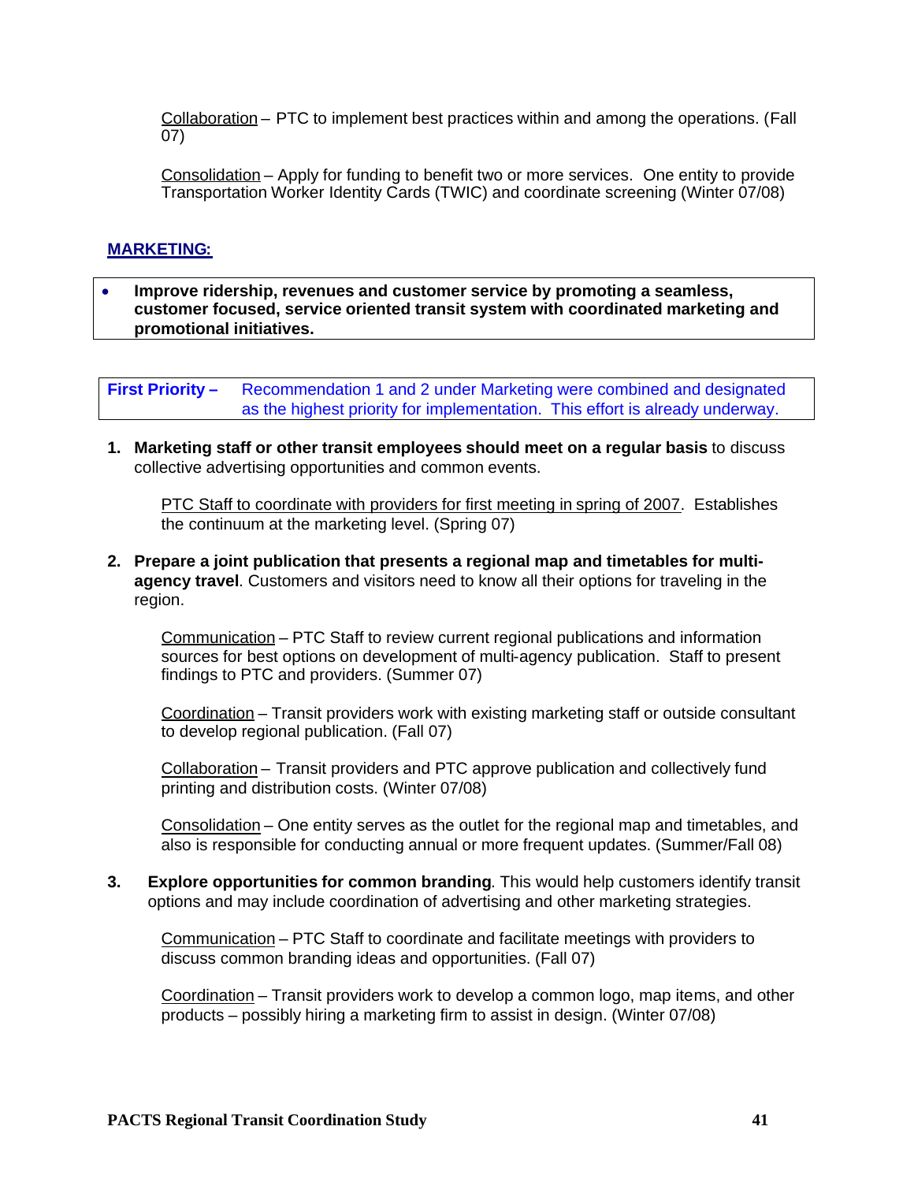Collaboration – PTC to implement best practices within and among the operations. (Fall 07)

Consolidation – Apply for funding to benefit two or more services. One entity to provide Transportation Worker Identity Cards (TWIC) and coordinate screening (Winter 07/08)

## MARKETING:

- **Improve ridership, revenues and customer service by promoting a seamless, customer focused, service oriented transit system with coordinated marketing and promotional initiatives.**

**First Priority –** Recommendation 1 and 2 under Marketing were combined and designated as the highest priority for implementation. This effort is already underway.

1. **Marketing staff or other transit employees should meet on a regular basis** to discuss collective advertising opportunities and common events.

   PTC Staff to coordinate with providers for first meeting in spring of 2007. Establishes the continuum at the marketing level. (Spring 07)

2. **Prepare a joint publication that presents a regional map and timetables for multi-agency travel**. Customers and visitors need to know all their options for traveling in the region.

   Communication – PTC Staff to review current regional publications and information sources for best options on development of multi-agency publication. Staff to present findings to PTC and providers. (Summer 07)

   Coordination – Transit providers work with existing marketing staff or outside consultant to develop regional publication. (Fall 07)

   Collaboration – Transit providers and PTC approve publication and collectively fund printing and distribution costs. (Winter 07/08)

   Consolidation – One entity serves as the outlet for the regional map and timetables, and also is responsible for conducting annual or more frequent updates. (Summer/Fall 08)

3. **Explore opportunities for common branding**. This would help customers identify transit options and may include coordination of advertising and other marketing strategies.

   Communication – PTC Staff to coordinate and facilitate meetings with providers to discuss common branding ideas and opportunities. (Fall 07)

   Coordination – Transit providers work to develop a common logo, map items, and other products – possibly hiring a marketing firm to assist in design. (Winter 07/08)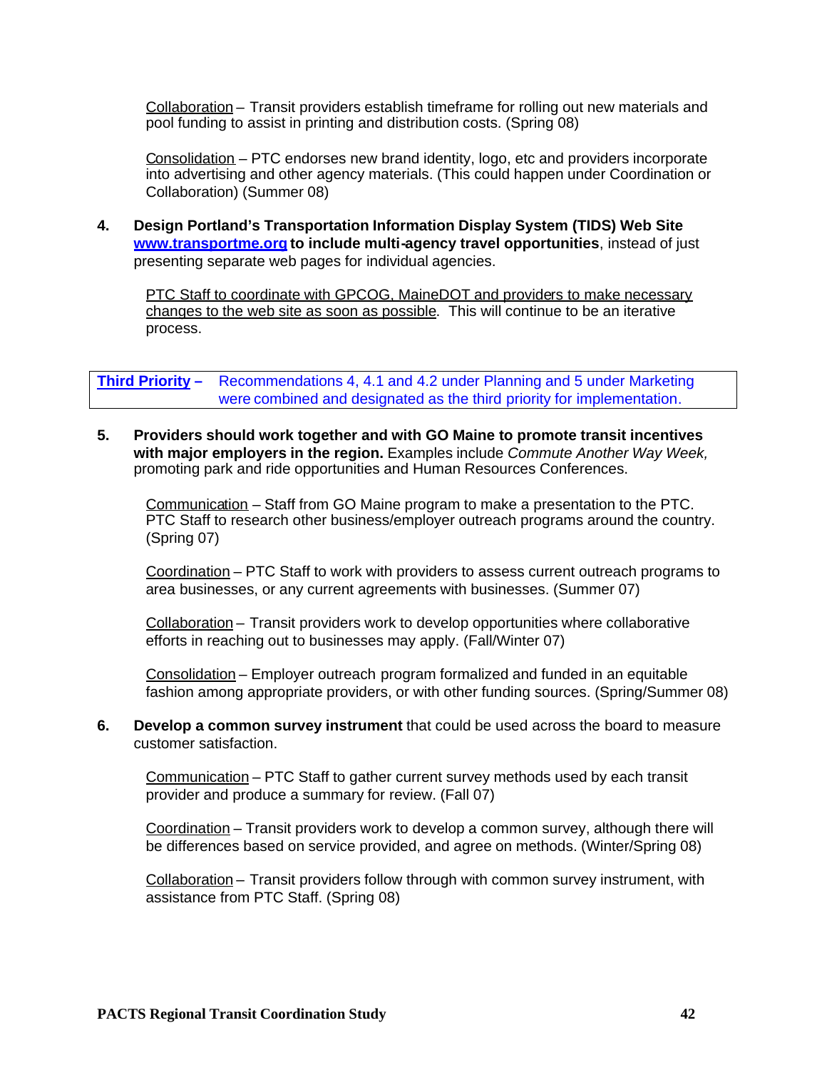Collaboration – Transit providers establish timeframe for rolling out new materials and pool funding to assist in printing and distribution costs. (Spring 08)

Consolidation – PTC endorses new brand identity, logo, etc and providers incorporate into advertising and other agency materials. (This could happen under Coordination or Collaboration) (Summer 08)

4. **Design Portland's Transportation Information Display System (TIDS) Web Site [www.transportme.org](http://www.transportme.org) to include multi-agency travel opportunities**, instead of just presenting separate web pages for individual agencies.

   PTC Staff to coordinate with GPCOG, MaineDOT and providers to make necessary changes to the web site as soon as possible. This will continue to be an iterative process.

| **Third Priority –** | Recommendations 4, 4.1 and 4.2 under Planning and 5 under Marketing were combined and designated as the third priority for implementation. |
|---|---|

5. **Providers should work together and with GO Maine to promote transit incentives with major employers in the region.** Examples include *Commute Another Way Week,* promoting park and ride opportunities and Human Resources Conferences.

   Communication – Staff from GO Maine program to make a presentation to the PTC. PTC Staff to research other business/employer outreach programs around the country. (Spring 07)

   Coordination – PTC Staff to work with providers to assess current outreach programs to area businesses, or any current agreements with businesses. (Summer 07)

   Collaboration – Transit providers work to develop opportunities where collaborative efforts in reaching out to businesses may apply. (Fall/Winter 07)

   Consolidation – Employer outreach program formalized and funded in an equitable fashion among appropriate providers, or with other funding sources. (Spring/Summer 08)

6. **Develop a common survey instrument** that could be used across the board to measure customer satisfaction.

   Communication – PTC Staff to gather current survey methods used by each transit provider and produce a summary for review. (Fall 07)

   Coordination – Transit providers work to develop a common survey, although there will be differences based on service provided, and agree on methods. (Winter/Spring 08)

   Collaboration – Transit providers follow through with common survey instrument, with assistance from PTC Staff. (Spring 08)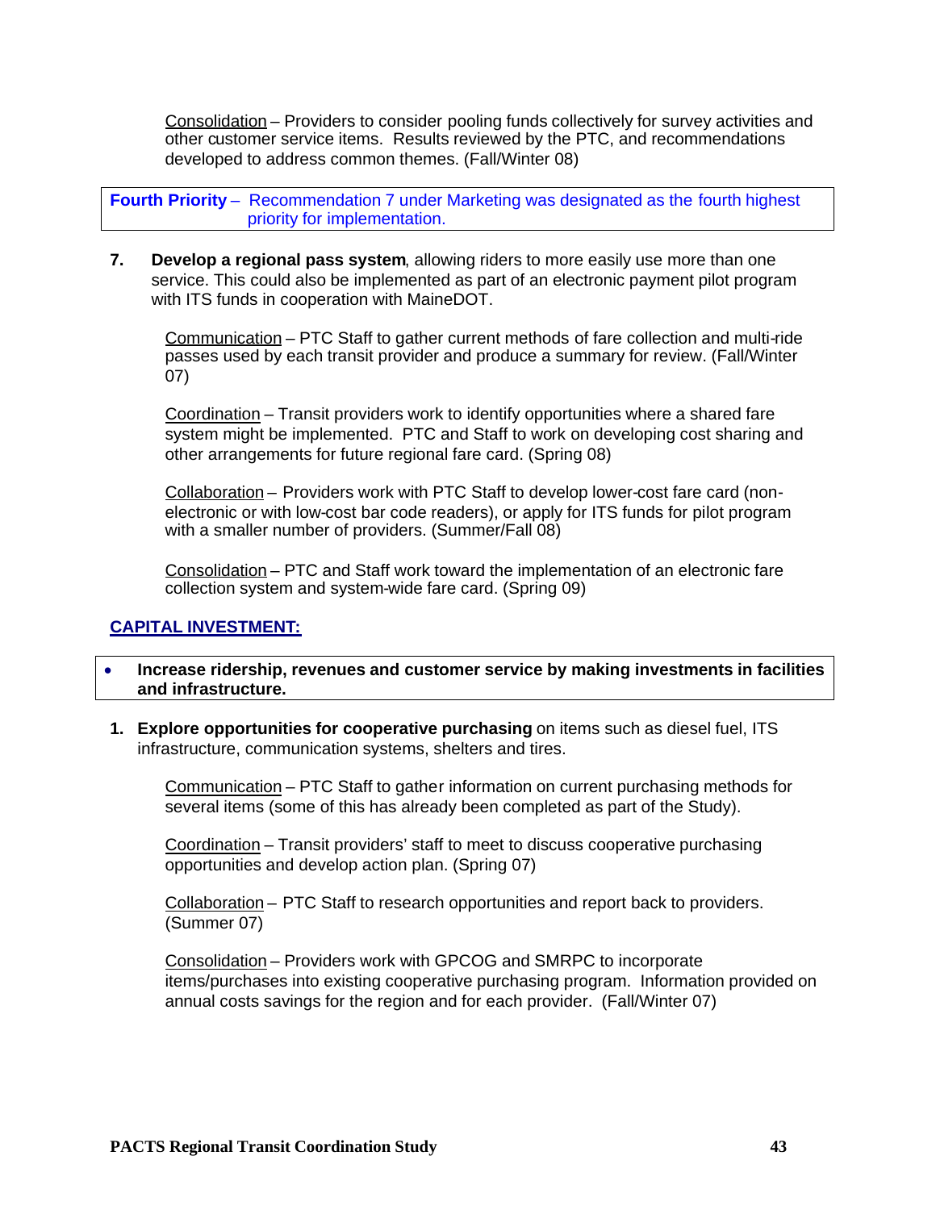Consolidation – Providers to consider pooling funds collectively for survey activities and other customer service items. Results reviewed by the PTC, and recommendations developed to address common themes. (Fall/Winter 08)

**Fourth Priority** – Recommendation 7 under Marketing was designated as the fourth highest priority for implementation.

7. **Develop a regional pass system**, allowing riders to more easily use more than one service. This could also be implemented as part of an electronic payment pilot program with ITS funds in cooperation with MaineDOT.

   Communication – PTC Staff to gather current methods of fare collection and multi-ride passes used by each transit provider and produce a summary for review. (Fall/Winter 07)

   Coordination – Transit providers work to identify opportunities where a shared fare system might be implemented. PTC and Staff to work on developing cost sharing and other arrangements for future regional fare card. (Spring 08)

   Collaboration – Providers work with PTC Staff to develop lower-cost fare card (non-electronic or with low-cost bar code readers), or apply for ITS funds for pilot program with a smaller number of providers. (Summer/Fall 08)

   Consolidation – PTC and Staff work toward the implementation of an electronic fare collection system and system-wide fare card. (Spring 09)

## CAPITAL INVESTMENT:

- **Increase ridership, revenues and customer service by making investments in facilities and infrastructure.**

1. **Explore opportunities for cooperative purchasing** on items such as diesel fuel, ITS infrastructure, communication systems, shelters and tires.

   Communication – PTC Staff to gather information on current purchasing methods for several items (some of this has already been completed as part of the Study).

   Coordination – Transit providers' staff to meet to discuss cooperative purchasing opportunities and develop action plan. (Spring 07)

   Collaboration – PTC Staff to research opportunities and report back to providers. (Summer 07)

   Consolidation – Providers work with GPCOG and SMRPC to incorporate items/purchases into existing cooperative purchasing program. Information provided on annual costs savings for the region and for each provider. (Fall/Winter 07)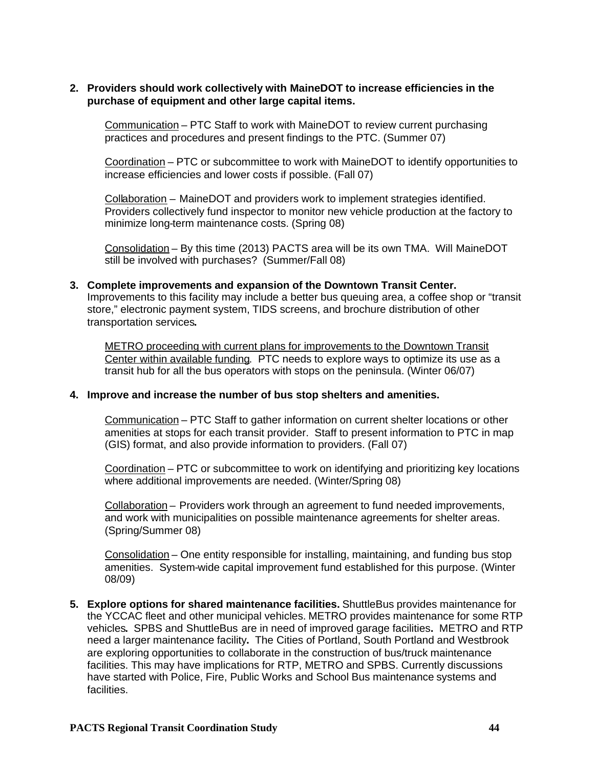2. **Providers should work collectively with MaineDOT to increase efficiencies in the purchase of equipment and other large capital items.**

   Communication – PTC Staff to work with MaineDOT to review current purchasing practices and procedures and present findings to the PTC. (Summer 07)

   Coordination – PTC or subcommittee to work with MaineDOT to identify opportunities to increase efficiencies and lower costs if possible. (Fall 07)

   Collaboration – MaineDOT and providers work to implement strategies identified. Providers collectively fund inspector to monitor new vehicle production at the factory to minimize long-term maintenance costs. (Spring 08)

   Consolidation – By this time (2013) PACTS area will be its own TMA. Will MaineDOT still be involved with purchases? (Summer/Fall 08)

3. **Complete improvements and expansion of the Downtown Transit Center.** Improvements to this facility may include a better bus queuing area, a coffee shop or “transit store,” electronic payment system, TIDS screens, and brochure distribution of other transportation services**.**

   METRO proceeding with current plans for improvements to the Downtown Transit Center within available funding. PTC needs to explore ways to optimize its use as a transit hub for all the bus operators with stops on the peninsula. (Winter 06/07)

4. **Improve and increase the number of bus stop shelters and amenities.**

   Communication – PTC Staff to gather information on current shelter locations or other amenities at stops for each transit provider. Staff to present information to PTC in map (GIS) format, and also provide information to providers. (Fall 07)

   Coordination – PTC or subcommittee to work on identifying and prioritizing key locations where additional improvements are needed. (Winter/Spring 08)

   Collaboration – Providers work through an agreement to fund needed improvements, and work with municipalities on possible maintenance agreements for shelter areas. (Spring/Summer 08)

   Consolidation – One entity responsible for installing, maintaining, and funding bus stop amenities. System-wide capital improvement fund established for this purpose. (Winter 08/09)

5. **Explore options for shared maintenance facilities.** ShuttleBus provides maintenance for the YCCAC fleet and other municipal vehicles. METRO provides maintenance for some RTP vehicles**.** SPBS and ShuttleBus are in need of improved garage facilities**.** METRO and RTP need a larger maintenance facility**.** The Cities of Portland, South Portland and Westbrook are exploring opportunities to collaborate in the construction of bus/truck maintenance facilities. This may have implications for RTP, METRO and SPBS. Currently discussions have started with Police, Fire, Public Works and School Bus maintenance systems and facilities.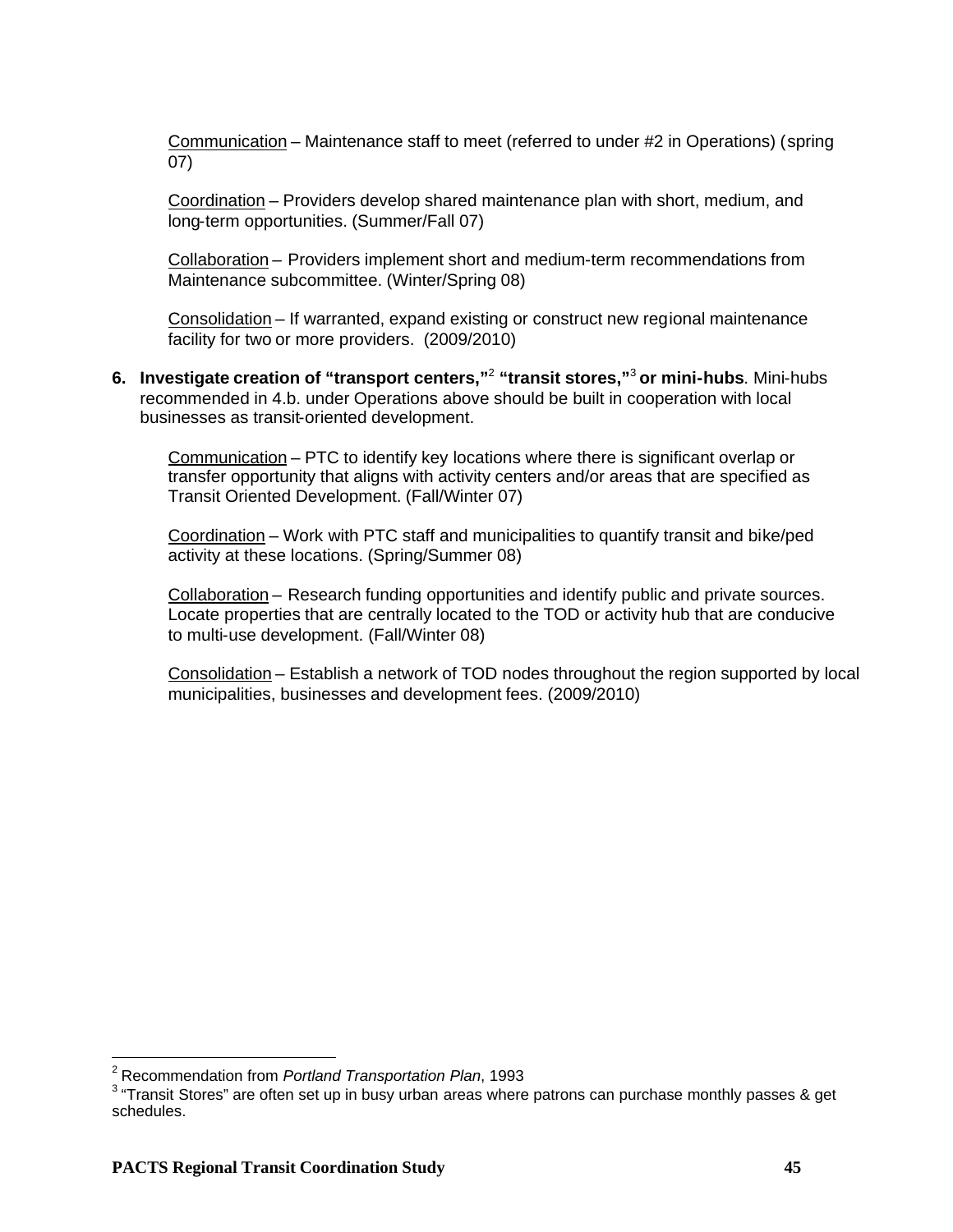Communication – Maintenance staff to meet (referred to under #2 in Operations) (spring 07)

Coordination – Providers develop shared maintenance plan with short, medium, and long-term opportunities. (Summer/Fall 07)

Collaboration – Providers implement short and medium-term recommendations from Maintenance subcommittee. (Winter/Spring 08)

Consolidation – If warranted, expand existing or construct new regional maintenance facility for two or more providers. (2009/2010)

6. **Investigate creation of "transport centers,"[2] "transit stores,"[3] or mini-hubs**. Mini-hubs recommended in 4.b. under Operations above should be built in cooperation with local businesses as transit-oriented development.

   Communication – PTC to identify key locations where there is significant overlap or transfer opportunity that aligns with activity centers and/or areas that are specified as Transit Oriented Development. (Fall/Winter 07)

   Coordination – Work with PTC staff and municipalities to quantify transit and bike/ped activity at these locations. (Spring/Summer 08)

   Collaboration – Research funding opportunities and identify public and private sources. Locate properties that are centrally located to the TOD or activity hub that are conducive to multi-use development. (Fall/Winter 08)

   Consolidation – Establish a network of TOD nodes throughout the region supported by local municipalities, businesses and development fees. (2009/2010)

---

[2] Recommendation from *Portland Transportation Plan*, 1993

[3] "Transit Stores" are often set up in busy urban areas where patrons can purchase monthly passes & get schedules.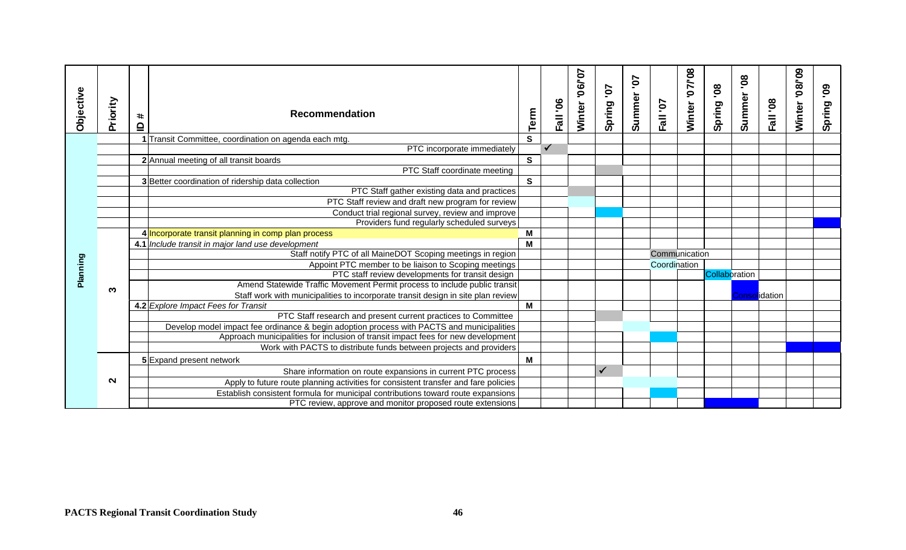| Objective | Priority | ID # | Recommendation | Term | Fall '06 | Winter '06/'07 | Spring '07 | Summer '07 | Fall '07 | Winter '07/'08 | Spring '08 | Summer '08 | Fall '08 | Winter '08/'09 | Spring '09 |
|---|---|---|---|---|---|---|---|---|---|---|---|---|---|---|---|
| Planning | | 1 | Transit Committee, coordination on agenda each mtg. | S | | | | | | | | | | | |
| | | | PTC incorporate immediately | | ✓ | | | | | | | | | | |
| | | 2 | Annual meeting of all transit boards | S | | | | | | | | | | | |
| | | | PTC Staff coordinate meeting | | | | | | | | | | | | |
| | | 3 | Better coordination of ridership data collection | S | | | | | | | | | | | |
| | | | PTC Staff gather existing data and practices | | | | | | | | | | | | |
| | | | PTC Staff review and draft new program for review | | | | | | | | | | | | |
| | | | Conduct trial regional survey, review and improve | | | | | | | | | | | | |
| | | | Providers fund regularly scheduled surveys | | | | | | | | | | | | |
| | 3 | 4 | Incorporate transit planning in comp plan process | M | | | | | | | | | | | |
| | | 4.1 | *Include transit in major land use development* | M | | | | | | | | | | | |
| | | | Staff notify PTC of all MaineDOT Scoping meetings in region | | | | | | Communication | | | | | | |
| | | | Appoint PTC member to be liaison to Scoping meetings | | | | | | Coordination | | | | | | |
| | | | PTC staff review developments for transit design | | | | | | | | Collaboration | | | | |
| | | | Amend Statewide Traffic Movement Permit process to include public transit | | | | | | | | | | | | |
| | | | Staff work with municipalities to incorporate transit design in site plan review | | | | | | | | | Consolidation | | | |
| | | 4.2 | *Explore Impact Fees for Transit* | M | | | | | | | | | | | |
| | | | PTC Staff research and present current practices to Committee | | | | | | | | | | | | |
| | | | Develop model impact fee ordinance & begin adoption process with PACTS and municipalities | | | | | | | | | | | | |
| | | | Approach municipalities for inclusion of transit impact fees for new development | | | | | | | | | | | | |
| | | | Work with PACTS to distribute funds between projects and providers | | | | | | | | | | | | |
| | 2 | 5 | Expand present network | M | | | | | | | | | | | |
| | | | Share information on route expansions in current PTC process | | | | ✓ | | | | | | | | |
| | | | Apply to future route planning activities for consistent transfer and fare policies | | | | | | | | | | | | |
| | | | Establish consistent formula for municipal contributions toward route expansions | | | | | | | | | | | | |
| | | | PTC review, approve and monitor proposed route extensions | | | | | | | | | | | | |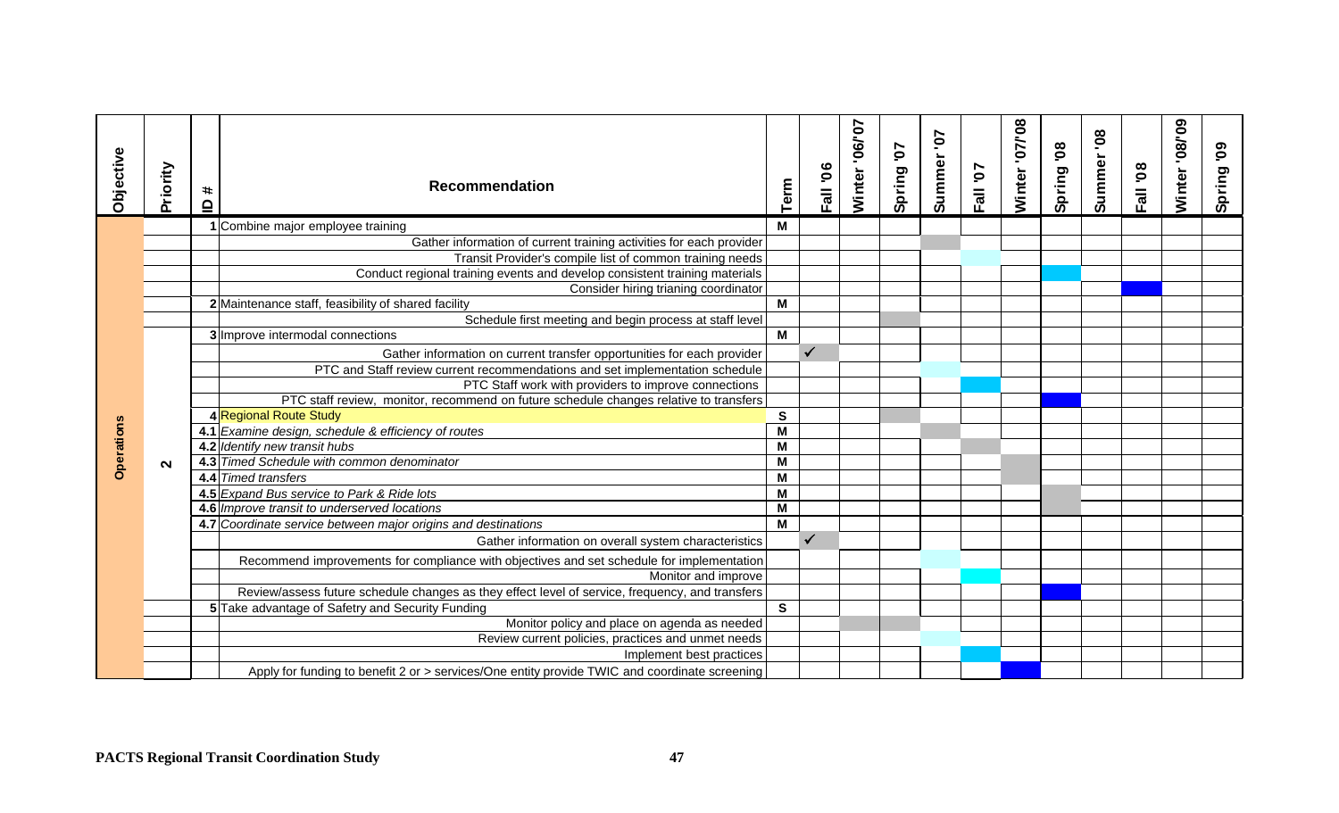| Objective | Priority | ID # | Recommendation | Term | Fall '06 | Winter '06/'07 | Spring '07 | Summer '07 | Fall '07 | Winter '07/'08 | Spring '08 | Summer '08 | Fall '08 | Winter '08/'09 | Spring '09 |
|---|---|---|---|---|---|---|---|---|---|---|---|---|---|---|---|
| Operations | 2 | 1 | Combine major employee training | M | | | | | | | | | | | |
| | | | Gather information of current training activities for each provider | | | | | | | | | | | | |
| | | | Transit Provider's compile list of common training needs | | | | | | | | | | | | |
| | | | Conduct regional training events and develop consistent training materials | | | | | | | | | | | | |
| | | | Consider hiring trianing coordinator | | | | | | | | | | | | |
| | | 2 | Maintenance staff, feasibility of shared facility | M | | | | | | | | | | | |
| | | | Schedule first meeting and begin process at staff level | | | | | | | | | | | | |
| | | 3 | Improve intermodal connections | M | | | | | | | | | | | |
| | | | Gather information on current transfer opportunities for each provider | | ✓ | | | | | | | | | | |
| | | | PTC and Staff review current recommendations and set implementation schedule | | | | | | | | | | | | |
| | | | PTC Staff work with providers to improve connections | | | | | | | | | | | | |
| | | | PTC staff review, monitor, recommend on future schedule changes relative to transfers | | | | | | | | | | | | |
| | | 4 | Regional Route Study | S | | | | | | | | | | | |
| | | 4.1 | *Examine design, schedule & efficiency of routes* | M | | | | | | | | | | | |
| | | 4.2 | *Identify new transit hubs* | M | | | | | | | | | | | |
| | | 4.3 | *Timed Schedule with common denominator* | M | | | | | | | | | | | |
| | | 4.4 | *Timed transfers* | M | | | | | | | | | | | |
| | | 4.5 | *Expand Bus service to Park & Ride lots* | M | | | | | | | | | | | |
| | | 4.6 | *Improve transit to underserved locations* | M | | | | | | | | | | | |
| | | 4.7 | *Coordinate service between major origins and destinations* | M | | | | | | | | | | | |
| | | | Gather information on overall system characteristics | | ✓ | | | | | | | | | | |
| | | | Recommend improvements for compliance with objectives and set schedule for implementation | | | | | | | | | | | | |
| | | | Monitor and improve | | | | | | | | | | | | |
| | | | Review/assess future schedule changes as they effect level of service, frequency, and transfers | | | | | | | | | | | | |
| | | 5 | Take advantage of Safetry and Security Funding | S | | | | | | | | | | | |
| | | | Monitor policy and place on agenda as needed | | | | | | | | | | | | |
| | | | Review current policies, practices and unmet needs | | | | | | | | | | | | |
| | | | Implement best practices | | | | | | | | | | | | |
| | | | Apply for funding to benefit 2 or > services/One entity provide TWIC and coordinate screening | | | | | | | | | | | | |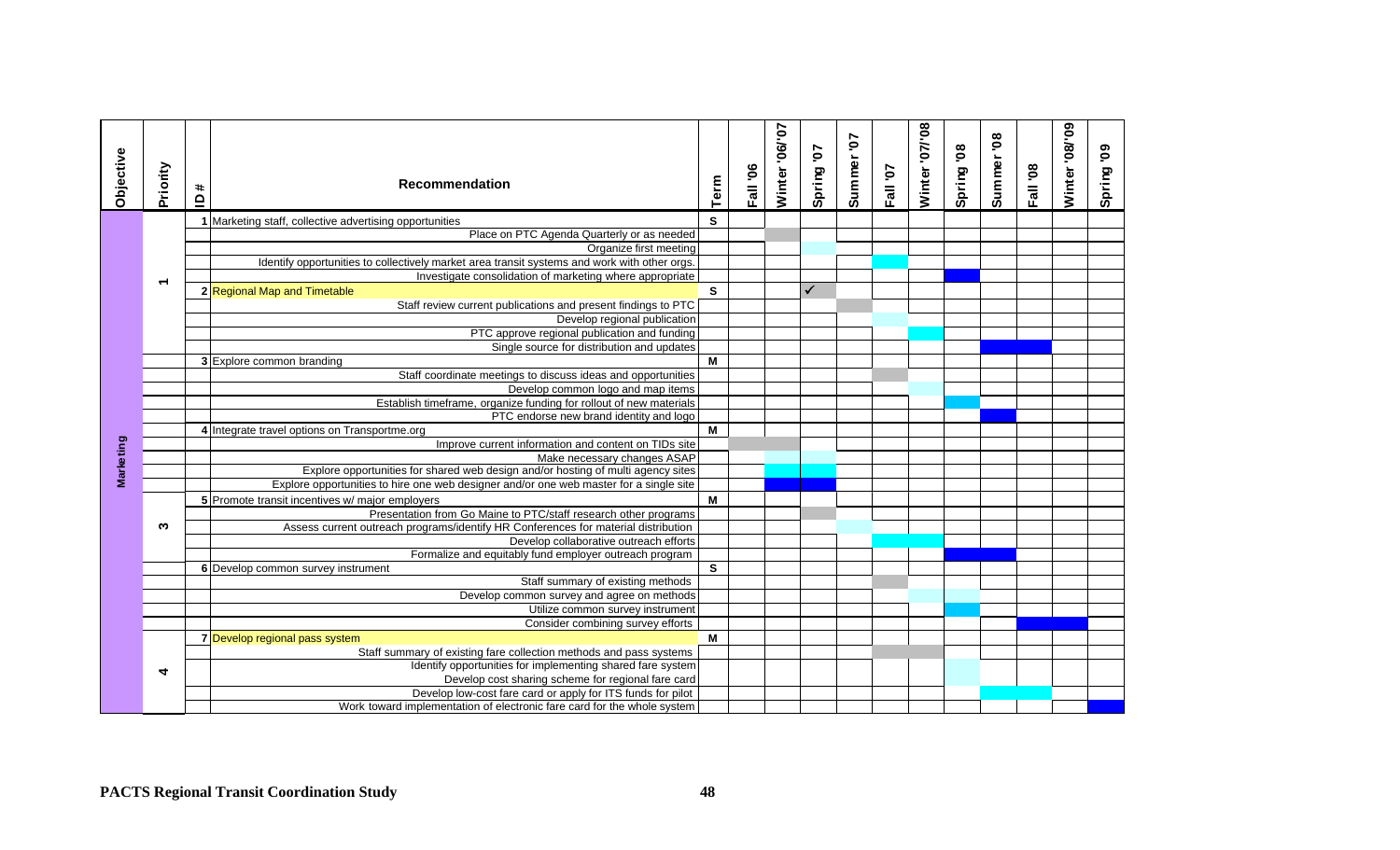| Objective | Priority | ID # | Recommendation | Term | Fall '06 | Winter '06/'07 | Spring '07 | Summer '07 | Fall '07 | Winter '07/'08 | Spring '08 | Summer '08 | Fall '08 | Winter '08/'09 | Spring '09 |
|---|---|---|---|---|---|---|---|---|---|---|---|---|---|---|---|
| Marketing | 1 | 1 | Marketing staff, collective advertising opportunities | S | | | | | | | | | | | |
| | | | Place on PTC Agenda Quarterly or as needed | | | | | | | | | | | | |
| | | | Organize first meeting | | | | | | | | | | | | |
| | | | Identify opportunities to collectively market area transit systems and work with other orgs. | | | | | | | | | | | | |
| | | | Investigate consolidation of marketing where appropriate | | | | | | | | | | | | |
| | | 2 | Regional Map and Timetable | S | | | ✓ | | | | | | | | |
| | | | Staff review current publications and present findings to PTC | | | | | | | | | | | | |
| | | | Develop regional publication | | | | | | | | | | | | |
| | | | PTC approve regional publication and funding | | | | | | | | | | | | |
| | | | Single source for distribution and updates | | | | | | | | | | | | |
| | | 3 | Explore common branding | M | | | | | | | | | | | |
| | | | Staff coordinate meetings to discuss ideas and opportunities | | | | | | | | | | | | |
| | | | Develop common logo and map items | | | | | | | | | | | | |
| | | | Establish timeframe, organize funding for rollout of new materials | | | | | | | | | | | | |
| | | | PTC endorse new brand identity and logo | | | | | | | | | | | | |
| | | 4 | Integrate travel options on Transportme.org | M | | | | | | | | | | | |
| | | | Improve current information and content on TIDs site | | | | | | | | | | | | |
| | | | Make necessary changes ASAP | | | | | | | | | | | | |
| | | | Explore opportunities for shared web design and/or hosting of multi agency sites | | | | | | | | | | | | |
| | | | Explore opportunities to hire one web designer and/or one web master for a single site | | | | | | | | | | | | |
| | 3 | 5 | Promote transit incentives w/ major employers | M | | | | | | | | | | | |
| | | | Presentation from Go Maine to PTC/staff research other programs | | | | | | | | | | | | |
| | | | Assess current outreach programs/identify HR Conferences for material distribution | | | | | | | | | | | | |
| | | | Develop collaborative outreach efforts | | | | | | | | | | | | |
| | | | Formalize and equitably fund employer outreach program | | | | | | | | | | | | |
| | | 6 | Develop common survey instrument | S | | | | | | | | | | | |
| | | | Staff summary of existing methods | | | | | | | | | | | | |
| | | | Develop common survey and agree on methods | | | | | | | | | | | | |
| | | | Utilize common survey instrument | | | | | | | | | | | | |
| | | | Consider combining survey efforts | | | | | | | | | | | | |
| | 4 | 7 | Develop regional pass system | M | | | | | | | | | | | |
| | | | Staff summary of existing fare collection methods and pass systems | | | | | | | | | | | | |
| | | | Identify opportunities for implementing shared fare system | | | | | | | | | | | | |
| | | | Develop cost sharing scheme for regional fare card | | | | | | | | | | | | |
| | | | Develop low-cost fare card or apply for ITS funds for pilot | | | | | | | | | | | | |
| | | | Work toward implementation of electronic fare card for the whole system | | | | | | | | | | | | |

**PACTS Regional Transit Coordination Study**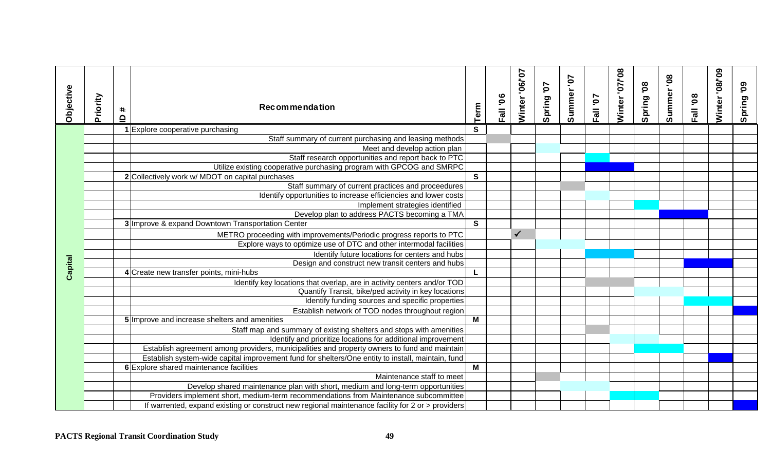| Objective | Priority | ID # | Recommendation | Term | Fall '06 | Winter '06/'07 | Spring '07 | Summer '07 | Fall '07 | Winter '07/'08 | Spring '08 | Summer '08 | Fall '08 | Winter '08/'09 | Spring '09 |
|---|---|---|---|---|---|---|---|---|---|---|---|---|---|---|---|
| Capital | | 1 | Explore cooperative purchasing | S | | | | | | | | | | | |
| | | | Staff summary of current purchasing and leasing methods | | | | | | | | | | | | |
| | | | Meet and develop action plan | | | | | | | | | | | | |
| | | | Staff research opportunities and report back to PTC | | | | | | | | | | | | |
| | | | Utilize existing cooperative purchasing program with GPCOG and SMRPC | | | | | | | | | | | | |
| | | 2 | Collectively work w/ MDOT on capital purchases | S | | | | | | | | | | | |
| | | | Staff summary of current practices and proceedures | | | | | | | | | | | | |
| | | | Identify opportunities to increase efficiencies and lower costs | | | | | | | | | | | | |
| | | | Implement strategies identified | | | | | | | | | | | | |
| | | | Develop plan to address PACTS becoming a TMA | | | | | | | | | | | | |
| | | 3 | Improve & expand Downtown Transportation Center | S | | | | | | | | | | | |
| | | | METRO proceeding with improvements/Periodic progress reports to PTC | | | ✓ | | | | | | | | | |
| | | | Explore ways to optimize use of DTC and other intermodal facilities | | | | | | | | | | | | |
| | | | Identify future locations for centers and hubs | | | | | | | | | | | | |
| | | | Design and construct new transit centers and hubs | | | | | | | | | | | | |
| | | 4 | Create new transfer points, mini-hubs | L | | | | | | | | | | | |
| | | | Identify key locations that overlap, are in activity centers and/or TOD | | | | | | | | | | | | |
| | | | Quantify Transit, bike/ped activity in key locations | | | | | | | | | | | | |
| | | | Identify funding sources and specific properties | | | | | | | | | | | | |
| | | | Establish network of TOD nodes throughout region | | | | | | | | | | | | |
| | | 5 | Improve and increase shelters and amenities | M | | | | | | | | | | | |
| | | | Staff map and summary of existing shelters and stops with amenities | | | | | | | | | | | | |
| | | | Identify and prioritize locations for additional improvement | | | | | | | | | | | | |
| | | | Establish agreement among providers, municipalities and property owners to fund and maintain | | | | | | | | | | | | |
| | | | Establish system-wide capital improvement fund for shelters/One entity to install, maintain, fund | | | | | | | | | | | | |
| | | 6 | Explore shared maintenance facilities | M | | | | | | | | | | | |
| | | | Maintenance staff to meet | | | | | | | | | | | | |
| | | | Develop shared maintenance plan with short, medium and long-term opportunities | | | | | | | | | | | | |
| | | | Providers implement short, medium-term recommendations from Maintenance subcommittee | | | | | | | | | | | | |
| | | | If warrented, expand existing or construct new regional maintenance facility for 2 or > providers | | | | | | | | | | | | |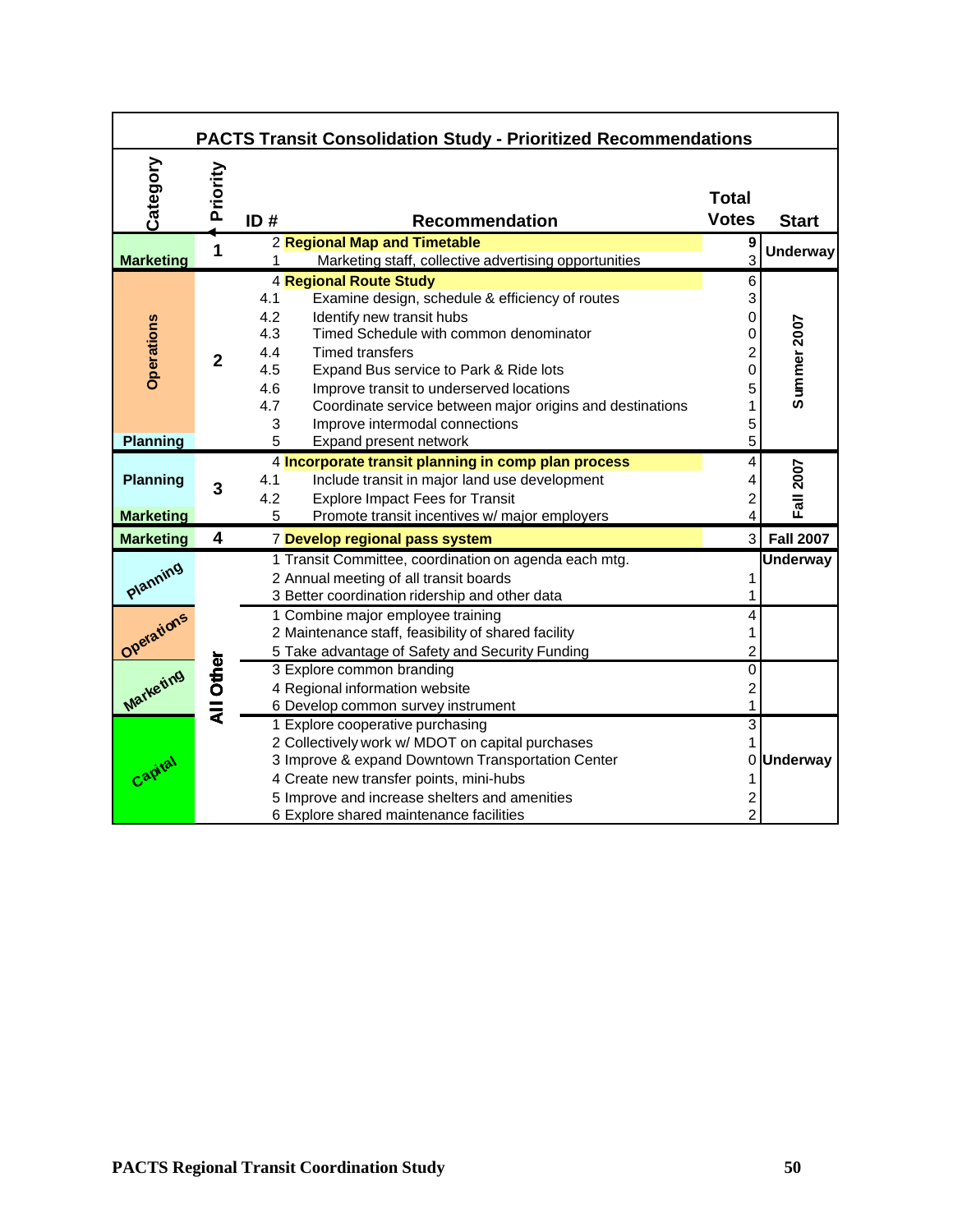## PACTS Transit Consolidation Study - Prioritized Recommendations

| Category | Priority | ID # | Recommendation | Total Votes | Start |
|---|---|---|---|---|---|
| Marketing | 1 | 2 | **Regional Map and Timetable** | 9 | Underway |
| Marketing | 1 | 1 | Marketing staff, collective advertising opportunities | 3 | Underway |
| Operations | 2 | 4 | **Regional Route Study** | 6 | Summer 2007 |
| Operations | 2 | 4.1 | Examine design, schedule & efficiency of routes | 3 | Summer 2007 |
| Operations | 2 | 4.2 | Identify new transit hubs | 0 | Summer 2007 |
| Operations | 2 | 4.3 | Timed Schedule with common denominator | 0 | Summer 2007 |
| Operations | 2 | 4.4 | Timed transfers | 2 | Summer 2007 |
| Operations | 2 | 4.5 | Expand Bus service to Park & Ride lots | 0 | Summer 2007 |
| Operations | 2 | 4.6 | Improve transit to underserved locations | 5 | Summer 2007 |
| Operations | 2 | 4.7 | Coordinate service between major origins and destinations | 1 | Summer 2007 |
| Operations | 2 | 3 | Improve intermodal connections | 5 | Summer 2007 |
| Planning | 2 | 5 | Expand present network | 5 | Summer 2007 |
| Planning | 3 | 4 | **Incorporate transit planning in comp plan process** | 4 | Fall 2007 |
| Planning | 3 | 4.1 | Include transit in major land use development | 4 | Fall 2007 |
| Planning | 3 | 4.2 | Explore Impact Fees for Transit | 2 | Fall 2007 |
| Marketing | 3 | 5 | Promote transit incentives w/ major employers | 4 | Fall 2007 |
| Marketing | 4 | 7 | **Develop regional pass system** | 3 | Fall 2007 |
| Planning | All Other | 1 | Transit Committee, coordination on agenda each mtg. | | Underway |
| Planning | All Other | 2 | Annual meeting of all transit boards | 1 | |
| Planning | All Other | 3 | Better coordination ridership and other data | 1 | |
| Operations | All Other | 1 | Combine major employee training | 4 | |
| Operations | All Other | 2 | Maintenance staff, feasibility of shared facility | 1 | |
| Operations | All Other | 5 | Take advantage of Safety and Security Funding | 2 | |
| Marketing | All Other | 3 | Explore common branding | 0 | |
| Marketing | All Other | 4 | Regional information website | 2 | |
| Marketing | All Other | 6 | Develop common survey instrument | 1 | |
| Capital | All Other | 1 | Explore cooperative purchasing | 3 | |
| Capital | All Other | 2 | Collectively work w/ MDOT on capital purchases | 1 | |
| Capital | All Other | 3 | Improve & expand Downtown Transportation Center | 0 | Underway |
| Capital | All Other | 4 | Create new transfer points, mini-hubs | 1 | |
| Capital | All Other | 5 | Improve and increase shelters and amenities | 2 | |
| Capital | All Other | 6 | Explore shared maintenance facilities | 2 | |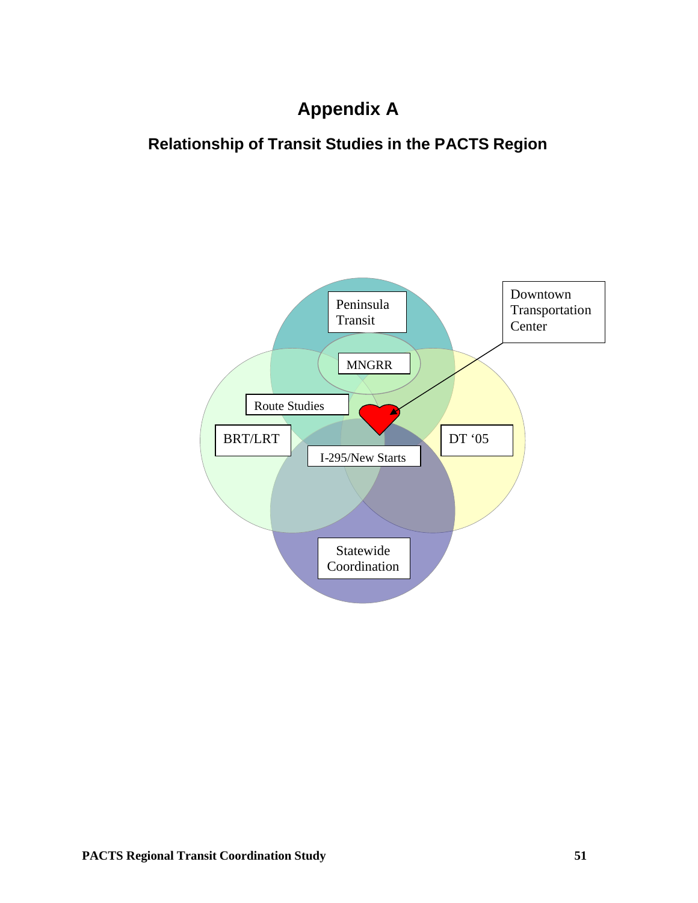# Appendix A

## Relationship of Transit Studies in the PACTS Region

Peninsula Transit

MNGRR

Route Studies

BRT/LRT

DT ‘05

I-295/New Starts

Statewide Coordination

Downtown Transportation Center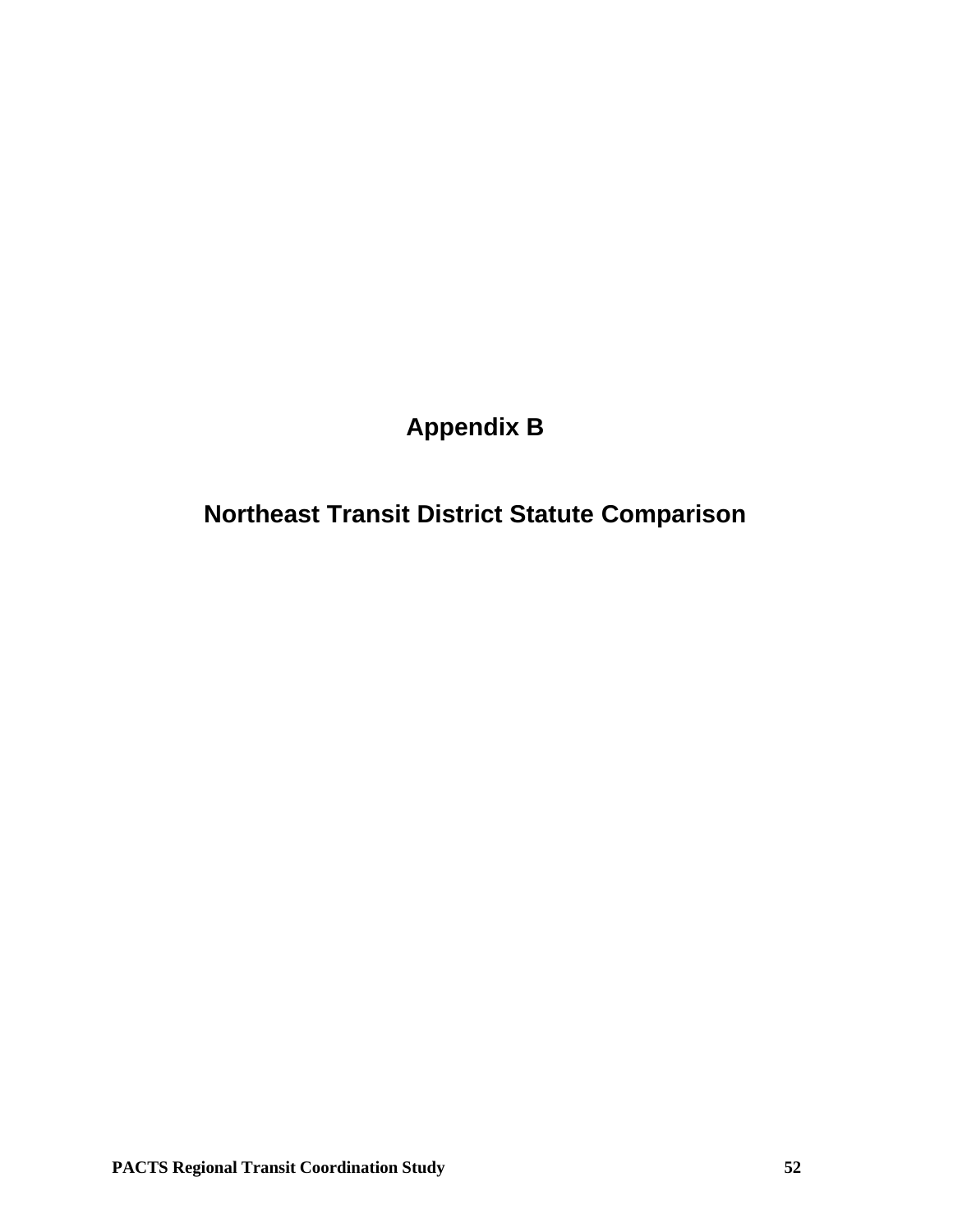# Appendix B

# Northeast Transit District Statute Comparison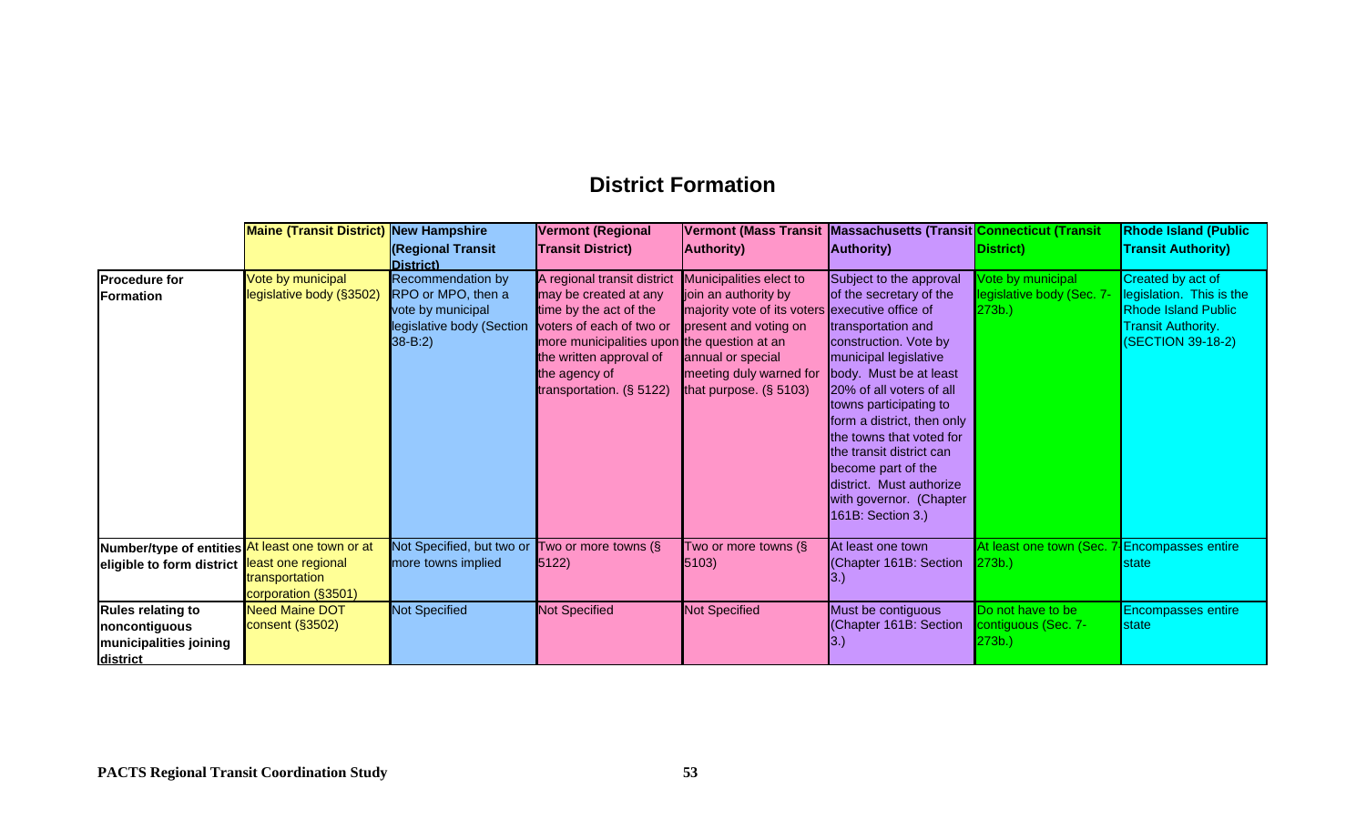# District Formation

| | Maine (Transit District) | New Hampshire (Regional Transit District) | Vermont (Regional Transit District) | Vermont (Mass Transit Authority) | Massachusetts (Transit Authority) | Connecticut (Transit District) | Rhode Island (Public Transit Authority) |
|---|---|---|---|---|---|---|---|
| **Procedure for Formation** | Vote by municipal legislative body (§3502) | Recommendation by RPO or MPO, then a vote by municipal legislative body (Section 38-B:2) | A regional transit district may be created at any time by the act of the voters of each of two or more municipalities upon the written approval of the agency of transportation. (§ 5122) | Municipalities elect to join an authority by majority vote of its voters present and voting on the question at an annual or special meeting duly warned for that purpose. (§ 5103) | Subject to the approval of the secretary of the executive office of transportation and construction. Vote by municipal legislative body. Must be at least 20% of all voters of all towns participating to form a district, then only the towns that voted for the transit district can become part of the district. Must authorize with governor. (Chapter 161B: Section 3.) | Vote by municipal legislative body (Sec. 7-273b.) | Created by act of legislation. This is the Rhode Island Public Transit Authority. (SECTION 39-18-2) |
| **Number/type of entities eligible to form district** | At least one town or at least one regional transportation corporation (§3501) | Not Specified, but two or more towns implied | Two or more towns (§ 5122) | Two or more towns (§ 5103) | At least one town (Chapter 161B: Section 3.) | At least one town (Sec. 7-273b.) | Encompasses entire state |
| **Rules relating to noncontiguous municipalities joining district** | Need Maine DOT consent (§3502) | Not Specified | Not Specified | Not Specified | Must be contiguous (Chapter 161B: Section 3.) | Do not have to be contiguous (Sec. 7-273b.) | Encompasses entire state |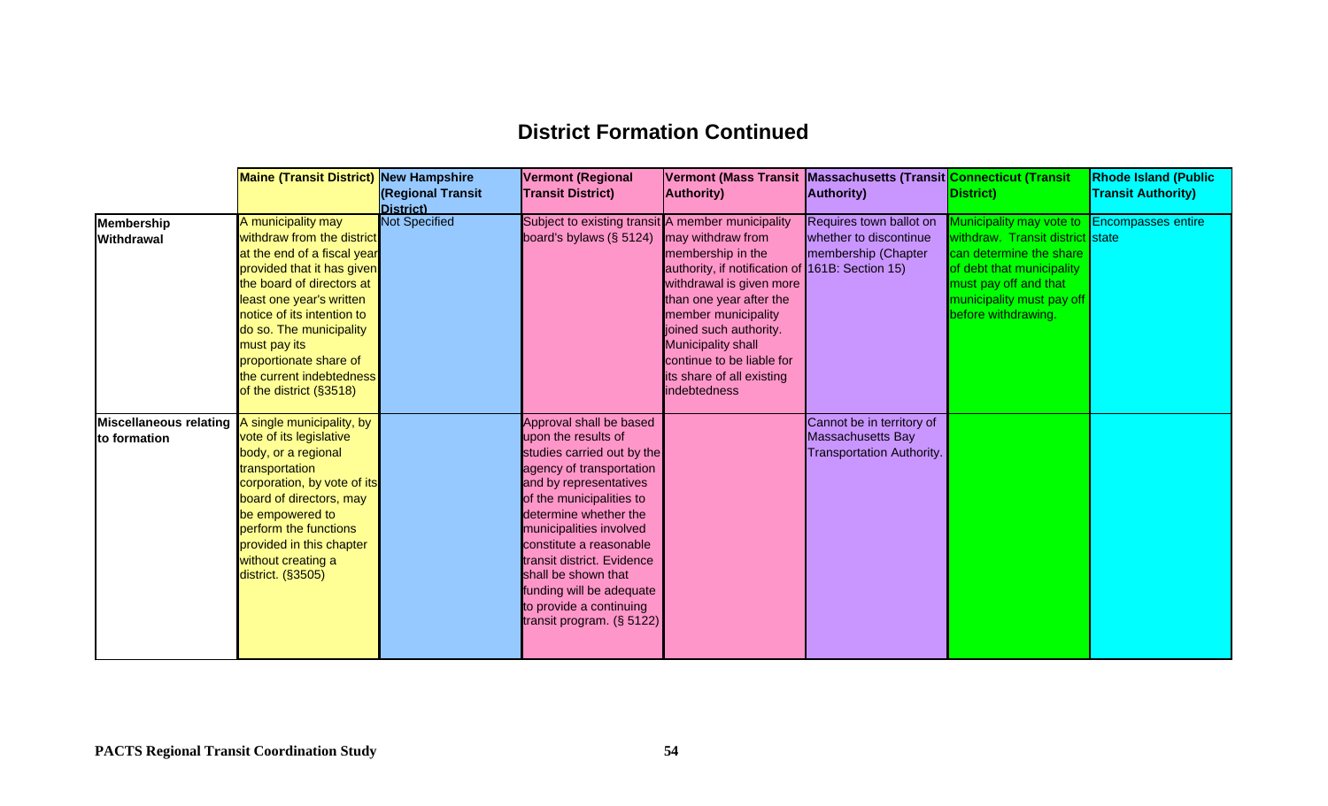## District Formation Continued

| | Maine (Transit District) | New Hampshire (Regional Transit District) | Vermont (Regional Transit District) | Vermont (Mass Transit Authority) | Massachusetts (Transit Authority) | Connecticut (Transit District) | Rhode Island (Public Transit Authority) |
|---|---|---|---|---|---|---|---|
| **Membership Withdrawal** | A municipality may withdraw from the district at the end of a fiscal year provided that it has given the board of directors at least one year's written notice of its intention to do so. The municipality must pay its proportionate share of the current indebtedness of the district (§3518) | Not Specified | Subject to existing transit board's bylaws (§ 5124) | A member municipality may withdraw from membership in the authority, if notification of withdrawal is given more than one year after the member municipality joined such authority. Municipality shall continue to be liable for its share of all existing indebtedness | Requires town ballot on whether to discontinue membership (Chapter 161B: Section 15) | Municipality may vote to withdraw. Transit district can determine the share of debt that municipality must pay off and that municipality must pay off before withdrawing. | Encompasses entire state |
| **Miscellaneous relating to formation** | A single municipality, by vote of its legislative body, or a regional transportation corporation, by vote of its board of directors, may be empowered to perform the functions provided in this chapter without creating a district. (§3505) | | Approval shall be based upon the results of studies carried out by the agency of transportation and by representatives of the municipalities to determine whether the municipalities involved constitute a reasonable transit district. Evidence shall be shown that funding will be adequate to provide a continuing transit program. (§ 5122) | | Cannot be in territory of Massachusetts Bay Transportation Authority. | | |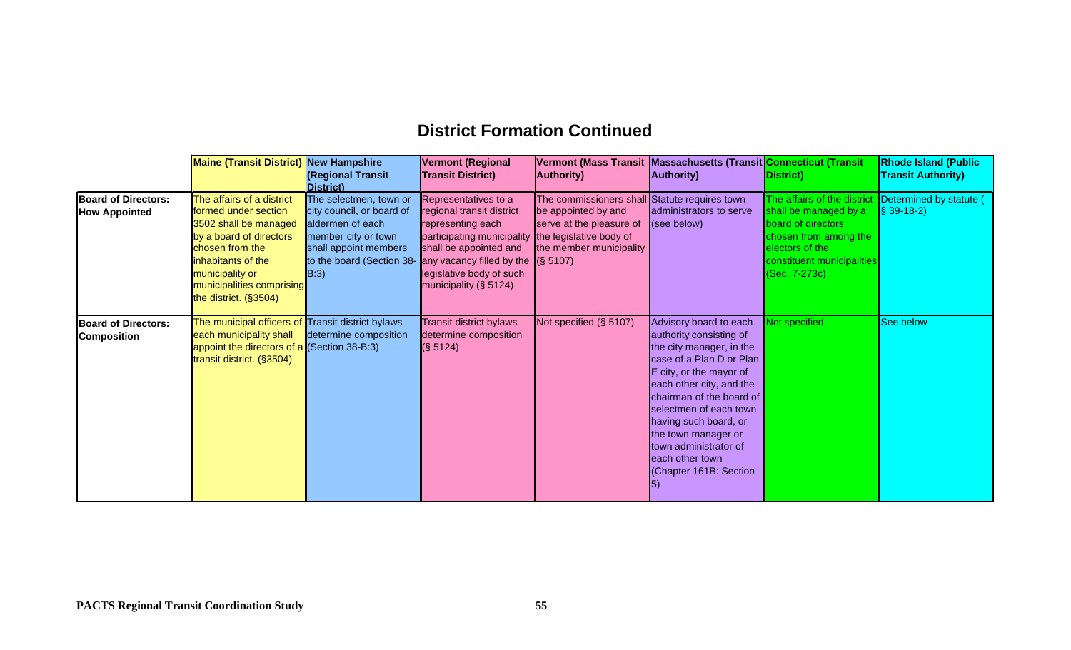## District Formation Continued

| | Maine (Transit District) | New Hampshire (Regional Transit District) | Vermont (Regional Transit District) | Vermont (Mass Transit Authority) | Massachusetts (Transit Authority) | Connecticut (Transit District) | Rhode Island (Public Transit Authority) |
|---|---|---|---|---|---|---|---|
| **Board of Directors: How Appointed** | The affairs of a district formed under section 3502 shall be managed by a board of directors chosen from the inhabitants of the municipality or municipalities comprising the district. (§3504) | The selectmen, town or city council, or board of aldermen of each member city or town shall appoint members to the board (Section 38-B:3) | Representatives to a regional transit district representing each participating municipality shall be appointed and any vacancy filled by the legislative body of such municipality (§ 5124) | The commissioners shall be appointed by and serve at the pleasure of the legislative body of the member municipality (§ 5107) | Statute requires town administrators to serve (see below) | The affairs of the district shall be managed by a board of directors chosen from among the electors of the constituent municipalities (Sec. 7-273c) | Determined by statute ( § 39-18-2) |
| **Board of Directors: Composition** | The municipal officers of each municipality shall appoint the directors of a transit district. (§3504) | Transit district bylaws determine composition (Section 38-B:3) | Transit district bylaws determine composition (§ 5124) | Not specified (§ 5107) | Advisory board to each authority consisting of the city manager, in the case of a Plan D or Plan E city, or the mayor of each other city, and the chairman of the board of selectmen of each town having such board, or the town manager or town administrator of each other town (Chapter 161B: Section 5) | Not specified | See below |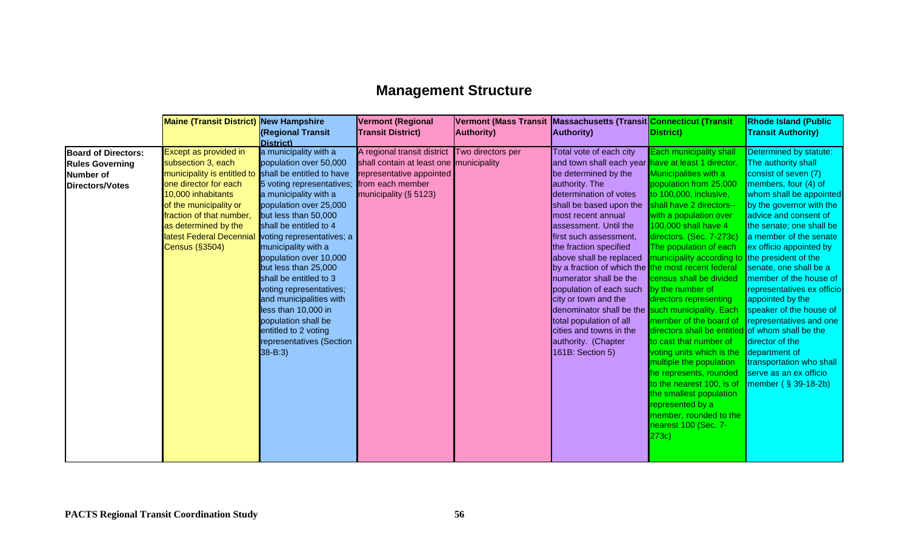# Management Structure

| | Maine (Transit District) | New Hampshire (Regional Transit District) | Vermont (Regional Transit District) | Vermont (Mass Transit Authority) | Massachusetts (Transit Authority) | Connecticut (Transit District) | Rhode Island (Public Transit Authority) |
|---|---|---|---|---|---|---|---|
| **Board of Directors: Rules Governing Number of Directors/Votes** | Except as provided in subsection 3, each municipality is entitled to one director for each 10,000 inhabitants of the municipality or fraction of that number, as determined by the latest Federal Decennial Census (§3504) | a municipality with a population over 50,000 shall be entitled to have 5 voting representatives; a municipality with a population over 25,000 but less than 50,000 shall be entitled to 4 voting representatives; a municipality with a population over 10,000 but less than 25,000 shall be entitled to 3 voting representatives; and municipalities with less than 10,000 in population shall be entitled to 2 voting representatives (Section 38-B:3) | A regional transit district shall contain at least one representative appointed from each member municipality (§ 5123) | Two directors per municipality | Total vote of each city and town shall each year be determined by the authority. The determination of votes shall be based upon the most recent annual assessment. Until the first such assessment, the fraction specified above shall be replaced by a fraction of which the numerator shall be the population of each such city or town and the denominator shall be the total population of all cities and towns in the authority. (Chapter 161B: Section 5) | Each municipality shall have at least 1 director. Municipalities with a population from 25,000 to 100,000, inclusive, shall have 2 directors--with a population over 100,000 shall have 4 directors. (Sec. 7-273c) The population of each municipality according to the most recent federal census shall be divided by the number of directors representing such municipality. Each member of the board of directors shall be entitled to cast that number of voting units which is the multiple the population he represents, rounded to the nearest 100, is of the smallest population represented by a member, rounded to the nearest 100 (Sec. 7-273c) | Determined by statute: The authority shall consist of seven (7) members, four (4) of whom shall be appointed by the governor with the advice and consent of the senate; one shall be a member of the senate ex officio appointed by the president of the senate, one shall be a member of the house of representatives ex officio appointed by the speaker of the house of representatives and one of whom shall be the director of the department of transportation who shall serve as an ex officio member ( § 39-18-2b) |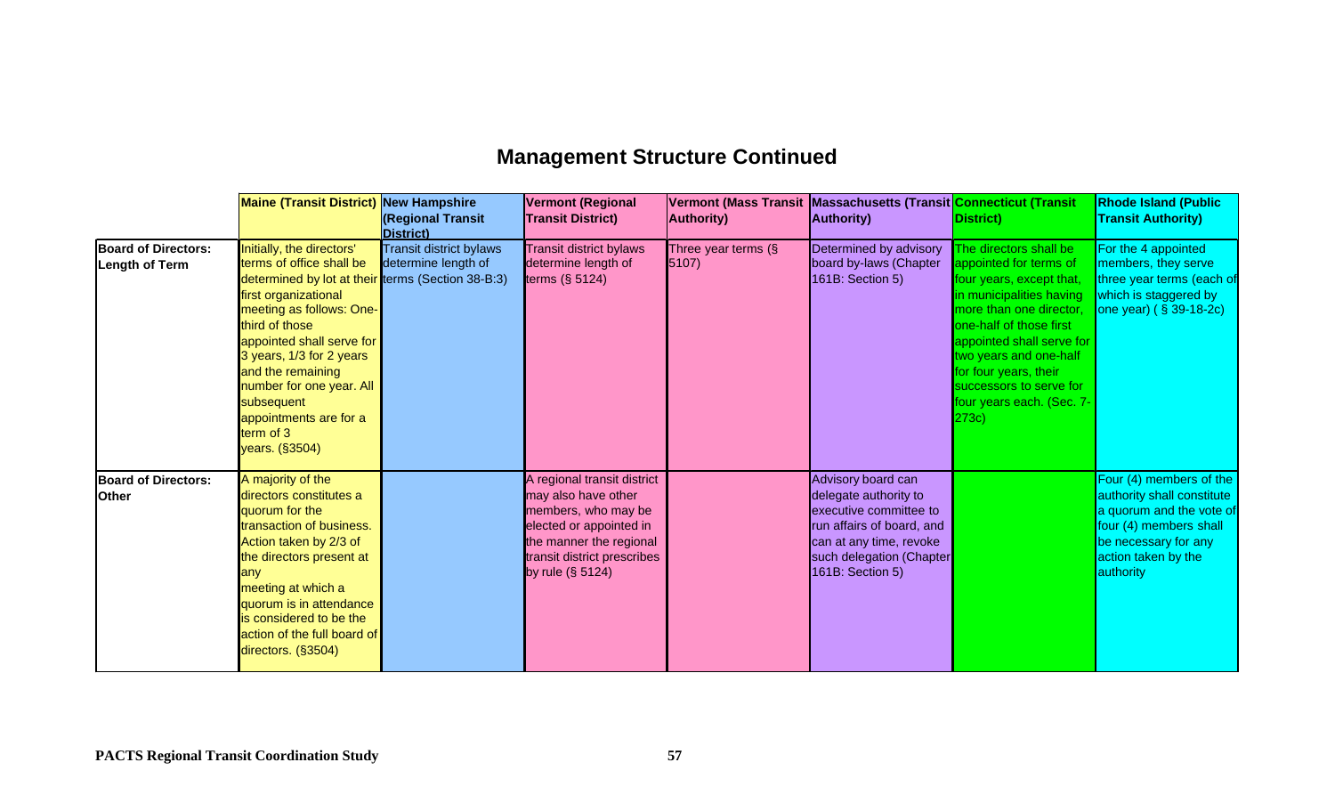## Management Structure Continued

| | Maine (Transit District) | New Hampshire (Regional Transit District) | Vermont (Regional Transit District) | Vermont (Mass Transit Authority) | Massachusetts (Transit Authority) | Connecticut (Transit District) | Rhode Island (Public Transit Authority) |
|---|---|---|---|---|---|---|---|
| **Board of Directors: Length of Term** | Initially, the directors' terms of office shall be determined by lot at their first organizational meeting as follows: One-third of those appointed shall serve for 3 years, 1/3 for 2 years and the remaining number for one year. All subsequent appointments are for a term of 3 years. (§3504) | Transit district bylaws determine length of terms (Section 38-B:3) | Transit district bylaws determine length of terms (§ 5124) | Three year terms (§ 5107) | Determined by advisory board by-laws (Chapter 161B: Section 5) | The directors shall be appointed for terms of four years, except that, in municipalities having more than one director, one-half of those first appointed shall serve for two years and one-half for four years, their successors to serve for four years each. (Sec. 7-273c) | For the 4 appointed members, they serve three year terms (each of which is staggered by one year) ( § 39-18-2c) |
| **Board of Directors: Other** | A majority of the directors constitutes a quorum for the transaction of business. Action taken by 2/3 of the directors present at any meeting at which a quorum is in attendance is considered to be the action of the full board of directors. (§3504) | | A regional transit district may also have other members, who may be elected or appointed in the manner the regional transit district prescribes by rule (§ 5124) | | Advisory board can delegate authority to executive committee to run affairs of board, and can at any time, revoke such delegation (Chapter 161B: Section 5) | | Four (4) members of the authority shall constitute a quorum and the vote of four (4) members shall be necessary for any action taken by the authority |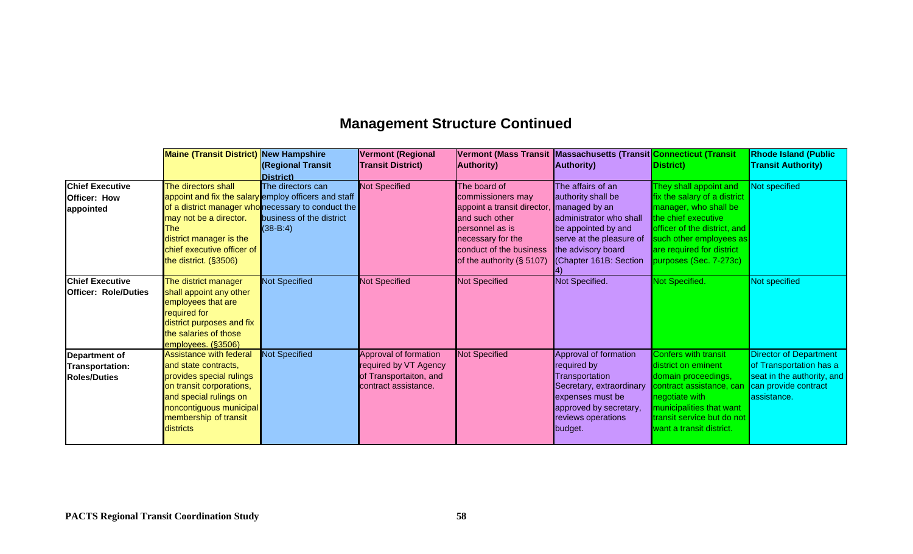## Management Structure Continued

| | Maine (Transit District) | New Hampshire (Regional Transit District) | Vermont (Regional Transit District) | Vermont (Mass Transit Authority) | Massachusetts (Transit Authority) | Connecticut (Transit District) | Rhode Island (Public Transit Authority) |
|---|---|---|---|---|---|---|---|
| **Chief Executive Officer: How appointed** | The directors shall appoint and fix the salary of a district manager who may not be a director. The district manager is the chief executive officer of the district. (§3506) | The directors can employ officers and staff necessary to conduct the business of the district (38-B:4) | Not Specified | The board of commissioners may appoint a transit director, and such other personnel as is necessary for the conduct of the business of the authority (§ 5107) | The affairs of an authority shall be managed by an administrator who shall be appointed by and serve at the pleasure of the advisory board (Chapter 161B: Section 4) | They shall appoint and fix the salary of a district manager, who shall be the chief executive officer of the district, and such other employees as are required for district purposes (Sec. 7-273c) | Not specified |
| **Chief Executive Officer: Role/Duties** | The district manager shall appoint any other employees that are required for district purposes and fix the salaries of those employees. (§3506) | Not Specified | Not Specified | Not Specified | Not Specified. | Not Specified. | Not specified |
| **Department of Transportation: Roles/Duties** | Assistance with federal and state contracts, provides special rulings on transit corporations, and special rulings on noncontiguous municipal membership of transit districts | Not Specified | Approval of formation required by VT Agency of Transportaiton, and contract assistance. | Not Specified | Approval of formation required by Transportation Secretary, extraordinary expenses must be approved by secretary, reviews operations budget. | Confers with transit district on eminent domain proceedings, contract assistance, can negotiate with municipalities that want transit service but do not want a transit district. | Director of Department of Transportation has a seat in the authority, and can provide contract assistance. |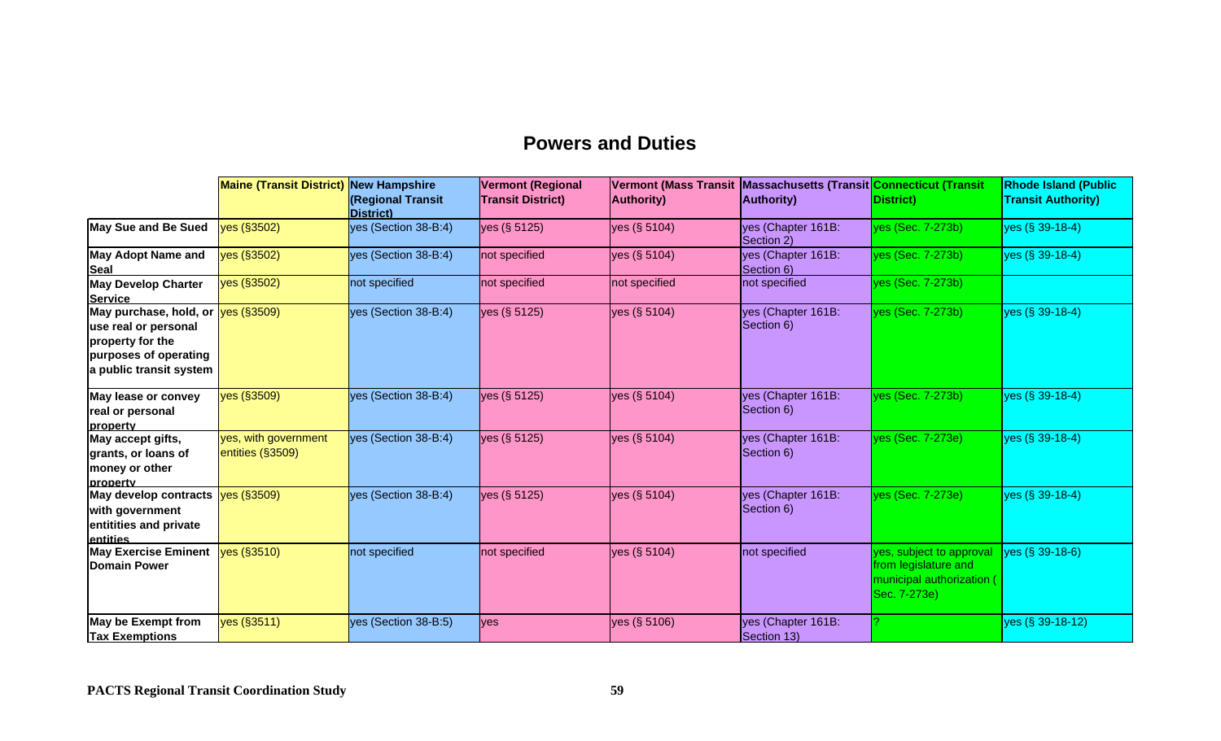## Powers and Duties

| | Maine (Transit District) | New Hampshire (Regional Transit District) | Vermont (Regional Transit District) | Vermont (Mass Transit Authority) | Massachusetts (Transit Authority) | Connecticut (Transit District) | Rhode Island (Public Transit Authority) |
|---|---|---|---|---|---|---|---|
| **May Sue and Be Sued** | yes (§3502) | yes (Section 38-B:4) | yes (§ 5125) | yes (§ 5104) | yes (Chapter 161B: Section 2) | yes (Sec. 7-273b) | yes (§ 39-18-4) |
| **May Adopt Name and Seal** | yes (§3502) | yes (Section 38-B:4) | not specified | yes (§ 5104) | yes (Chapter 161B: Section 6) | yes (Sec. 7-273b) | yes (§ 39-18-4) |
| **May Develop Charter Service** | yes (§3502) | not specified | not specified | not specified | not specified | yes (Sec. 7-273b) | |
| **May purchase, hold, or use real or personal property for the purposes of operating a public transit system** | yes (§3509) | yes (Section 38-B:4) | yes (§ 5125) | yes (§ 5104) | yes (Chapter 161B: Section 6) | yes (Sec. 7-273b) | yes (§ 39-18-4) |
| **May lease or convey real or personal property** | yes (§3509) | yes (Section 38-B:4) | yes (§ 5125) | yes (§ 5104) | yes (Chapter 161B: Section 6) | yes (Sec. 7-273b) | yes (§ 39-18-4) |
| **May accept gifts, grants, or loans of money or other property** | yes, with government entities (§3509) | yes (Section 38-B:4) | yes (§ 5125) | yes (§ 5104) | yes (Chapter 161B: Section 6) | yes (Sec. 7-273e) | yes (§ 39-18-4) |
| **May develop contracts with government entitities and private entities** | yes (§3509) | yes (Section 38-B:4) | yes (§ 5125) | yes (§ 5104) | yes (Chapter 161B: Section 6) | yes (Sec. 7-273e) | yes (§ 39-18-4) |
| **May Exercise Eminent Domain Power** | yes (§3510) | not specified | not specified | yes (§ 5104) | not specified | yes, subject to approval from legislature and municipal authorization (Sec. 7-273e) | yes (§ 39-18-6) |
| **May be Exempt from Tax Exemptions** | yes (§3511) | yes (Section 38-B:5) | yes | yes (§ 5106) | yes (Chapter 161B: Section 13) | ? | yes (§ 39-18-12) |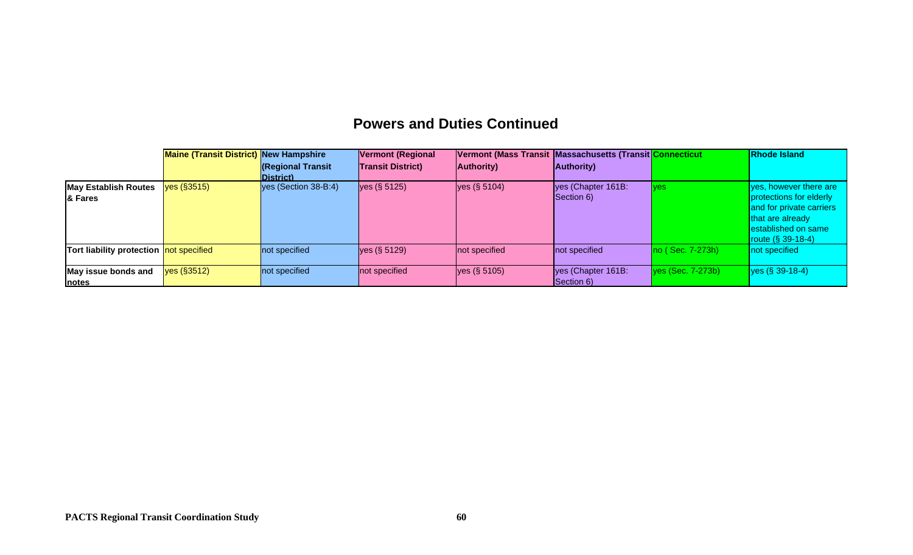## Powers and Duties Continued

| | Maine (Transit District) | New Hampshire (Regional Transit District) | Vermont (Regional Transit District) | Vermont (Mass Transit Authority) | Massachusetts (Transit Authority) | Connecticut | Rhode Island |
|---|---|---|---|---|---|---|---|
| **May Establish Routes & Fares** | yes (§3515) | yes (Section 38-B:4) | yes (§ 5125) | yes (§ 5104) | yes (Chapter 161B: Section 6) | yes | yes, however there are protections for elderly and for private carriers that are already established on same route (§ 39-18-4) |
| **Tort liability protection** | not specified | not specified | yes (§ 5129) | not specified | not specified | no ( Sec. 7-273h) | not specified |
| **May issue bonds and notes** | yes (§3512) | not specified | not specified | yes (§ 5105) | yes (Chapter 161B: Section 6) | yes (Sec. 7-273b) | yes (§ 39-18-4) |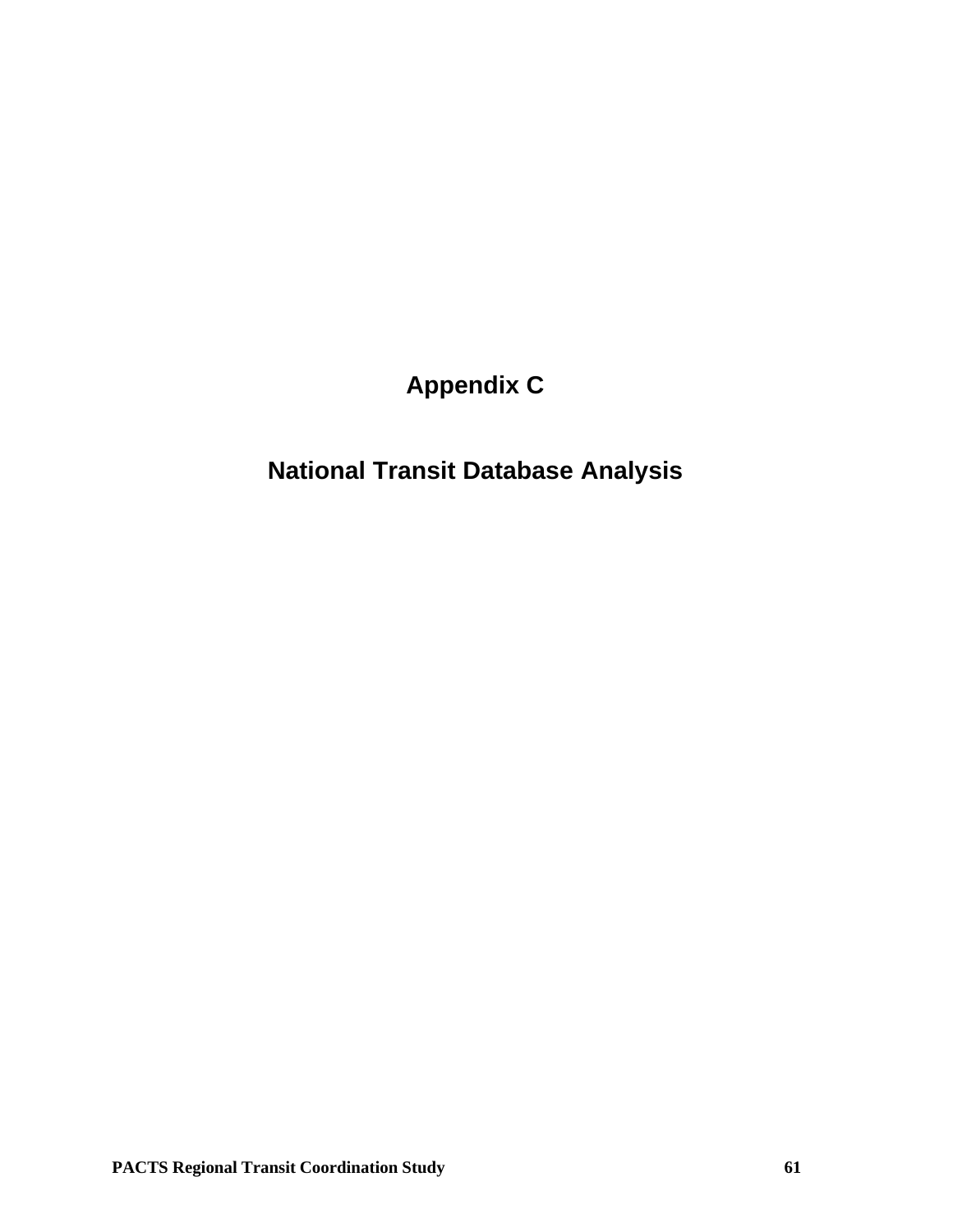# Appendix C

# National Transit Database Analysis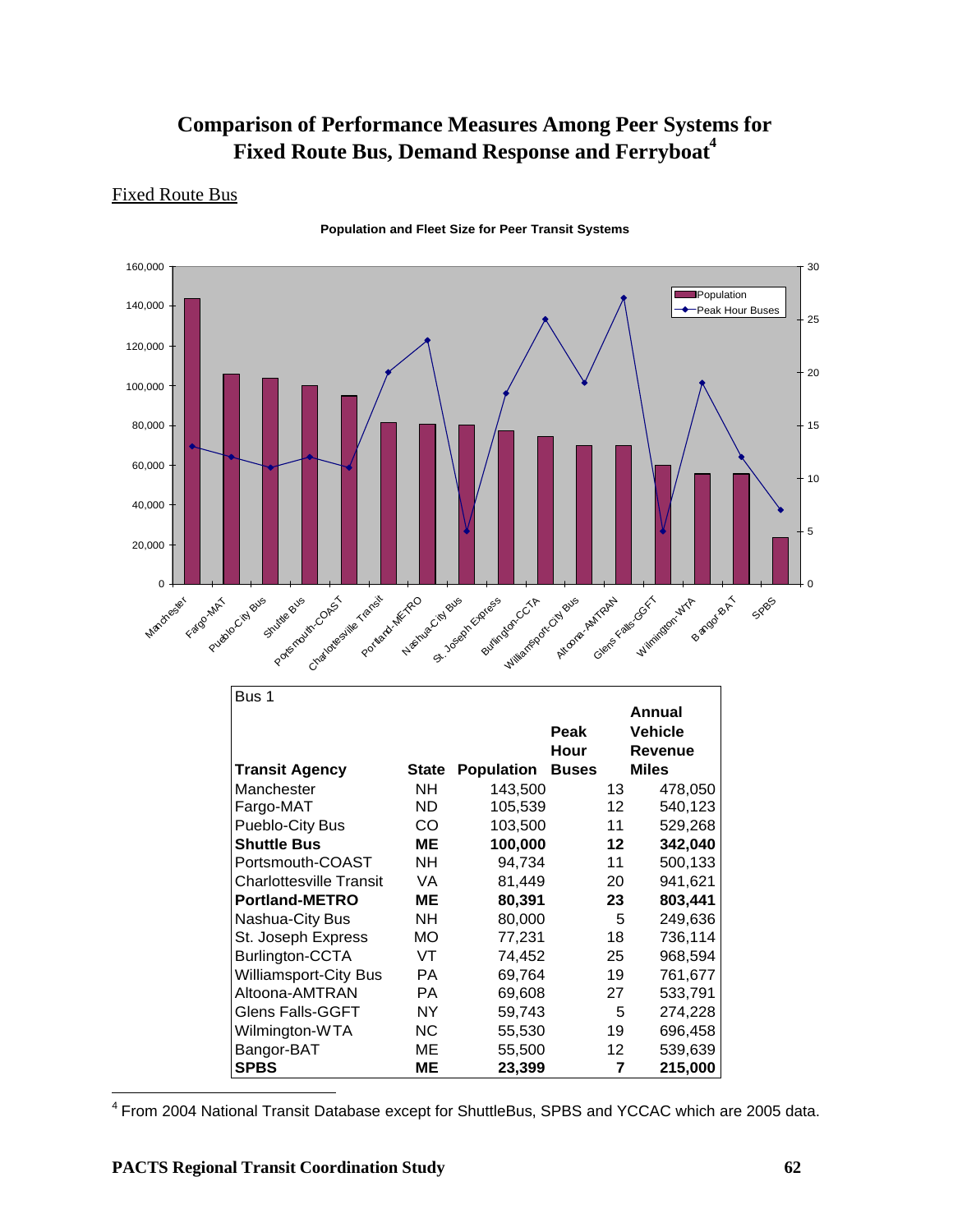# Comparison of Performance Measures Among Peer Systems for Fixed Route Bus, Demand Response and Ferryboat[4]

## Fixed Route Bus

**Population and Fleet Size for Peer Transit Systems**

| Bus 1 | | | | |
|---|---|---|---|---|
| **Transit Agency** | **State** | **Population** | **Peak Hour Buses** | **Annual Vehicle Revenue Miles** |
| Manchester | NH | 143,500 | 13 | 478,050 |
| Fargo-MAT | ND | 105,539 | 12 | 540,123 |
| Pueblo-City Bus | CO | 103,500 | 11 | 529,268 |
| **Shuttle Bus** | **ME** | **100,000** | **12** | **342,040** |
| Portsmouth-COAST | NH | 94,734 | 11 | 500,133 |
| Charlottesville Transit | VA | 81,449 | 20 | 941,621 |
| **Portland-METRO** | **ME** | **80,391** | **23** | **803,441** |
| Nashua-City Bus | NH | 80,000 | 5 | 249,636 |
| St. Joseph Express | MO | 77,231 | 18 | 736,114 |
| Burlington-CCTA | VT | 74,452 | 25 | 968,594 |
| Williamsport-City Bus | PA | 69,764 | 19 | 761,677 |
| Altoona-AMTRAN | PA | 69,608 | 27 | 533,791 |
| Glens Falls-GGFT | NY | 59,743 | 5 | 274,228 |
| Wilmington-WTA | NC | 55,530 | 19 | 696,458 |
| Bangor-BAT | ME | 55,500 | 12 | 539,639 |
| **SPBS** | **ME** | **23,399** | **7** | **215,000** |

[4] From 2004 National Transit Database except for ShuttleBus, SPBS and YCCAC which are 2005 data.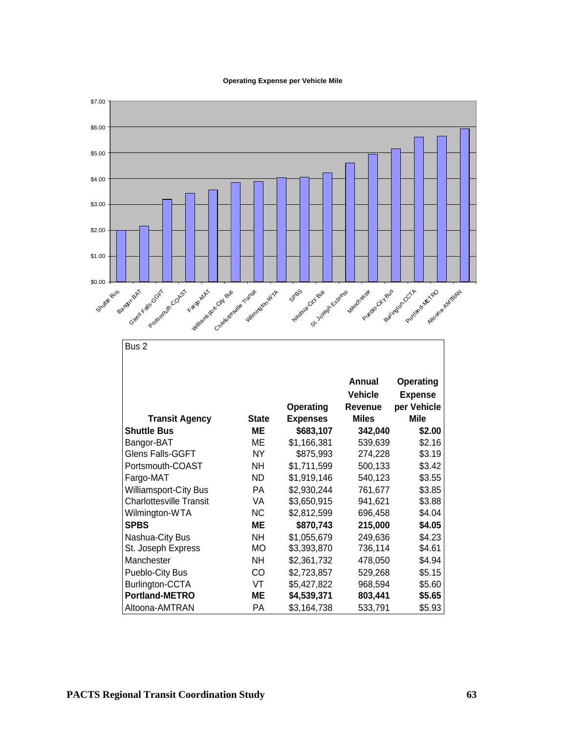**Operating Expense per Vehicle Mile**

Bus 2

| Transit Agency | State | Operating Expenses | Annual Vehicle Revenue Miles | Operating Expense per Vehicle Mile |
|---|---|---|---|---|
| **Shuttle Bus** | **ME** | **$683,107** | **342,040** | **$2.00** |
| Bangor-BAT | ME | $1,166,381 | 539,639 | $2.16 |
| Glens Falls-GGFT | NY | $875,993 | 274,228 | $3.19 |
| Portsmouth-COAST | NH | $1,711,599 | 500,133 | $3.42 |
| Fargo-MAT | ND | $1,919,146 | 540,123 | $3.55 |
| Williamsport-City Bus | PA | $2,930,244 | 761,677 | $3.85 |
| Charlottesville Transit | VA | $3,650,915 | 941,621 | $3.88 |
| Wilmington-WTA | NC | $2,812,599 | 696,458 | $4.04 |
| **SPBS** | **ME** | **$870,743** | **215,000** | **$4.05** |
| Nashua-City Bus | NH | $1,055,679 | 249,636 | $4.23 |
| St. Joseph Express | MO | $3,393,870 | 736,114 | $4.61 |
| Manchester | NH | $2,361,732 | 478,050 | $4.94 |
| Pueblo-City Bus | CO | $2,723,857 | 529,268 | $5.15 |
| Burlington-CCTA | VT | $5,427,822 | 968,594 | $5.60 |
| **Portland-METRO** | **ME** | **$4,539,371** | **803,441** | **$5.65** |
| Altoona-AMTRAN | PA | $3,164,738 | 533,791 | $5.93 |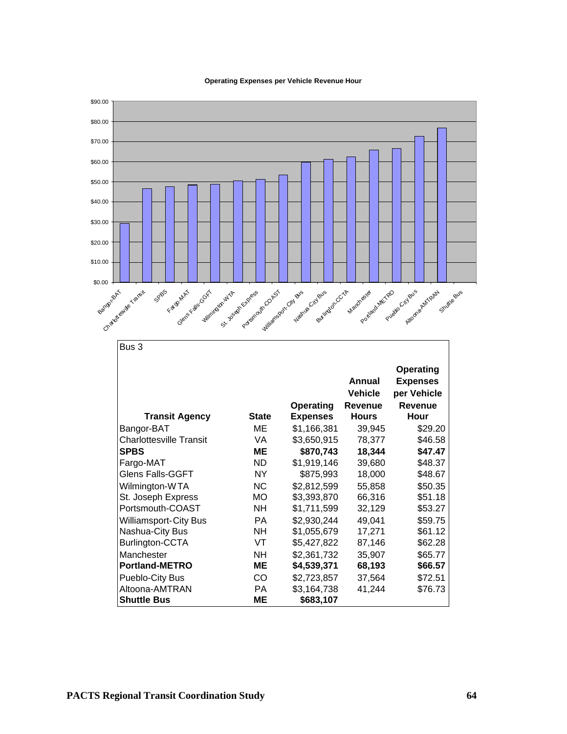**Operating Expenses per Vehicle Revenue Hour**

$90.00
$80.00
$70.00
$60.00
$50.00
$40.00
$30.00
$20.00
$10.00
$0.00

Bangor-BAT, Charlottesville Transit, SPBS, Fargo-MAT, Glens Falls-GGFT, Wilmington-WTA, St. Joseph Express, Portsmouth-COAST, Williamsport-City Bus, Nashua-City Bus, Burlington-CCTA, Manchester, Portland-METRO, Pueblo-City Bus, Altoona-AMTRAN, Shuttle Bus

Bus 3

| Transit Agency | State | Operating Expenses | Annual Vehicle Revenue Hours | Operating Expenses per Vehicle Revenue Hour |
|---|---|---|---|---|
| Bangor-BAT | ME | $1,166,381 | 39,945 | $29.20 |
| Charlottesville Transit | VA | $3,650,915 | 78,377 | $46.58 |
| **SPBS** | **ME** | **$870,743** | **18,344** | **$47.47** |
| Fargo-MAT | ND | $1,919,146 | 39,680 | $48.37 |
| Glens Falls-GGFT | NY | $875,993 | 18,000 | $48.67 |
| Wilmington-WTA | NC | $2,812,599 | 55,858 | $50.35 |
| St. Joseph Express | MO | $3,393,870 | 66,316 | $51.18 |
| Portsmouth-COAST | NH | $1,711,599 | 32,129 | $53.27 |
| Williamsport-City Bus | PA | $2,930,244 | 49,041 | $59.75 |
| Nashua-City Bus | NH | $1,055,679 | 17,271 | $61.12 |
| Burlington-CCTA | VT | $5,427,822 | 87,146 | $62.28 |
| Manchester | NH | $2,361,732 | 35,907 | $65.77 |
| **Portland-METRO** | **ME** | **$4,539,371** | **68,193** | **$66.57** |
| Pueblo-City Bus | CO | $2,723,857 | 37,564 | $72.51 |
| Altoona-AMTRAN | PA | $3,164,738 | 41,244 | $76.73 |
| **Shuttle Bus** | **ME** | **$683,107** | | |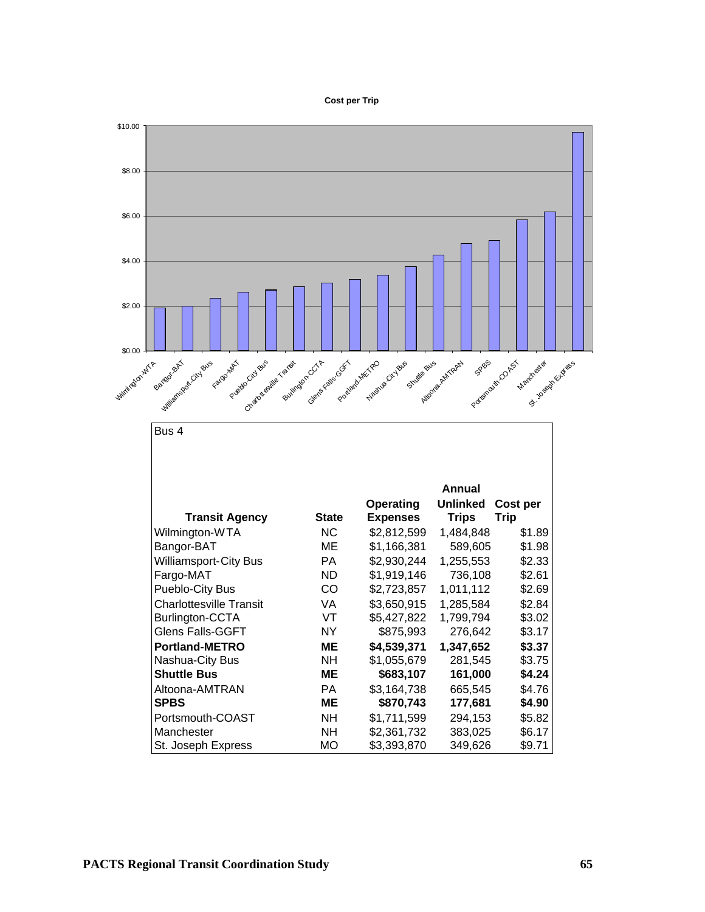**Cost per Trip**

Bus 4

| Transit Agency | State | Operating Expenses | Annual Unlinked Trips | Cost per Trip |
|---|---|---|---|---|
| Wilmington-WTA | NC | $2,812,599 | 1,484,848 | $1.89 |
| Bangor-BAT | ME | $1,166,381 | 589,605 | $1.98 |
| Williamsport-City Bus | PA | $2,930,244 | 1,255,553 | $2.33 |
| Fargo-MAT | ND | $1,919,146 | 736,108 | $2.61 |
| Pueblo-City Bus | CO | $2,723,857 | 1,011,112 | $2.69 |
| Charlottesville Transit | VA | $3,650,915 | 1,285,584 | $2.84 |
| Burlington-CCTA | VT | $5,427,822 | 1,799,794 | $3.02 |
| Glens Falls-GGFT | NY | $875,993 | 276,642 | $3.17 |
| **Portland-METRO** | **ME** | **$4,539,371** | **1,347,652** | **$3.37** |
| Nashua-City Bus | NH | $1,055,679 | 281,545 | $3.75 |
| **Shuttle Bus** | **ME** | **$683,107** | **161,000** | **$4.24** |
| Altoona-AMTRAN | PA | $3,164,738 | 665,545 | $4.76 |
| **SPBS** | **ME** | **$870,743** | **177,681** | **$4.90** |
| Portsmouth-COAST | NH | $1,711,599 | 294,153 | $5.82 |
| Manchester | NH | $2,361,732 | 383,025 | $6.17 |
| St. Joseph Express | MO | $3,393,870 | 349,626 | $9.71 |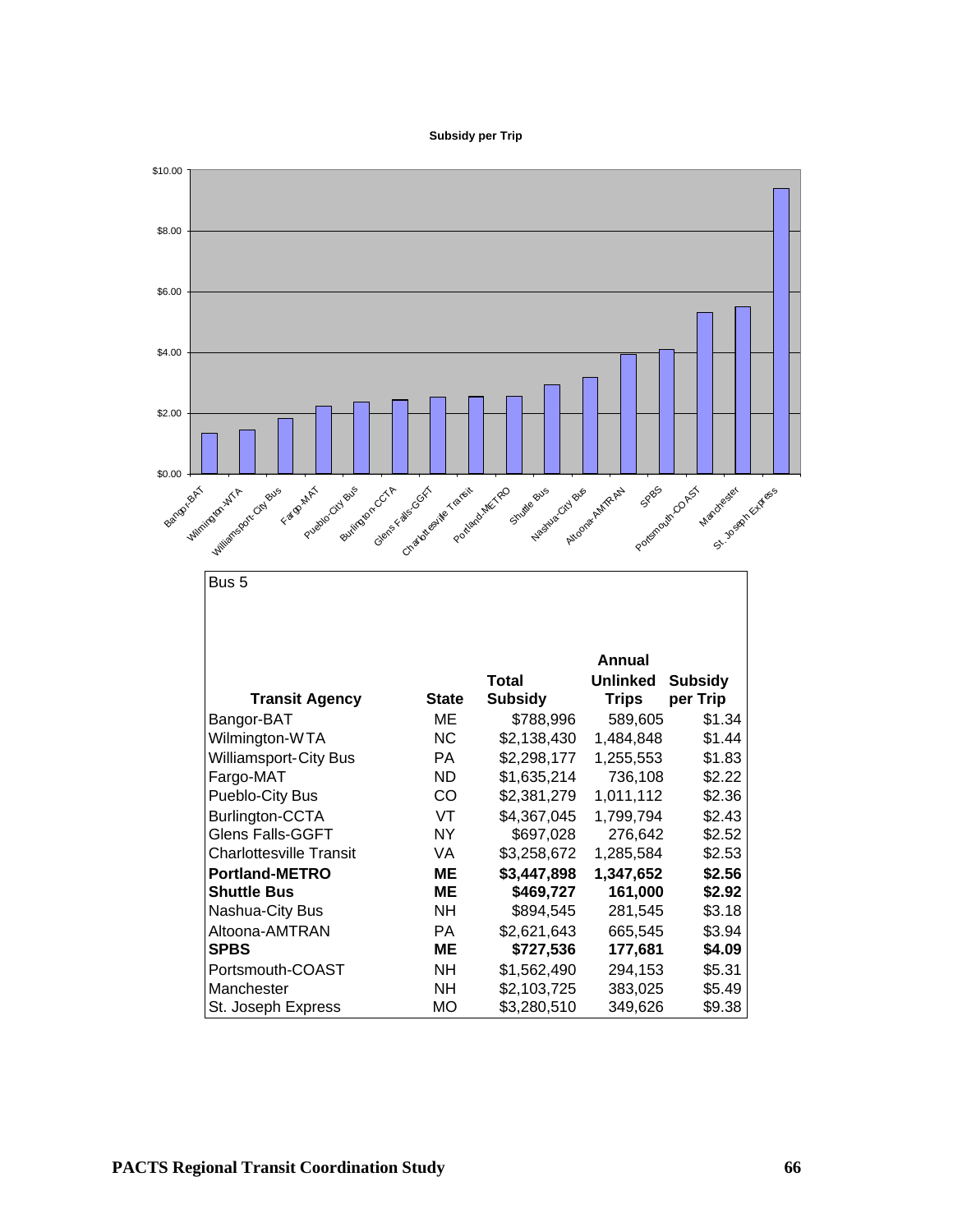**Subsidy per Trip**

Bus 5

| Transit Agency | State | Total Subsidy | Annual Unlinked Trips | Subsidy per Trip |
|---|---|---|---|---|
| Bangor-BAT | ME | $788,996 | 589,605 | $1.34 |
| Wilmington-WTA | NC | $2,138,430 | 1,484,848 | $1.44 |
| Williamsport-City Bus | PA | $2,298,177 | 1,255,553 | $1.83 |
| Fargo-MAT | ND | $1,635,214 | 736,108 | $2.22 |
| Pueblo-City Bus | CO | $2,381,279 | 1,011,112 | $2.36 |
| Burlington-CCTA | VT | $4,367,045 | 1,799,794 | $2.43 |
| Glens Falls-GGFT | NY | $697,028 | 276,642 | $2.52 |
| Charlottesville Transit | VA | $3,258,672 | 1,285,584 | $2.53 |
| **Portland-METRO** | **ME** | **$3,447,898** | **1,347,652** | **$2.56** |
| **Shuttle Bus** | **ME** | **$469,727** | **161,000** | **$2.92** |
| Nashua-City Bus | NH | $894,545 | 281,545 | $3.18 |
| Altoona-AMTRAN | PA | $2,621,643 | 665,545 | $3.94 |
| **SPBS** | **ME** | **$727,536** | **177,681** | **$4.09** |
| Portsmouth-COAST | NH | $1,562,490 | 294,153 | $5.31 |
| Manchester | NH | $2,103,725 | 383,025 | $5.49 |
| St. Joseph Express | MO | $3,280,510 | 349,626 | $9.38 |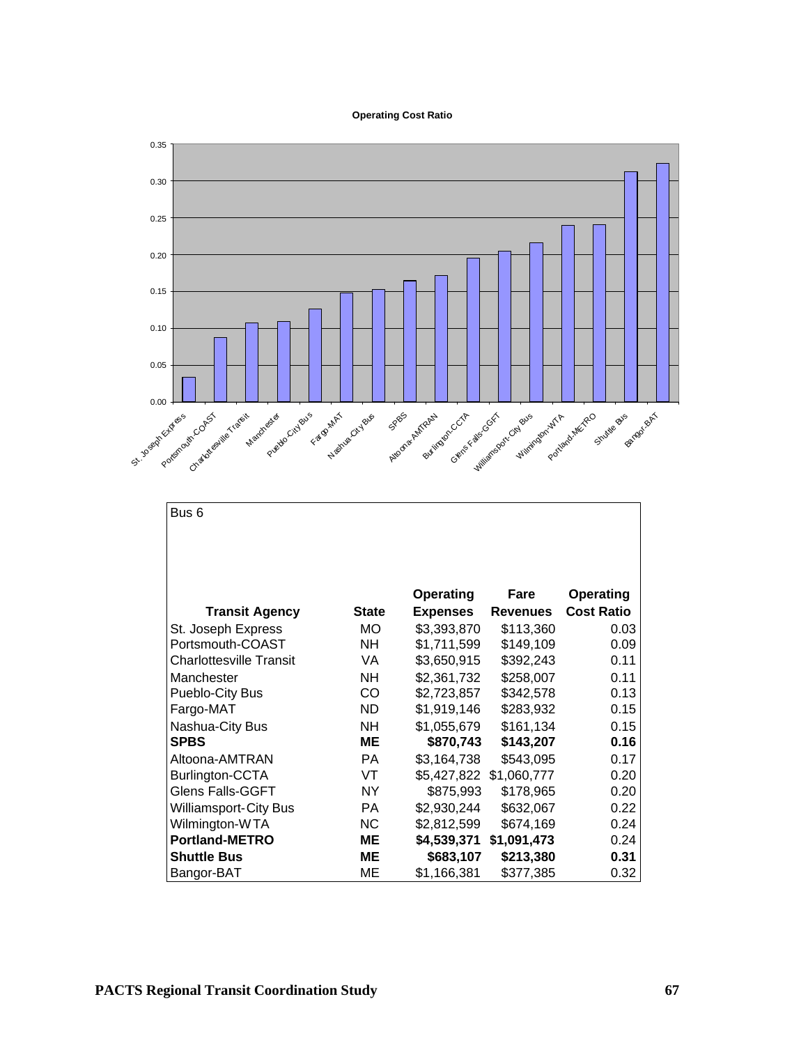**Operating Cost Ratio**

Bus 6

| Transit Agency | State | Operating Expenses | Fare Revenues | Operating Cost Ratio |
|---|---|---|---|---|
| St. Joseph Express | MO | $3,393,870 | $113,360 | 0.03 |
| Portsmouth-COAST | NH | $1,711,599 | $149,109 | 0.09 |
| Charlottesville Transit | VA | $3,650,915 | $392,243 | 0.11 |
| Manchester | NH | $2,361,732 | $258,007 | 0.11 |
| Pueblo-City Bus | CO | $2,723,857 | $342,578 | 0.13 |
| Fargo-MAT | ND | $1,919,146 | $283,932 | 0.15 |
| Nashua-City Bus | NH | $1,055,679 | $161,134 | 0.15 |
| **SPBS** | **ME** | **$870,743** | **$143,207** | **0.16** |
| Altoona-AMTRAN | PA | $3,164,738 | $543,095 | 0.17 |
| Burlington-CCTA | VT | $5,427,822 | $1,060,777 | 0.20 |
| Glens Falls-GGFT | NY | $875,993 | $178,965 | 0.20 |
| Williamsport-City Bus | PA | $2,930,244 | $632,067 | 0.22 |
| Wilmington-WTA | NC | $2,812,599 | $674,169 | 0.24 |
| **Portland-METRO** | **ME** | **$4,539,371** | **$1,091,473** | 0.24 |
| **Shuttle Bus** | **ME** | **$683,107** | **$213,380** | **0.31** |
| Bangor-BAT | ME | $1,166,381 | $377,385 | 0.32 |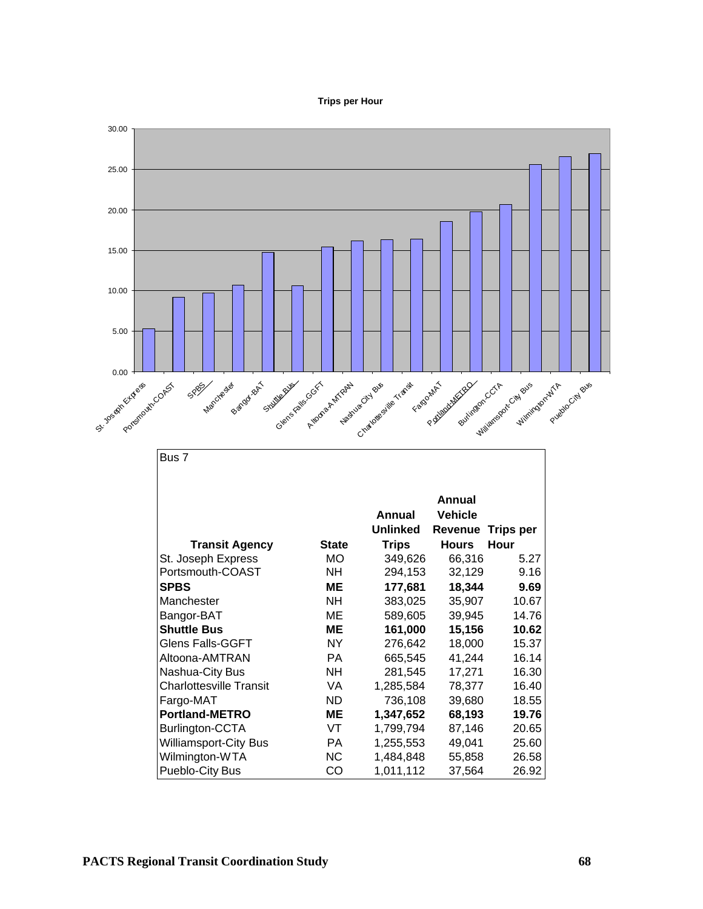**Trips per Hour**

| Transit Agency | Trips per Hour |
|---|---|
| St. Joseph Express | 5.27 |
| Portsmouth-COAST | 9.16 |
| SPBS | 9.69 |
| Manchester | 10.67 |
| Bangor-BAT | 14.76 |
| Shuttle Bus | 10.62 |
| Glens Falls-GGFT | 15.37 |
| Altoona-AMTRAN | 16.14 |
| Nashua-City Bus | 16.30 |
| Charlottesville Transit | 16.40 |
| Fargo-MAT | 18.55 |
| Portland-METRO | 19.76 |
| Burlington-CCTA | 20.65 |
| Williamsport-City Bus | 25.60 |
| Wilmington-WTA | 26.58 |
| Pueblo-City Bus | 26.92 |

Bus 7

| Transit Agency | State | Annual Unlinked Trips | Annual Vehicle Revenue Hours | Trips per Hour |
|---|---|---|---|---|
| St. Joseph Express | MO | 349,626 | 66,316 | 5.27 |
| Portsmouth-COAST | NH | 294,153 | 32,129 | 9.16 |
| **SPBS** | **ME** | **177,681** | **18,344** | **9.69** |
| Manchester | NH | 383,025 | 35,907 | 10.67 |
| Bangor-BAT | ME | 589,605 | 39,945 | 14.76 |
| **Shuttle Bus** | **ME** | **161,000** | **15,156** | **10.62** |
| Glens Falls-GGFT | NY | 276,642 | 18,000 | 15.37 |
| Altoona-AMTRAN | PA | 665,545 | 41,244 | 16.14 |
| Nashua-City Bus | NH | 281,545 | 17,271 | 16.30 |
| Charlottesville Transit | VA | 1,285,584 | 78,377 | 16.40 |
| Fargo-MAT | ND | 736,108 | 39,680 | 18.55 |
| **Portland-METRO** | **ME** | **1,347,652** | **68,193** | **19.76** |
| Burlington-CCTA | VT | 1,799,794 | 87,146 | 20.65 |
| Williamsport-City Bus | PA | 1,255,553 | 49,041 | 25.60 |
| Wilmington-WTA | NC | 1,484,848 | 55,858 | 26.58 |
| Pueblo-City Bus | CO | 1,011,112 | 37,564 | 26.92 |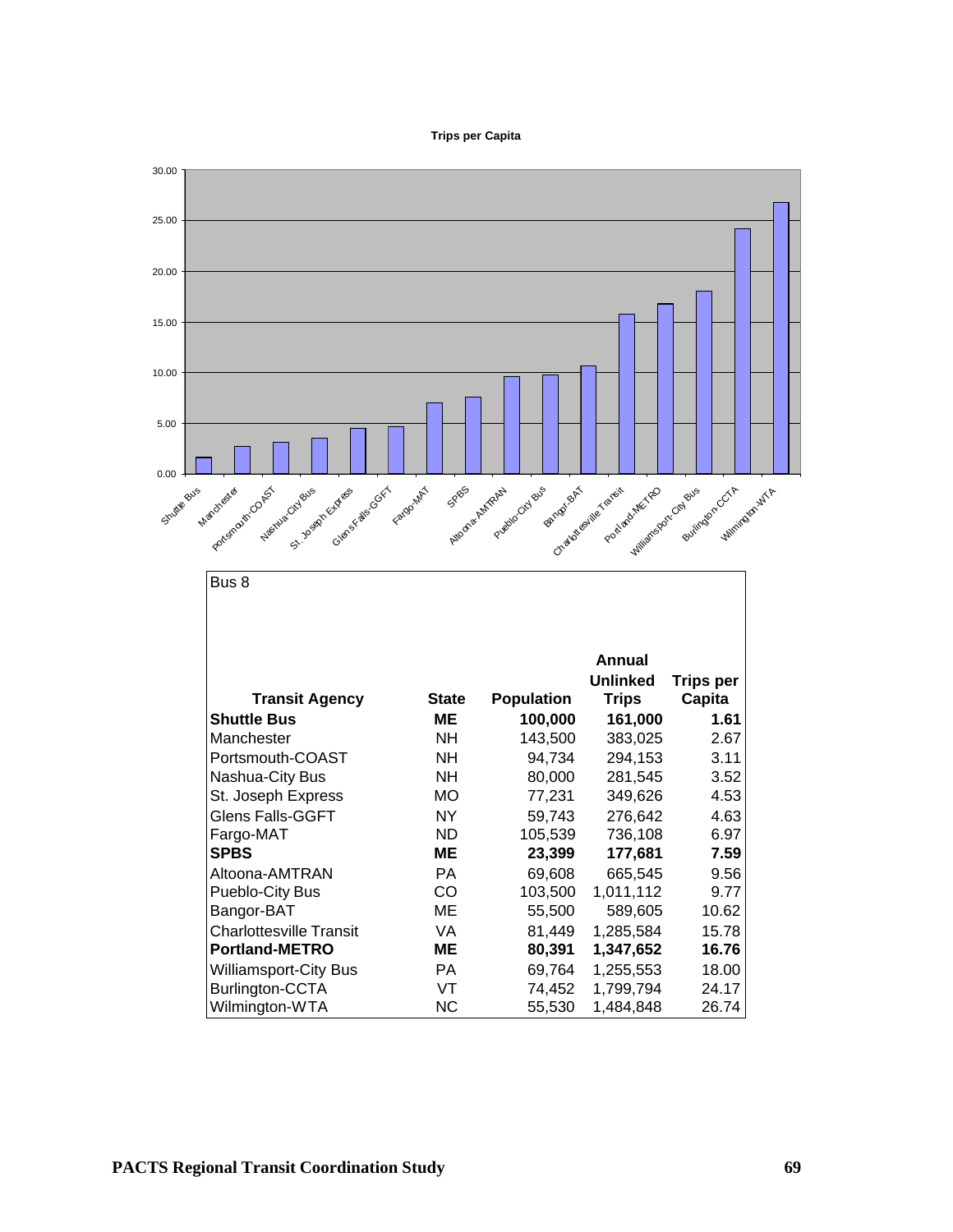**Trips per Capita**

Bus 8

| Transit Agency | State | Population | Annual Unlinked Trips | Trips per Capita |
|---|---|---|---|---|
| **Shuttle Bus** | **ME** | **100,000** | **161,000** | **1.61** |
| Manchester | NH | 143,500 | 383,025 | 2.67 |
| Portsmouth-COAST | NH | 94,734 | 294,153 | 3.11 |
| Nashua-City Bus | NH | 80,000 | 281,545 | 3.52 |
| St. Joseph Express | MO | 77,231 | 349,626 | 4.53 |
| Glens Falls-GGFT | NY | 59,743 | 276,642 | 4.63 |
| Fargo-MAT | ND | 105,539 | 736,108 | 6.97 |
| **SPBS** | **ME** | **23,399** | **177,681** | **7.59** |
| Altoona-AMTRAN | PA | 69,608 | 665,545 | 9.56 |
| Pueblo-City Bus | CO | 103,500 | 1,011,112 | 9.77 |
| Bangor-BAT | ME | 55,500 | 589,605 | 10.62 |
| Charlottesville Transit | VA | 81,449 | 1,285,584 | 15.78 |
| **Portland-METRO** | **ME** | **80,391** | **1,347,652** | **16.76** |
| Williamsport-City Bus | PA | 69,764 | 1,255,553 | 18.00 |
| Burlington-CCTA | VT | 74,452 | 1,799,794 | 24.17 |
| Wilmington-WTA | NC | 55,530 | 1,484,848 | 26.74 |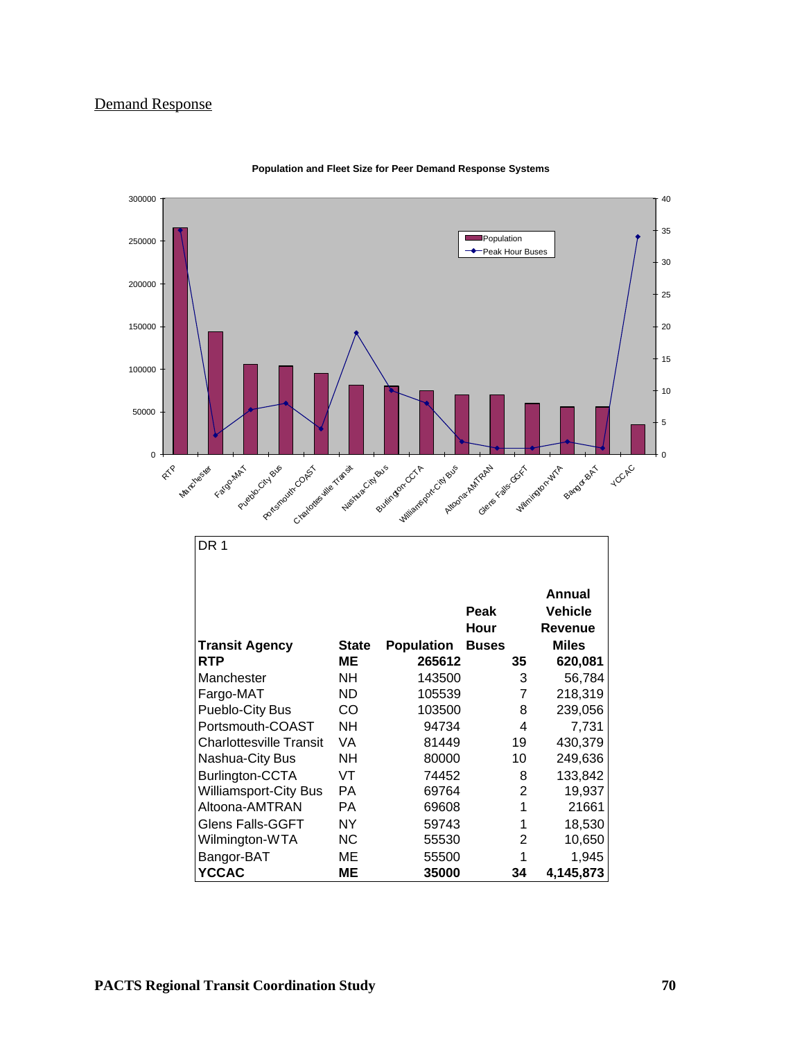## Demand Response

**Population and Fleet Size for Peer Demand Response Systems**

DR 1

| Transit Agency | State | Population | Peak Hour Buses | Annual Vehicle Revenue Miles |
|---|---|---|---|---|
| **RTP** | **ME** | **265612** | **35** | **620,081** |
| Manchester | NH | 143500 | 3 | 56,784 |
| Fargo-MAT | ND | 105539 | 7 | 218,319 |
| Pueblo-City Bus | CO | 103500 | 8 | 239,056 |
| Portsmouth-COAST | NH | 94734 | 4 | 7,731 |
| Charlottesville Transit | VA | 81449 | 19 | 430,379 |
| Nashua-City Bus | NH | 80000 | 10 | 249,636 |
| Burlington-CCTA | VT | 74452 | 8 | 133,842 |
| Williamsport-City Bus | PA | 69764 | 2 | 19,937 |
| Altoona-AMTRAN | PA | 69608 | 1 | 21661 |
| Glens Falls-GGFT | NY | 59743 | 1 | 18,530 |
| Wilmington-WTA | NC | 55530 | 2 | 10,650 |
| Bangor-BAT | ME | 55500 | 1 | 1,945 |
| **YCCAC** | **ME** | **35000** | **34** | **4,145,873** |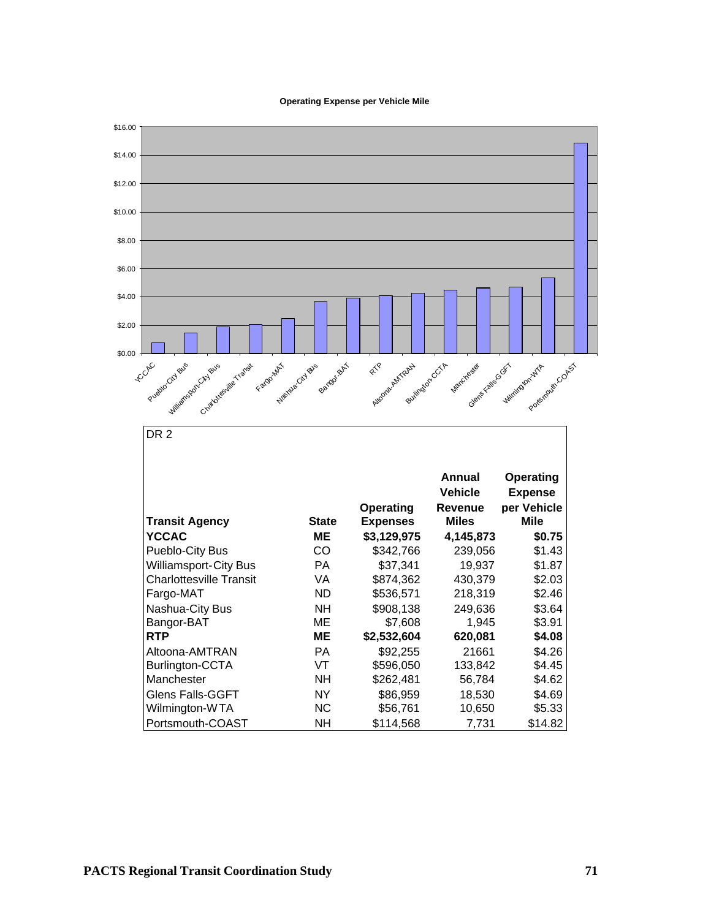**Operating Expense per Vehicle Mile**

DR 2

| Transit Agency | State | Operating Expenses | Annual Vehicle Revenue Miles | Operating Expense per Vehicle Mile |
|---|---|---|---|---|
| **YCCAC** | **ME** | **$3,129,975** | **4,145,873** | **$0.75** |
| Pueblo-City Bus | CO | $342,766 | 239,056 | $1.43 |
| Williamsport-City Bus | PA | $37,341 | 19,937 | $1.87 |
| Charlottesville Transit | VA | $874,362 | 430,379 | $2.03 |
| Fargo-MAT | ND | $536,571 | 218,319 | $2.46 |
| Nashua-City Bus | NH | $908,138 | 249,636 | $3.64 |
| Bangor-BAT | ME | $7,608 | 1,945 | $3.91 |
| **RTP** | **ME** | **$2,532,604** | **620,081** | **$4.08** |
| Altoona-AMTRAN | PA | $92,255 | 21661 | $4.26 |
| Burlington-CCTA | VT | $596,050 | 133,842 | $4.45 |
| Manchester | NH | $262,481 | 56,784 | $4.62 |
| Glens Falls-GGFT | NY | $86,959 | 18,530 | $4.69 |
| Wilmington-WTA | NC | $56,761 | 10,650 | $5.33 |
| Portsmouth-COAST | NH | $114,568 | 7,731 | $14.82 |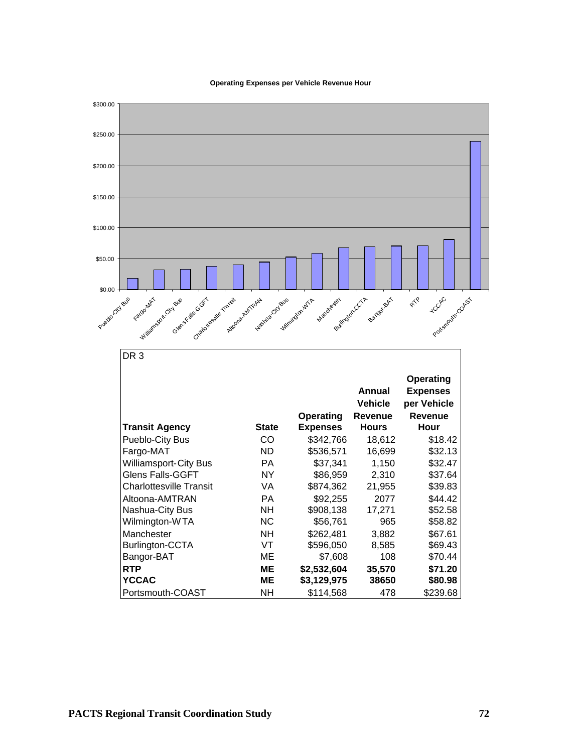**Operating Expenses per Vehicle Revenue Hour**

DR 3

| Transit Agency | State | Operating Expenses | Annual Vehicle Revenue Hours | Operating Expenses per Vehicle Revenue Hour |
|---|---|---|---|---|
| Pueblo-City Bus | CO | $342,766 | 18,612 | $18.42 |
| Fargo-MAT | ND | $536,571 | 16,699 | $32.13 |
| Williamsport-City Bus | PA | $37,341 | 1,150 | $32.47 |
| Glens Falls-GGFT | NY | $86,959 | 2,310 | $37.64 |
| Charlottesville Transit | VA | $874,362 | 21,955 | $39.83 |
| Altoona-AMTRAN | PA | $92,255 | 2077 | $44.42 |
| Nashua-City Bus | NH | $908,138 | 17,271 | $52.58 |
| Wilmington-WTA | NC | $56,761 | 965 | $58.82 |
| Manchester | NH | $262,481 | 3,882 | $67.61 |
| Burlington-CCTA | VT | $596,050 | 8,585 | $69.43 |
| Bangor-BAT | ME | $7,608 | 108 | $70.44 |
| **RTP** | **ME** | **$2,532,604** | **35,570** | **$71.20** |
| **YCCAC** | **ME** | **$3,129,975** | **38650** | **$80.98** |
| Portsmouth-COAST | NH | $114,568 | 478 | $239.68 |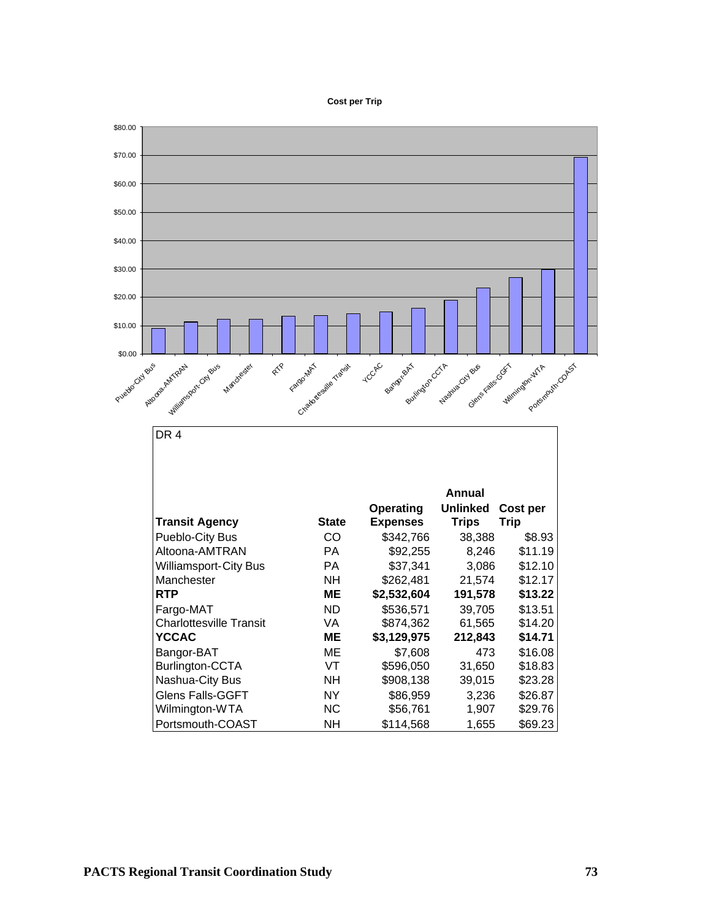**Cost per Trip**

DR 4

| Transit Agency | State | Operating Expenses | Annual Unlinked Trips | Cost per Trip |
|---|---|---|---|---|
| Pueblo-City Bus | CO | $342,766 | 38,388 | $8.93 |
| Altoona-AMTRAN | PA | $92,255 | 8,246 | $11.19 |
| Williamsport-City Bus | PA | $37,341 | 3,086 | $12.10 |
| Manchester | NH | $262,481 | 21,574 | $12.17 |
| **RTP** | **ME** | **$2,532,604** | **191,578** | **$13.22** |
| Fargo-MAT | ND | $536,571 | 39,705 | $13.51 |
| Charlottesville Transit | VA | $874,362 | 61,565 | $14.20 |
| **YCCAC** | **ME** | **$3,129,975** | **212,843** | **$14.71** |
| Bangor-BAT | ME | $7,608 | 473 | $16.08 |
| Burlington-CCTA | VT | $596,050 | 31,650 | $18.83 |
| Nashua-City Bus | NH | $908,138 | 39,015 | $23.28 |
| Glens Falls-GGFT | NY | $86,959 | 3,236 | $26.87 |
| Wilmington-WTA | NC | $56,761 | 1,907 | $29.76 |
| Portsmouth-COAST | NH | $114,568 | 1,655 | $69.23 |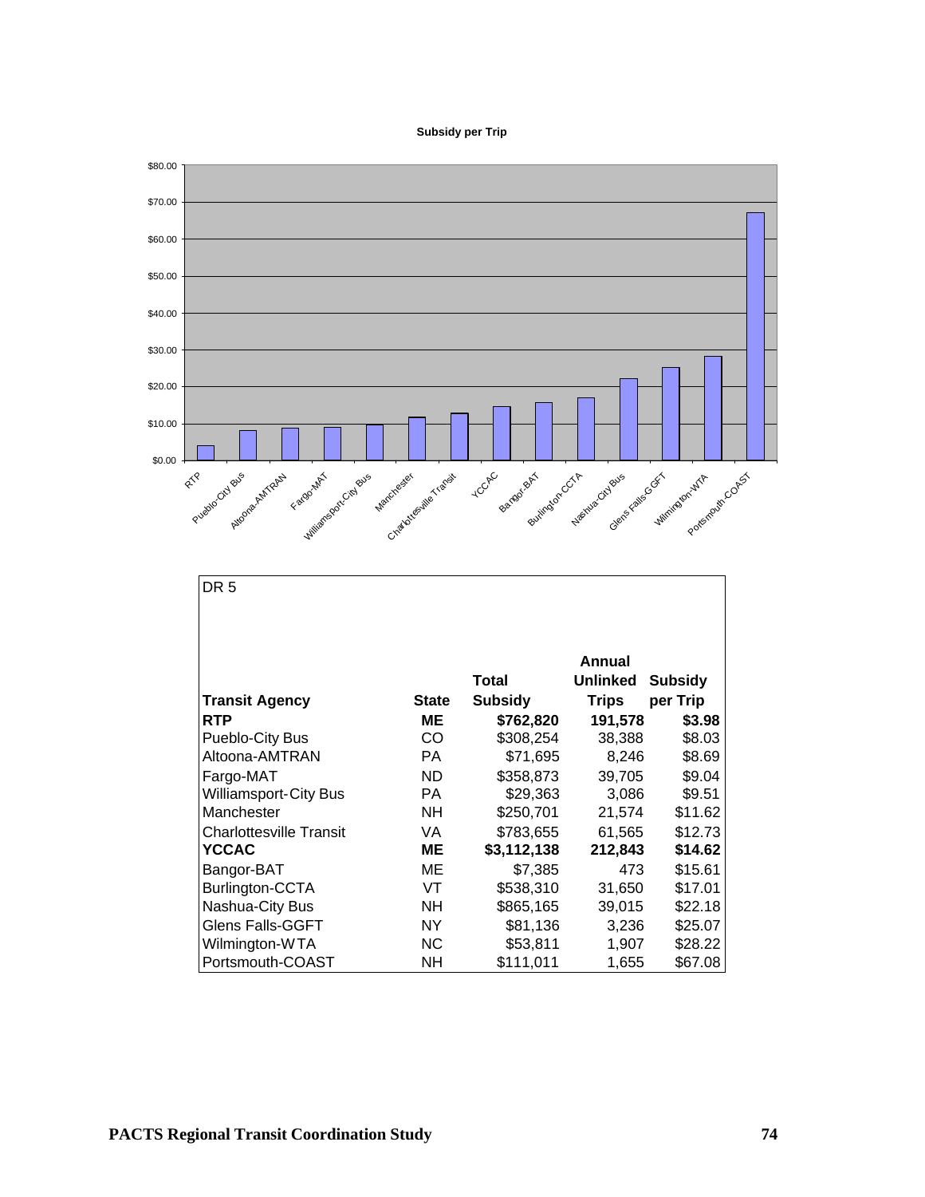**Subsidy per Trip**

DR 5

| Transit Agency | State | Total Subsidy | Annual Unlinked Trips | Subsidy per Trip |
|---|---|---|---|---|
| **RTP** | **ME** | **$762,820** | **191,578** | **$3.98** |
| Pueblo-City Bus | CO | $308,254 | 38,388 | $8.03 |
| Altoona-AMTRAN | PA | $71,695 | 8,246 | $8.69 |
| Fargo-MAT | ND | $358,873 | 39,705 | $9.04 |
| Williamsport-City Bus | PA | $29,363 | 3,086 | $9.51 |
| Manchester | NH | $250,701 | 21,574 | $11.62 |
| Charlottesville Transit | VA | $783,655 | 61,565 | $12.73 |
| **YCCAC** | **ME** | **$3,112,138** | **212,843** | **$14.62** |
| Bangor-BAT | ME | $7,385 | 473 | $15.61 |
| Burlington-CCTA | VT | $538,310 | 31,650 | $17.01 |
| Nashua-City Bus | NH | $865,165 | 39,015 | $22.18 |
| Glens Falls-GGFT | NY | $81,136 | 3,236 | $25.07 |
| Wilmington-WTA | NC | $53,811 | 1,907 | $28.22 |
| Portsmouth-COAST | NH | $111,011 | 1,655 | $67.08 |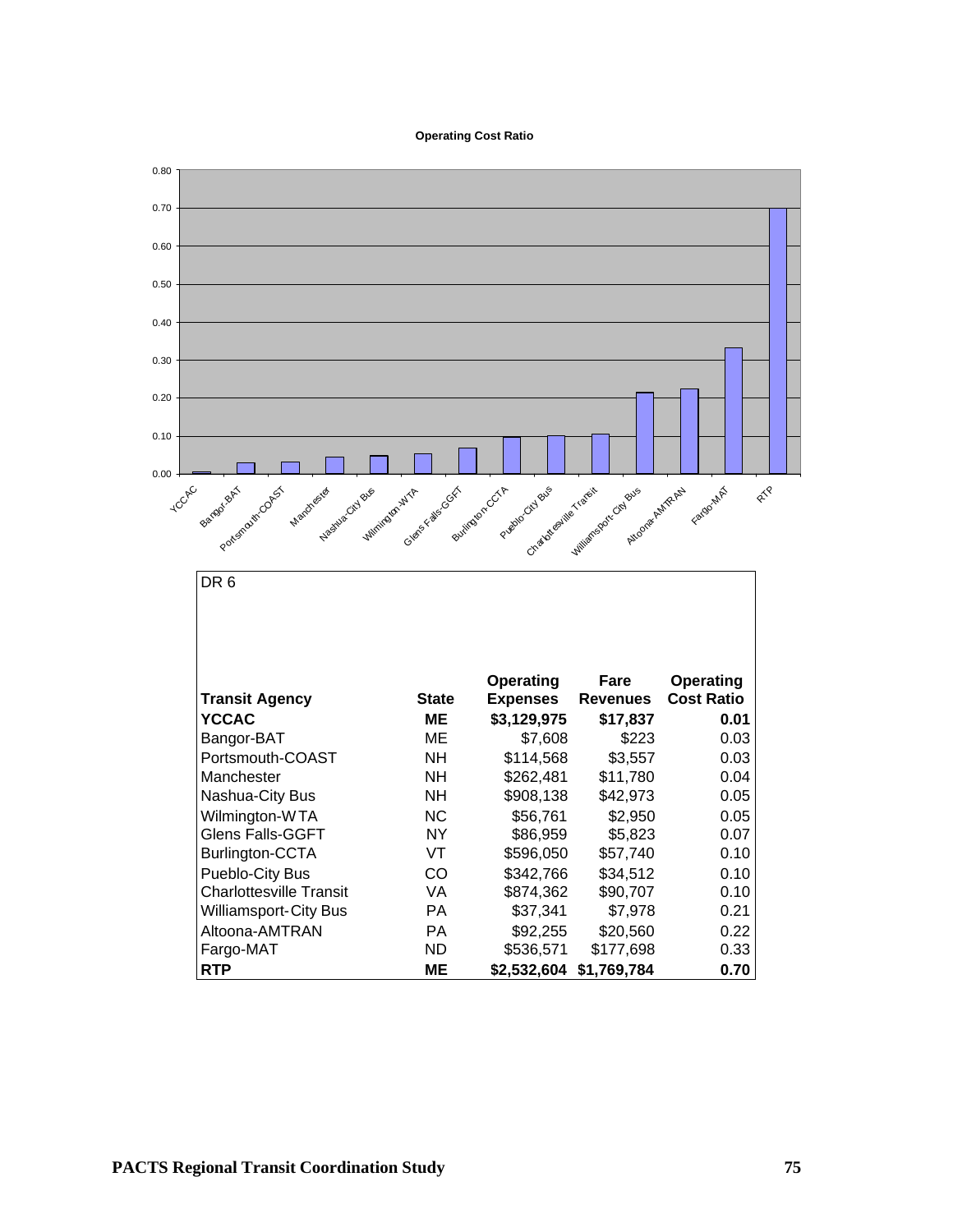**Operating Cost Ratio**

DR 6

| Transit Agency | State | Operating Expenses | Fare Revenues | Operating Cost Ratio |
|---|---|---|---|---|
| **YCCAC** | **ME** | **$3,129,975** | **$17,837** | **0.01** |
| Bangor-BAT | ME | $7,608 | $223 | 0.03 |
| Portsmouth-COAST | NH | $114,568 | $3,557 | 0.03 |
| Manchester | NH | $262,481 | $11,780 | 0.04 |
| Nashua-City Bus | NH | $908,138 | $42,973 | 0.05 |
| Wilmington-WTA | NC | $56,761 | $2,950 | 0.05 |
| Glens Falls-GGFT | NY | $86,959 | $5,823 | 0.07 |
| Burlington-CCTA | VT | $596,050 | $57,740 | 0.10 |
| Pueblo-City Bus | CO | $342,766 | $34,512 | 0.10 |
| Charlottesville Transit | VA | $874,362 | $90,707 | 0.10 |
| Williamsport-City Bus | PA | $37,341 | $7,978 | 0.21 |
| Altoona-AMTRAN | PA | $92,255 | $20,560 | 0.22 |
| Fargo-MAT | ND | $536,571 | $177,698 | 0.33 |
| **RTP** | **ME** | **$2,532,604** | **$1,769,784** | **0.70** |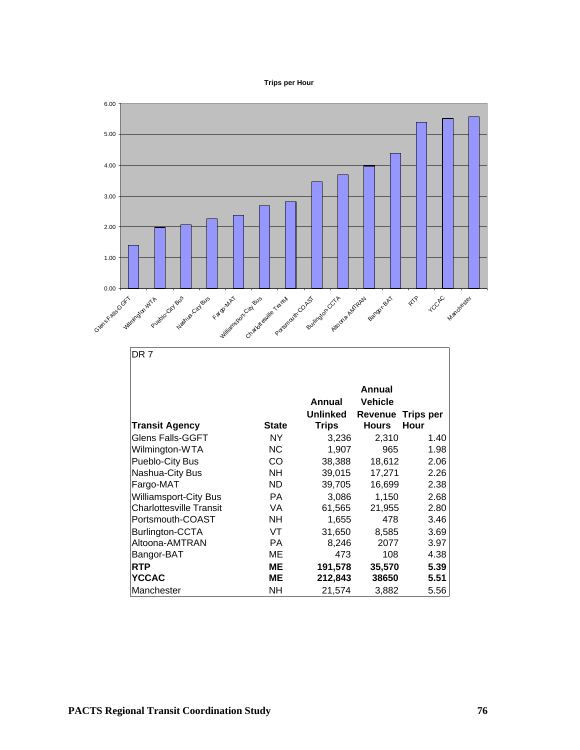**Trips per Hour**

DR 7

| Transit Agency | State | Annual Unlinked Trips | Annual Vehicle Revenue Hours | Trips per Hour |
|---|---|---|---|---|
| Glens Falls-GGFT | NY | 3,236 | 2,310 | 1.40 |
| Wilmington-WTA | NC | 1,907 | 965 | 1.98 |
| Pueblo-City Bus | CO | 38,388 | 18,612 | 2.06 |
| Nashua-City Bus | NH | 39,015 | 17,271 | 2.26 |
| Fargo-MAT | ND | 39,705 | 16,699 | 2.38 |
| Williamsport-City Bus | PA | 3,086 | 1,150 | 2.68 |
| Charlottesville Transit | VA | 61,565 | 21,955 | 2.80 |
| Portsmouth-COAST | NH | 1,655 | 478 | 3.46 |
| Burlington-CCTA | VT | 31,650 | 8,585 | 3.69 |
| Altoona-AMTRAN | PA | 8,246 | 2077 | 3.97 |
| Bangor-BAT | ME | 473 | 108 | 4.38 |
| **RTP** | **ME** | **191,578** | **35,570** | **5.39** |
| **YCCAC** | **ME** | **212,843** | **38650** | **5.51** |
| Manchester | NH | 21,574 | 3,882 | 5.56 |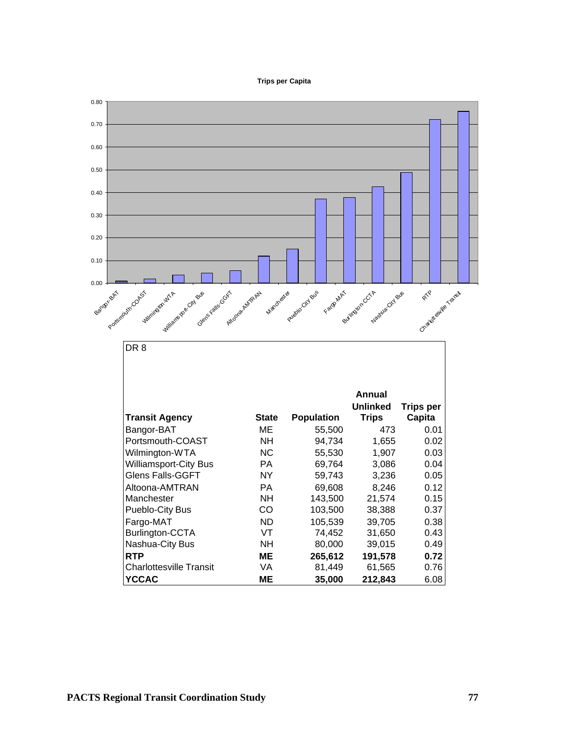**Trips per Capita**

DR 8

| Transit Agency | State | Population | Annual Unlinked Trips | Trips per Capita |
|---|---|---|---|---|
| Bangor-BAT | ME | 55,500 | 473 | 0.01 |
| Portsmouth-COAST | NH | 94,734 | 1,655 | 0.02 |
| Wilmington-WTA | NC | 55,530 | 1,907 | 0.03 |
| Williamsport-City Bus | PA | 69,764 | 3,086 | 0.04 |
| Glens Falls-GGFT | NY | 59,743 | 3,236 | 0.05 |
| Altoona-AMTRAN | PA | 69,608 | 8,246 | 0.12 |
| Manchester | NH | 143,500 | 21,574 | 0.15 |
| Pueblo-City Bus | CO | 103,500 | 38,388 | 0.37 |
| Fargo-MAT | ND | 105,539 | 39,705 | 0.38 |
| Burlington-CCTA | VT | 74,452 | 31,650 | 0.43 |
| Nashua-City Bus | NH | 80,000 | 39,015 | 0.49 |
| **RTP** | **ME** | **265,612** | **191,578** | **0.72** |
| Charlottesville Transit | VA | 81,449 | 61,565 | 0.76 |
| **YCCAC** | **ME** | **35,000** | **212,843** | 6.08 |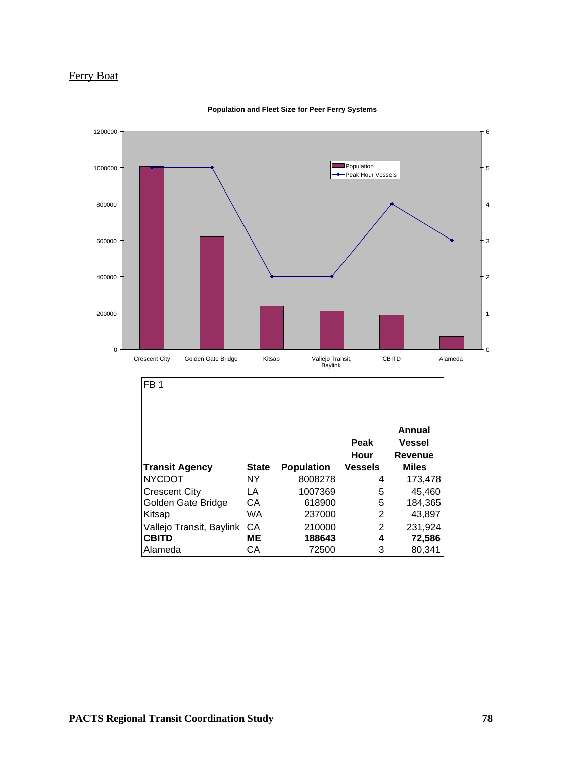Ferry Boat

**Population and Fleet Size for Peer Ferry Systems**

FB 1

| Transit Agency | State | Population | Peak Hour Vessels | Annual Vessel Revenue Miles |
|---|---|---|---|---|
| NYCDOT | NY | 8008278 | 4 | 173,478 |
| Crescent City | LA | 1007369 | 5 | 45,460 |
| Golden Gate Bridge | CA | 618900 | 5 | 184,365 |
| Kitsap | WA | 237000 | 2 | 43,897 |
| Vallejo Transit, Baylink | CA | 210000 | 2 | 231,924 |
| **CBITD** | **ME** | **188643** | **4** | **72,586** |
| Alameda | CA | 72500 | 3 | 80,341 |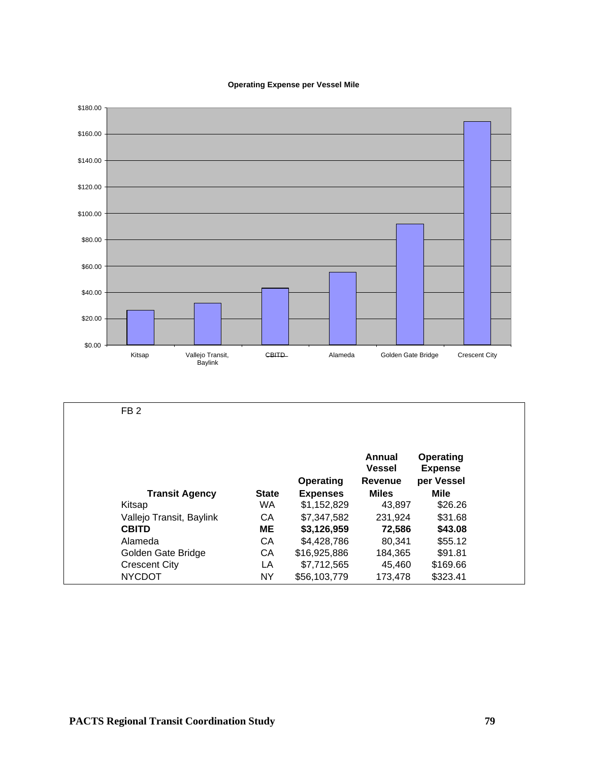**Operating Expense per Vessel Mile**

FB 2

| Transit Agency | State | Operating Expenses | Annual Vessel Revenue Miles | Operating Expense per Vessel Mile |
|---|---|---|---|---|
| Kitsap | WA | $1,152,829 | 43,897 | $26.26 |
| Vallejo Transit, Baylink | CA | $7,347,582 | 231,924 | $31.68 |
| **CBITD** | **ME** | **$3,126,959** | **72,586** | **$43.08** |
| Alameda | CA | $4,428,786 | 80,341 | $55.12 |
| Golden Gate Bridge | CA | $16,925,886 | 184,365 | $91.81 |
| Crescent City | LA | $7,712,565 | 45,460 | $169.66 |
| NYCDOT | NY | $56,103,779 | 173,478 | $323.41 |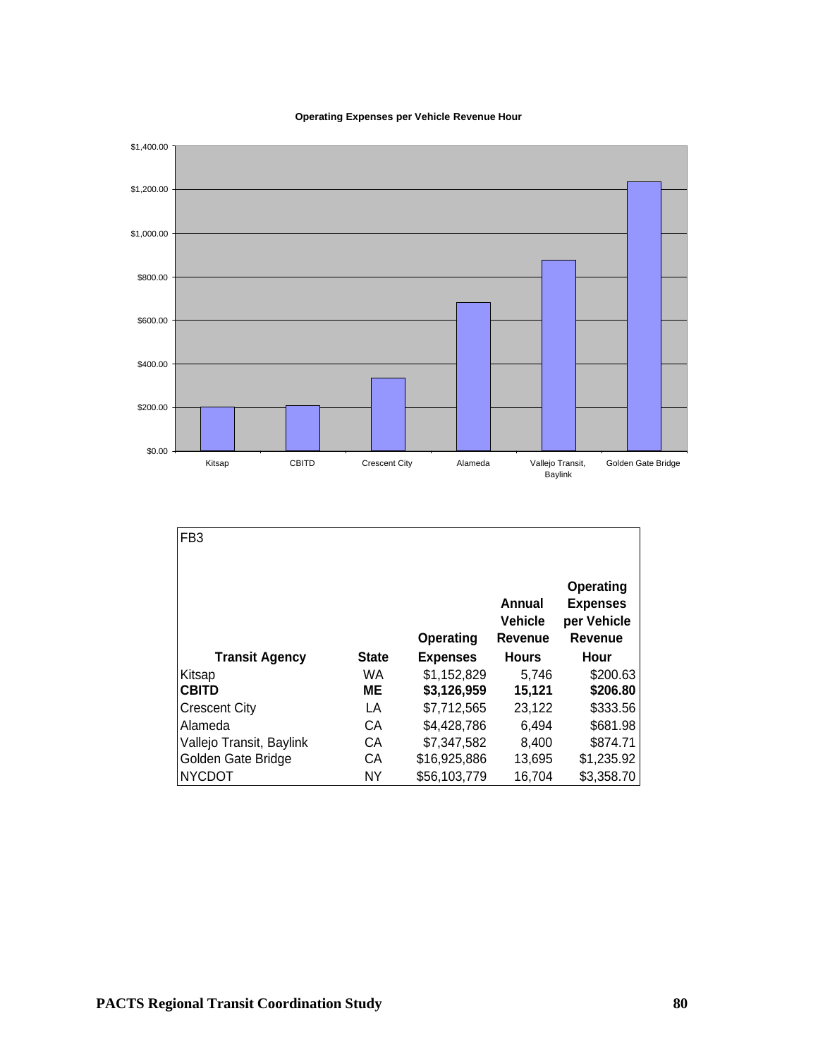**Operating Expenses per Vehicle Revenue Hour**

FB3

| Transit Agency | State | Operating Expenses | Annual Vehicle Revenue Hours | Operating Expenses per Vehicle Revenue Hour |
|---|---|---|---|---|
| Kitsap | WA | $1,152,829 | 5,746 | $200.63 |
| **CBITD** | **ME** | **$3,126,959** | **15,121** | **$206.80** |
| Crescent City | LA | $7,712,565 | 23,122 | $333.56 |
| Alameda | CA | $4,428,786 | 6,494 | $681.98 |
| Vallejo Transit, Baylink | CA | $7,347,582 | 8,400 | $874.71 |
| Golden Gate Bridge | CA | $16,925,886 | 13,695 | $1,235.92 |
| NYCDOT | NY | $56,103,779 | 16,704 | $3,358.70 |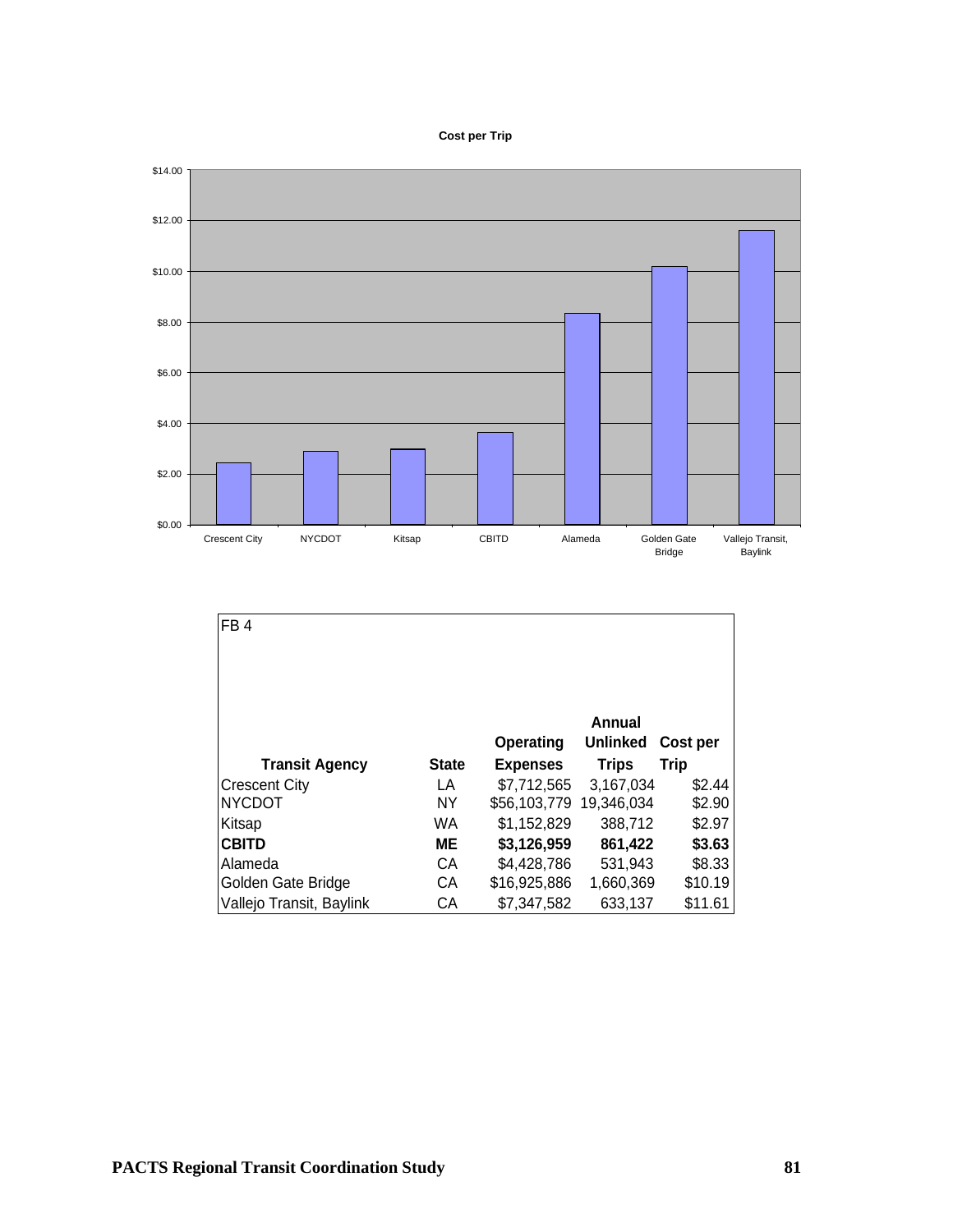**Cost per Trip**

FB 4

| Transit Agency | State | Operating Expenses | Annual Unlinked Trips | Cost per Trip |
|---|---|---|---|---|
| Crescent City | LA | $7,712,565 | 3,167,034 | $2.44 |
| NYCDOT | NY | $56,103,779 | 19,346,034 | $2.90 |
| Kitsap | WA | $1,152,829 | 388,712 | $2.97 |
| **CBITD** | **ME** | **$3,126,959** | **861,422** | **$3.63** |
| Alameda | CA | $4,428,786 | 531,943 | $8.33 |
| Golden Gate Bridge | CA | $16,925,886 | 1,660,369 | $10.19 |
| Vallejo Transit, Baylink | CA | $7,347,582 | 633,137 | $11.61 |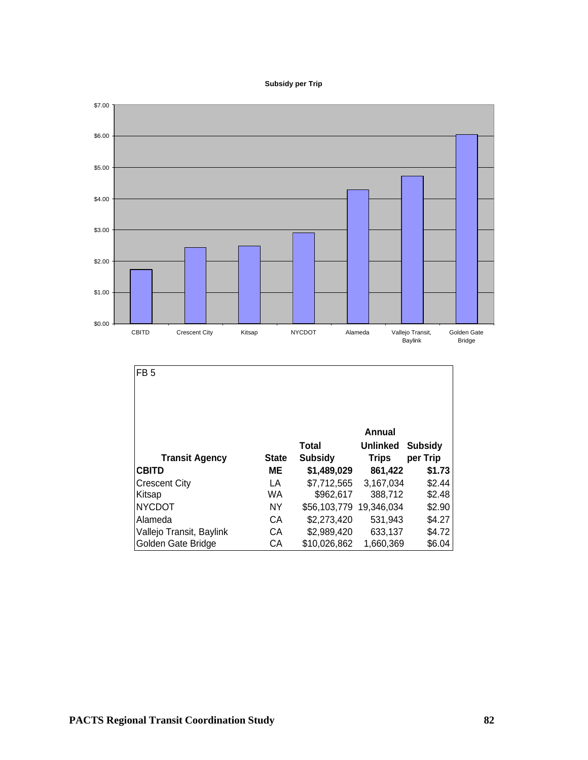**Subsidy per Trip**

| Transit Agency | Subsidy per Trip |
|---|---|
| CBITD | $1.73 |
| Crescent City | $2.44 |
| Kitsap | $2.48 |
| NYCDOT | $2.90 |
| Alameda | $4.27 |
| Vallejo Transit, Baylink | $4.72 |
| Golden Gate Bridge | $6.04 |

FB 5

| Transit Agency | State | Total Subsidy | Annual Unlinked Trips | Subsidy per Trip |
|---|---|---|---|---|
| **CBITD** | **ME** | **$1,489,029** | **861,422** | **$1.73** |
| Crescent City | LA | $7,712,565 | 3,167,034 | $2.44 |
| Kitsap | WA | $962,617 | 388,712 | $2.48 |
| NYCDOT | NY | $56,103,779 | 19,346,034 | $2.90 |
| Alameda | CA | $2,273,420 | 531,943 | $4.27 |
| Vallejo Transit, Baylink | CA | $2,989,420 | 633,137 | $4.72 |
| Golden Gate Bridge | CA | $10,026,862 | 1,660,369 | $6.04 |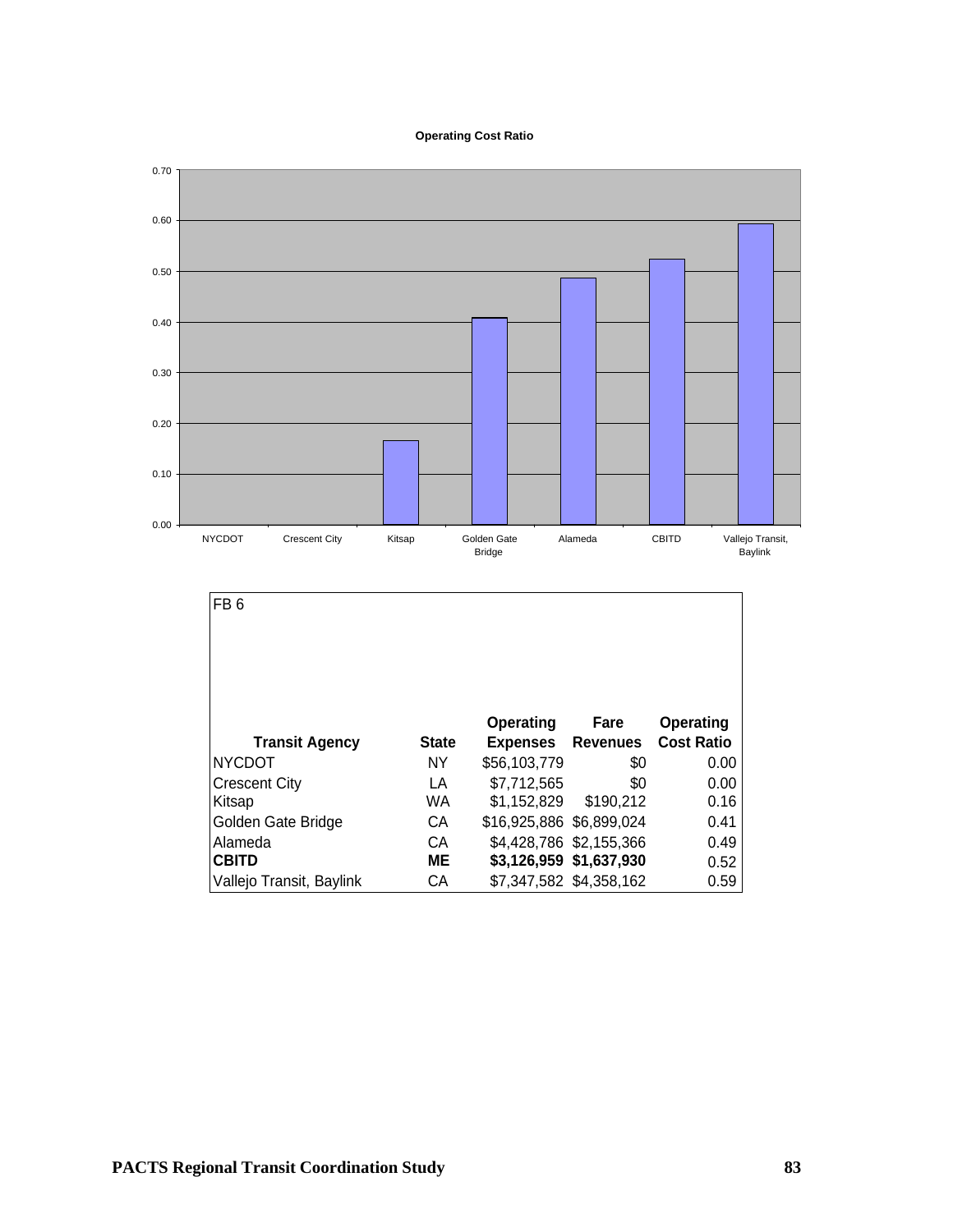**Operating Cost Ratio**

FB 6

| Transit Agency | State | Operating Expenses | Fare Revenues | Operating Cost Ratio |
|---|---|---|---|---|
| NYCDOT | NY | $56,103,779 | $0 | 0.00 |
| Crescent City | LA | $7,712,565 | $0 | 0.00 |
| Kitsap | WA | $1,152,829 | $190,212 | 0.16 |
| Golden Gate Bridge | CA | $16,925,886 | $6,899,024 | 0.41 |
| Alameda | CA | $4,428,786 | $2,155,366 | 0.49 |
| **CBITD** | **ME** | **$3,126,959** | **$1,637,930** | 0.52 |
| Vallejo Transit, Baylink | CA | $7,347,582 | $4,358,162 | 0.59 |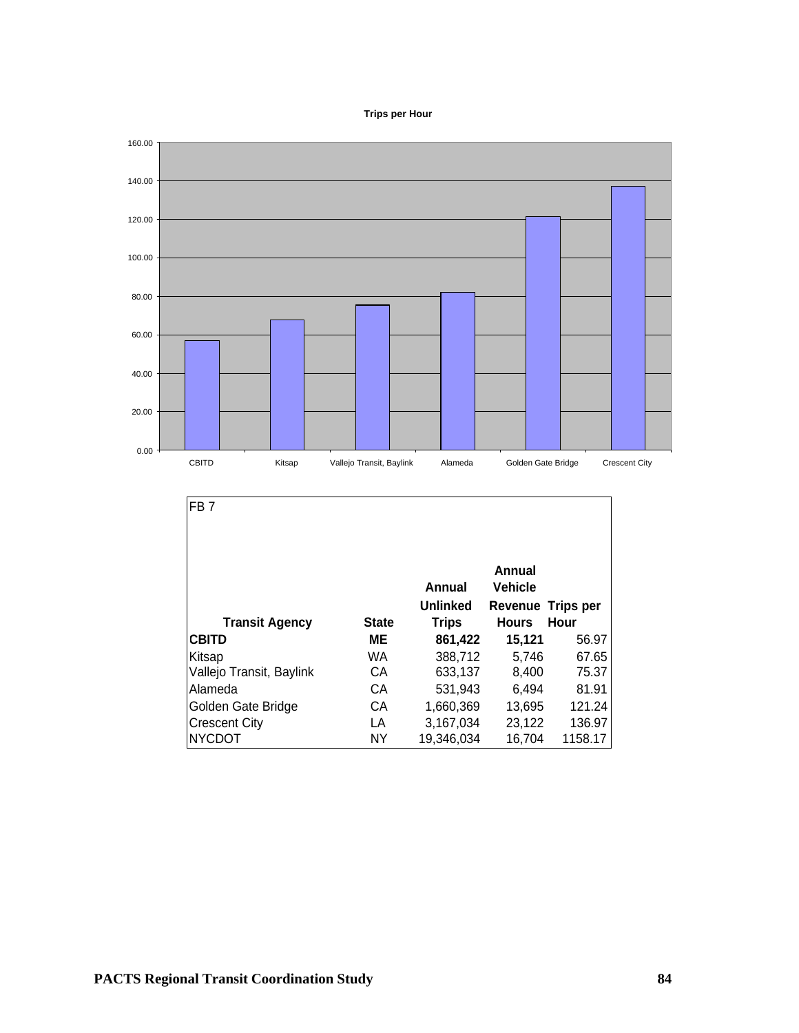**Trips per Hour**

| Transit Agency | Trips per Hour |
|---|---|
| CBITD | 56.97 |
| Kitsap | 67.65 |
| Vallejo Transit, Baylink | 75.37 |
| Alameda | 81.91 |
| Golden Gate Bridge | 121.24 |
| Crescent City | 136.97 |

FB 7

| Transit Agency | State | Annual Unlinked Trips | Annual Vehicle Revenue Hours | Trips per Hour |
|---|---|---|---|---|
| **CBITD** | **ME** | **861,422** | **15,121** | 56.97 |
| Kitsap | WA | 388,712 | 5,746 | 67.65 |
| Vallejo Transit, Baylink | CA | 633,137 | 8,400 | 75.37 |
| Alameda | CA | 531,943 | 6,494 | 81.91 |
| Golden Gate Bridge | CA | 1,660,369 | 13,695 | 121.24 |
| Crescent City | LA | 3,167,034 | 23,122 | 136.97 |
| NYCDOT | NY | 19,346,034 | 16,704 | 1158.17 |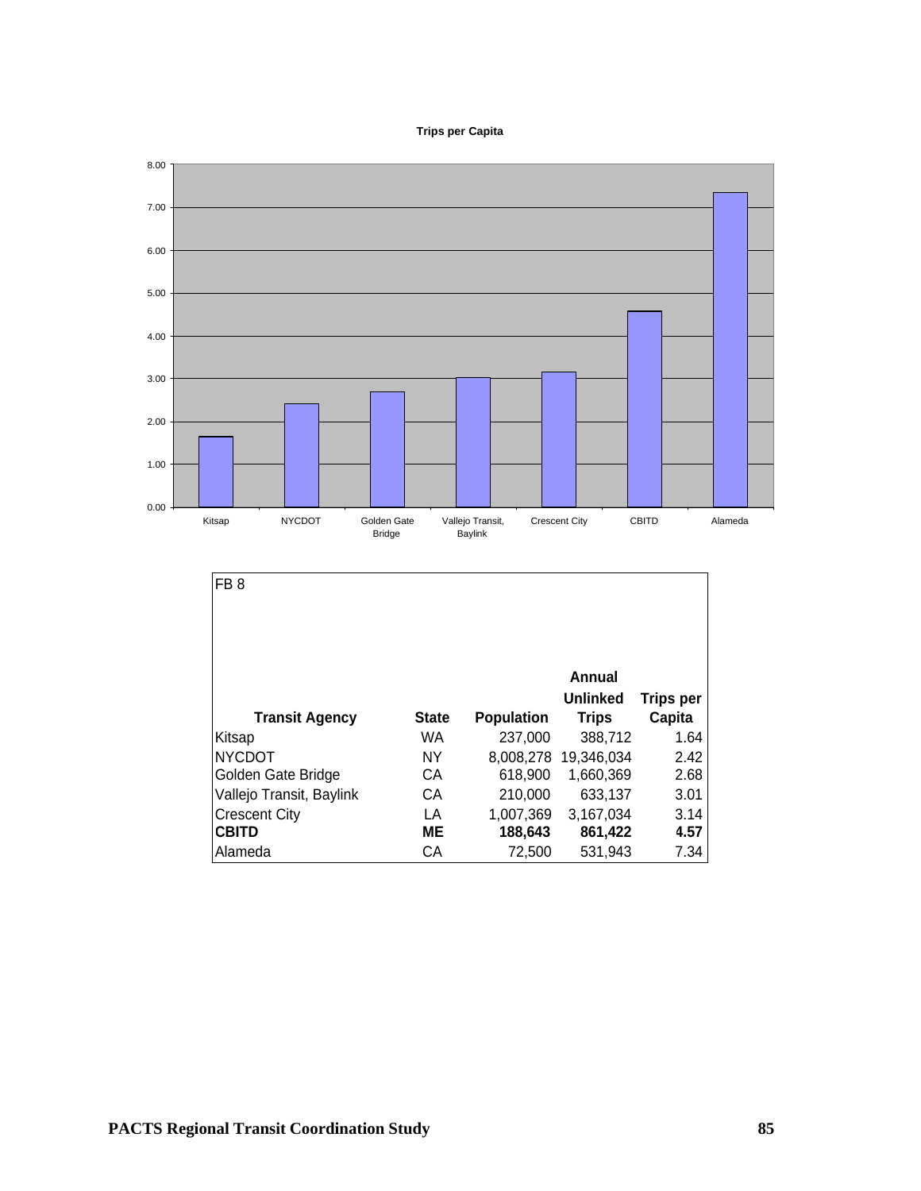**Trips per Capita**

| Kitsap | NYCDOT | Golden Gate Bridge | Vallejo Transit, Baylink | Crescent City | CBITD | Alameda |
|---|---|---|---|---|---|---|

FB 8

| Transit Agency | State | Population | Annual Unlinked Trips | Trips per Capita |
|---|---|---|---|---|
| Kitsap | WA | 237,000 | 388,712 | 1.64 |
| NYCDOT | NY | 8,008,278 | 19,346,034 | 2.42 |
| Golden Gate Bridge | CA | 618,900 | 1,660,369 | 2.68 |
| Vallejo Transit, Baylink | CA | 210,000 | 633,137 | 3.01 |
| Crescent City | LA | 1,007,369 | 3,167,034 | 3.14 |
| **CBITD** | **ME** | **188,643** | **861,422** | **4.57** |
| Alameda | CA | 72,500 | 531,943 | 7.34 |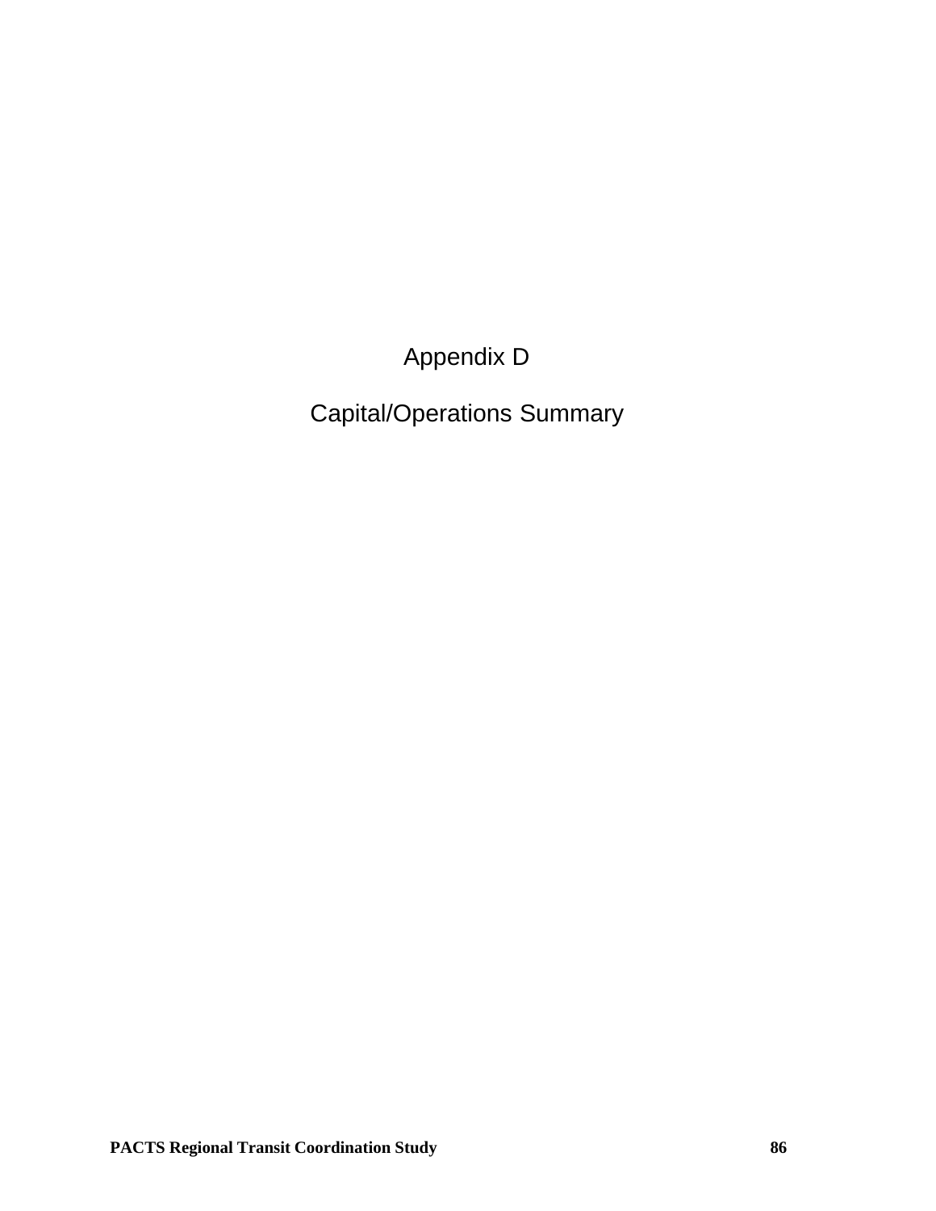# Appendix D

# Capital/Operations Summary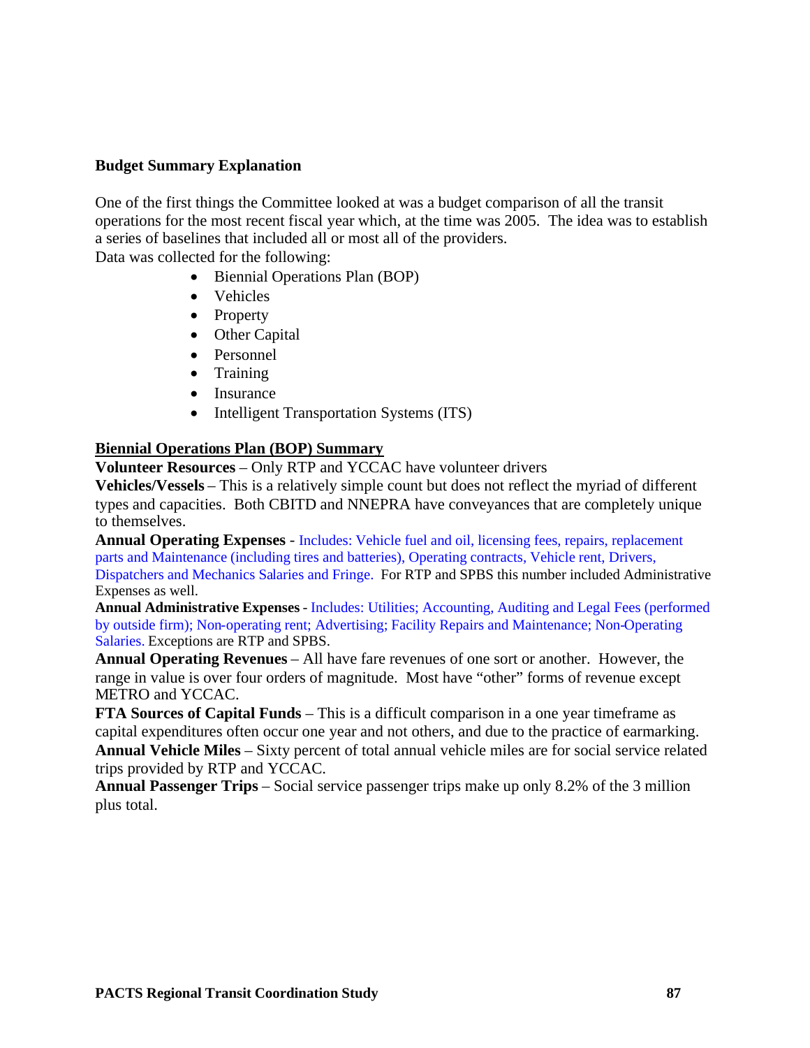**Budget Summary Explanation**

One of the first things the Committee looked at was a budget comparison of all the transit operations for the most recent fiscal year which, at the time was 2005. The idea was to establish a series of baselines that included all or most all of the providers.
Data was collected for the following:

- Biennial Operations Plan (BOP)
- Vehicles
- Property
- Other Capital
- Personnel
- Training
- Insurance
- Intelligent Transportation Systems (ITS)

**Biennial Operations Plan (BOP) Summary**

**Volunteer Resources** – Only RTP and YCCAC have volunteer drivers
**Vehicles/Vessels** – This is a relatively simple count but does not reflect the myriad of different types and capacities. Both CBITD and NNEPRA have conveyances that are completely unique to themselves.
**Annual Operating Expenses** - Includes: Vehicle fuel and oil, licensing fees, repairs, replacement parts and Maintenance (including tires and batteries), Operating contracts, Vehicle rent, Drivers, Dispatchers and Mechanics Salaries and Fringe. For RTP and SPBS this number included Administrative Expenses as well.
**Annual Administrative Expenses** - Includes: Utilities; Accounting, Auditing and Legal Fees (performed by outside firm); Non-operating rent; Advertising; Facility Repairs and Maintenance; Non-Operating Salaries. Exceptions are RTP and SPBS.
**Annual Operating Revenues** – All have fare revenues of one sort or another. However, the range in value is over four orders of magnitude. Most have "other" forms of revenue except METRO and YCCAC.
**FTA Sources of Capital Funds** – This is a difficult comparison in a one year timeframe as capital expenditures often occur one year and not others, and due to the practice of earmarking.
**Annual Vehicle Miles** – Sixty percent of total annual vehicle miles are for social service related trips provided by RTP and YCCAC.
**Annual Passenger Trips** – Social service passenger trips make up only 8.2% of the 3 million plus total.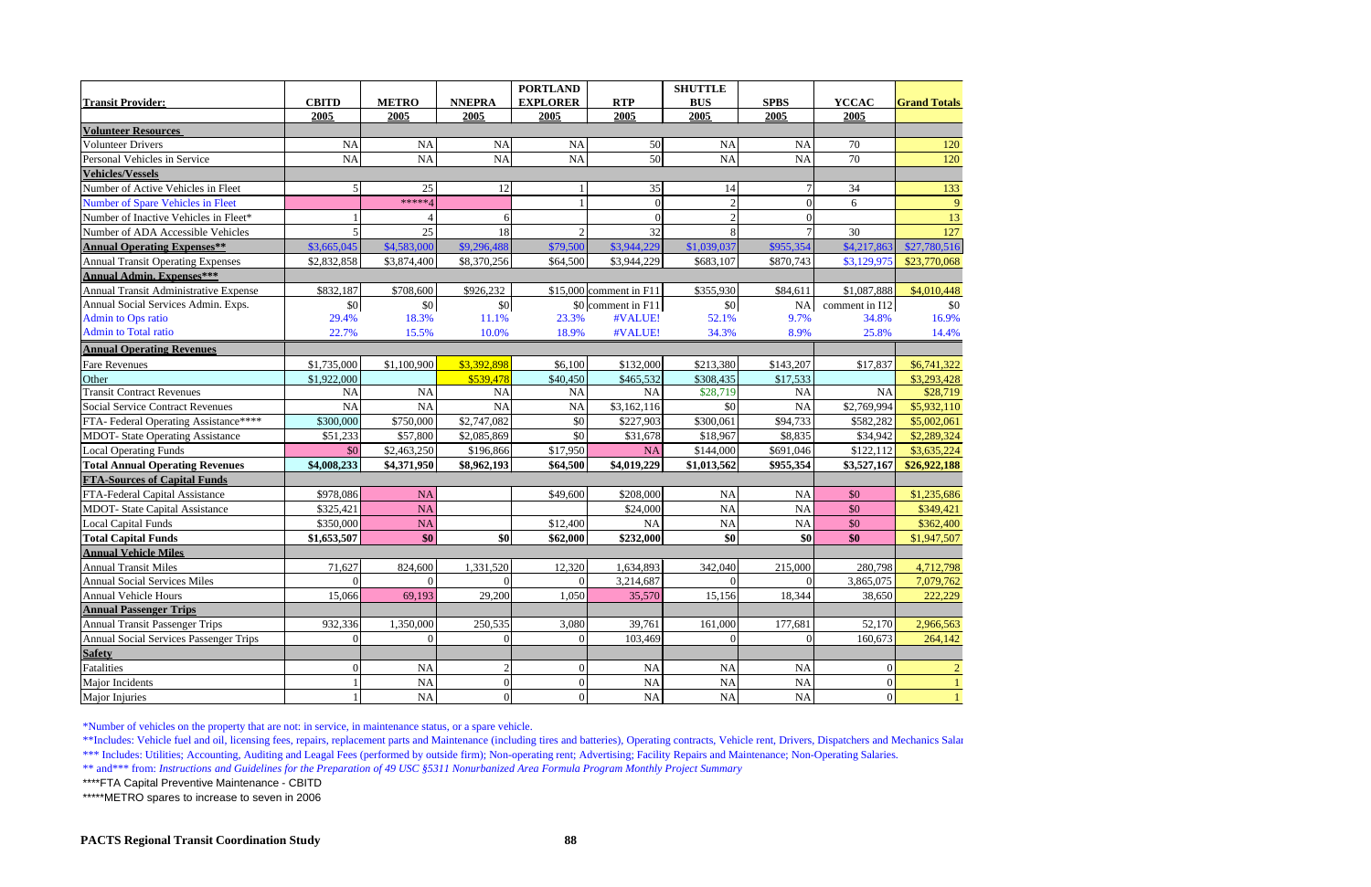| Transit Provider: | CBITD | METRO | NNEPRA | PORTLAND EXPLORER | RTP | SHUTTLE BUS | SPBS | YCCAC | Grand Totals |
|---|---|---|---|---|---|---|---|---|---|
| | 2005 | 2005 | 2005 | 2005 | 2005 | 2005 | 2005 | 2005 | |
| **Volunteer Resources** | | | | | | | | | |
| Volunteer Drivers | NA | NA | NA | NA | 50 | NA | NA | 70 | 120 |
| Personal Vehicles in Service | NA | NA | NA | NA | 50 | NA | NA | 70 | 120 |
| **Vehicles/Vessels** | | | | | | | | | |
| Number of Active Vehicles in Fleet | 5 | 25 | 12 | 1 | 35 | 14 | 7 | 34 | 133 |
| Number of Spare Vehicles in Fleet | | *****4 | | 1 | 0 | 2 | 0 | 6 | 9 |
| Number of Inactive Vehicles in Fleet* | 1 | 4 | 6 | | 0 | 2 | 0 | | 13 |
| Number of ADA Accessible Vehicles | 5 | 25 | 18 | 2 | 32 | 8 | 7 | 30 | 127 |
| **Annual Operating Expenses**** | $3,665,045 | $4,583,000 | $9,296,488 | $79,500 | $3,944,229 | $1,039,037 | $955,354 | $4,217,863 | $27,780,516 |
| Annual Transit Operating Expenses | $2,832,858 | $3,874,400 | $8,370,256 | $64,500 | $3,944,229 | $683,107 | $870,743 | $3,129,975 | $23,770,068 |
| **Annual Admin. Expenses***** | | | | | | | | | |
| Annual Transit Administrative Expense | $832,187 | $708,600 | $926,232 | $15,000 | comment in F11 | $355,930 | $84,611 | $1,087,888 | $4,010,448 |
| Annual Social Services Admin. Exps. | $0 | $0 | $0 | $0 | comment in F11 | $0 | NA | comment in I12 | $0 |
| Admin to Ops ratio | 29.4% | 18.3% | 11.1% | 23.3% | #VALUE! | 52.1% | 9.7% | 34.8% | 16.9% |
| Admin to Total ratio | 22.7% | 15.5% | 10.0% | 18.9% | #VALUE! | 34.3% | 8.9% | 25.8% | 14.4% |
| **Annual Operating Revenues** | | | | | | | | | |
| Fare Revenues | $1,735,000 | $1,100,900 | $3,392,898 | $6,100 | $132,000 | $213,380 | $143,207 | $17,837 | $6,741,322 |
| Other | $1,922,000 | | $539,478 | $40,450 | $465,532 | $308,435 | $17,533 | | $3,293,428 |
| Transit Contract Revenues | NA | NA | NA | NA | NA | $28,719 | NA | NA | $28,719 |
| Social Service Contract Revenues | NA | NA | NA | NA | $3,162,116 | $0 | NA | $2,769,994 | $5,932,110 |
| FTA- Federal Operating Assistance**** | $300,000 | $750,000 | $2,747,082 | $0 | $227,903 | $300,061 | $94,733 | $582,282 | $5,002,061 |
| MDOT- State Operating Assistance | $51,233 | $57,800 | $2,085,869 | $0 | $31,678 | $18,967 | $8,835 | $34,942 | $2,289,324 |
| Local Operating Funds | $0 | $2,463,250 | $196,866 | $17,950 | NA | $144,000 | $691,046 | $122,112 | $3,635,224 |
| **Total Annual Operating Revenues** | **$4,008,233** | **$4,371,950** | **$8,962,193** | **$64,500** | **$4,019,229** | **$1,013,562** | **$955,354** | **$3,527,167** | **$26,922,188** |
| **FTA-Sources of Capital Funds** | | | | | | | | | |
| FTA-Federal Capital Assistance | $978,086 | NA | | $49,600 | $208,000 | NA | NA | $0 | $1,235,686 |
| MDOT- State Capital Assistance | $325,421 | NA | | | $24,000 | NA | NA | $0 | $349,421 |
| Local Capital Funds | $350,000 | NA | | $12,400 | NA | NA | NA | $0 | $362,400 |
| **Total Capital Funds** | **$1,653,507** | **$0** | **$0** | **$62,000** | **$232,000** | **$0** | **$0** | **$0** | $1,947,507 |
| **Annual Vehicle Miles** | | | | | | | | | |
| Annual Transit Miles | 71,627 | 824,600 | 1,331,520 | 12,320 | 1,634,893 | 342,040 | 215,000 | 280,798 | 4,712,798 |
| Annual Social Services Miles | 0 | 0 | 0 | 0 | 3,214,687 | 0 | 0 | 3,865,075 | 7,079,762 |
| Annual Vehicle Hours | 15,066 | 69,193 | 29,200 | 1,050 | 35,570 | 15,156 | 18,344 | 38,650 | 222,229 |
| **Annual Passenger Trips** | | | | | | | | | |
| Annual Transit Passenger Trips | 932,336 | 1,350,000 | 250,535 | 3,080 | 39,761 | 161,000 | 177,681 | 52,170 | 2,966,563 |
| Annual Social Services Passenger Trips | 0 | 0 | 0 | 0 | 103,469 | 0 | 0 | 160,673 | 264,142 |
| **Safety** | | | | | | | | | |
| Fatalities | 0 | NA | 2 | 0 | NA | NA | NA | 0 | 2 |
| Major Incidents | 1 | NA | 0 | 0 | NA | NA | NA | 0 | 1 |
| Major Injuries | 1 | NA | 0 | 0 | NA | NA | NA | 0 | 1 |

*Number of vehicles on the property that are not: in service, in maintenance status, or a spare vehicle.

**Includes: Vehicle fuel and oil, licensing fees, repairs, replacement parts and Maintenance (including tires and batteries), Operating contracts, Vehicle rent, Drivers, Dispatchers and Mechanics Salar

*** Includes: Utilities; Accounting, Auditing and Leagal Fees (performed by outside firm); Non-operating rent; Advertising; Facility Repairs and Maintenance; Non-Operating Salaries.

** and*** from: *Instructions and Guidelines for the Preparation of 49 USC §5311 Nonurbanized Area Formula Program Monthly Project Summary*

****FTA Capital Preventive Maintenance - CBITD

*****METRO spares to increase to seven in 2006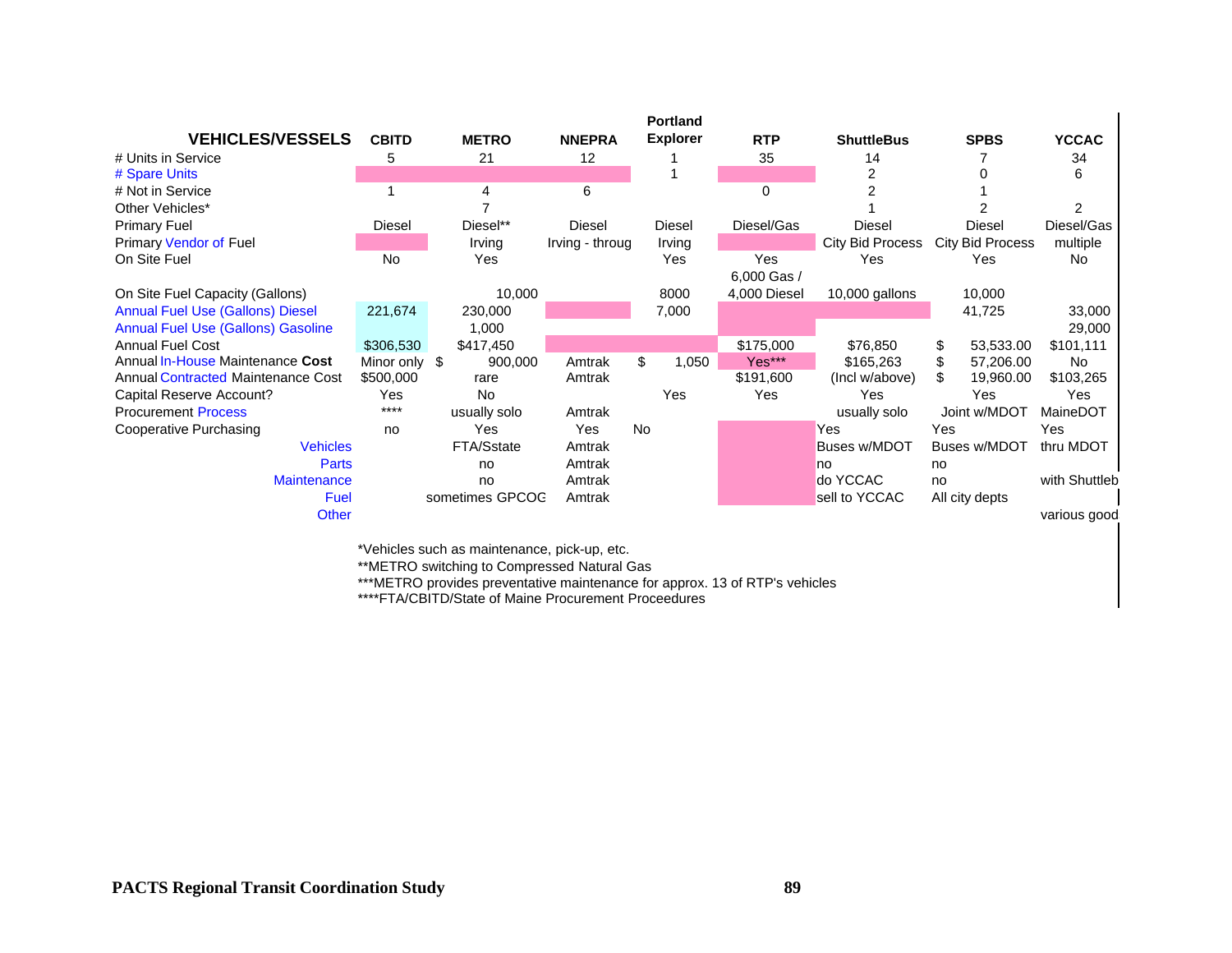| VEHICLES/VESSELS | CBITD | METRO | NNEPRA | Portland Explorer | RTP | ShuttleBus | SPBS | YCCAC |
|---|---|---|---|---|---|---|---|---|
| # Units in Service | 5 | 21 | 12 | 1 | 35 | 14 | 7 | 34 |
| # Spare Units | | | | 1 | | 2 | 0 | 6 |
| # Not in Service | 1 | 4 | 6 | | 0 | 2 | 1 | |
| Other Vehicles* | | 7 | | | | 1 | 2 | 2 |
| Primary Fuel | Diesel | Diesel** | Diesel | Diesel | Diesel/Gas | Diesel | Diesel | Diesel/Gas |
| Primary Vendor of Fuel | | Irving | Irving - throug | Irving | | City Bid Process | City Bid Process | multiple |
| On Site Fuel | No | Yes | | Yes | Yes | Yes | Yes | No |
| On Site Fuel Capacity (Gallons) | | 10,000 | | 8000 | 6,000 Gas / 4,000 Diesel | 10,000 gallons | 10,000 | |
| Annual Fuel Use (Gallons) Diesel | 221,674 | 230,000 | | 7,000 | | | 41,725 | 33,000 |
| Annual Fuel Use (Gallons) Gasoline | | 1,000 | | | | | | 29,000 |
| Annual Fuel Cost | $306,530 | $417,450 | | | $175,000 | $76,850 | $ 53,533.00 | $101,111 |
| Annual In-House Maintenance **Cost** | Minor only | $ 900,000 | Amtrak | $ 1,050 | Yes*** | $165,263 | $ 57,206.00 | No |
| Annual Contracted Maintenance Cost | $500,000 | rare | Amtrak | | $191,600 | (Incl w/above) | $ 19,960.00 | $103,265 |
| Capital Reserve Account? | Yes | No | | Yes | Yes | Yes | Yes | Yes |
| Procurement Process | **** | usually solo | Amtrak | | | usually solo | Joint w/MDOT | MaineDOT |
| Cooperative Purchasing | no | Yes | Yes | No | | Yes | Yes | Yes |
| Vehicles | | FTA/Sstate | Amtrak | | | Buses w/MDOT | Buses w/MDOT | thru MDOT |
| Parts | | no | Amtrak | | | no | no | |
| Maintenance | | no | Amtrak | | | do YCCAC | no | with Shuttleb |
| Fuel | | sometimes GPCOG | Amtrak | | | sell to YCCAC | All city depts | |
| Other | | | | | | | | various good |

*Vehicles such as maintenance, pick-up, etc.

**METRO switching to Compressed Natural Gas

***METRO provides preventative maintenance for approx. 13 of RTP's vehicles

****FTA/CBITD/State of Maine Procurement Proceedures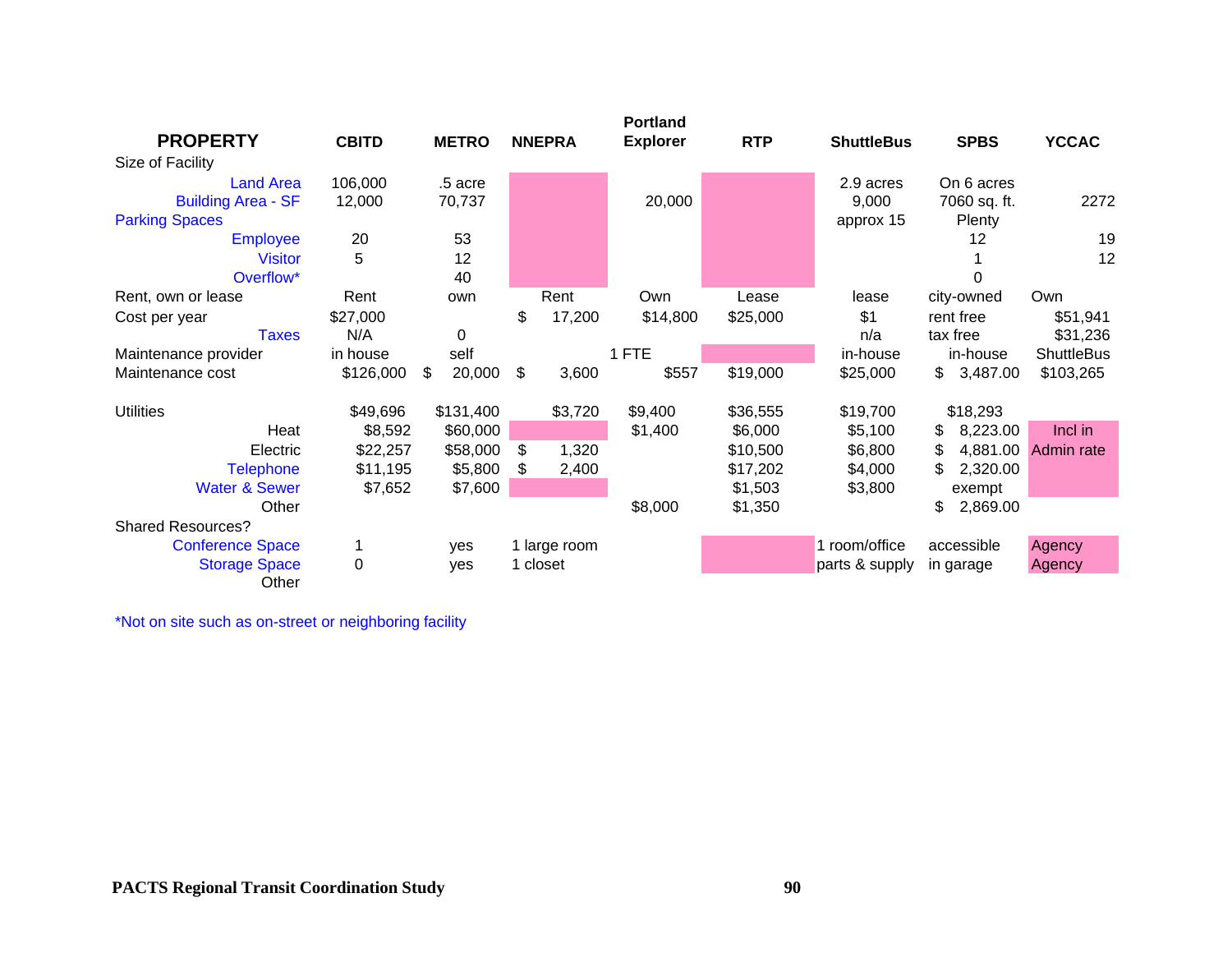| PROPERTY | CBITD | METRO | NNEPRA | Portland Explorer | RTP | ShuttleBus | SPBS | YCCAC |
|---|---|---|---|---|---|---|---|---|
| Size of Facility | | | | | | | | |
| Land Area | 106,000 | .5 acre | | | | 2.9 acres | On 6 acres | |
| Building Area - SF | 12,000 | 70,737 | | 20,000 | | 9,000 | 7060 sq. ft. | 2272 |
| Parking Spaces | | | | | | approx 15 | Plenty | |
| Employee | 20 | 53 | | | | | 12 | 19 |
| Visitor | 5 | 12 | | | | | 1 | 12 |
| Overflow* | | 40 | | | | | 0 | |
| Rent, own or lease | Rent | own | Rent | Own | Lease | lease | city-owned | Own |
| Cost per year | $27,000 | | $ 17,200 | $14,800 | $25,000 | $1 | rent free | $51,941 |
| Taxes | N/A | 0 | | | | n/a | tax free | $31,236 |
| Maintenance provider | in house | self | | 1 FTE | | in-house | in-house | ShuttleBus |
| Maintenance cost | $126,000 | $ 20,000 | $ 3,600 | $557 | $19,000 | $25,000 | $ 3,487.00 | $103,265 |
| | | | | | | | | |
| Utilities | $49,696 | $131,400 | $3,720 | $9,400 | $36,555 | $19,700 | $18,293 | |
| Heat | $8,592 | $60,000 | | $1,400 | $6,000 | $5,100 | $ 8,223.00 | Incl in Admin rate |
| Electric | $22,257 | $58,000 | $ 1,320 | | $10,500 | $6,800 | $ 4,881.00 | |
| Telephone | $11,195 | $5,800 | $ 2,400 | | $17,202 | $4,000 | $ 2,320.00 | |
| Water & Sewer | $7,652 | $7,600 | | | $1,503 | $3,800 | exempt | |
| Other | | | | $8,000 | $1,350 | | $ 2,869.00 | |
| Shared Resources? | | | | | | | | |
| Conference Space | 1 | yes | 1 large room | | | 1 room/office | accessible | Agency |
| Storage Space | 0 | yes | 1 closet | | | parts & supply | in garage | Agency |
| Other | | | | | | | | |

*Not on site such as on-street or neighboring facility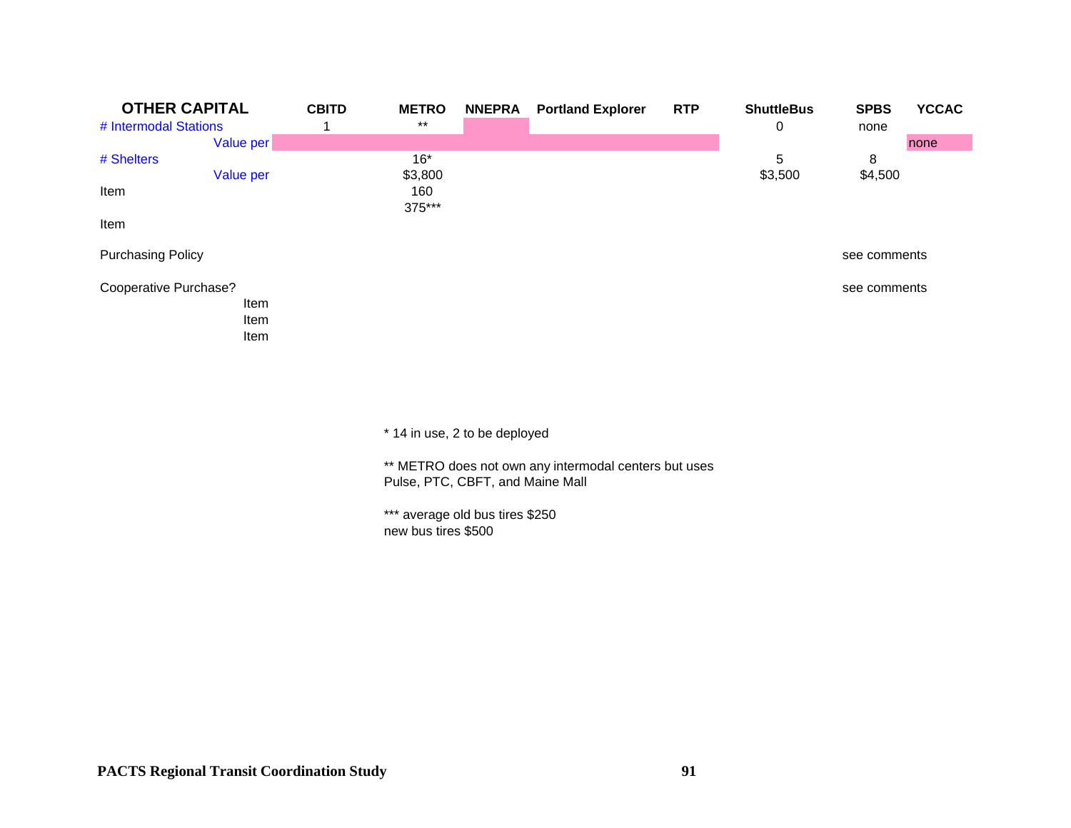| OTHER CAPITAL | CBITD | METRO | NNEPRA | Portland Explorer | RTP | ShuttleBus | SPBS | YCCAC |
|---|---|---|---|---|---|---|---|---|
| # Intermodal Stations | 1 | ** | | | | 0 | none | |
| Value per | | | | | | | | none |
| # Shelters | | 16* | | | | 5 | 8 | |
| Value per | | $3,800 | | | | $3,500 | $4,500 | |
| Item | | 160<br>375*** | | | | | | |
| Item | | | | | | | | |
| Purchasing Policy | | | | | | | see comments | |
| Cooperative Purchase? | | | | | | | see comments | |
| Item | | | | | | | | |
| Item | | | | | | | | |
| Item | | | | | | | | |

* 14 in use, 2 to be deployed

** METRO does not own any intermodal centers but uses Pulse, PTC, CBFT, and Maine Mall

*** average old bus tires $250
new bus tires $500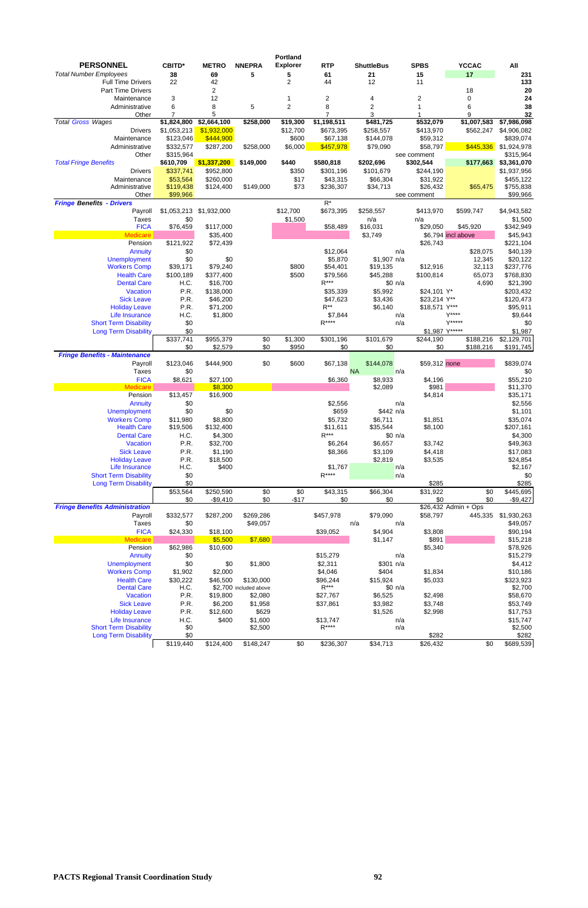| PERSONNEL | CBITD* | METRO | NNEPRA | Portland Explorer | RTP | ShuttleBus | | SPBS | | YCCAC | All |
|---|---|---|---|---|---|---|---|---|---|---|---|
| Total Number Employees | 38 | 69 | 5 | 5 | 61 | 21 | | 15 | | 17 | 231 |
| Full Time Drivers | 22 | 42 | | 2 | 44 | 12 | | 11 | | | 133 |
| Part Time Drivers | | 2 | | | | | | | | 18 | 20 |
| Maintenance | 3 | 12 | | 1 | 2 | 4 | | 2 | | 0 | 24 |
| Administrative | 6 | 8 | 5 | 2 | 8 | 2 | | 1 | | 6 | 38 |
| Other | 7 | 5 | | | 7 | 3 | | 1 | | 9 | 32 |
| Total Gross Wages | $1,824,800 | $2,664,100 | $258,000 | $19,300 | $1,198,511 | $481,725 | | $532,079 | | $1,007,583 | $7,986,098 |
| Drivers | $1,053,213 | $1,932,000 | | $12,700 | $673,395 | $258,557 | | $413,970 | | $562,247 | $4,906,082 |
| Maintenance | $123,046 | $444,900 | | $600 | $67,138 | $144,078 | | $59,312 | | | $839,074 |
| Administrative | $332,577 | $287,200 | $258,000 | $6,000 | $457,978 | $79,090 | | $58,797 | | $445,336 | $1,924,978 |
| Other | $315,964 | | | | | | see comment | | | | $315,964 |
| Total Fringe Benefits | $610,709 | $1,337,200 | $149,000 | $440 | $580,818 | $202,696 | | $302,544 | | $177,663 | $3,361,070 |
| Drivers | $337,741 | $952,800 | | $350 | $301,196 | $101,679 | | $244,190 | | | $1,937,956 |
| Maintenance | $53,564 | $260,000 | | $17 | $43,315 | $66,304 | | $31,922 | | | $455,122 |
| Administrative | $119,438 | $124,400 | $149,000 | $73 | $236,307 | $34,713 | | $26,432 | | $65,475 | $755,838 |
| Other | $99,966 | | | | | | see comment | | | | $99,966 |
| **Fringe Benefits - Drivers** | | | | | R* | | | | | | |
| Payroll | $1,053,213 | $1,932,000 | | $12,700 | $673,395 | $258,557 | | $413,970 | | $599,747 | $4,943,582 |
| Taxes | $0 | | | $1,500 | | n/a | | n/a | | | $1,500 |
| FICA | $76,459 | $117,000 | | | $58,489 | $16,031 | | $29,050 | | $45,920 | $342,949 |
| Medicare | | $35,400 | | | | $3,749 | | $6,794 | incl above | | $45,943 |
| Pension | $121,922 | $72,439 | | | | | | $26,743 | | | $221,104 |
| Annuity | $0 | | | | $12,064 | | n/a | | | $28,075 | $40,139 |
| Unemployment | $0 | $0 | | | $5,870 | $1,907 | n/a | | | 12,345 | $20,122 |
| Workers Comp | $39,171 | $79,240 | | $800 | $54,401 | $19,135 | | $12,916 | | 32,113 | $237,776 |
| Health Care | $100,189 | $377,400 | | $500 | $79,566 | $45,288 | | $100,814 | | 65,073 | $768,830 |
| Dental Care | H.C. | $16,700 | | | R*** | $0 | n/a | | | 4,690 | $21,390 |
| Vacation | P.R. | $138,000 | | | $35,339 | $5,992 | | $24,101 | Y* | | $203,432 |
| Sick Leave | P.R. | $46,200 | | | $47,623 | $3,436 | | $23,214 | Y** | | $120,473 |
| Holiday Leave | P.R. | $71,200 | | | R** | $6,140 | | $18,571 | Y*** | | $95,911 |
| Life Insurance | H.C. | $1,800 | | | $7,844 | | n/a | | Y**** | | $9,644 |
| Short Term Disability | $0 | | | | R**** | | n/a | | Y***** | | $0 |
| Long Term Disability | $0 | | | | | | | $1,987 | Y***** | | $1,987 |
| | $337,741 | $955,379 | $0 | $1,300 | $301,196 | $101,679 | | $244,190 | | $188,216 | $2,129,701 |
| | $0 | $2,579 | $0 | $950 | $0 | $0 | | $0 | | $188,216 | $191,745 |
| **Fringe Benefits - Maintenance** | | | | | | | | | | | |
| Payroll | $123,046 | $444,900 | $0 | $600 | $67,138 | $144,078 | | $59,312 | none | | $839,074 |
| Taxes | $0 | | | | | NA | n/a | | | | $0 |
| FICA | $8,621 | $27,100 | | | $6,360 | $8,933 | | $4,196 | | | $55,210 |
| Medicare | | $8,300 | | | | $2,089 | | $981 | | | $11,370 |
| Pension | $13,457 | $16,900 | | | | | | $4,814 | | | $35,171 |
| Annuity | $0 | | | | $2,556 | | n/a | | | | $2,556 |
| Unemployment | $0 | $0 | | | $659 | $442 | n/a | | | | $1,101 |
| Workers Comp | $11,980 | $8,800 | | | $5,732 | $6,711 | | $1,851 | | | $35,074 |
| Health Care | $19,506 | $132,400 | | | $11,611 | $35,544 | | $8,100 | | | $207,161 |
| Dental Care | H.C. | $4,300 | | | R*** | $0 | n/a | | | | $4,300 |
| Vacation | P.R. | $32,700 | | | $6,264 | $6,657 | | $3,742 | | | $49,363 |
| Sick Leave | P.R. | $1,190 | | | $8,366 | $3,109 | | $4,418 | | | $17,083 |
| Holiday Leave | P.R. | $18,500 | | | | $2,819 | | $3,535 | | | $24,854 |
| Life Insurance | H.C. | $400 | | | $1,767 | | n/a | | | | $2,167 |
| Short Term Disability | $0 | | | | R**** | | n/a | | | | $0 |
| Long Term Disability | $0 | | | | | | | $285 | | | $285 |
| | $53,564 | $250,590 | $0 | $0 | $43,315 | $66,304 | | $31,922 | | $0 | $445,695 |
| | $0 | -$9,410 | $0 | -$17 | $0 | $0 | | $0 | | $0 | -$9,427 |
| **Fringe Benefits Administration** | | | | | | | | $26,432 | Admin + Ops | | |
| Payroll | $332,577 | $287,200 | $269,286 | | $457,978 | $79,090 | | $58,797 | | 445,335 | $1,930,263 |
| Taxes | $0 | | $49,057 | | | n/a | n/a | | | | $49,057 |
| FICA | $24,330 | $18,100 | | | $39,052 | $4,904 | | $3,808 | | | $90,194 |
| Medicare | | $5,500 | $7,680 | | | $1,147 | | $891 | | | $15,218 |
| Pension | $62,986 | $10,600 | | | | | | $5,340 | | | $78,926 |
| Annuity | $0 | | | | $15,279 | | n/a | | | | $15,279 |
| Unemployment | $0 | $0 | $1,800 | | $2,311 | $301 | n/a | | | | $4,412 |
| Workers Comp | $1,902 | $2,000 | | | $4,046 | $404 | | $1,834 | | | $10,186 |
| Health Care | $30,222 | $46,500 | $130,000 | | $96,244 | $15,924 | | $5,033 | | | $323,923 |
| Dental Care | H.C. | $2,700 | included above | | R*** | $0 | n/a | | | | $2,700 |
| Vacation | P.R. | $19,800 | $2,080 | | $27,767 | $6,525 | | $2,498 | | | $58,670 |
| Sick Leave | P.R. | $6,200 | $1,958 | | $37,861 | $3,982 | | $3,748 | | | $53,749 |
| Holiday Leave | P.R. | $12,600 | $629 | | | $1,526 | | $2,998 | | | $17,753 |
| Life Insurance | H.C. | $400 | $1,600 | | $13,747 | | n/a | | | | $15,747 |
| Short Term Disability | $0 | | $2,500 | | R**** | | n/a | | | | $2,500 |
| Long Term Disability | $0 | | | | | | | $282 | | | $282 |
| | $119,440 | $124,400 | $148,247 | $0 | $236,307 | $34,713 | | $26,432 | | $0 | $689,539 |

PACTS Regional Transit Coordination Study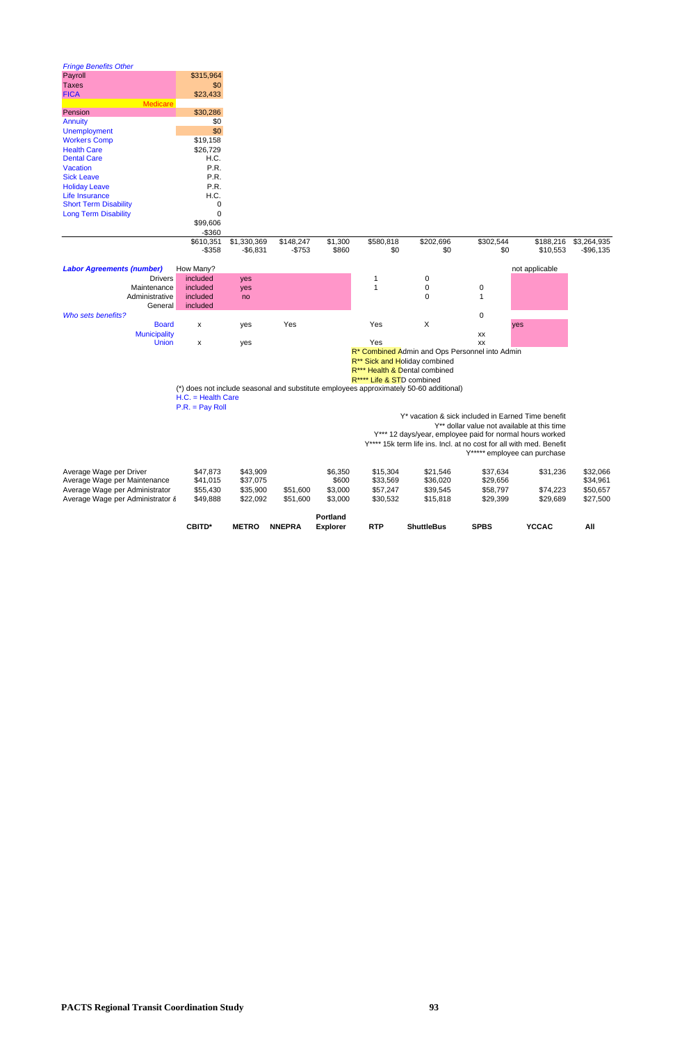| *Fringe Benefits Other* | | | | | | | | | | |
|---|---|---|---|---|---|---|---|---|---|---|
| Payroll | $315,964 | | | | | | | | | |
| Taxes | $0 | | | | | | | | | |
| FICA | $23,433 | | | | | | | | | |
| Medicare | | | | | | | | | | |
| Pension | $30,286 | | | | | | | | | |
| Annuity | $0 | | | | | | | | | |
| Unemployment | $0 | | | | | | | | | |
| Workers Comp | $19,158 | | | | | | | | | |
| Health Care | $26,729 | | | | | | | | | |
| Dental Care | H.C. | | | | | | | | | |
| Vacation | P.R. | | | | | | | | | |
| Sick Leave | P.R. | | | | | | | | | |
| Holiday Leave | P.R. | | | | | | | | | |
| Life Insurance | H.C. | | | | | | | | | |
| Short Term Disability | 0 | | | | | | | | | |
| Long Term Disability | 0 | | | | | | | | | |
| | $99,606 | | | | | | | | | |
| | -$360 | | | | | | | | | |
| | $610,351 | $1,330,369 | $148,247 | $1,300 | $580,818 | $202,696 | $302,544 | $188,216 | $3,264,935 | |
| | -$358 | -$6,831 | -$753 | $860 | $0 | $0 | $0 | $10,553 | -$96,135 | |
| ***Labor Agreements (number)*** | How Many? | | | | | | | not applicable | | |
| Drivers | included | yes | | | 1 | 0 | | | | |
| Maintenance | included | yes | | | 1 | 0 | 0 | | | |
| Administrative | included | no | | | | 0 | 1 | | | |
| General | included | | | | | | | | | |
| *Who sets benefits?* | | | | | | | 0 | | | |
| Board | x | yes | Yes | | Yes | X | | yes | | |
| Municipality | | | | | | | xx | | | |
| Union | x | yes | | | Yes | | xx | | | |
| | **CBITD*** | **METRO** | **NNEPRA** | **Portland Explorer** | **RTP** | **ShuttleBus** | **SPBS** | **YCCAC** | **All** | |

R* Combined Admin and Ops Personnel into Admin
R** Sick and Holiday combined
R*** Health & Dental combined
R**** Life & STD combined

(*) does not include seasonal and substitute employees approximately 50-60 additional)
H.C. = Health Care
P.R. = Pay Roll

Y* vacation & sick included in Earned Time benefit
Y** dollar value not available at this time
Y*** 12 days/year, employee paid for normal hours worked
Y**** 15k term life ins. Incl. at no cost for all with med. Benefit
Y***** employee can purchase

| | CBITD* | METRO | NNEPRA | Portland Explorer | RTP | ShuttleBus | SPBS | YCCAC | All |
|---|---|---|---|---|---|---|---|---|---|
| Average Wage per Driver | $47,873 | $43,909 | | $6,350 | $15,304 | $21,546 | $37,634 | $31,236 | $32,066 |
| Average Wage per Maintenance | $41,015 | $37,075 | | $600 | $33,569 | $36,020 | $29,656 | | $34,961 |
| Average Wage per Administrator | $55,430 | $35,900 | $51,600 | $3,000 | $57,247 | $39,545 | $58,797 | $74,223 | $50,657 |
| Average Wage per Administrator & | $49,888 | $22,092 | $51,600 | $3,000 | $30,532 | $15,818 | $29,399 | $29,689 | $27,500 |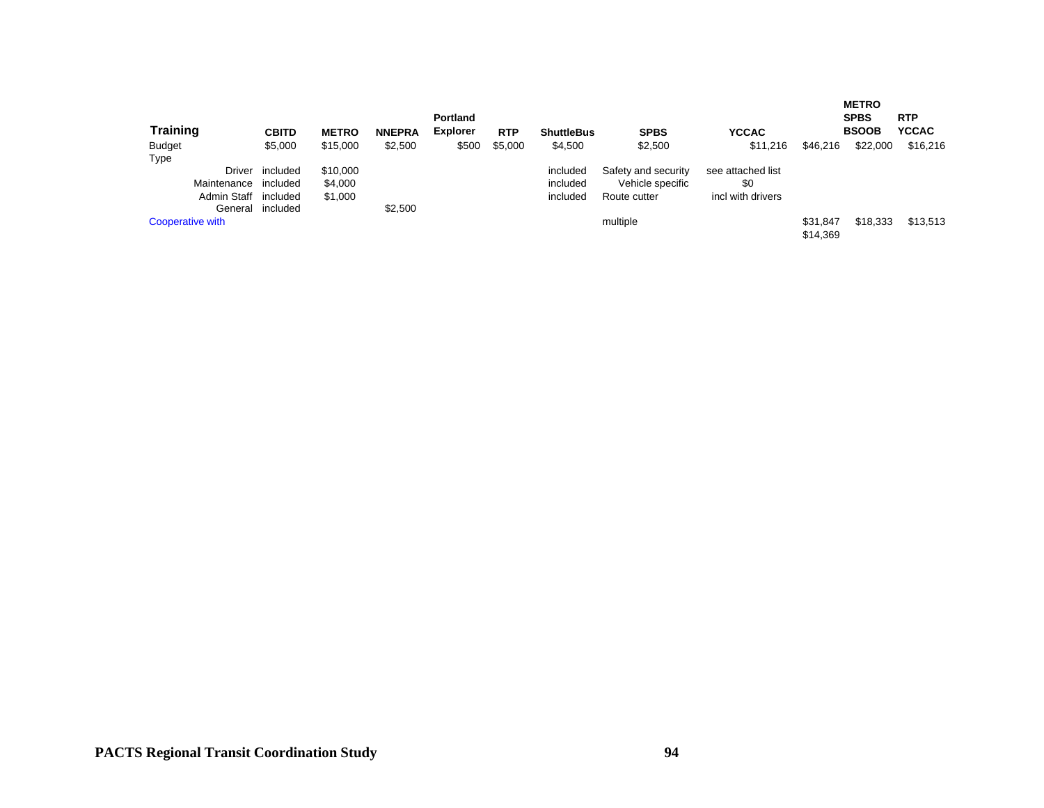| Training | CBITD | METRO | NNEPRA | Portland Explorer | RTP | ShuttleBus | SPBS | YCCAC | | METRO SPBS BSOOB | RTP YCCAC |
|---|---|---|---|---|---|---|---|---|---|---|---|
| Budget | $5,000 | $15,000 | $2,500 | $500 | $5,000 | $4,500 | $2,500 | $11,216 | $46,216 | $22,000 | $16,216 |
| Type | | | | | | | | | | | |
| Driver | included | $10,000 | | | | included | Safety and security | see attached list | | | |
| Maintenance | included | $4,000 | | | | included | Vehicle specific | $0 | | | |
| Admin Staff | included | $1,000 | | | | included | Route cutter | incl with drivers | | | |
| General | included | | $2,500 | | | | | | | | |
| Cooperative with | | | | | | | multiple | | $31,847<br>$14,369 | $18,333 | $13,513 |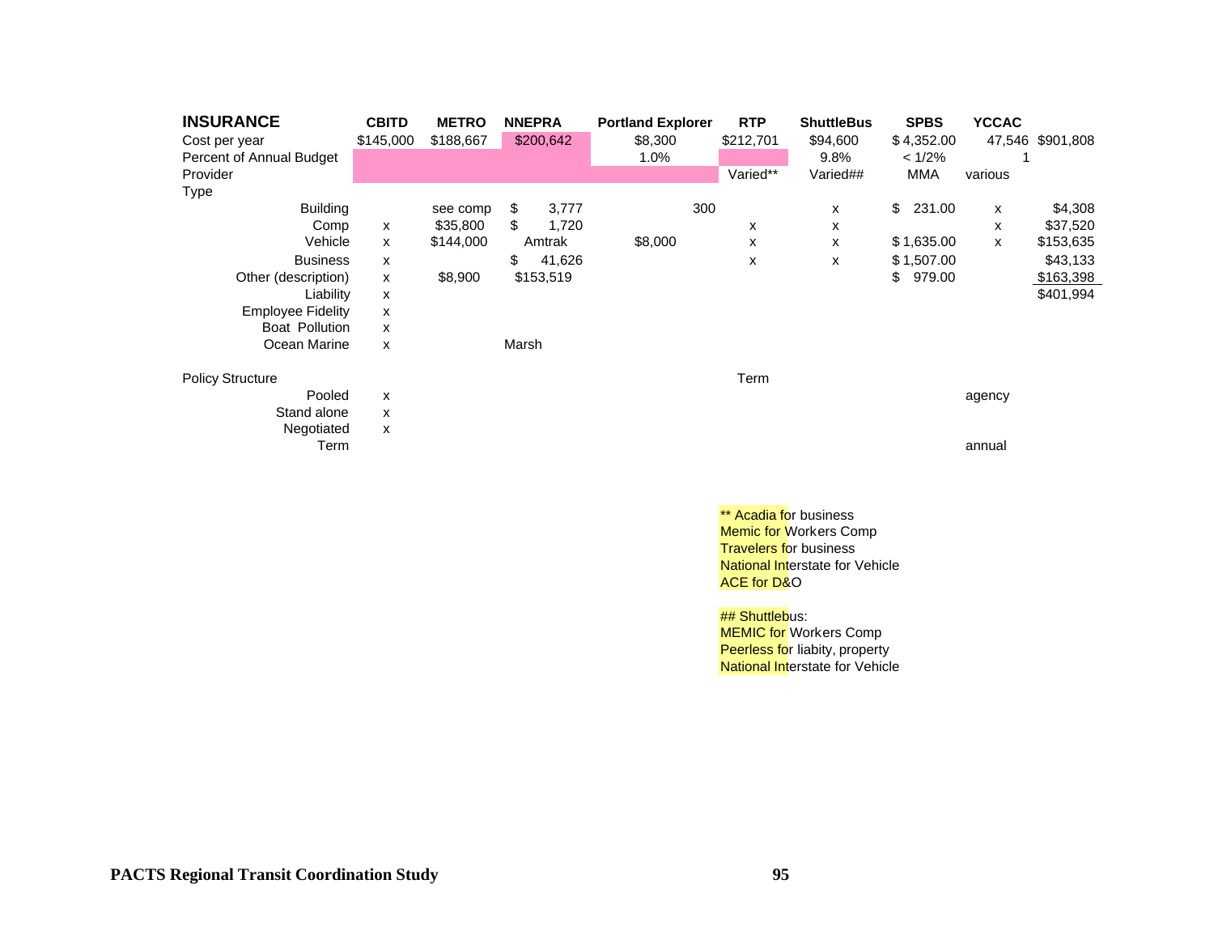| INSURANCE | CBITD | METRO | NNEPRA | Portland Explorer | RTP | ShuttleBus | SPBS | YCCAC | |
|---|---|---|---|---|---|---|---|---|---|
| Cost per year | $145,000 | $188,667 | $200,642 | $8,300 | $212,701 | $94,600 | $ 4,352.00 | 47,546 | $901,808 |
| Percent of Annual Budget | | | | 1.0% | | 9.8% | < 1/2% | 1 | |
| Provider | | | | | Varied** | Varied## | MMA | various | |
| Type | | | | | | | | | |
| Building | | see comp | $ 3,777 | 300 | | x | $ 231.00 | x | $4,308 |
| Comp | x | $35,800 | $ 1,720 | | x | x | | x | $37,520 |
| Vehicle | x | $144,000 | Amtrak | $8,000 | x | x | $ 1,635.00 | x | $153,635 |
| Business | x | | $ 41,626 | | x | x | $ 1,507.00 | | $43,133 |
| Other (description) | x | $8,900 | $153,519 | | | | $ 979.00 | | $163,398 |
| Liability | x | | | | | | | | $401,994 |
| Employee Fidelity | x | | | | | | | | |
| Boat Pollution | x | | | | | | | | |
| Ocean Marine | x | | Marsh | | | | | | |
| | | | | | | | | | |
| Policy Structure | | | | | Term | | | | |
| Pooled | x | | | | | | | agency | |
| Stand alone | x | | | | | | | | |
| Negotiated | x | | | | | | | | |
| Term | | | | | | | | annual | |

** Acadia for business
Memic for Workers Comp
Travelers for business
National Interstate for Vehicle
ACE for D&O

## Shuttlebus:
MEMIC for Workers Comp
Peerless for liabity, property
National Interstate for Vehicle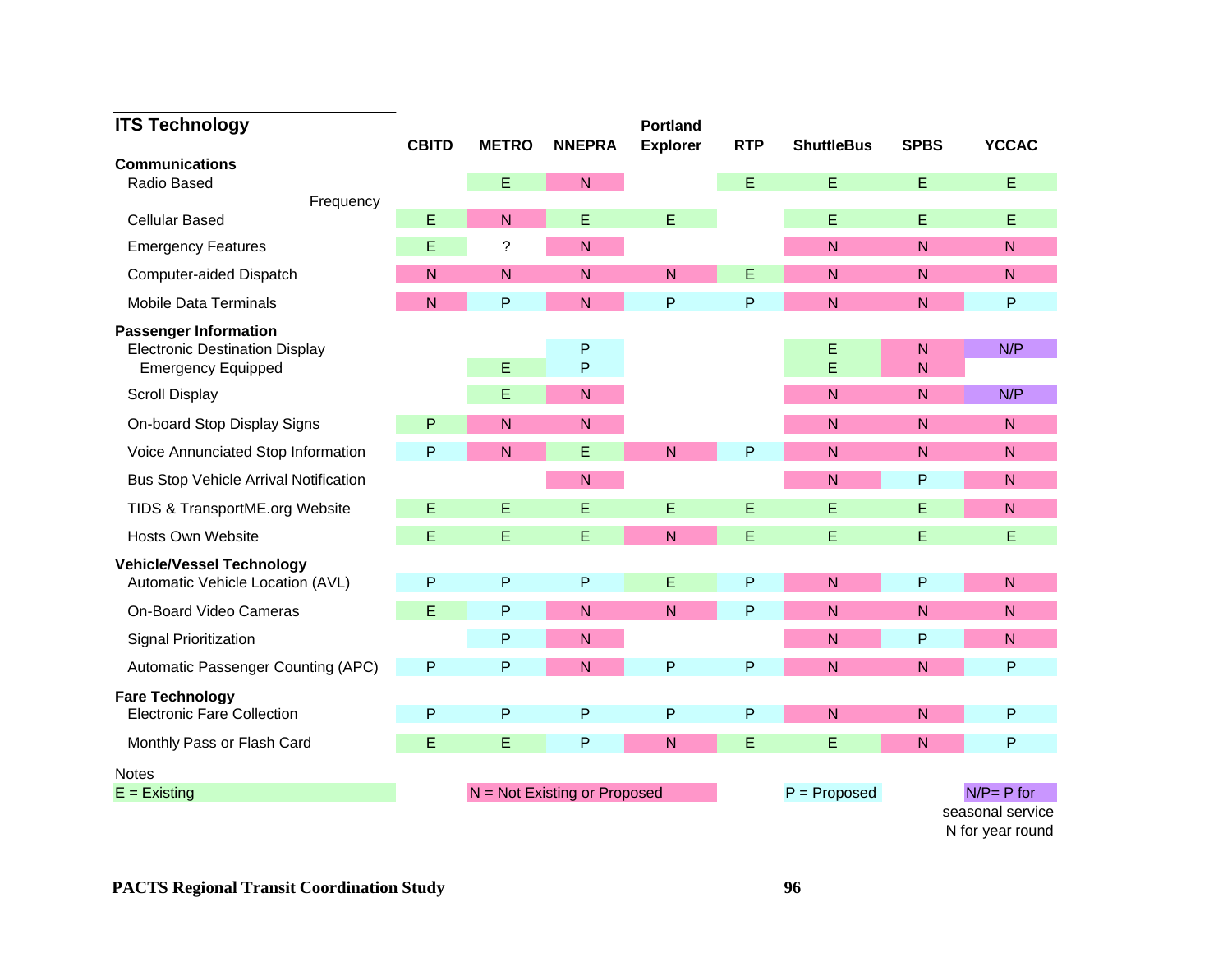| ITS Technology | CBITD | METRO | NNEPRA | Portland Explorer | RTP | ShuttleBus | SPBS | YCCAC |
|---|---|---|---|---|---|---|---|---|
| **Communications** | | | | | | | | |
| Radio Based | | E | N | | E | E | E | E |
| Frequency | | | | | | | | |
| Cellular Based | E | N | E | E | | E | E | E |
| Emergency Features | E | ? | N | | | N | N | N |
| Computer-aided Dispatch | N | N | N | N | E | N | N | N |
| Mobile Data Terminals | N | P | N | P | P | N | N | P |
| **Passenger Information** | | | | | | | | |
| Electronic Destination Display | | | P | | | E | N | N/P |
| Emergency Equipped | | E | P | | | E | N | |
| Scroll Display | | E | N | | | N | N | N/P |
| On-board Stop Display Signs | P | N | N | | | N | N | N |
| Voice Annunciated Stop Information | P | N | E | N | P | N | N | N |
| Bus Stop Vehicle Arrival Notification | | | N | | | N | P | N |
| TIDS & TransportME.org Website | E | E | E | E | E | E | E | N |
| Hosts Own Website | E | E | E | N | E | E | E | E |
| **Vehicle/Vessel Technology** | | | | | | | | |
| Automatic Vehicle Location (AVL) | P | P | P | E | P | N | P | N |
| On-Board Video Cameras | E | P | N | N | P | N | N | N |
| Signal Prioritization | | P | N | | | N | P | N |
| Automatic Passenger Counting (APC) | P | P | N | P | P | N | N | P |
| **Fare Technology** | | | | | | | | |
| Electronic Fare Collection | P | P | P | P | P | N | N | P |
| Monthly Pass or Flash Card | E | E | P | N | E | E | N | P |

Notes

E = Existing

N = Not Existing or Proposed

P = Proposed

N/P= P for seasonal service N for year round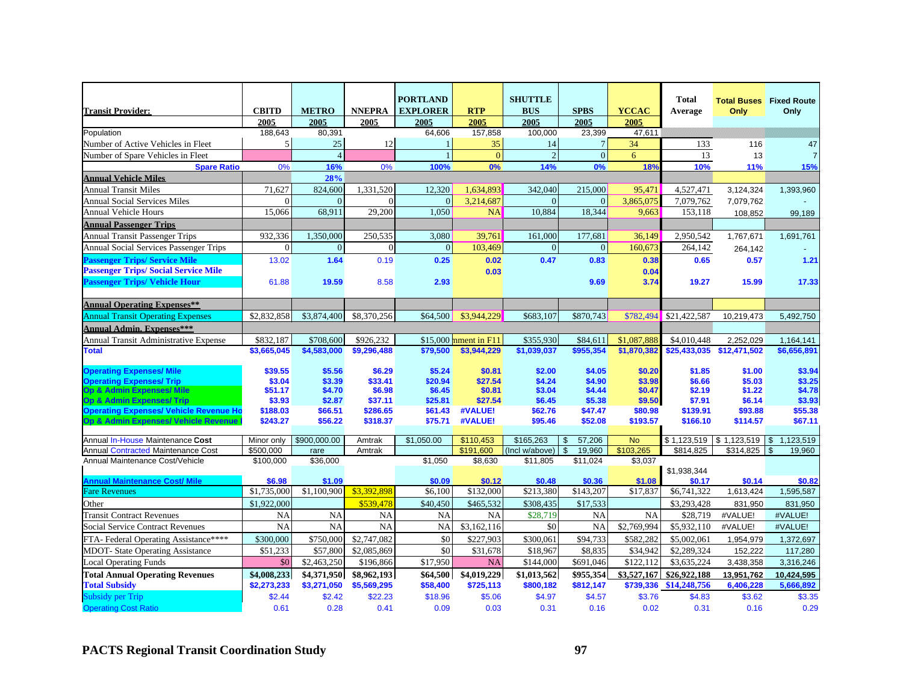| Transit Provider: | CBITD | METRO | NNEPRA | PORTLAND EXPLORER | RTP | SHUTTLE BUS | SPBS | YCCAC | Total Average | Total Buses Only | Fixed Route Only |
|---|---|---|---|---|---|---|---|---|---|---|---|
| | 2005 | 2005 | 2005 | 2005 | 2005 | 2005 | 2005 | 2005 | | | |
| Population | 188,643 | 80,391 | | 64,606 | 157,858 | 100,000 | 23,399 | 47,611 | | | |
| Number of Active Vehicles in Fleet | 5 | 25 | 12 | 1 | 35 | 14 | 7 | 34 | 133 | 116 | 47 |
| Number of Spare Vehicles in Fleet | | 4 | | 1 | 0 | 2 | 0 | 6 | 13 | 13 | 7 |
| **Spare Ratio** | 0% | 16% | 0% | 100% | 0% | 14% | 0% | 18% | 10% | 11% | 15% |
| **Annual Vehicle Miles** | | 28% | | | | | | | | | |
| Annual Transit Miles | 71,627 | 824,600 | 1,331,520 | 12,320 | 1,634,893 | 342,040 | 215,000 | 95,471 | 4,527,471 | 3,124,324 | 1,393,960 |
| Annual Social Services Miles | 0 | 0 | 0 | 0 | 3,214,687 | 0 | 0 | 3,865,075 | 7,079,762 | 7,079,762 | - |
| Annual Vehicle Hours | 15,066 | 68,911 | 29,200 | 1,050 | NA | 10,884 | 18,344 | 9,663 | 153,118 | 108,852 | 99,189 |
| **Annual Passenger Trips** | | | | | | | | | | | |
| Annual Transit Passenger Trips | 932,336 | 1,350,000 | 250,535 | 3,080 | 39,761 | 161,000 | 177,681 | 36,149 | 2,950,542 | 1,767,671 | 1,691,761 |
| Annual Social Services Passenger Trips | 0 | 0 | 0 | 0 | 103,469 | 0 | 0 | 160,673 | 264,142 | 264,142 | - |
| **Passenger Trips/ Service Mile** | 13.02 | 1.64 | 0.19 | 0.25 | 0.02 | 0.47 | 0.83 | 0.38 | 0.65 | 0.57 | 1.21 |
| **Passenger Trips/ Social Service Mile** | | | | | 0.03 | | | 0.04 | | | |
| **Passenger Trips/ Vehicle Hour** | 61.88 | 19.59 | 8.58 | 2.93 | | | 9.69 | 3.74 | 19.27 | 15.99 | 17.33 |
| **Annual Operating Expenses**** | | | | | | | | | | | |
| Annual Transit Operating Expenses | $2,832,858 | $3,874,400 | $8,370,256 | $64,500 | $3,944,229 | $683,107 | $870,743 | $782,494 | $21,422,587 | 10,219,473 | 5,492,750 |
| **Annual Admin. Expenses***** | | | | | | | | | | | |
| Annual Transit Administrative Expense | $832,187 | $708,600 | $926,232 | $15,000 | nment in F11 | $355,930 | $84,611 | $1,087,888 | $4,010,448 | 2,252,029 | 1,164,141 |
| **Total** | $3,665,045 | $4,583,000 | $9,296,488 | $79,500 | $3,944,229 | $1,039,037 | $955,354 | $1,870,382 | $25,433,035 | $12,471,502 | $6,656,891 |
| **Operating Expenses/ Mile** | $39.55 | $5.56 | $6.29 | $5.24 | $0.81 | $2.00 | $4.05 | $0.20 | $1.85 | $1.00 | $3.94 |
| **Operating Expenses/ Trip** | $3.04 | $3.39 | $33.41 | $20.94 | $27.54 | $4.24 | $4.90 | $3.98 | $6.66 | $5.03 | $3.25 |
| **Op & Admin Expenses/ Mile** | $51.17 | $4.70 | $6.98 | $6.45 | $0.81 | $3.04 | $4.44 | $0.47 | $2.19 | $1.22 | $4.78 |
| **Op & Admin Expenses/ Trip** | $3.93 | $2.87 | $37.11 | $25.81 | $27.54 | $6.45 | $5.38 | $9.50 | $7.91 | $6.14 | $3.93 |
| **Operating Expenses/ Vehicle Revenue Ho** | $188.03 | $66.51 | $286.65 | $61.43 | #VALUE! | $62.76 | $47.47 | $80.98 | $139.91 | $93.88 | $55.38 |
| **Op & Admin Expenses/ Vehicle Revenue** | $243.27 | $56.22 | $318.37 | $75.71 | #VALUE! | $95.46 | $52.08 | $193.57 | $166.10 | $114.57 | $67.11 |
| Annual In-House Maintenance **Cost** | Minor only | $900,000.00 | Amtrak | $1,050.00 | $110,453 | $165,263 | $ 57,206 | No | $ 1,123,519 | $ 1,123,519 | $ 1,123,519 |
| Annual Contracted Maintenance Cost | $500,000 | rare | Amtrak | | $191,600 | (Incl w/above) | $ 19,960 | $103,265 | $814,825 | $314,825 | $ 19,960 |
| Annual Maintenance Cost/Vehicle | $100,000 | $36,000 | | $1,050 | $8,630 | $11,805 | $11,024 | $3,037 | $1,938,344 | | |
| **Annual Maintenance Cost/ Mile** | $6.98 | $1.09 | | $0.09 | $0.12 | $0.48 | $0.36 | $1.08 | $0.17 | $0.14 | $0.82 |
| Fare Revenues | $1,735,000 | $1,100,900 | $3,392,898 | $6,100 | $132,000 | $213,380 | $143,207 | $17,837 | $6,741,322 | 1,613,424 | 1,595,587 |
| Other | $1,922,000 | | $539,478 | $40,450 | $465,532 | $308,435 | $17,533 | | $3,293,428 | 831,950 | 831,950 |
| Transit Contract Revenues | NA | NA | NA | NA | NA | $28,719 | NA | NA | $28,719 | #VALUE! | #VALUE! |
| Social Service Contract Revenues | NA | NA | NA | NA | $3,162,116 | $0 | NA | $2,769,994 | $5,932,110 | #VALUE! | #VALUE! |
| FTA- Federal Operating Assistance**** | $300,000 | $750,000 | $2,747,082 | $0 | $227,903 | $300,061 | $94,733 | $582,282 | $5,002,061 | 1,954,979 | 1,372,697 |
| MDOT- State Operating Assistance | $51,233 | $57,800 | $2,085,869 | $0 | $31,678 | $18,967 | $8,835 | $34,942 | $2,289,324 | 152,222 | 117,280 |
| Local Operating Funds | $0 | $2,463,250 | $196,866 | $17,950 | NA | $144,000 | $691,046 | $122,112 | $3,635,224 | 3,438,358 | 3,316,246 |
| **Total Annual Operating Revenues** | $4,008,233 | $4,371,950 | $8,962,193 | $64,500 | $4,019,229 | $1,013,562 | $955,354 | $3,527,167 | $26,922,188 | 13,951,762 | 10,424,595 |
| **Total Subsidy** | $2,273,233 | $3,271,050 | $5,569,295 | $58,400 | $725,113 | $800,182 | $812,147 | $739,336 | $14,248,756 | 6,406,228 | 5,666,892 |
| Subsidy per Trip | $2.44 | $2.42 | $22.23 | $18.96 | $5.06 | $4.97 | $4.57 | $3.76 | $4.83 | $3.62 | $3.35 |
| Operating Cost Ratio | 0.61 | 0.28 | 0.41 | 0.09 | 0.03 | 0.31 | 0.16 | 0.02 | 0.31 | 0.16 | 0.29 |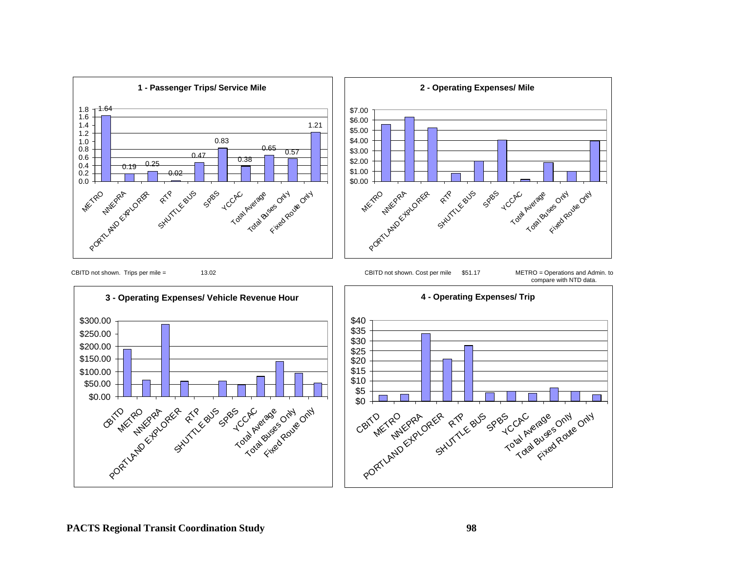### 1 - Passenger Trips/ Service Mile

| | Passenger Trips/ Service Mile |
|---|---|
| METRO | 1.64 |
| NNEPRA | 0.19 |
| PORTLAND EXPLORER | 0.25 |
| RTP | 0.02 |
| SHUTTLE BUS | 0.47 |
| SPBS | 0.83 |
| YCCAC | 0.38 |
| Total Average | 0.65 |
| Total Buses Only | 0.57 |
| Fixed Route Only | 1.21 |

CBITD not shown. Trips per mile = 13.02

### 2 - Operating Expenses/ Mile

CBITD not shown. Cost per mile $51.17

METRO = Operations and Admin. to compare with NTD data.

### 3 - Operating Expenses/ Vehicle Revenue Hour

### 4 - Operating Expenses/ Trip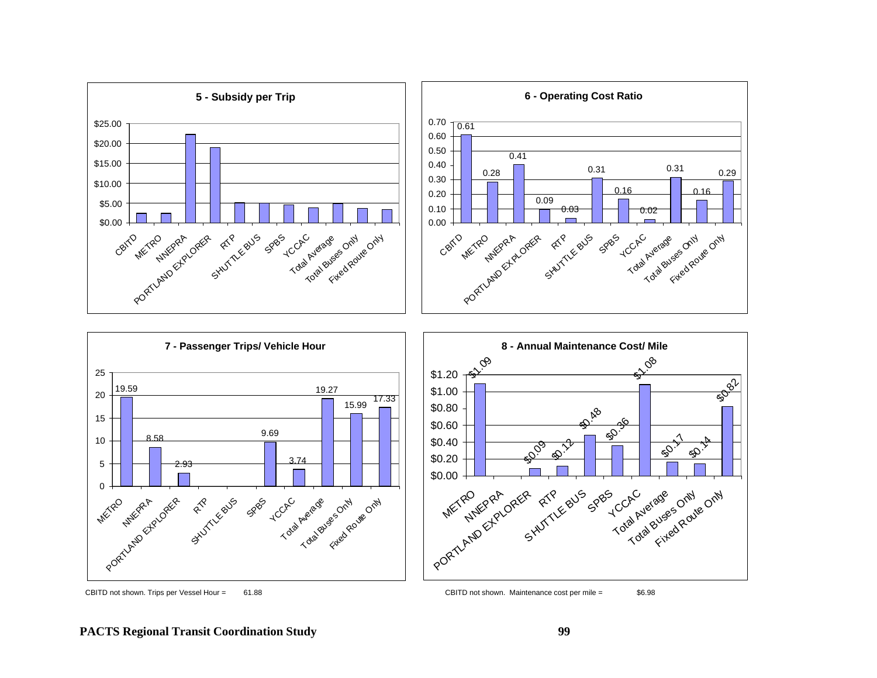**5 - Subsidy per Trip**

| | Subsidy per Trip |
|---|---|
| CBITD | |
| METRO | |
| NNEPRA | |
| PORTLAND EXPLORER | |
| RTP | |
| SHUTTLE BUS | |
| SPBS | |
| YCCAC | |
| Total Average | |
| Total Buses Only | |
| Fixed Route Only | |

**6 - Operating Cost Ratio**

| | Operating Cost Ratio |
|---|---|
| CBITD | 0.61 |
| METRO | 0.28 |
| NNEPRA | 0.41 |
| PORTLAND EXPLORER | 0.09 |
| RTP | 0.03 |
| SHUTTLE BUS | 0.31 |
| SPBS | 0.16 |
| YCCAC | 0.02 |
| Total Average | 0.31 |
| Total Buses Only | 0.16 |
| Fixed Route Only | 0.29 |

**7 - Passenger Trips/ Vehicle Hour**

| | Passenger Trips/ Vehicle Hour |
|---|---|
| METRO | 19.59 |
| NNEPRA | 8.58 |
| PORTLAND EXPLORER | 2.93 |
| RTP | |
| SHUTTLE BUS | |
| SPBS | 9.69 |
| YCCAC | 3.74 |
| Total Average | 19.27 |
| Total Buses Only | 15.99 |
| Fixed Route Only | 17.33 |

CBITD not shown. Trips per Vessel Hour = 61.88

**8 - Annual Maintenance Cost/ Mile**

| | Annual Maintenance Cost/ Mile |
|---|---|
| METRO | $1.09 |
| NNEPRA | |
| PORTLAND EXPLORER | $0.09 |
| RTP | $0.12 |
| SHUTTLE BUS | $0.48 |
| SPBS | $0.36 |
| YCCAC | $1.08 |
| Total Average | $0.17 |
| Total Buses Only | $0.14 |
| Fixed Route Only | $0.82 |

CBITD not shown. Maintenance cost per mile = $6.98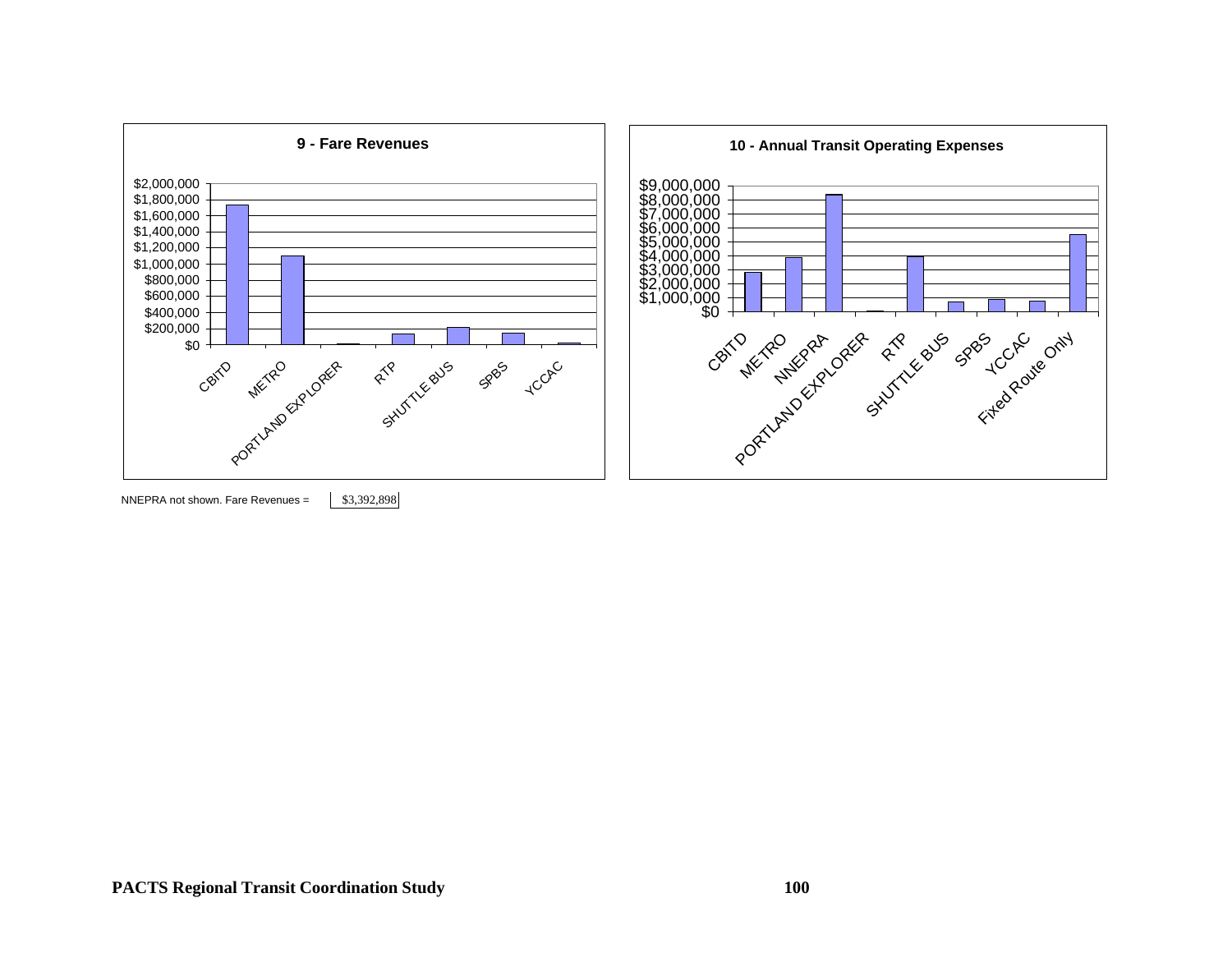**9 - Fare Revenues**

**10 - Annual Transit Operating Expenses**

NNEPRA not shown. Fare Revenues = $3,392,898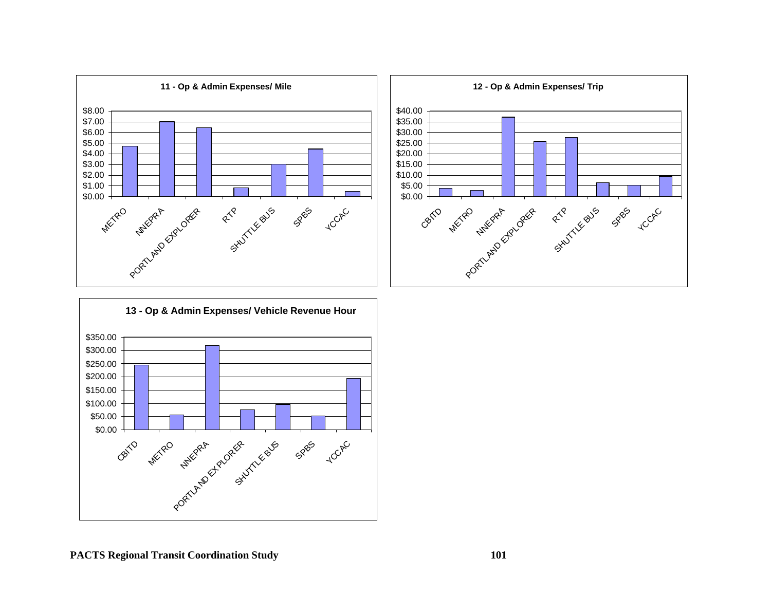**11 - Op & Admin Expenses/ Mile**

| Provider | Op & Admin Expenses/ Mile |
|---|---|
| METRO | $4.70 |
| NNEPRA | $7.00 |
| PORTLAND EXPLORER | $6.45 |
| RTP | $0.80 |
| SHUTTLE BUS | $3.05 |
| SPBS | $4.45 |
| YCCAC | $0.45 |

**12 - Op & Admin Expenses/ Trip**

| Provider | Op & Admin Expenses/ Trip |
|---|---|
| CBITD | $3.80 |
| METRO | $2.90 |
| NNEPRA | $37.00 |
| PORTLAND EXPLORER | $25.80 |
| RTP | $27.60 |
| SHUTTLE BUS | $6.40 |
| SPBS | $5.20 |
| YCCAC | $9.50 |

**13 - Op & Admin Expenses/ Vehicle Revenue Hour**

| Provider | Op & Admin Expenses/ Vehicle Revenue Hour |
|---|---|
| CBITD | $245.00 |
| METRO | $56.00 |
| NNEPRA | $318.00 |
| PORTLAND EXPLORER | $76.00 |
| SHUTTLE BUS | $96.00 |
| SPBS | $52.00 |
| YCCAC | $194.00 |

*Values are approximate readings from the bar charts.*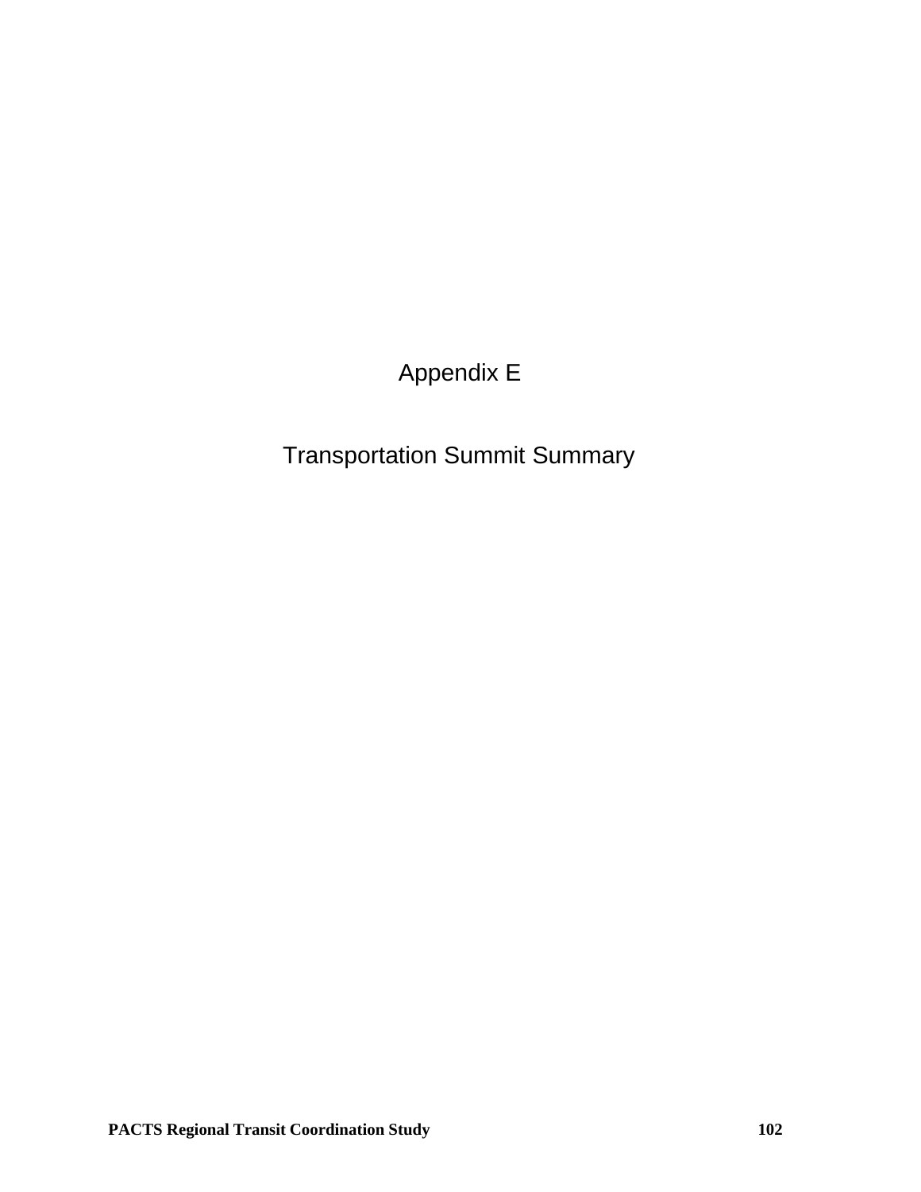# Appendix E

# Transportation Summit Summary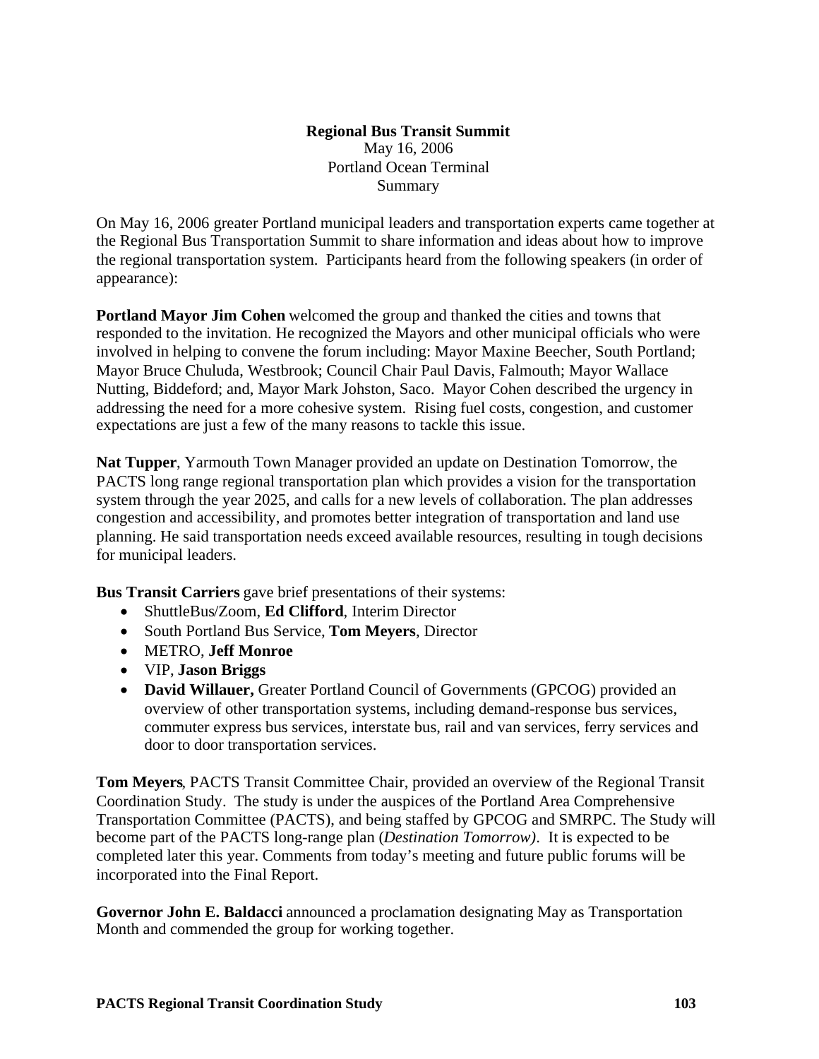**Regional Bus Transit Summit**
May 16, 2006
Portland Ocean Terminal
Summary

On May 16, 2006 greater Portland municipal leaders and transportation experts came together at the Regional Bus Transportation Summit to share information and ideas about how to improve the regional transportation system. Participants heard from the following speakers (in order of appearance):

**Portland Mayor Jim Cohen** welcomed the group and thanked the cities and towns that responded to the invitation. He recognized the Mayors and other municipal officials who were involved in helping to convene the forum including: Mayor Maxine Beecher, South Portland; Mayor Bruce Chuluda, Westbrook; Council Chair Paul Davis, Falmouth; Mayor Wallace Nutting, Biddeford; and, Mayor Mark Johston, Saco. Mayor Cohen described the urgency in addressing the need for a more cohesive system. Rising fuel costs, congestion, and customer expectations are just a few of the many reasons to tackle this issue.

**Nat Tupper**, Yarmouth Town Manager provided an update on Destination Tomorrow, the PACTS long range regional transportation plan which provides a vision for the transportation system through the year 2025, and calls for a new levels of collaboration. The plan addresses congestion and accessibility, and promotes better integration of transportation and land use planning. He said transportation needs exceed available resources, resulting in tough decisions for municipal leaders.

**Bus Transit Carriers** gave brief presentations of their systems:

- ShuttleBus/Zoom, **Ed Clifford**, Interim Director
- South Portland Bus Service, **Tom Meyers**, Director
- METRO, **Jeff Monroe**
- VIP, **Jason Briggs**
- **David Willauer,** Greater Portland Council of Governments (GPCOG) provided an overview of other transportation systems, including demand-response bus services, commuter express bus services, interstate bus, rail and van services, ferry services and door to door transportation services.

**Tom Meyers**, PACTS Transit Committee Chair, provided an overview of the Regional Transit Coordination Study. The study is under the auspices of the Portland Area Comprehensive Transportation Committee (PACTS), and being staffed by GPCOG and SMRPC. The Study will become part of the PACTS long-range plan (*Destination Tomorrow)*. It is expected to be completed later this year. Comments from today's meeting and future public forums will be incorporated into the Final Report.

**Governor John E. Baldacci** announced a proclamation designating May as Transportation Month and commended the group for working together.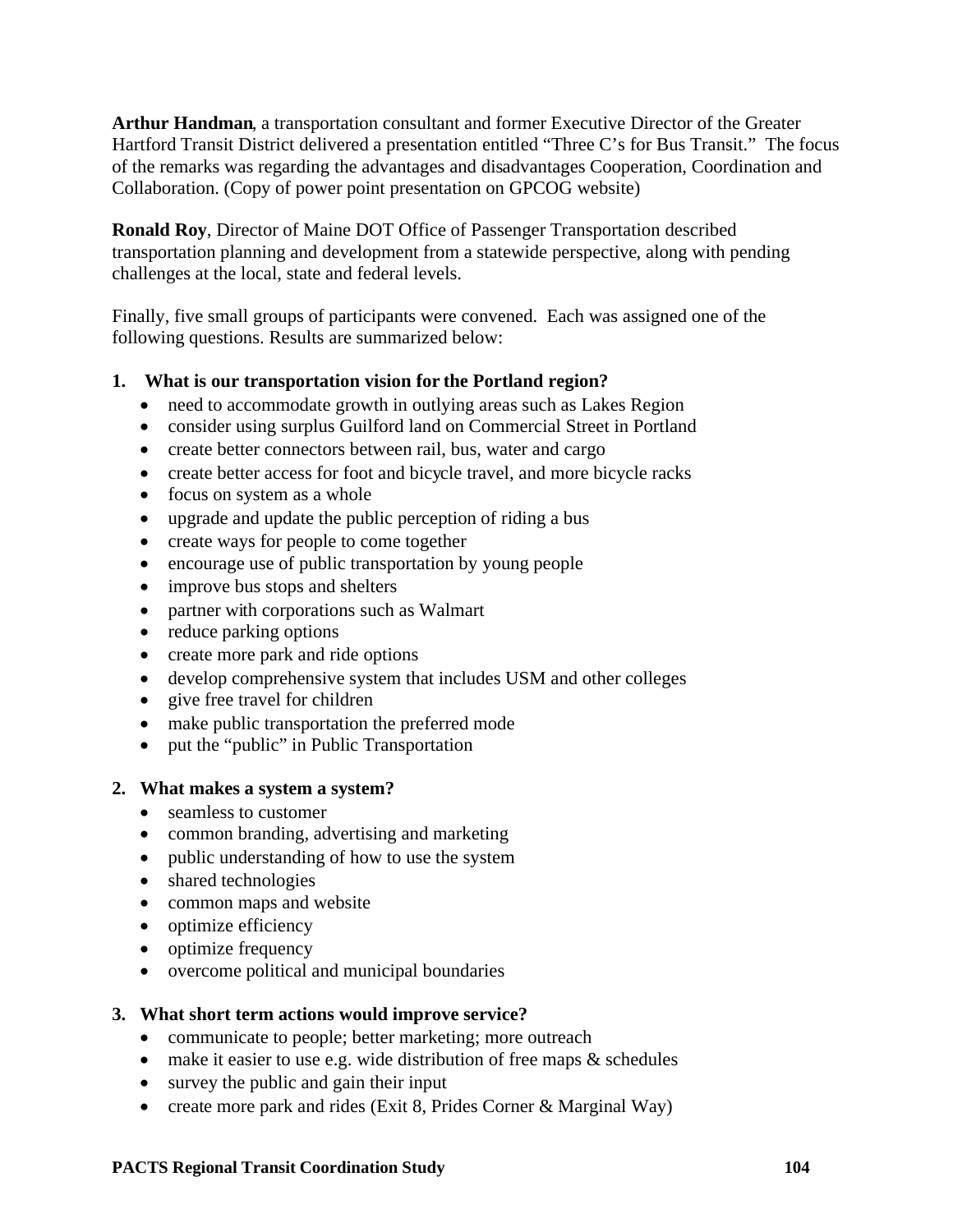**Arthur Handman**, a transportation consultant and former Executive Director of the Greater Hartford Transit District delivered a presentation entitled "Three C's for Bus Transit." The focus of the remarks was regarding the advantages and disadvantages Cooperation, Coordination and Collaboration. (Copy of power point presentation on GPCOG website)

**Ronald Roy**, Director of Maine DOT Office of Passenger Transportation described transportation planning and development from a statewide perspective, along with pending challenges at the local, state and federal levels.

Finally, five small groups of participants were convened. Each was assigned one of the following questions. Results are summarized below:

**1. What is our transportation vision for the Portland region?**

- need to accommodate growth in outlying areas such as Lakes Region
- consider using surplus Guilford land on Commercial Street in Portland
- create better connectors between rail, bus, water and cargo
- create better access for foot and bicycle travel, and more bicycle racks
- focus on system as a whole
- upgrade and update the public perception of riding a bus
- create ways for people to come together
- encourage use of public transportation by young people
- improve bus stops and shelters
- partner with corporations such as Walmart
- reduce parking options
- create more park and ride options
- develop comprehensive system that includes USM and other colleges
- give free travel for children
- make public transportation the preferred mode
- put the "public" in Public Transportation

**2. What makes a system a system?**

- seamless to customer
- common branding, advertising and marketing
- public understanding of how to use the system
- shared technologies
- common maps and website
- optimize efficiency
- optimize frequency
- overcome political and municipal boundaries

**3. What short term actions would improve service?**

- communicate to people; better marketing; more outreach
- make it easier to use e.g. wide distribution of free maps & schedules
- survey the public and gain their input
- create more park and rides (Exit 8, Prides Corner & Marginal Way)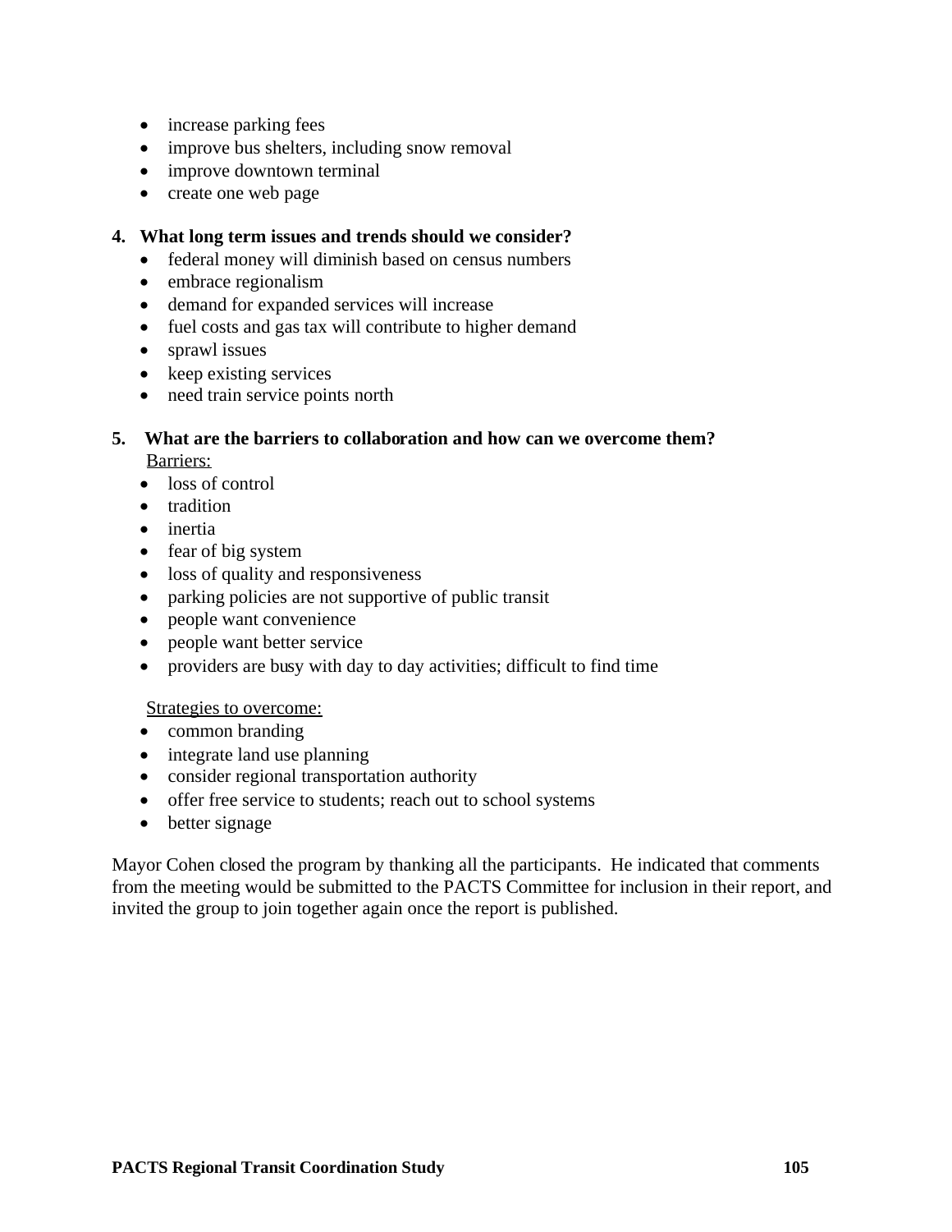- increase parking fees
- improve bus shelters, including snow removal
- improve downtown terminal
- create one web page

**4. What long term issues and trends should we consider?**

- federal money will diminish based on census numbers
- embrace regionalism
- demand for expanded services will increase
- fuel costs and gas tax will contribute to higher demand
- sprawl issues
- keep existing services
- need train service points north

**5. What are the barriers to collaboration and how can we overcome them?**

<u>Barriers:</u>

- loss of control
- tradition
- inertia
- fear of big system
- loss of quality and responsiveness
- parking policies are not supportive of public transit
- people want convenience
- people want better service
- providers are busy with day to day activities; difficult to find time

<u>Strategies to overcome:</u>

- common branding
- integrate land use planning
- consider regional transportation authority
- offer free service to students; reach out to school systems
- better signage

Mayor Cohen closed the program by thanking all the participants. He indicated that comments from the meeting would be submitted to the PACTS Committee for inclusion in their report, and invited the group to join together again once the report is published.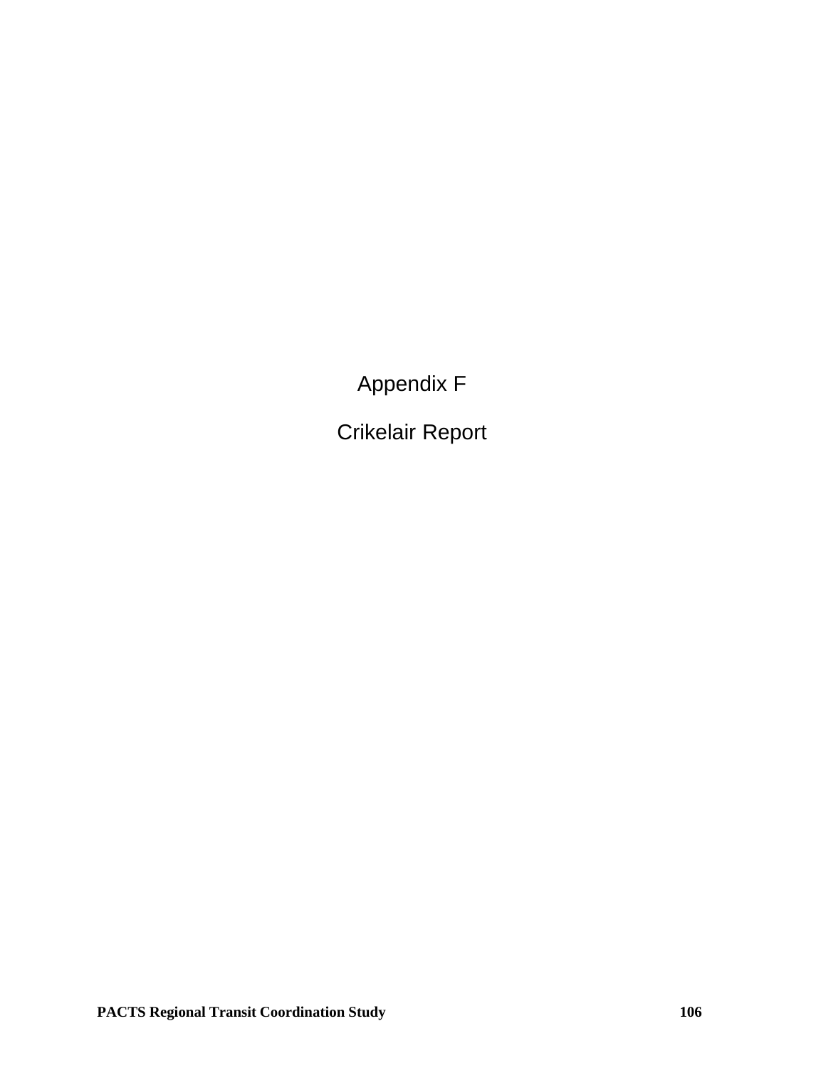# Appendix F

# Crikelair Report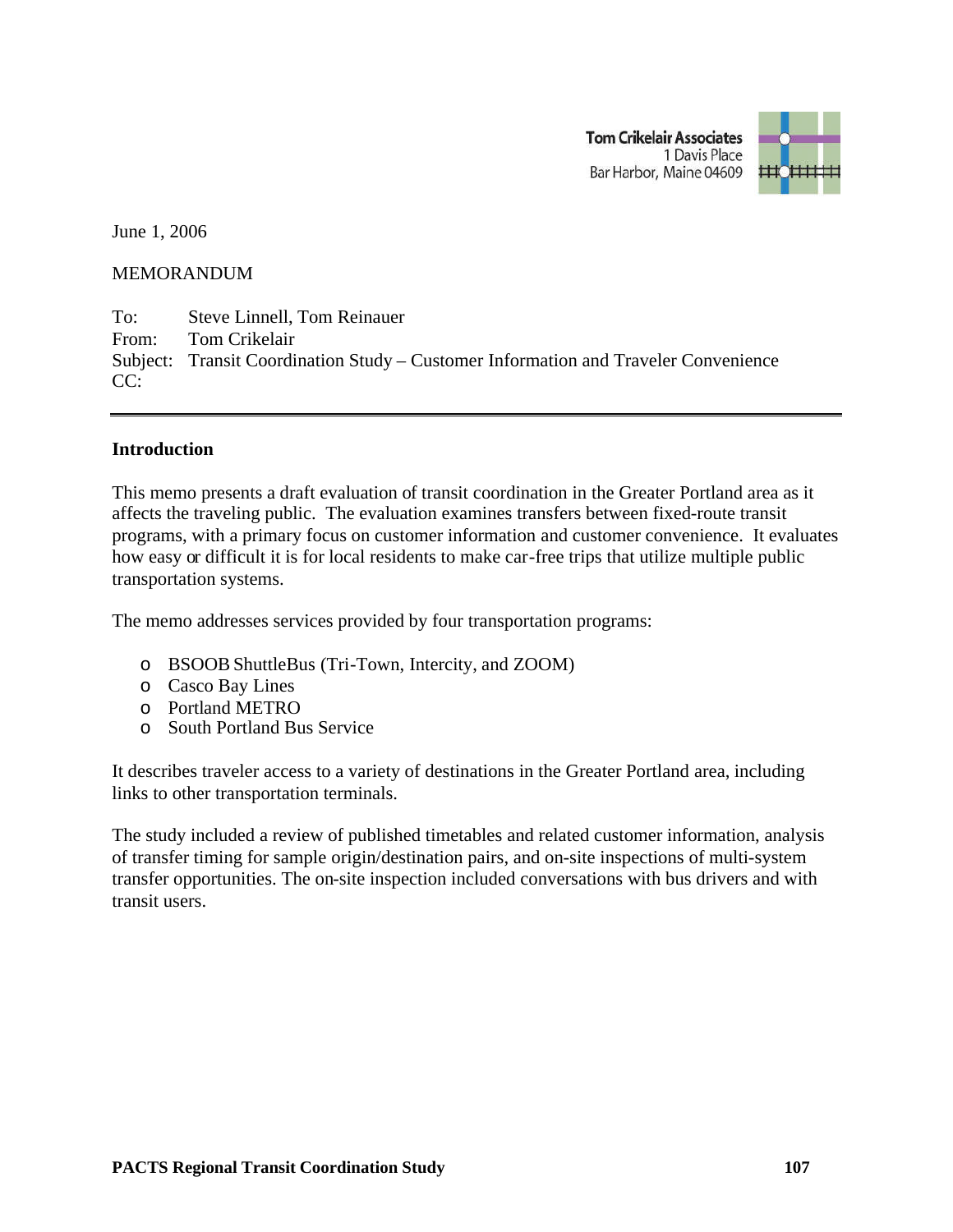Tom Crikelair Associates
1 Davis Place
Bar Harbor, Maine 04609

June 1, 2006

MEMORANDUM

To: Steve Linnell, Tom Reinauer
From: Tom Crikelair
Subject: Transit Coordination Study – Customer Information and Traveler Convenience
CC:

---

**Introduction**

This memo presents a draft evaluation of transit coordination in the Greater Portland area as it affects the traveling public. The evaluation examines transfers between fixed-route transit programs, with a primary focus on customer information and customer convenience. It evaluates how easy or difficult it is for local residents to make car-free trips that utilize multiple public transportation systems.

The memo addresses services provided by four transportation programs:

- BSOOB ShuttleBus (Tri-Town, Intercity, and ZOOM)
- Casco Bay Lines
- Portland METRO
- South Portland Bus Service

It describes traveler access to a variety of destinations in the Greater Portland area, including links to other transportation terminals.

The study included a review of published timetables and related customer information, analysis of transfer timing for sample origin/destination pairs, and on-site inspections of multi-system transfer opportunities. The on-site inspection included conversations with bus drivers and with transit users.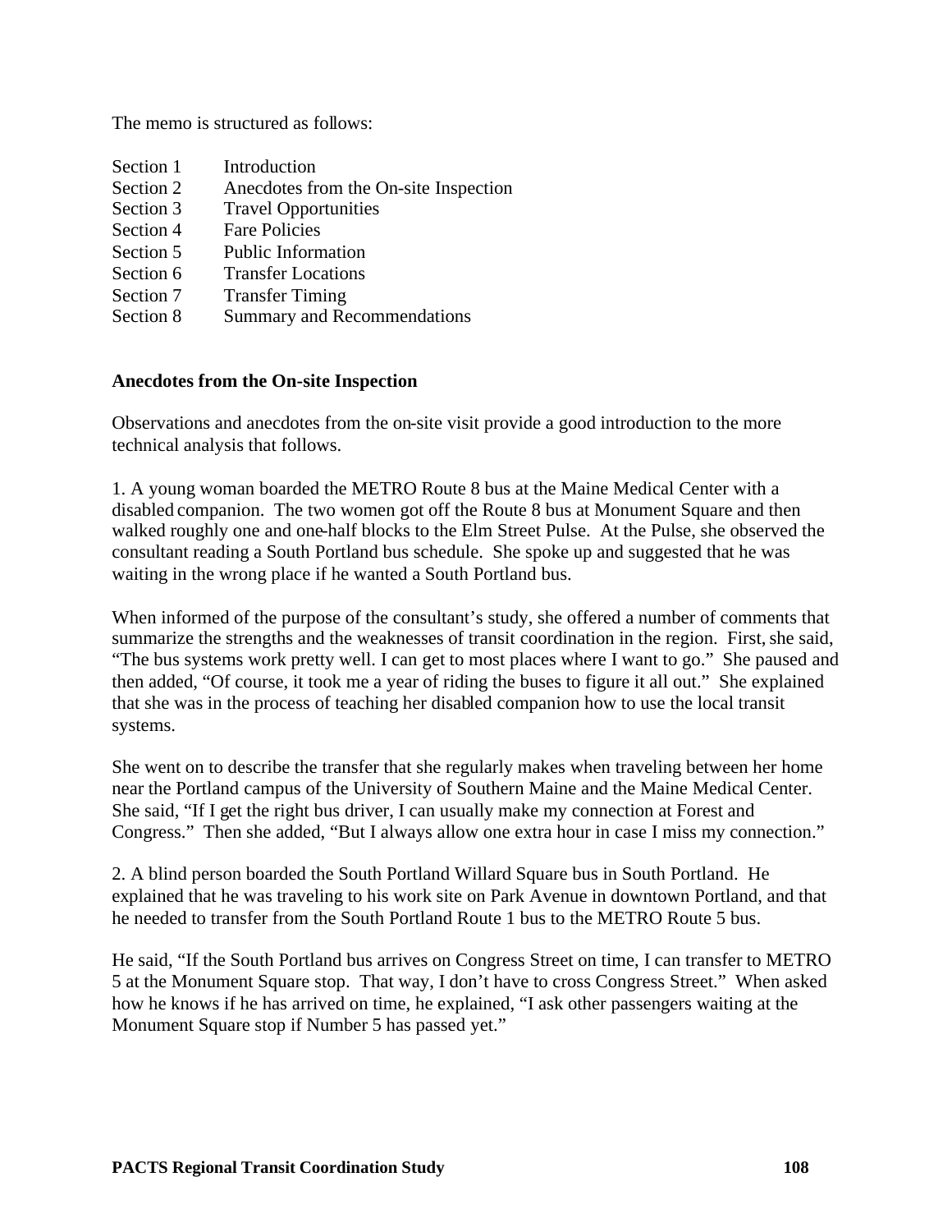The memo is structured as follows:

| | |
|---|---|
| Section 1 | Introduction |
| Section 2 | Anecdotes from the On-site Inspection |
| Section 3 | Travel Opportunities |
| Section 4 | Fare Policies |
| Section 5 | Public Information |
| Section 6 | Transfer Locations |
| Section 7 | Transfer Timing |
| Section 8 | Summary and Recommendations |

## Anecdotes from the On-site Inspection

Observations and anecdotes from the on-site visit provide a good introduction to the more technical analysis that follows.

1. A young woman boarded the METRO Route 8 bus at the Maine Medical Center with a disabled companion. The two women got off the Route 8 bus at Monument Square and then walked roughly one and one-half blocks to the Elm Street Pulse. At the Pulse, she observed the consultant reading a South Portland bus schedule. She spoke up and suggested that he was waiting in the wrong place if he wanted a South Portland bus.

When informed of the purpose of the consultant's study, she offered a number of comments that summarize the strengths and the weaknesses of transit coordination in the region. First, she said, "The bus systems work pretty well. I can get to most places where I want to go." She paused and then added, "Of course, it took me a year of riding the buses to figure it all out." She explained that she was in the process of teaching her disabled companion how to use the local transit systems.

She went on to describe the transfer that she regularly makes when traveling between her home near the Portland campus of the University of Southern Maine and the Maine Medical Center. She said, "If I get the right bus driver, I can usually make my connection at Forest and Congress." Then she added, "But I always allow one extra hour in case I miss my connection."

2. A blind person boarded the South Portland Willard Square bus in South Portland. He explained that he was traveling to his work site on Park Avenue in downtown Portland, and that he needed to transfer from the South Portland Route 1 bus to the METRO Route 5 bus.

He said, "If the South Portland bus arrives on Congress Street on time, I can transfer to METRO 5 at the Monument Square stop. That way, I don't have to cross Congress Street." When asked how he knows if he has arrived on time, he explained, "I ask other passengers waiting at the Monument Square stop if Number 5 has passed yet."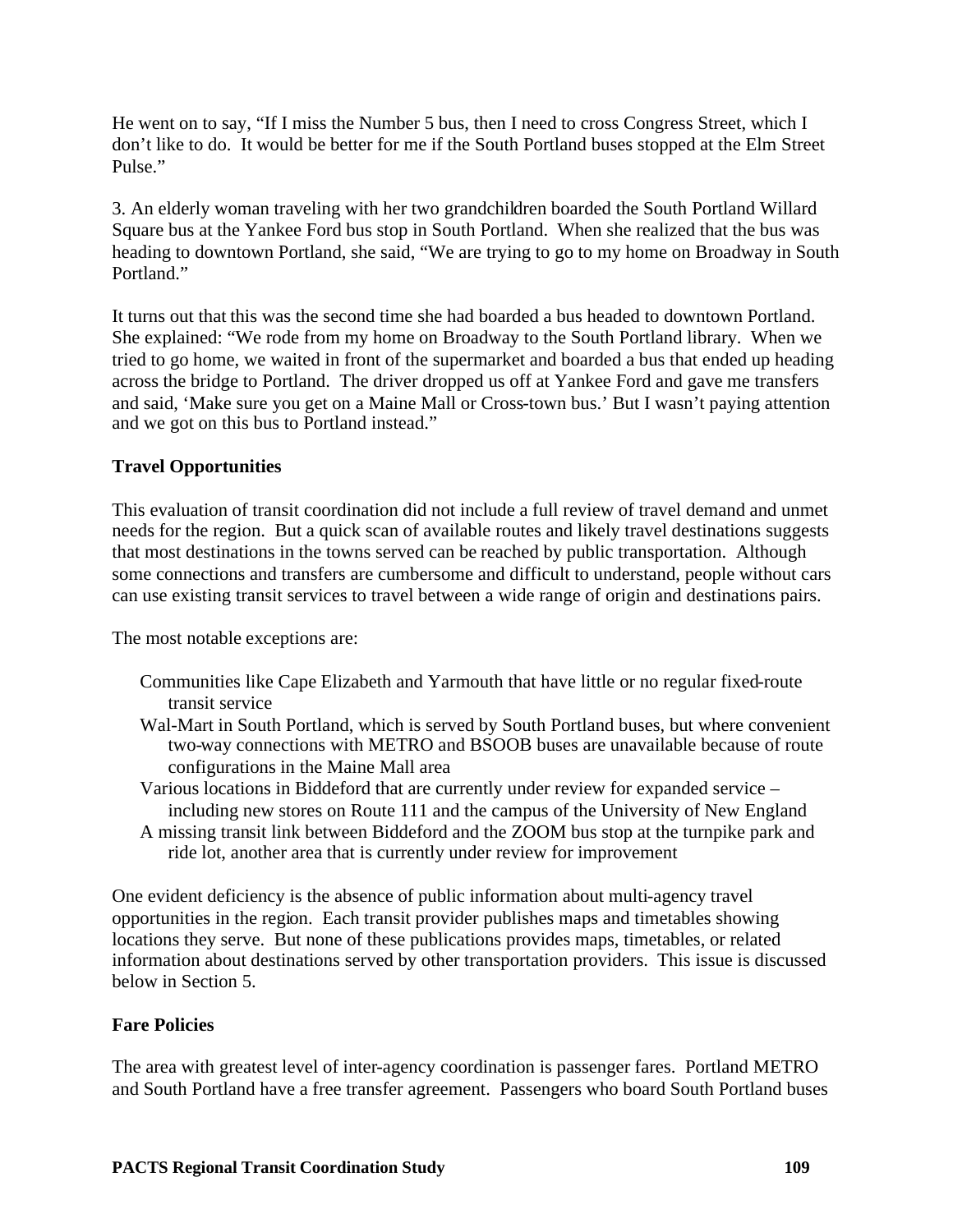He went on to say, "If I miss the Number 5 bus, then I need to cross Congress Street, which I don't like to do. It would be better for me if the South Portland buses stopped at the Elm Street Pulse."

3. An elderly woman traveling with her two grandchildren boarded the South Portland Willard Square bus at the Yankee Ford bus stop in South Portland. When she realized that the bus was heading to downtown Portland, she said, "We are trying to go to my home on Broadway in South Portland."

It turns out that this was the second time she had boarded a bus headed to downtown Portland. She explained: "We rode from my home on Broadway to the South Portland library. When we tried to go home, we waited in front of the supermarket and boarded a bus that ended up heading across the bridge to Portland. The driver dropped us off at Yankee Ford and gave me transfers and said, 'Make sure you get on a Maine Mall or Cross-town bus.' But I wasn't paying attention and we got on this bus to Portland instead."

**Travel Opportunities**

This evaluation of transit coordination did not include a full review of travel demand and unmet needs for the region. But a quick scan of available routes and likely travel destinations suggests that most destinations in the towns served can be reached by public transportation. Although some connections and transfers are cumbersome and difficult to understand, people without cars can use existing transit services to travel between a wide range of origin and destinations pairs.

The most notable exceptions are:

- Communities like Cape Elizabeth and Yarmouth that have little or no regular fixed-route transit service
- Wal-Mart in South Portland, which is served by South Portland buses, but where convenient two-way connections with METRO and BSOOB buses are unavailable because of route configurations in the Maine Mall area
- Various locations in Biddeford that are currently under review for expanded service – including new stores on Route 111 and the campus of the University of New England
- A missing transit link between Biddeford and the ZOOM bus stop at the turnpike park and ride lot, another area that is currently under review for improvement

One evident deficiency is the absence of public information about multi-agency travel opportunities in the region. Each transit provider publishes maps and timetables showing locations they serve. But none of these publications provides maps, timetables, or related information about destinations served by other transportation providers. This issue is discussed below in Section 5.

**Fare Policies**

The area with greatest level of inter-agency coordination is passenger fares. Portland METRO and South Portland have a free transfer agreement. Passengers who board South Portland buses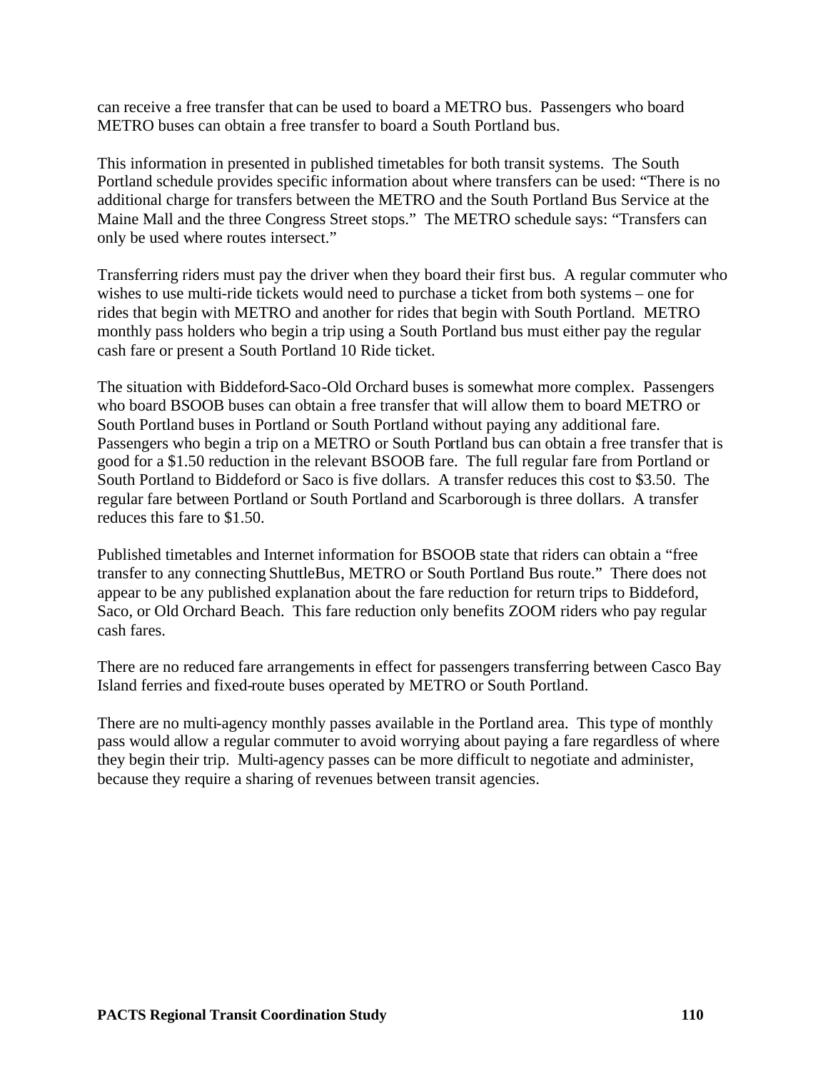can receive a free transfer that can be used to board a METRO bus. Passengers who board METRO buses can obtain a free transfer to board a South Portland bus.

This information in presented in published timetables for both transit systems. The South Portland schedule provides specific information about where transfers can be used: "There is no additional charge for transfers between the METRO and the South Portland Bus Service at the Maine Mall and the three Congress Street stops." The METRO schedule says: "Transfers can only be used where routes intersect."

Transferring riders must pay the driver when they board their first bus. A regular commuter who wishes to use multi-ride tickets would need to purchase a ticket from both systems – one for rides that begin with METRO and another for rides that begin with South Portland. METRO monthly pass holders who begin a trip using a South Portland bus must either pay the regular cash fare or present a South Portland 10 Ride ticket.

The situation with Biddeford-Saco-Old Orchard buses is somewhat more complex. Passengers who board BSOOB buses can obtain a free transfer that will allow them to board METRO or South Portland buses in Portland or South Portland without paying any additional fare. Passengers who begin a trip on a METRO or South Portland bus can obtain a free transfer that is good for a $1.50 reduction in the relevant BSOOB fare. The full regular fare from Portland or South Portland to Biddeford or Saco is five dollars. A transfer reduces this cost to $3.50. The regular fare between Portland or South Portland and Scarborough is three dollars. A transfer reduces this fare to $1.50.

Published timetables and Internet information for BSOOB state that riders can obtain a "free transfer to any connecting ShuttleBus, METRO or South Portland Bus route." There does not appear to be any published explanation about the fare reduction for return trips to Biddeford, Saco, or Old Orchard Beach. This fare reduction only benefits ZOOM riders who pay regular cash fares.

There are no reduced fare arrangements in effect for passengers transferring between Casco Bay Island ferries and fixed-route buses operated by METRO or South Portland.

There are no multi-agency monthly passes available in the Portland area. This type of monthly pass would allow a regular commuter to avoid worrying about paying a fare regardless of where they begin their trip. Multi-agency passes can be more difficult to negotiate and administer, because they require a sharing of revenues between transit agencies.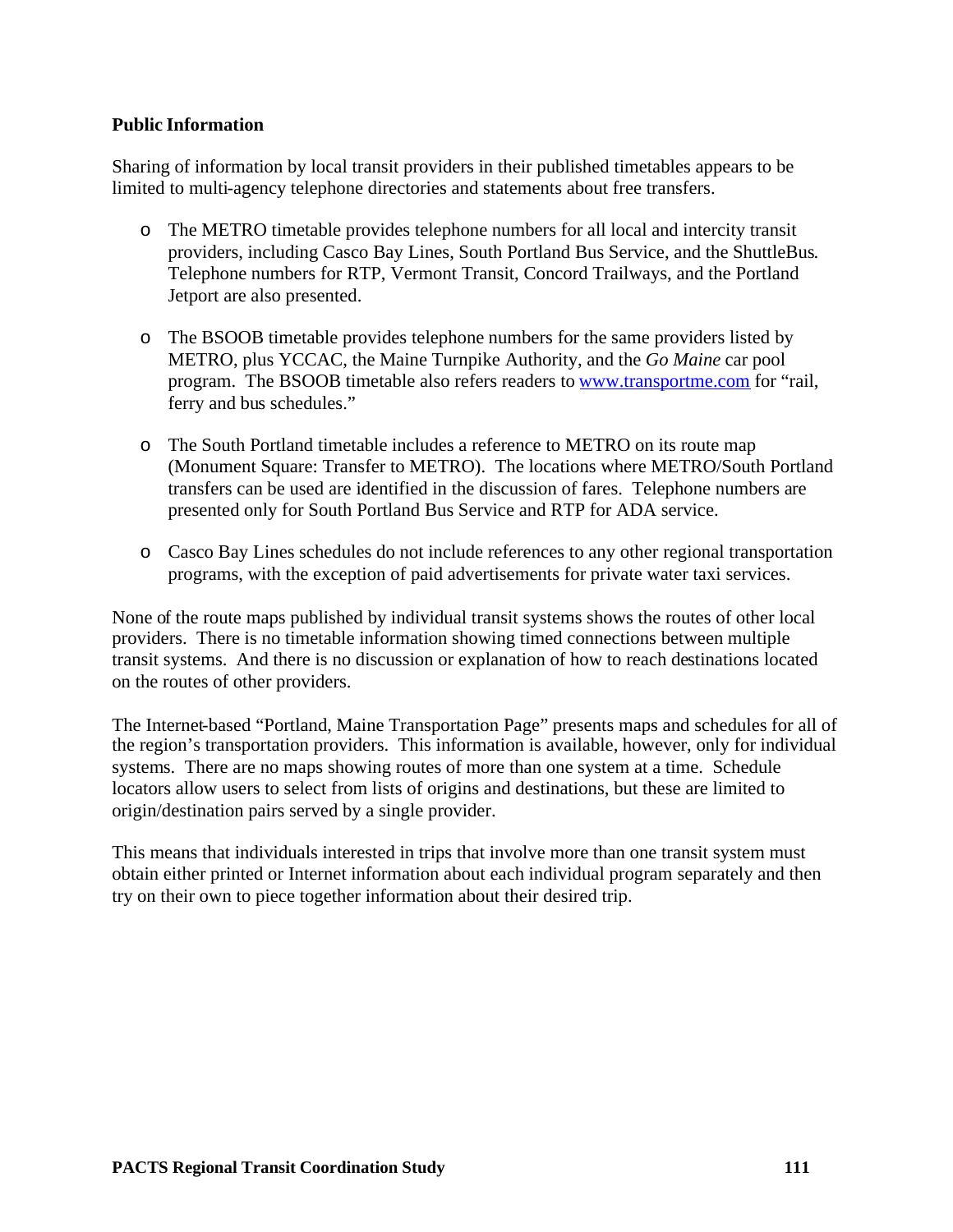**Public Information**

Sharing of information by local transit providers in their published timetables appears to be limited to multi-agency telephone directories and statements about free transfers.

- The METRO timetable provides telephone numbers for all local and intercity transit providers, including Casco Bay Lines, South Portland Bus Service, and the ShuttleBus. Telephone numbers for RTP, Vermont Transit, Concord Trailways, and the Portland Jetport are also presented.

- The BSOOB timetable provides telephone numbers for the same providers listed by METRO, plus YCCAC, the Maine Turnpike Authority, and the *Go Maine* car pool program. The BSOOB timetable also refers readers to www.transportme.com for "rail, ferry and bus schedules."

- The South Portland timetable includes a reference to METRO on its route map (Monument Square: Transfer to METRO). The locations where METRO/South Portland transfers can be used are identified in the discussion of fares. Telephone numbers are presented only for South Portland Bus Service and RTP for ADA service.

- Casco Bay Lines schedules do not include references to any other regional transportation programs, with the exception of paid advertisements for private water taxi services.

None of the route maps published by individual transit systems shows the routes of other local providers. There is no timetable information showing timed connections between multiple transit systems. And there is no discussion or explanation of how to reach destinations located on the routes of other providers.

The Internet-based "Portland, Maine Transportation Page" presents maps and schedules for all of the region's transportation providers. This information is available, however, only for individual systems. There are no maps showing routes of more than one system at a time. Schedule locators allow users to select from lists of origins and destinations, but these are limited to origin/destination pairs served by a single provider.

This means that individuals interested in trips that involve more than one transit system must obtain either printed or Internet information about each individual program separately and then try on their own to piece together information about their desired trip.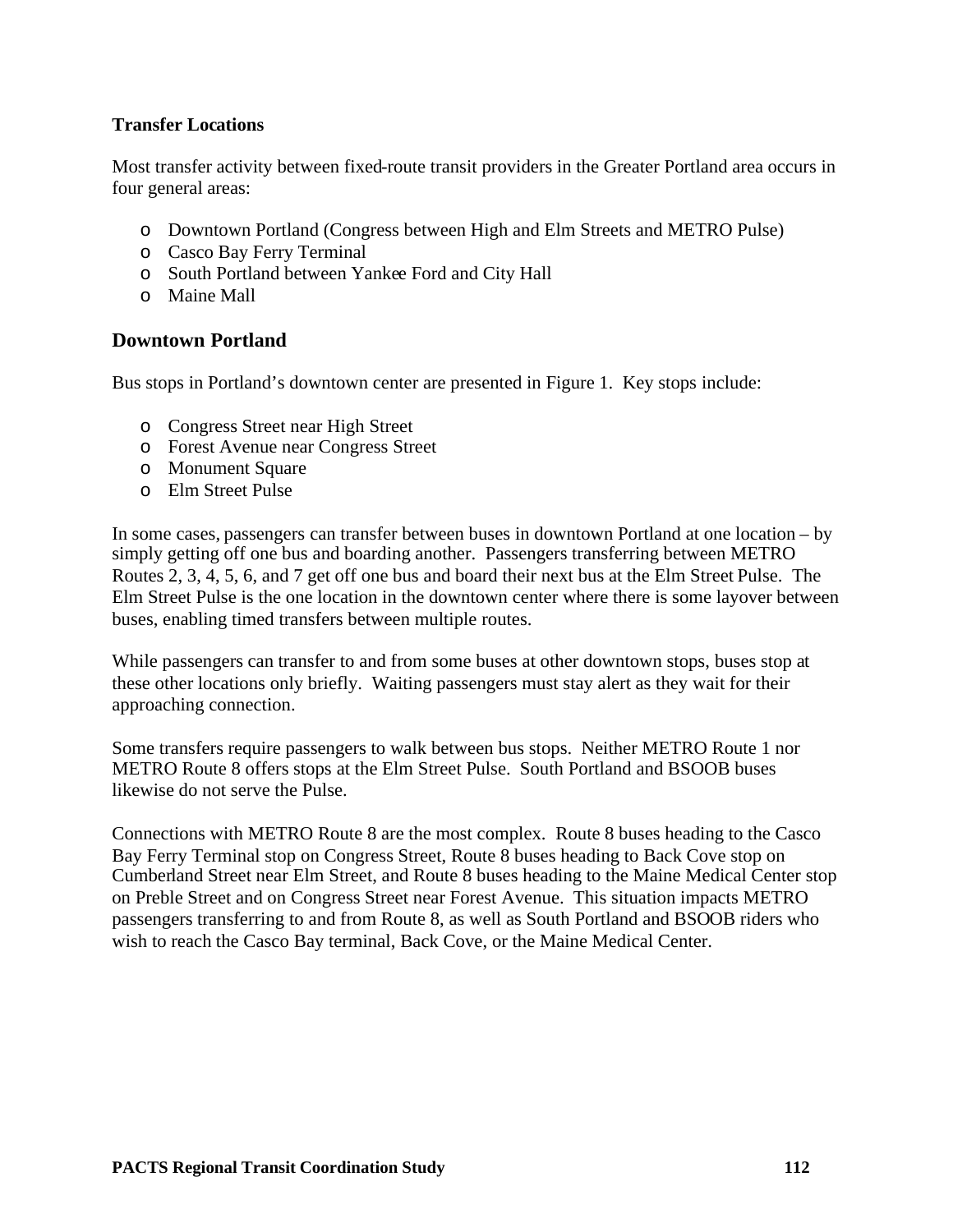**Transfer Locations**

Most transfer activity between fixed-route transit providers in the Greater Portland area occurs in four general areas:

- Downtown Portland (Congress between High and Elm Streets and METRO Pulse)
- Casco Bay Ferry Terminal
- South Portland between Yankee Ford and City Hall
- Maine Mall

## Downtown Portland

Bus stops in Portland's downtown center are presented in Figure 1. Key stops include:

- Congress Street near High Street
- Forest Avenue near Congress Street
- Monument Square
- Elm Street Pulse

In some cases, passengers can transfer between buses in downtown Portland at one location – by simply getting off one bus and boarding another. Passengers transferring between METRO Routes 2, 3, 4, 5, 6, and 7 get off one bus and board their next bus at the Elm Street Pulse. The Elm Street Pulse is the one location in the downtown center where there is some layover between buses, enabling timed transfers between multiple routes.

While passengers can transfer to and from some buses at other downtown stops, buses stop at these other locations only briefly. Waiting passengers must stay alert as they wait for their approaching connection.

Some transfers require passengers to walk between bus stops. Neither METRO Route 1 nor METRO Route 8 offers stops at the Elm Street Pulse. South Portland and BSOOB buses likewise do not serve the Pulse.

Connections with METRO Route 8 are the most complex. Route 8 buses heading to the Casco Bay Ferry Terminal stop on Congress Street, Route 8 buses heading to Back Cove stop on Cumberland Street near Elm Street, and Route 8 buses heading to the Maine Medical Center stop on Preble Street and on Congress Street near Forest Avenue. This situation impacts METRO passengers transferring to and from Route 8, as well as South Portland and BSOOB riders who wish to reach the Casco Bay terminal, Back Cove, or the Maine Medical Center.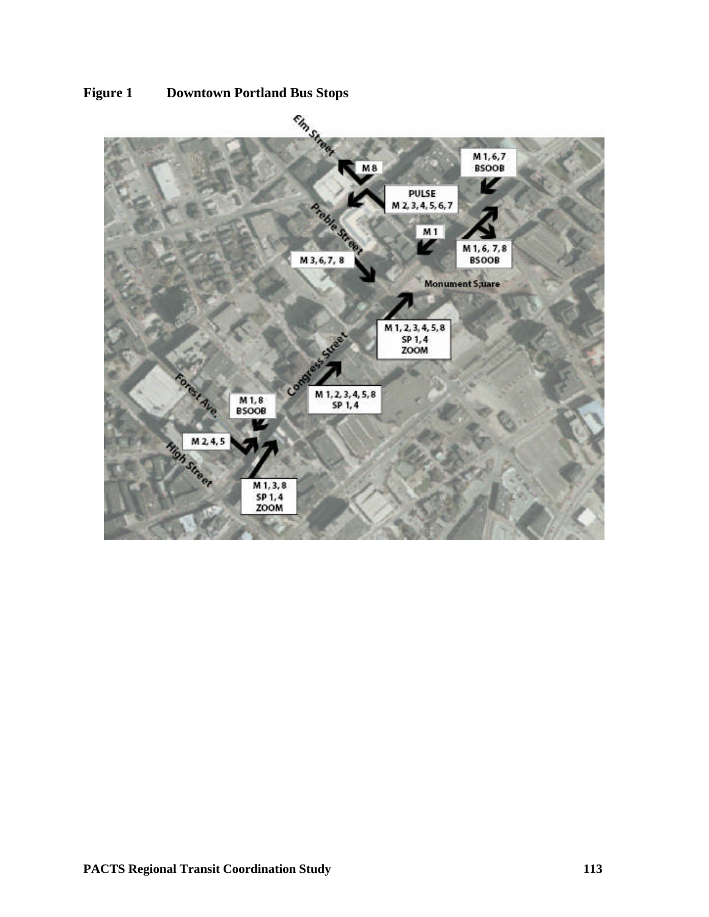**Figure 1 Downtown Portland Bus Stops**

Elm Street

M 8

PULSE
M 2, 3, 4, 5, 6, 7

M 1, 6, 7
BSOOB

M 1

M 1, 6, 7, 8
BSOOB

Preble Street

M 3, 6, 7, 8

Monument S;uare

M 1, 2, 3, 4, 5, 8
SP 1, 4
ZOOM

Congress Street

M 1, 2, 3, 4, 5, 8
SP 1, 4

Forest Ave.

M 1, 8
BSOOB

M 2, 4, 5

High Street

M 1, 3, 8
SP 1, 4
ZOOM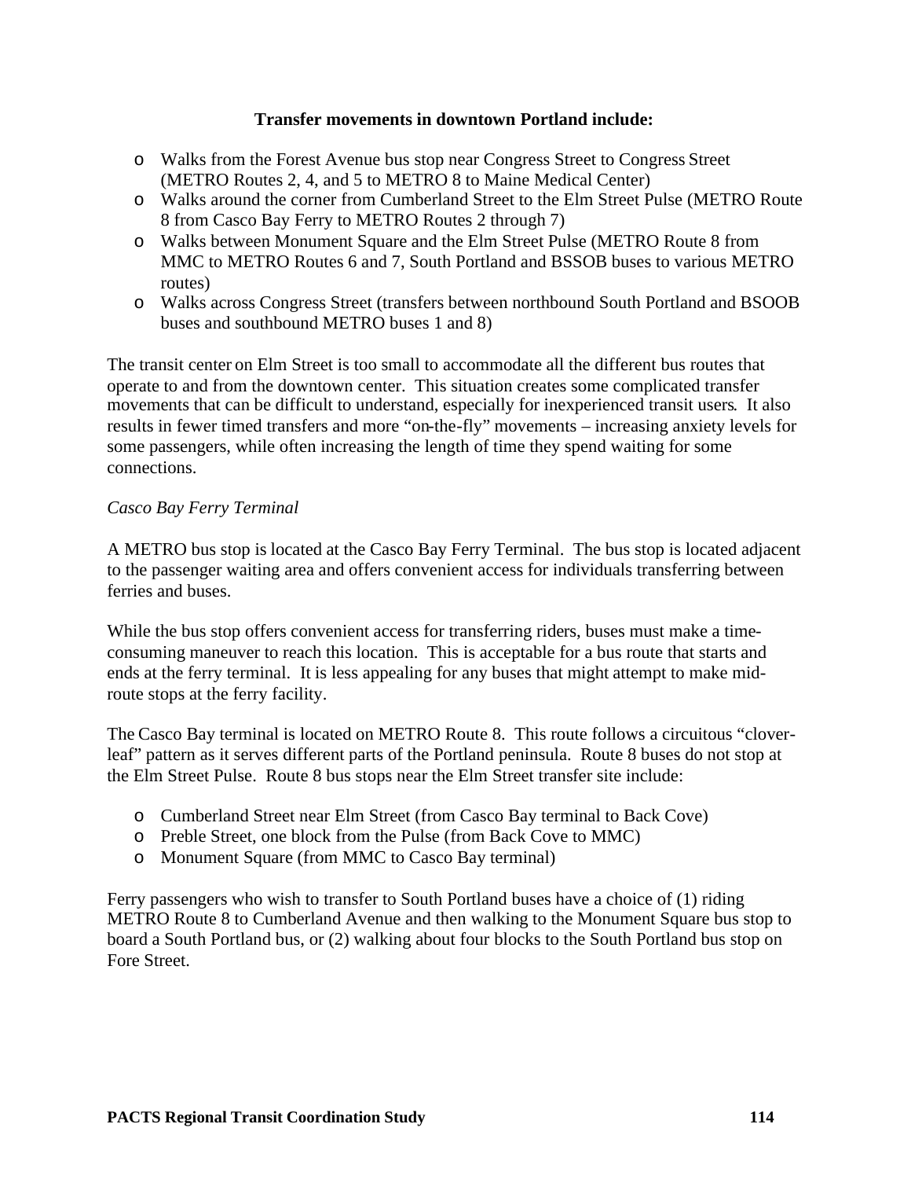**Transfer movements in downtown Portland include:**

- Walks from the Forest Avenue bus stop near Congress Street to Congress Street (METRO Routes 2, 4, and 5 to METRO 8 to Maine Medical Center)
- Walks around the corner from Cumberland Street to the Elm Street Pulse (METRO Route 8 from Casco Bay Ferry to METRO Routes 2 through 7)
- Walks between Monument Square and the Elm Street Pulse (METRO Route 8 from MMC to METRO Routes 6 and 7, South Portland and BSSOB buses to various METRO routes)
- Walks across Congress Street (transfers between northbound South Portland and BSOOB buses and southbound METRO buses 1 and 8)

The transit center on Elm Street is too small to accommodate all the different bus routes that operate to and from the downtown center. This situation creates some complicated transfer movements that can be difficult to understand, especially for inexperienced transit users. It also results in fewer timed transfers and more "on-the-fly" movements – increasing anxiety levels for some passengers, while often increasing the length of time they spend waiting for some connections.

*Casco Bay Ferry Terminal*

A METRO bus stop is located at the Casco Bay Ferry Terminal. The bus stop is located adjacent to the passenger waiting area and offers convenient access for individuals transferring between ferries and buses.

While the bus stop offers convenient access for transferring riders, buses must make a time-consuming maneuver to reach this location. This is acceptable for a bus route that starts and ends at the ferry terminal. It is less appealing for any buses that might attempt to make mid-route stops at the ferry facility.

The Casco Bay terminal is located on METRO Route 8. This route follows a circuitous "clover-leaf" pattern as it serves different parts of the Portland peninsula. Route 8 buses do not stop at the Elm Street Pulse. Route 8 bus stops near the Elm Street transfer site include:

- Cumberland Street near Elm Street (from Casco Bay terminal to Back Cove)
- Preble Street, one block from the Pulse (from Back Cove to MMC)
- Monument Square (from MMC to Casco Bay terminal)

Ferry passengers who wish to transfer to South Portland buses have a choice of (1) riding METRO Route 8 to Cumberland Avenue and then walking to the Monument Square bus stop to board a South Portland bus, or (2) walking about four blocks to the South Portland bus stop on Fore Street.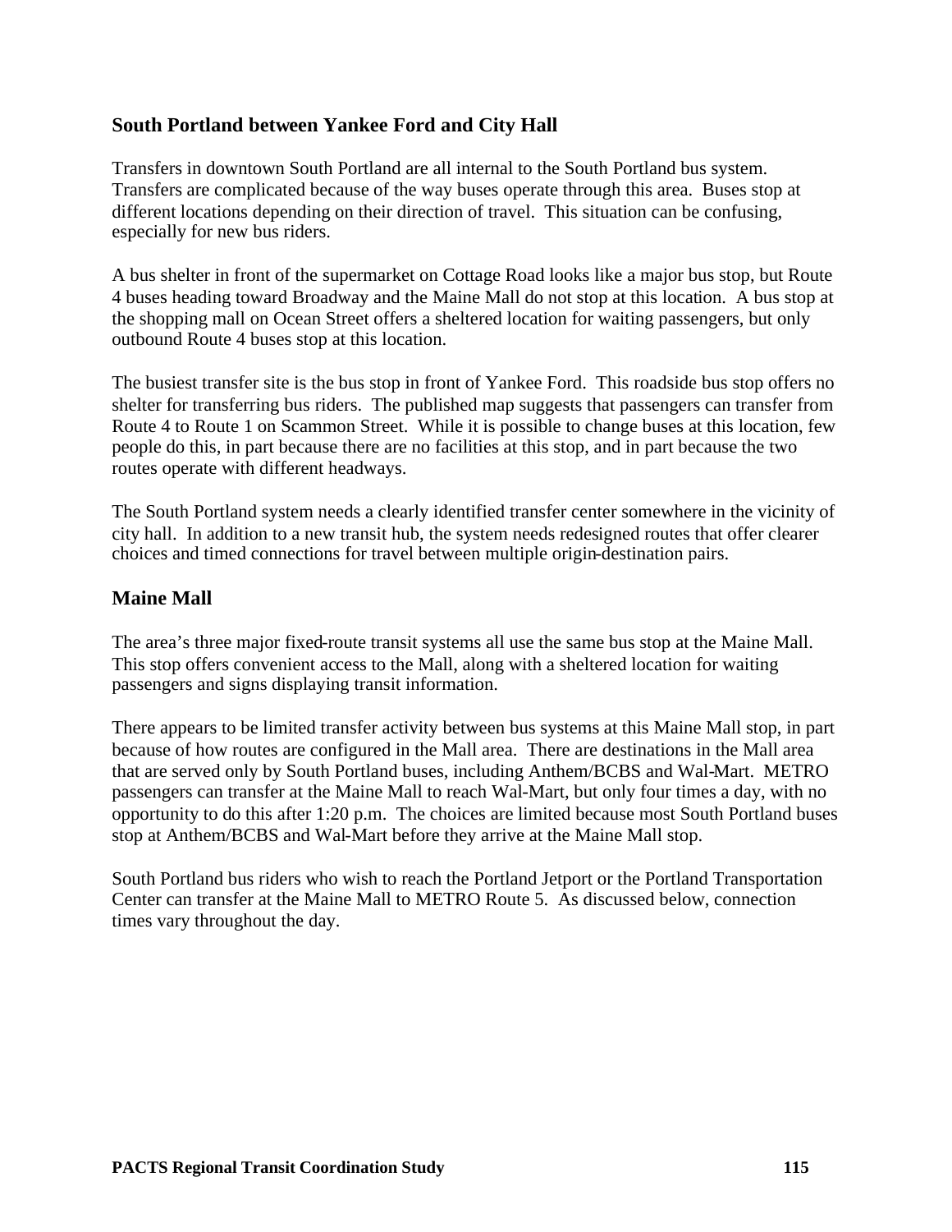## South Portland between Yankee Ford and City Hall

Transfers in downtown South Portland are all internal to the South Portland bus system. Transfers are complicated because of the way buses operate through this area. Buses stop at different locations depending on their direction of travel. This situation can be confusing, especially for new bus riders.

A bus shelter in front of the supermarket on Cottage Road looks like a major bus stop, but Route 4 buses heading toward Broadway and the Maine Mall do not stop at this location. A bus stop at the shopping mall on Ocean Street offers a sheltered location for waiting passengers, but only outbound Route 4 buses stop at this location.

The busiest transfer site is the bus stop in front of Yankee Ford. This roadside bus stop offers no shelter for transferring bus riders. The published map suggests that passengers can transfer from Route 4 to Route 1 on Scammon Street. While it is possible to change buses at this location, few people do this, in part because there are no facilities at this stop, and in part because the two routes operate with different headways.

The South Portland system needs a clearly identified transfer center somewhere in the vicinity of city hall. In addition to a new transit hub, the system needs redesigned routes that offer clearer choices and timed connections for travel between multiple origin-destination pairs.

## Maine Mall

The area's three major fixed-route transit systems all use the same bus stop at the Maine Mall. This stop offers convenient access to the Mall, along with a sheltered location for waiting passengers and signs displaying transit information.

There appears to be limited transfer activity between bus systems at this Maine Mall stop, in part because of how routes are configured in the Mall area. There are destinations in the Mall area that are served only by South Portland buses, including Anthem/BCBS and Wal-Mart. METRO passengers can transfer at the Maine Mall to reach Wal-Mart, but only four times a day, with no opportunity to do this after 1:20 p.m. The choices are limited because most South Portland buses stop at Anthem/BCBS and Wal-Mart before they arrive at the Maine Mall stop.

South Portland bus riders who wish to reach the Portland Jetport or the Portland Transportation Center can transfer at the Maine Mall to METRO Route 5. As discussed below, connection times vary throughout the day.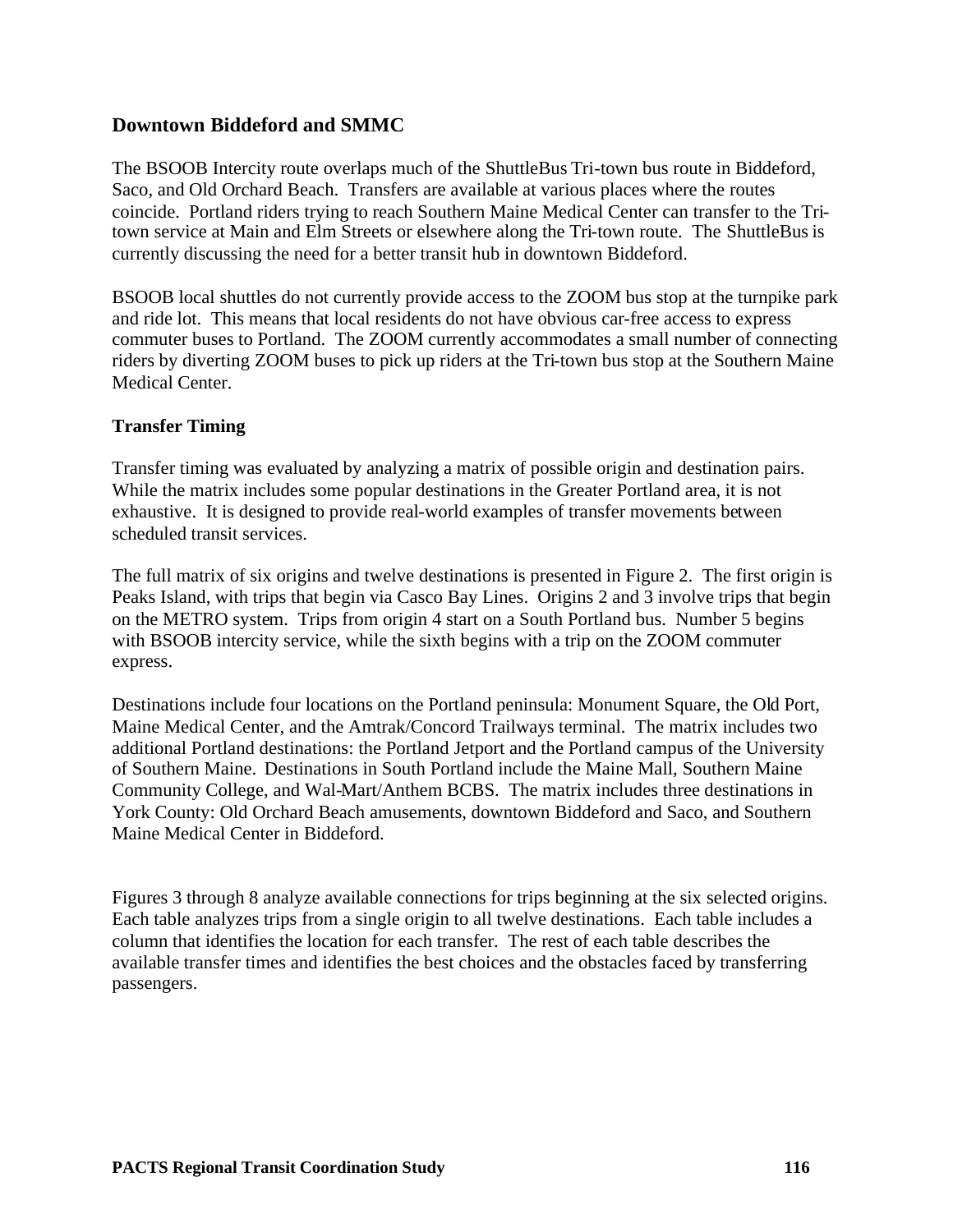## Downtown Biddeford and SMMC

The BSOOB Intercity route overlaps much of the ShuttleBus Tri-town bus route in Biddeford, Saco, and Old Orchard Beach. Transfers are available at various places where the routes coincide. Portland riders trying to reach Southern Maine Medical Center can transfer to the Tri-town service at Main and Elm Streets or elsewhere along the Tri-town route. The ShuttleBus is currently discussing the need for a better transit hub in downtown Biddeford.

BSOOB local shuttles do not currently provide access to the ZOOM bus stop at the turnpike park and ride lot. This means that local residents do not have obvious car-free access to express commuter buses to Portland. The ZOOM currently accommodates a small number of connecting riders by diverting ZOOM buses to pick up riders at the Tri-town bus stop at the Southern Maine Medical Center.

### Transfer Timing

Transfer timing was evaluated by analyzing a matrix of possible origin and destination pairs. While the matrix includes some popular destinations in the Greater Portland area, it is not exhaustive. It is designed to provide real-world examples of transfer movements between scheduled transit services.

The full matrix of six origins and twelve destinations is presented in Figure 2. The first origin is Peaks Island, with trips that begin via Casco Bay Lines. Origins 2 and 3 involve trips that begin on the METRO system. Trips from origin 4 start on a South Portland bus. Number 5 begins with BSOOB intercity service, while the sixth begins with a trip on the ZOOM commuter express.

Destinations include four locations on the Portland peninsula: Monument Square, the Old Port, Maine Medical Center, and the Amtrak/Concord Trailways terminal. The matrix includes two additional Portland destinations: the Portland Jetport and the Portland campus of the University of Southern Maine. Destinations in South Portland include the Maine Mall, Southern Maine Community College, and Wal-Mart/Anthem BCBS. The matrix includes three destinations in York County: Old Orchard Beach amusements, downtown Biddeford and Saco, and Southern Maine Medical Center in Biddeford.

Figures 3 through 8 analyze available connections for trips beginning at the six selected origins. Each table analyzes trips from a single origin to all twelve destinations. Each table includes a column that identifies the location for each transfer. The rest of each table describes the available transfer times and identifies the best choices and the obstacles faced by transferring passengers.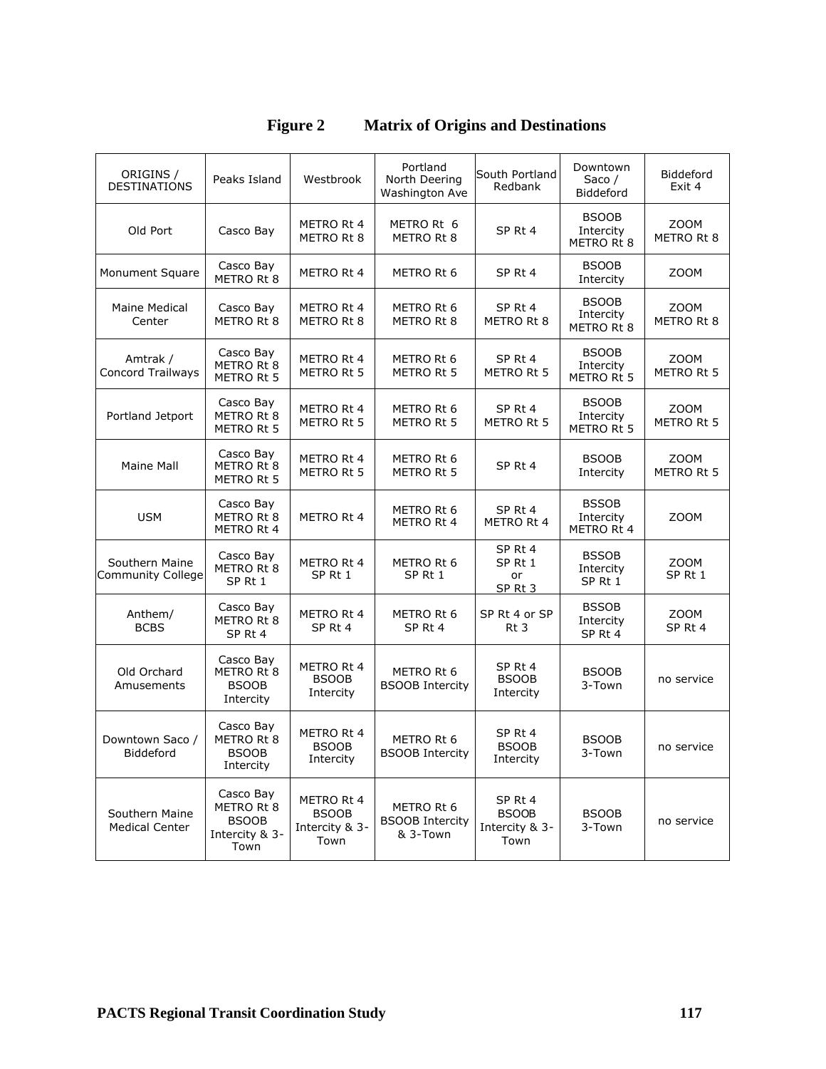# Figure 2 Matrix of Origins and Destinations

| ORIGINS / DESTINATIONS | Peaks Island | Westbrook | Portland North Deering Washington Ave | South Portland Redbank | Downtown Saco / Biddeford | Biddeford Exit 4 |
|---|---|---|---|---|---|---|
| Old Port | Casco Bay | METRO Rt 4 METRO Rt 8 | METRO Rt 6 METRO Rt 8 | SP Rt 4 | BSOOB Intercity METRO Rt 8 | ZOOM METRO Rt 8 |
| Monument Square | Casco Bay METRO Rt 8 | METRO Rt 4 | METRO Rt 6 | SP Rt 4 | BSOOB Intercity | ZOOM |
| Maine Medical Center | Casco Bay METRO Rt 8 | METRO Rt 4 METRO Rt 8 | METRO Rt 6 METRO Rt 8 | SP Rt 4 METRO Rt 8 | BSOOB Intercity METRO Rt 8 | ZOOM METRO Rt 8 |
| Amtrak / Concord Trailways | Casco Bay METRO Rt 8 METRO Rt 5 | METRO Rt 4 METRO Rt 5 | METRO Rt 6 METRO Rt 5 | SP Rt 4 METRO Rt 5 | BSOOB Intercity METRO Rt 5 | ZOOM METRO Rt 5 |
| Portland Jetport | Casco Bay METRO Rt 8 METRO Rt 5 | METRO Rt 4 METRO Rt 5 | METRO Rt 6 METRO Rt 5 | SP Rt 4 METRO Rt 5 | BSOOB Intercity METRO Rt 5 | ZOOM METRO Rt 5 |
| Maine Mall | Casco Bay METRO Rt 8 METRO Rt 5 | METRO Rt 4 METRO Rt 5 | METRO Rt 6 METRO Rt 5 | SP Rt 4 | BSOOB Intercity | ZOOM METRO Rt 5 |
| USM | Casco Bay METRO Rt 8 METRO Rt 4 | METRO Rt 4 | METRO Rt 6 METRO Rt 4 | SP Rt 4 METRO Rt 4 | BSSOB Intercity METRO Rt 4 | ZOOM |
| Southern Maine Community College | Casco Bay METRO Rt 8 SP Rt 1 | METRO Rt 4 SP Rt 1 | METRO Rt 6 SP Rt 1 | SP Rt 4 SP Rt 1 or SP Rt 3 | BSSOB Intercity SP Rt 1 | ZOOM SP Rt 1 |
| Anthem/ BCBS | Casco Bay METRO Rt 8 SP Rt 4 | METRO Rt 4 SP Rt 4 | METRO Rt 6 SP Rt 4 | SP Rt 4 or SP Rt 3 | BSSOB Intercity SP Rt 4 | ZOOM SP Rt 4 |
| Old Orchard Amusements | Casco Bay METRO Rt 8 BSOOB Intercity | METRO Rt 4 BSOOB Intercity | METRO Rt 6 BSOOB Intercity | SP Rt 4 BSOOB Intercity | BSOOB 3-Town | no service |
| Downtown Saco / Biddeford | Casco Bay METRO Rt 8 BSOOB Intercity | METRO Rt 4 BSOOB Intercity | METRO Rt 6 BSOOB Intercity | SP Rt 4 BSOOB Intercity | BSOOB 3-Town | no service |
| Southern Maine Medical Center | Casco Bay METRO Rt 8 BSOOB Intercity & 3-Town | METRO Rt 4 BSOOB Intercity & 3-Town | METRO Rt 6 BSOOB Intercity & 3-Town | SP Rt 4 BSOOB Intercity & 3-Town | BSOOB 3-Town | no service |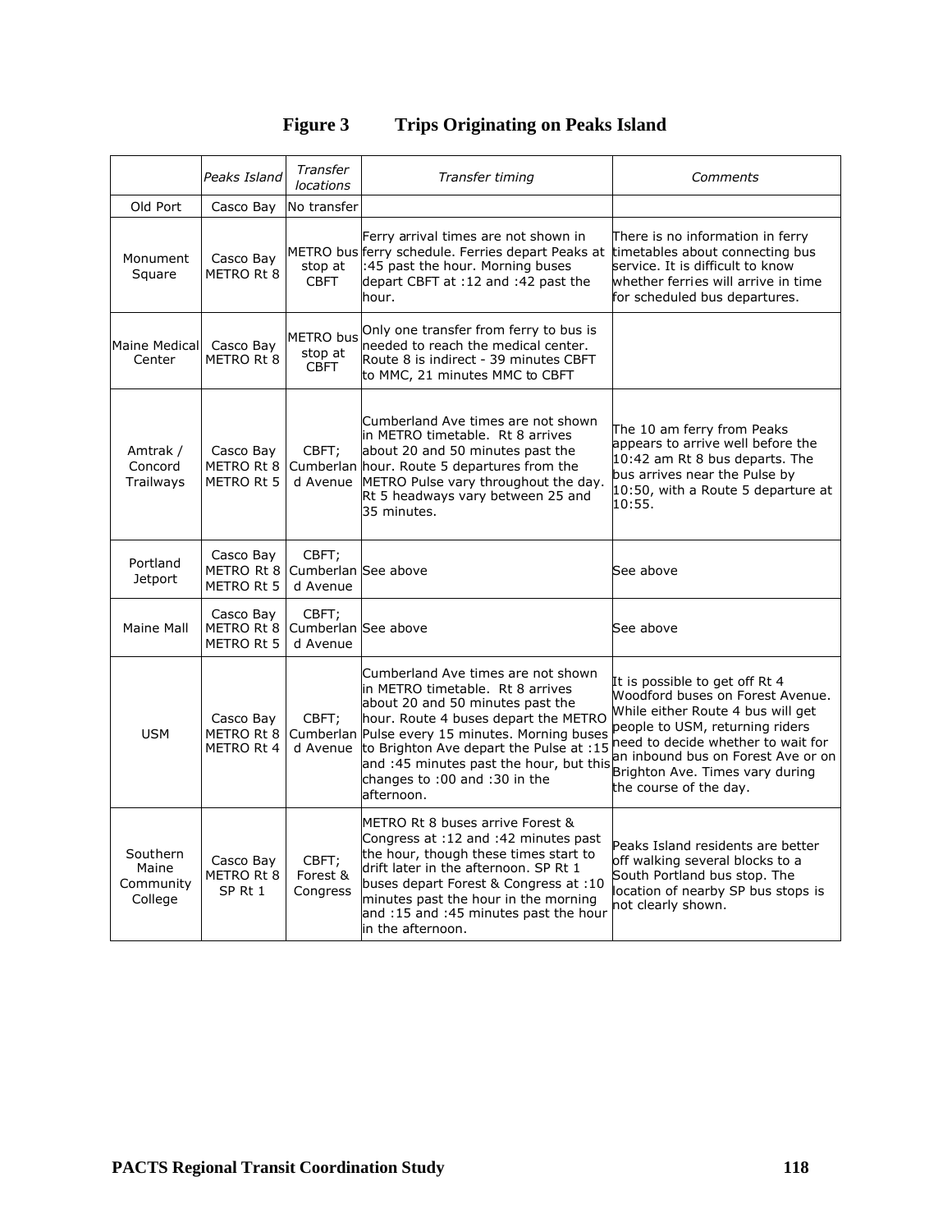# Figure 3 Trips Originating on Peaks Island

| | *Peaks Island* | *Transfer locations* | *Transfer timing* | *Comments* |
|---|---|---|---|---|
| Old Port | Casco Bay | No transfer | | |
| Monument Square | Casco Bay METRO Rt 8 | METRO bus stop at CBFT | Ferry arrival times are not shown in ferry schedule. Ferries depart Peaks at :45 past the hour. Morning buses depart CBFT at :12 and :42 past the hour. | There is no information in ferry timetables about connecting bus service. It is difficult to know whether ferries will arrive in time for scheduled bus departures. |
| Maine Medical Center | Casco Bay METRO Rt 8 | METRO bus stop at CBFT | Only one transfer from ferry to bus is needed to reach the medical center. Route 8 is indirect - 39 minutes CBFT to MMC, 21 minutes MMC to CBFT | |
| Amtrak / Concord Trailways | Casco Bay METRO Rt 8 METRO Rt 5 | CBFT; Cumberland Avenue | Cumberland Ave times are not shown in METRO timetable. Rt 8 arrives about 20 and 50 minutes past the hour. Route 5 departures from the METRO Pulse vary throughout the day. Rt 5 headways vary between 25 and 35 minutes. | The 10 am ferry from Peaks appears to arrive well before the 10:42 am Rt 8 bus departs. The bus arrives near the Pulse by 10:50, with a Route 5 departure at 10:55. |
| Portland Jetport | Casco Bay METRO Rt 8 METRO Rt 5 | CBFT; Cumberland Avenue | See above | See above |
| Maine Mall | Casco Bay METRO Rt 8 METRO Rt 5 | CBFT; Cumberland Avenue | See above | See above |
| USM | Casco Bay METRO Rt 8 METRO Rt 4 | CBFT; Cumberland Avenue | Cumberland Ave times are not shown in METRO timetable. Rt 8 arrives about 20 and 50 minutes past the hour. Route 4 buses depart the METRO Pulse every 15 minutes. Morning buses to Brighton Ave depart the Pulse at :15 and :45 minutes past the hour, but this changes to :00 and :30 in the afternoon. | It is possible to get off Rt 4 Woodford buses on Forest Avenue. While either Route 4 bus will get people to USM, returning riders need to decide whether to wait for an inbound bus on Forest Ave or on Brighton Ave. Times vary during the course of the day. |
| Southern Maine Community College | Casco Bay METRO Rt 8 SP Rt 1 | CBFT; Forest & Congress | METRO Rt 8 buses arrive Forest & Congress at :12 and :42 minutes past the hour, though these times start to drift later in the afternoon. SP Rt 1 buses depart Forest & Congress at :10 minutes past the hour in the morning and :15 and :45 minutes past the hour in the afternoon. | Peaks Island residents are better off walking several blocks to a South Portland bus stop. The location of nearby SP bus stops is not clearly shown. |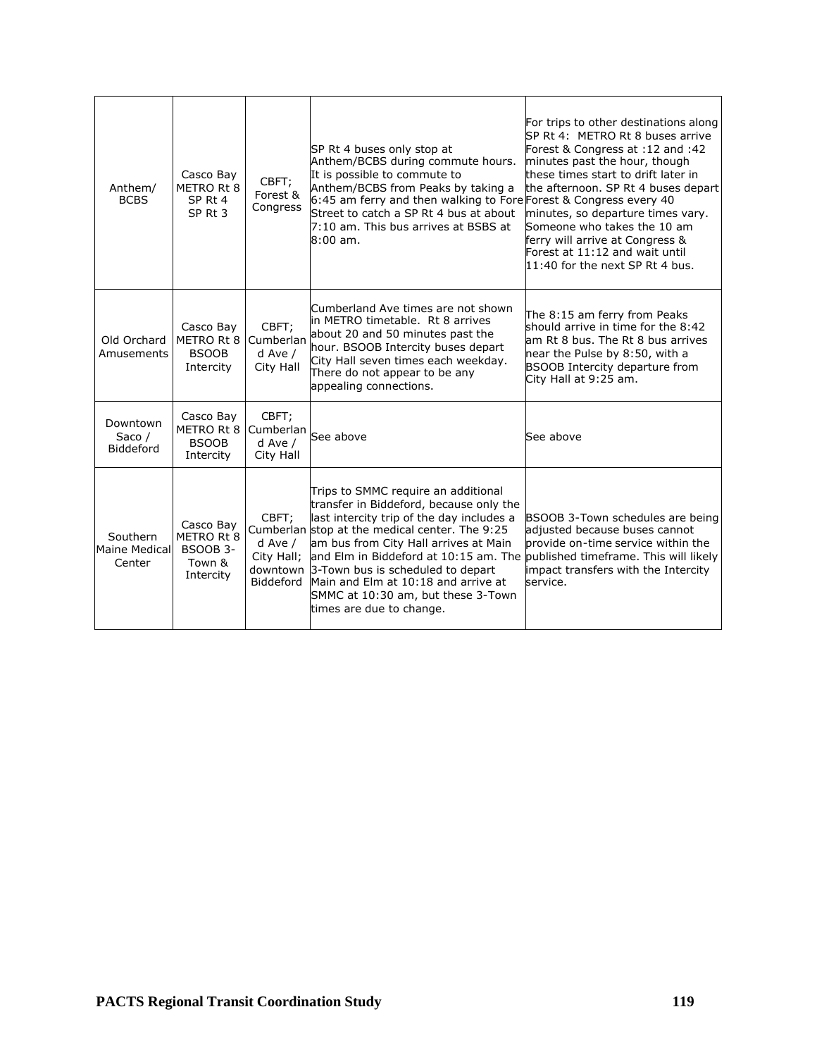| Anthem/ BCBS | Casco Bay METRO Rt 8 SP Rt 4 SP Rt 3 | CBFT; Forest & Congress | SP Rt 4 buses only stop at Anthem/BCBS during commute hours. It is possible to commute to Anthem/BCBS from Peaks by taking a 6:45 am ferry and then walking to Fore Street to catch a SP Rt 4 bus at about 7:10 am. This bus arrives at BSBS at 8:00 am. | For trips to other destinations along SP Rt 4: METRO Rt 8 buses arrive Forest & Congress at :12 and :42 minutes past the hour, though these times start to drift later in the afternoon. SP Rt 4 buses depart Forest & Congress every 40 minutes, so departure times vary. Someone who takes the 10 am ferry will arrive at Congress & Forest at 11:12 and wait until 11:40 for the next SP Rt 4 bus. |
|---|---|---|---|---|
| Old Orchard Amusements | Casco Bay METRO Rt 8 BSOOB Intercity | CBFT; Cumberland Ave / City Hall | Cumberland Ave times are not shown in METRO timetable. Rt 8 arrives about 20 and 50 minutes past the hour. BSOOB Intercity buses depart City Hall seven times each weekday. There do not appear to be any appealing connections. | The 8:15 am ferry from Peaks should arrive in time for the 8:42 am Rt 8 bus. The Rt 8 bus arrives near the Pulse by 8:50, with a BSOOB Intercity departure from City Hall at 9:25 am. |
| Downtown Saco / Biddeford | Casco Bay METRO Rt 8 BSOOB Intercity | CBFT; Cumberland Ave / City Hall | See above | See above |
| Southern Maine Medical Center | Casco Bay METRO Rt 8 BSOOB 3-Town & Intercity | CBFT; Cumberland Ave / City Hall; downtown Biddeford | Trips to SMMC require an additional transfer in Biddeford, because only the last intercity trip of the day includes a stop at the medical center. The 9:25 am bus from City Hall arrives at Main and Elm in Biddeford at 10:15 am. The 3-Town bus is scheduled to depart Main and Elm at 10:18 and arrive at SMMC at 10:30 am, but these 3-Town times are due to change. | BSOOB 3-Town schedules are being adjusted because buses cannot provide on-time service within the published timeframe. This will likely impact transfers with the Intercity service. |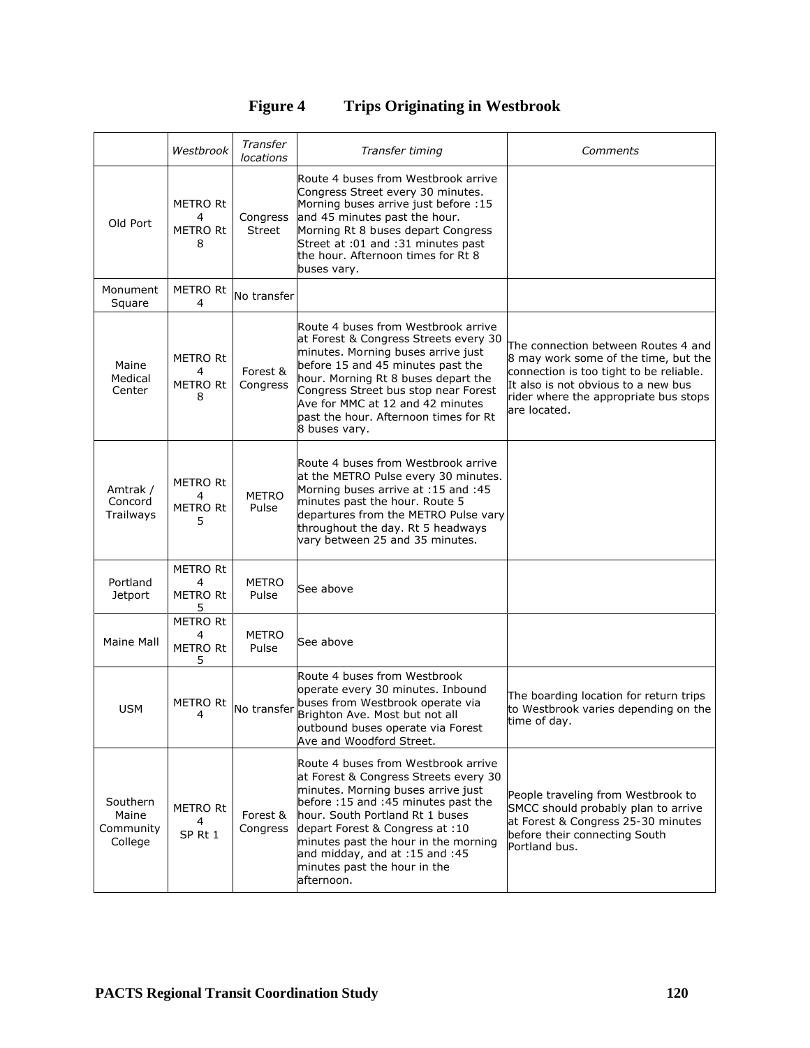## Figure 4 Trips Originating in Westbrook

| | *Westbrook* | *Transfer locations* | *Transfer timing* | *Comments* |
|---|---|---|---|---|
| Old Port | METRO Rt 4 METRO Rt 8 | Congress Street | Route 4 buses from Westbrook arrive Congress Street every 30 minutes. Morning buses arrive just before :15 and 45 minutes past the hour. Morning Rt 8 buses depart Congress Street at :01 and :31 minutes past the hour. Afternoon times for Rt 8 buses vary. | |
| Monument Square | METRO Rt 4 | No transfer | | |
| Maine Medical Center | METRO Rt 4 METRO Rt 8 | Forest & Congress | Route 4 buses from Westbrook arrive at Forest & Congress Streets every 30 minutes. Morning buses arrive just before 15 and 45 minutes past the hour. Morning Rt 8 buses depart the Congress Street bus stop near Forest Ave for MMC at 12 and 42 minutes past the hour. Afternoon times for Rt 8 buses vary. | The connection between Routes 4 and 8 may work some of the time, but the connection is too tight to be reliable. It also is not obvious to a new bus rider where the appropriate bus stops are located. |
| Amtrak / Concord Trailways | METRO Rt 4 METRO Rt 5 | METRO Pulse | Route 4 buses from Westbrook arrive at the METRO Pulse every 30 minutes. Morning buses arrive at :15 and :45 minutes past the hour. Route 5 departures from the METRO Pulse vary throughout the day. Rt 5 headways vary between 25 and 35 minutes. | |
| Portland Jetport | METRO Rt 4 METRO Rt 5 | METRO Pulse | See above | |
| Maine Mall | METRO Rt 4 METRO Rt 5 | METRO Pulse | See above | |
| USM | METRO Rt 4 | No transfer | Route 4 buses from Westbrook operate every 30 minutes. Inbound buses from Westbrook operate via Brighton Ave. Most but not all outbound buses operate via Forest Ave and Woodford Street. | The boarding location for return trips to Westbrook varies depending on the time of day. |
| Southern Maine Community College | METRO Rt 4 SP Rt 1 | Forest & Congress | Route 4 buses from Westbrook arrive at Forest & Congress Streets every 30 minutes. Morning buses arrive just before :15 and :45 minutes past the hour. South Portland Rt 1 buses depart Forest & Congress at :10 minutes past the hour in the morning and midday, and at :15 and :45 minutes past the hour in the afternoon. | People traveling from Westbrook to SMCC should probably plan to arrive at Forest & Congress 25-30 minutes before their connecting South Portland bus. |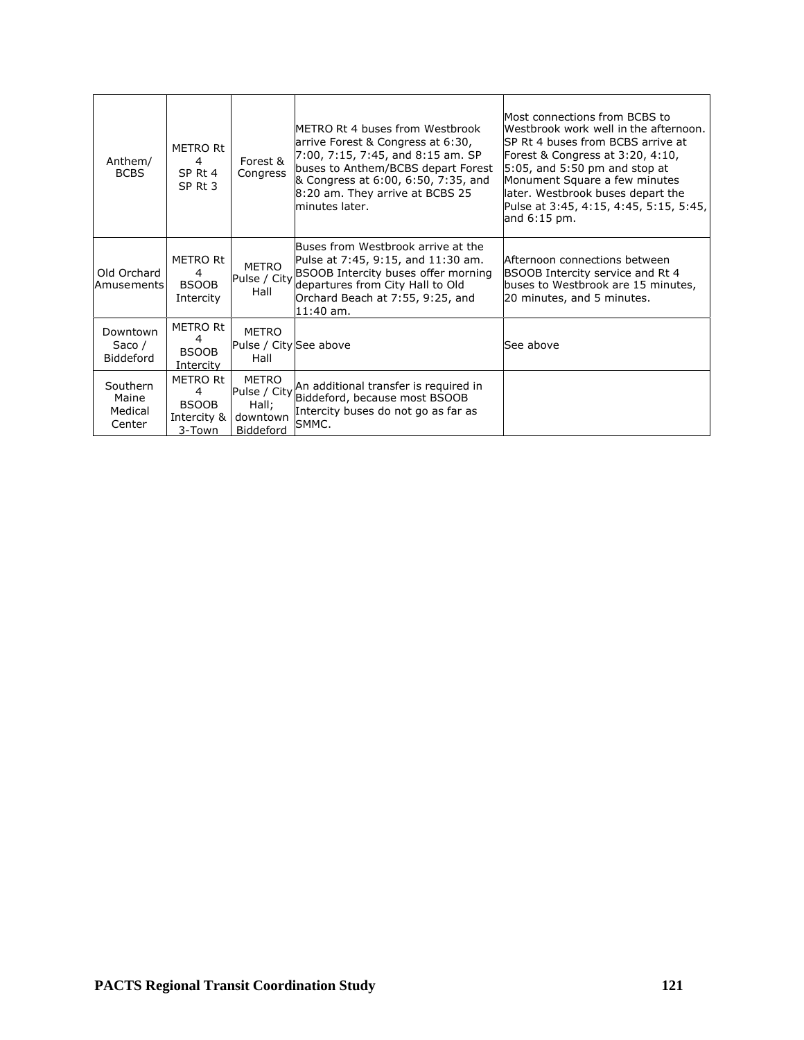| Anthem/ BCBS | METRO Rt 4 SP Rt 4 SP Rt 3 | Forest & Congress | METRO Rt 4 buses from Westbrook arrive Forest & Congress at 6:30, 7:00, 7:15, 7:45, and 8:15 am. SP buses to Anthem/BCBS depart Forest & Congress at 6:00, 6:50, 7:35, and 8:20 am. They arrive at BCBS 25 minutes later. | Most connections from BCBS to Westbrook work well in the afternoon. SP Rt 4 buses from BCBS arrive at Forest & Congress at 3:20, 4:10, 5:05, and 5:50 pm and stop at Monument Square a few minutes later. Westbrook buses depart the Pulse at 3:45, 4:15, 4:45, 5:15, 5:45, and 6:15 pm. |
|---|---|---|---|---|
| Old Orchard Amusements | METRO Rt 4 BSOOB Intercity | METRO Pulse / City Hall | Buses from Westbrook arrive at the Pulse at 7:45, 9:15, and 11:30 am. BSOOB Intercity buses offer morning departures from City Hall to Old Orchard Beach at 7:55, 9:25, and 11:40 am. | Afternoon connections between BSOOB Intercity service and Rt 4 buses to Westbrook are 15 minutes, 20 minutes, and 5 minutes. |
| Downtown Saco / Biddeford | METRO Rt 4 BSOOB Intercity | METRO Pulse / City Hall | See above | See above |
| Southern Maine Medical Center | METRO Rt 4 BSOOB Intercity & 3-Town | METRO Pulse / City Hall; downtown Biddeford | An additional transfer is required in Biddeford, because most BSOOB Intercity buses do not go as far as SMMC. | |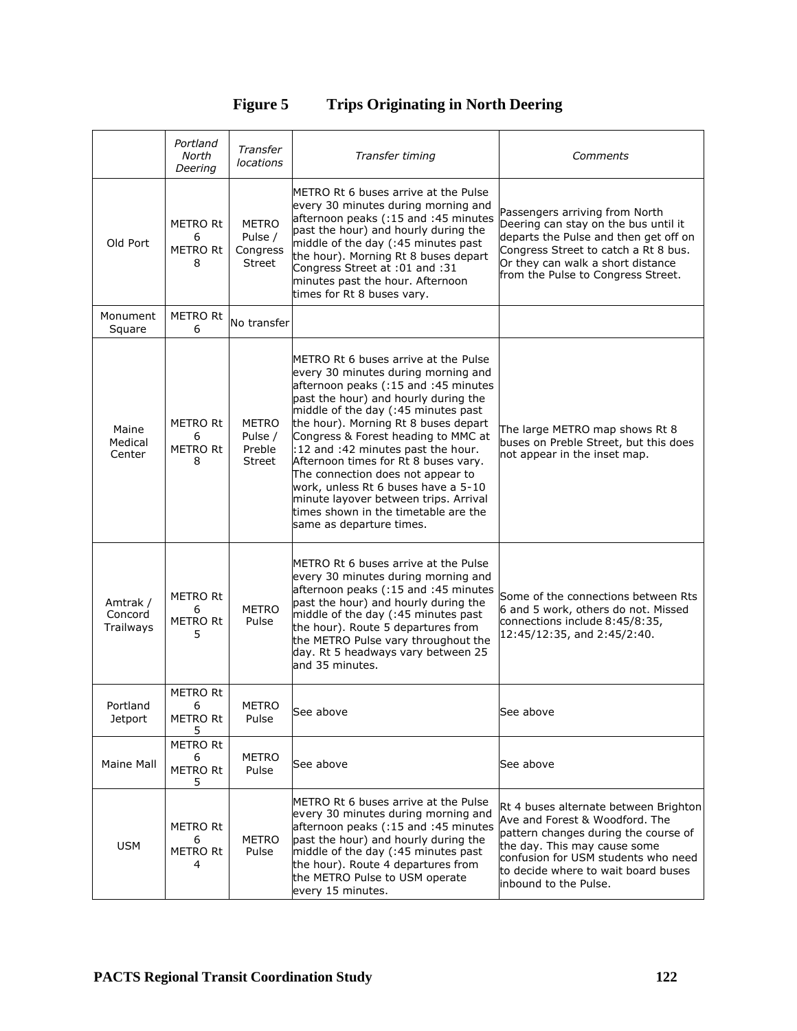# Figure 5 Trips Originating in North Deering

| | *Portland North Deering* | *Transfer locations* | *Transfer timing* | *Comments* |
|---|---|---|---|---|
| Old Port | METRO Rt 6 METRO Rt 8 | METRO Pulse / Congress Street | METRO Rt 6 buses arrive at the Pulse every 30 minutes during morning and afternoon peaks (:15 and :45 minutes past the hour) and hourly during the middle of the day (:45 minutes past the hour). Morning Rt 8 buses depart Congress Street at :01 and :31 minutes past the hour. Afternoon times for Rt 8 buses vary. | Passengers arriving from North Deering can stay on the bus until it departs the Pulse and then get off on Congress Street to catch a Rt 8 bus. Or they can walk a short distance from the Pulse to Congress Street. |
| Monument Square | METRO Rt 6 | No transfer | | |
| Maine Medical Center | METRO Rt 6 METRO Rt 8 | METRO Pulse / Preble Street | METRO Rt 6 buses arrive at the Pulse every 30 minutes during morning and afternoon peaks (:15 and :45 minutes past the hour) and hourly during the middle of the day (:45 minutes past the hour). Morning Rt 8 buses depart Congress & Forest heading to MMC at :12 and :42 minutes past the hour. Afternoon times for Rt 8 buses vary. The connection does not appear to work, unless Rt 6 buses have a 5-10 minute layover between trips. Arrival times shown in the timetable are the same as departure times. | The large METRO map shows Rt 8 buses on Preble Street, but this does not appear in the inset map. |
| Amtrak / Concord Trailways | METRO Rt 6 METRO Rt 5 | METRO Pulse | METRO Rt 6 buses arrive at the Pulse every 30 minutes during morning and afternoon peaks (:15 and :45 minutes past the hour) and hourly during the middle of the day (:45 minutes past the hour). Route 5 departures from the METRO Pulse vary throughout the day. Rt 5 headways vary between 25 and 35 minutes. | Some of the connections between Rts 6 and 5 work, others do not. Missed connections include 8:45/8:35, 12:45/12:35, and 2:45/2:40. |
| Portland Jetport | METRO Rt 6 METRO Rt 5 | METRO Pulse | See above | See above |
| Maine Mall | METRO Rt 6 METRO Rt 5 | METRO Pulse | See above | See above |
| USM | METRO Rt 6 METRO Rt 4 | METRO Pulse | METRO Rt 6 buses arrive at the Pulse every 30 minutes during morning and afternoon peaks (:15 and :45 minutes past the hour) and hourly during the middle of the day (:45 minutes past the hour). Route 4 departures from the METRO Pulse to USM operate every 15 minutes. | Rt 4 buses alternate between Brighton Ave and Forest & Woodford. The pattern changes during the course of the day. This may cause some confusion for USM students who need to decide where to wait board buses inbound to the Pulse. |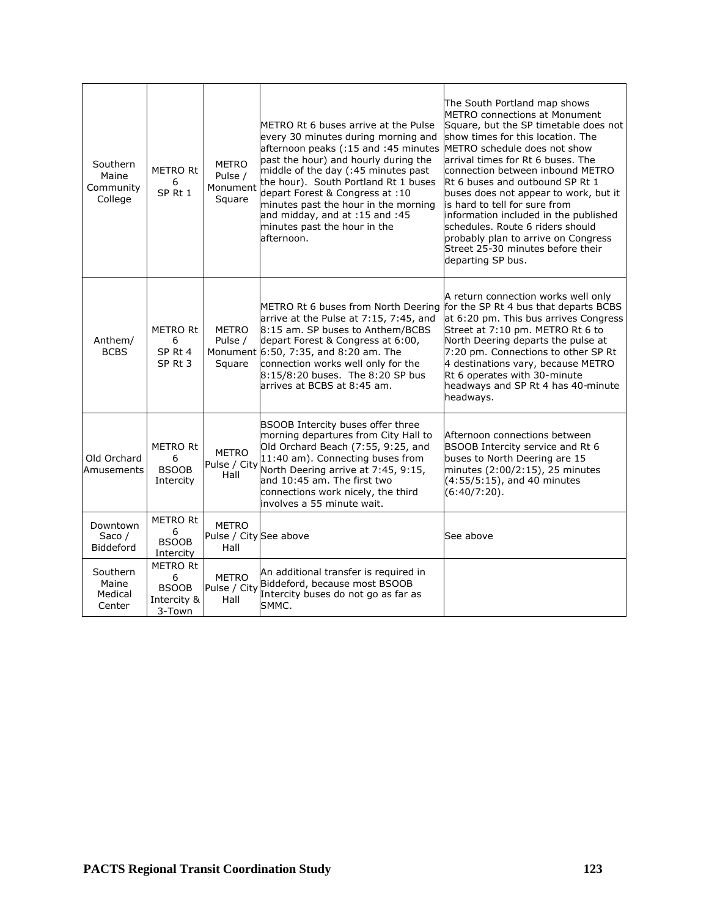| | | | | |
|---|---|---|---|---|
| Southern Maine Community College | METRO Rt 6 SP Rt 1 | METRO Pulse / Monument Square | METRO Rt 6 buses arrive at the Pulse every 30 minutes during morning and afternoon peaks (:15 and :45 minutes past the hour) and hourly during the middle of the day (:45 minutes past the hour). South Portland Rt 1 buses depart Forest & Congress at :10 minutes past the hour in the morning and midday, and at :15 and :45 minutes past the hour in the afternoon. | The South Portland map shows METRO connections at Monument Square, but the SP timetable does not show times for this location. The METRO schedule does not show arrival times for Rt 6 buses. The connection between inbound METRO Rt 6 buses and outbound SP Rt 1 buses does not appear to work, but it is hard to tell for sure from information included in the published schedules. Route 6 riders should probably plan to arrive on Congress Street 25-30 minutes before their departing SP bus. |
| Anthem/ BCBS | METRO Rt 6 SP Rt 4 SP Rt 3 | METRO Pulse / Monument Square | METRO Rt 6 buses from North Deering arrive at the Pulse at 7:15, 7:45, and 8:15 am. SP buses to Anthem/BCBS depart Forest & Congress at 6:00, 6:50, 7:35, and 8:20 am. The connection works well only for the 8:15/8:20 buses. The 8:20 SP bus arrives at BCBS at 8:45 am. | A return connection works well only for the SP Rt 4 bus that departs BCBS at 6:20 pm. This bus arrives Congress Street at 7:10 pm. METRO Rt 6 to North Deering departs the pulse at 7:20 pm. Connections to other SP Rt 4 destinations vary, because METRO Rt 6 operates with 30-minute headways and SP Rt 4 has 40-minute headways. |
| Old Orchard Amusements | METRO Rt 6 BSOOB Intercity | METRO Pulse / City Hall | BSOOB Intercity buses offer three morning departures from City Hall to Old Orchard Beach (7:55, 9:25, and 11:40 am). Connecting buses from North Deering arrive at 7:45, 9:15, and 10:45 am. The first two connections work nicely, the third involves a 55 minute wait. | Afternoon connections between BSOOB Intercity service and Rt 6 buses to North Deering are 15 minutes (2:00/2:15), 25 minutes (4:55/5:15), and 40 minutes (6:40/7:20). |
| Downtown Saco / Biddeford | METRO Rt 6 BSOOB Intercity | METRO Pulse / City Hall | See above | See above |
| Southern Maine Medical Center | METRO Rt 6 BSOOB Intercity & 3-Town | METRO Pulse / City Hall | An additional transfer is required in Biddeford, because most BSOOB Intercity buses do not go as far as SMMC. | |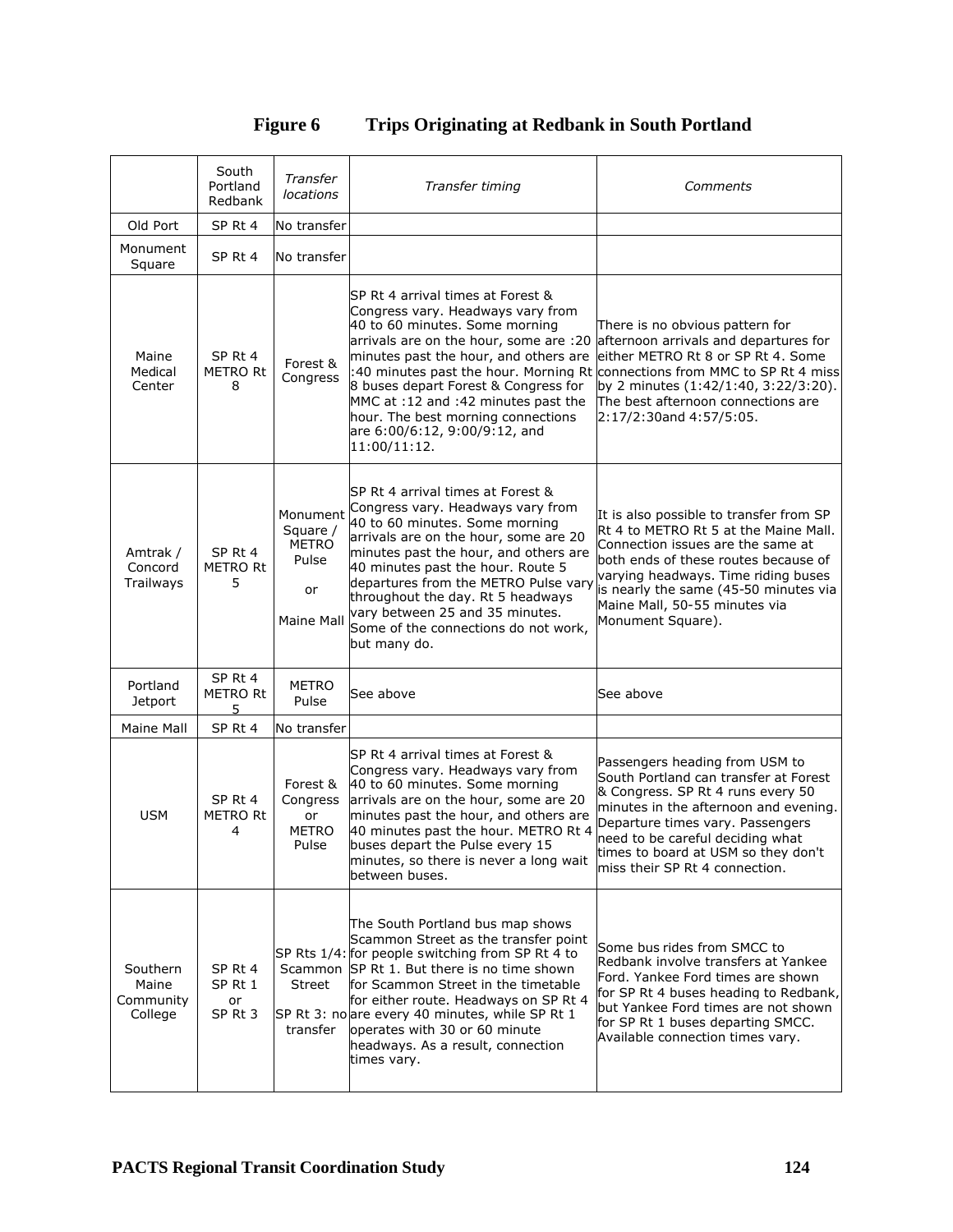**Figure 6 Trips Originating at Redbank in South Portland**

| | South Portland Redbank | *Transfer locations* | *Transfer timing* | *Comments* |
|---|---|---|---|---|
| Old Port | SP Rt 4 | No transfer | | |
| Monument Square | SP Rt 4 | No transfer | | |
| Maine Medical Center | SP Rt 4 METRO Rt 8 | Forest & Congress | SP Rt 4 arrival times at Forest & Congress vary. Headways vary from 40 to 60 minutes. Some morning arrivals are on the hour, some are :20 minutes past the hour, and others are :40 minutes past the hour. Morning Rt 8 buses depart Forest & Congress for MMC at :12 and :42 minutes past the hour. The best morning connections are 6:00/6:12, 9:00/9:12, and 11:00/11:12. | There is no obvious pattern for afternoon arrivals and departures for either METRO Rt 8 or SP Rt 4. Some connections from MMC to SP Rt 4 miss by 2 minutes (1:42/1:40, 3:22/3:20). The best afternoon connections are 2:17/2:30and 4:57/5:05. |
| Amtrak / Concord Trailways | SP Rt 4 METRO Rt 5 | Monument Square / METRO Pulse or Maine Mall | SP Rt 4 arrival times at Forest & Congress vary. Headways vary from 40 to 60 minutes. Some morning arrivals are on the hour, some are 20 minutes past the hour, and others are 40 minutes past the hour. Route 5 departures from the METRO Pulse vary throughout the day. Rt 5 headways vary between 25 and 35 minutes. Some of the connections do not work, but many do. | It is also possible to transfer from SP Rt 4 to METRO Rt 5 at the Maine Mall. Connection issues are the same at both ends of these routes because of varying headways. Time riding buses is nearly the same (45-50 minutes via Maine Mall, 50-55 minutes via Monument Square). |
| Portland Jetport | SP Rt 4 METRO Rt 5 | METRO Pulse | See above | See above |
| Maine Mall | SP Rt 4 | No transfer | | |
| USM | SP Rt 4 METRO Rt 4 | Forest & Congress or METRO Pulse | SP Rt 4 arrival times at Forest & Congress vary. Headways vary from 40 to 60 minutes. Some morning arrivals are on the hour, some are 20 minutes past the hour, and others are 40 minutes past the hour. METRO Rt 4 buses depart the Pulse every 15 minutes, so there is never a long wait between buses. | Passengers heading from USM to South Portland can transfer at Forest & Congress. SP Rt 4 runs every 50 minutes in the afternoon and evening. Departure times vary. Passengers need to be careful deciding what times to board at USM so they don't miss their SP Rt 4 connection. |
| Southern Maine Community College | SP Rt 4 SP Rt 1 or SP Rt 3 | SP Rts 1/4: Scammon Street SP Rt 3: no transfer | The South Portland bus map shows Scammon Street as the transfer point for people switching from SP Rt 4 to SP Rt 1. But there is no time shown for Scammon Street in the timetable for either route. Headways on SP Rt 4 are every 40 minutes, while SP Rt 1 operates with 30 or 60 minute headways. As a result, connection times vary. | Some bus rides from SMCC to Redbank involve transfers at Yankee Ford. Yankee Ford times are shown for SP Rt 4 buses heading to Redbank, but Yankee Ford times are not shown for SP Rt 1 buses departing SMCC. Available connection times vary. |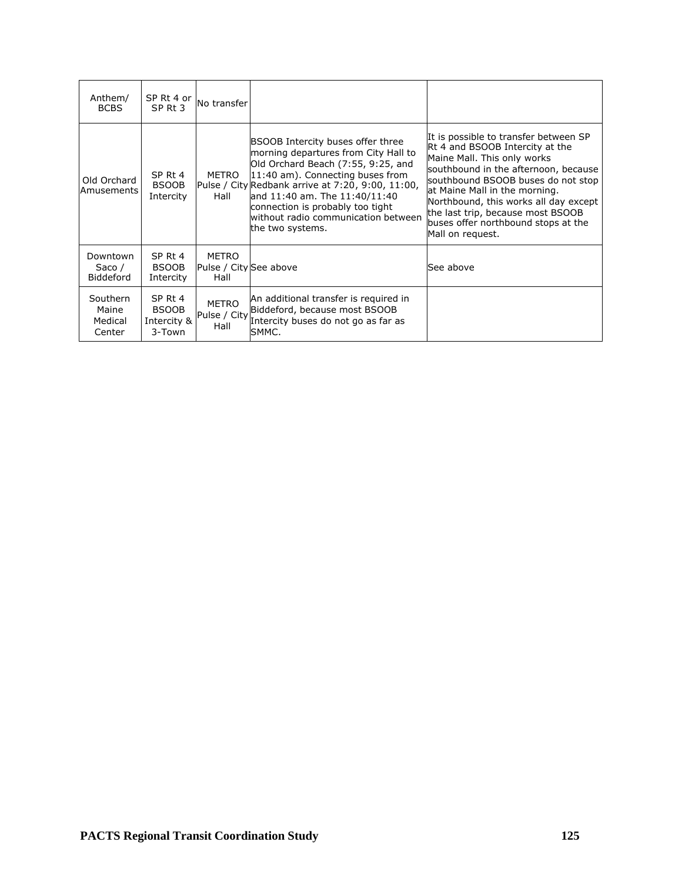| Anthem/ BCBS | SP Rt 4 or SP Rt 3 | No transfer | | |
|---|---|---|---|---|
| Old Orchard Amusements | SP Rt 4 BSOOB Intercity | METRO Pulse / City Hall | BSOOB Intercity buses offer three morning departures from City Hall to Old Orchard Beach (7:55, 9:25, and 11:40 am). Connecting buses from Redbank arrive at 7:20, 9:00, 11:00, and 11:40 am. The 11:40/11:40 connection is probably too tight without radio communication between the two systems. | It is possible to transfer between SP Rt 4 and BSOOB Intercity at the Maine Mall. This only works southbound in the afternoon, because southbound BSOOB buses do not stop at Maine Mall in the morning. Northbound, this works all day except the last trip, because most BSOOB buses offer northbound stops at the Mall on request. |
| Downtown Saco / Biddeford | SP Rt 4 BSOOB Intercity | METRO Pulse / City Hall | See above | See above |
| Southern Maine Medical Center | SP Rt 4 BSOOB Intercity & 3-Town | METRO Pulse / City Hall | An additional transfer is required in Biddeford, because most BSOOB Intercity buses do not go as far as SMMC. | |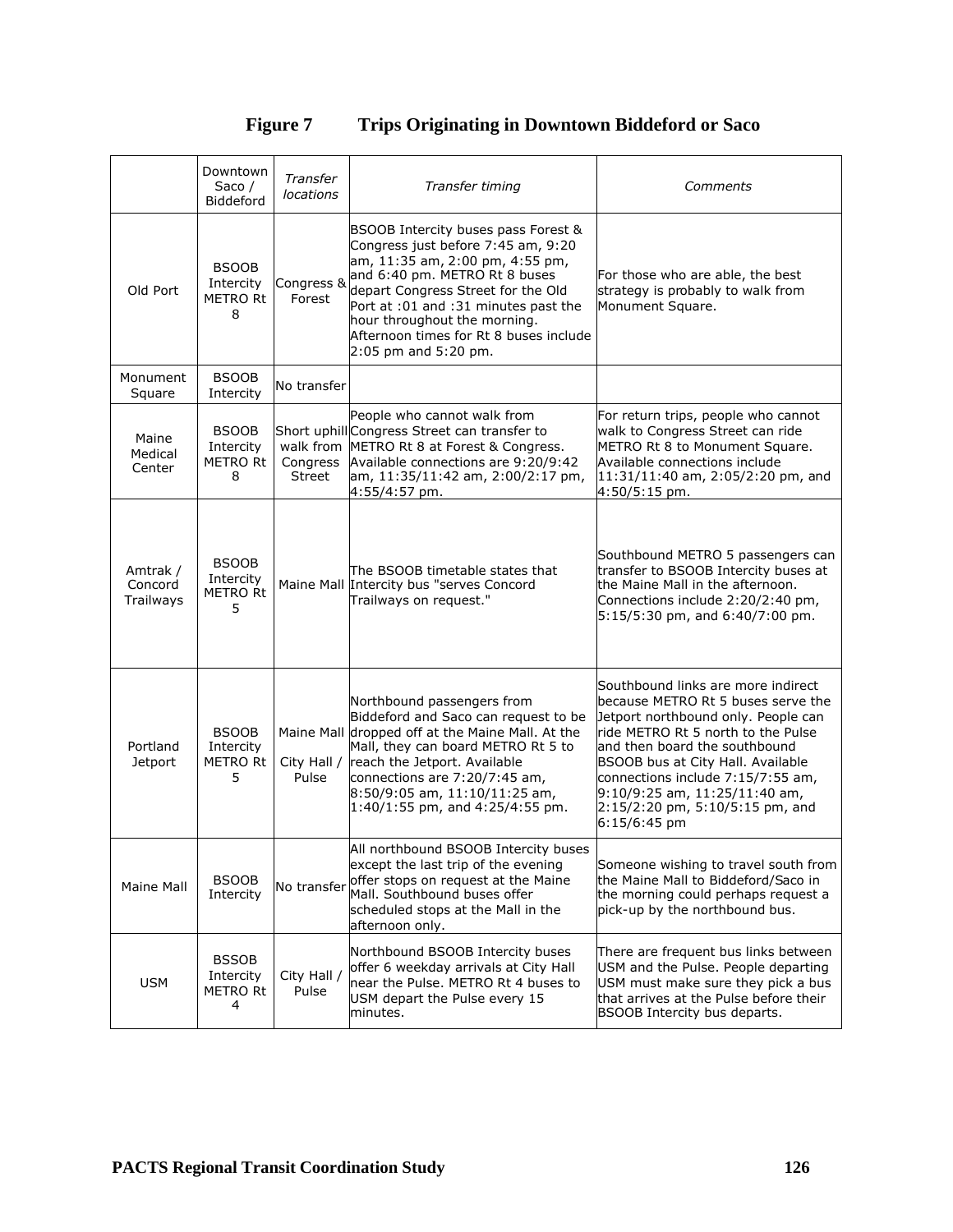## Figure 7 Trips Originating in Downtown Biddeford or Saco

| | Downtown Saco / Biddeford | *Transfer locations* | *Transfer timing* | *Comments* |
|---|---|---|---|---|
| Old Port | BSOOB Intercity METRO Rt 8 | Congress & Forest | BSOOB Intercity buses pass Forest & Congress just before 7:45 am, 9:20 am, 11:35 am, 2:00 pm, 4:55 pm, and 6:40 pm. METRO Rt 8 buses depart Congress Street for the Old Port at :01 and :31 minutes past the hour throughout the morning. Afternoon times for Rt 8 buses include 2:05 pm and 5:20 pm. | For those who are able, the best strategy is probably to walk from Monument Square. |
| Monument Square | BSOOB Intercity | No transfer | | |
| Maine Medical Center | BSOOB Intercity METRO Rt 8 | Short uphill walk from Congress Street | People who cannot walk from Congress Street can transfer to METRO Rt 8 at Forest & Congress. Available connections are 9:20/9:42 am, 11:35/11:42 am, 2:00/2:17 pm, 4:55/4:57 pm. | For return trips, people who cannot walk to Congress Street can ride METRO Rt 8 to Monument Square. Available connections include 11:31/11:40 am, 2:05/2:20 pm, and 4:50/5:15 pm. |
| Amtrak / Concord Trailways | BSOOB Intercity METRO Rt 5 | Maine Mall | The BSOOB timetable states that Intercity bus "serves Concord Trailways on request." | Southbound METRO 5 passengers can transfer to BSOOB Intercity buses at the Maine Mall in the afternoon. Connections include 2:20/2:40 pm, 5:15/5:30 pm, and 6:40/7:00 pm. |
| Portland Jetport | BSOOB Intercity METRO Rt 5 | Maine Mall<br>City Hall / Pulse | Northbound passengers from Biddeford and Saco can request to be dropped off at the Maine Mall. At the Mall, they can board METRO Rt 5 to reach the Jetport. Available connections are 7:20/7:45 am, 8:50/9:05 am, 11:10/11:25 am, 1:40/1:55 pm, and 4:25/4:55 pm. | Southbound links are more indirect because METRO Rt 5 buses serve the Jetport northbound only. People can ride METRO Rt 5 north to the Pulse and then board the southbound BSOOB bus at City Hall. Available connections include 7:15/7:55 am, 9:10/9:25 am, 11:25/11:40 am, 2:15/2:20 pm, 5:10/5:15 pm, and 6:15/6:45 pm |
| Maine Mall | BSOOB Intercity | No transfer | All northbound BSOOB Intercity buses except the last trip of the evening offer stops on request at the Maine Mall. Southbound buses offer scheduled stops at the Mall in the afternoon only. | Someone wishing to travel south from the Maine Mall to Biddeford/Saco in the morning could perhaps request a pick-up by the northbound bus. |
| USM | BSSOB Intercity METRO Rt 4 | City Hall / Pulse | Northbound BSOOB Intercity buses offer 6 weekday arrivals at City Hall near the Pulse. METRO Rt 4 buses to USM depart the Pulse every 15 minutes. | There are frequent bus links between USM and the Pulse. People departing USM must make sure they pick a bus that arrives at the Pulse before their BSOOB Intercity bus departs. |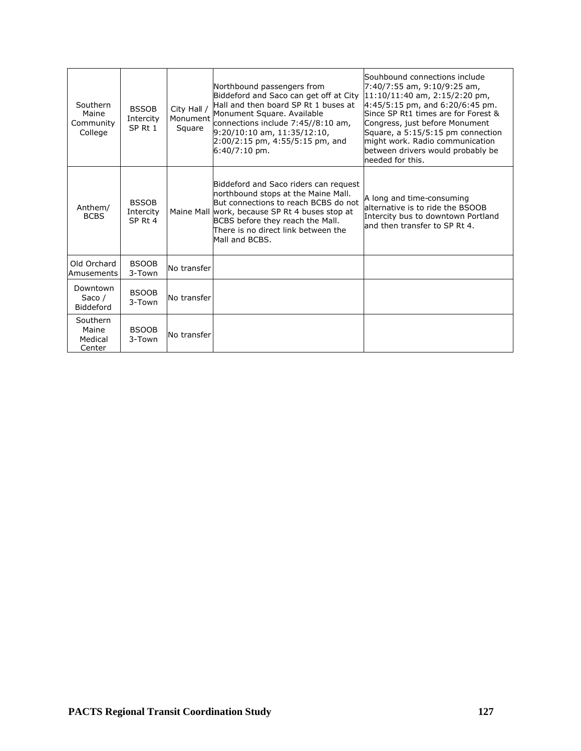| | | | | |
|---|---|---|---|---|
| Southern Maine Community College | BSSOB Intercity SP Rt 1 | City Hall / Monument Square | Northbound passengers from Biddeford and Saco can get off at City Hall and then board SP Rt 1 buses at Monument Square. Available connections include 7:45//8:10 am, 9:20/10:10 am, 11:35/12:10, 2:00/2:15 pm, 4:55/5:15 pm, and 6:40/7:10 pm. | Souhbound connections include 7:40/7:55 am, 9:10/9:25 am, 11:10/11:40 am, 2:15/2:20 pm, 4:45/5:15 pm, and 6:20/6:45 pm. Since SP Rt1 times are for Forest & Congress, just before Monument Square, a 5:15/5:15 pm connection might work. Radio communication between drivers would probably be needed for this. |
| Anthem/ BCBS | BSSOB Intercity SP Rt 4 | Maine Mall | Biddeford and Saco riders can request northbound stops at the Maine Mall. But connections to reach BCBS do not work, because SP Rt 4 buses stop at BCBS before they reach the Mall. There is no direct link between the Mall and BCBS. | A long and time-consuming alternative is to ride the BSOOB Intercity bus to downtown Portland and then transfer to SP Rt 4. |
| Old Orchard Amusements | BSOOB 3-Town | No transfer | | |
| Downtown Saco / Biddeford | BSOOB 3-Town | No transfer | | |
| Southern Maine Medical Center | BSOOB 3-Town | No transfer | | |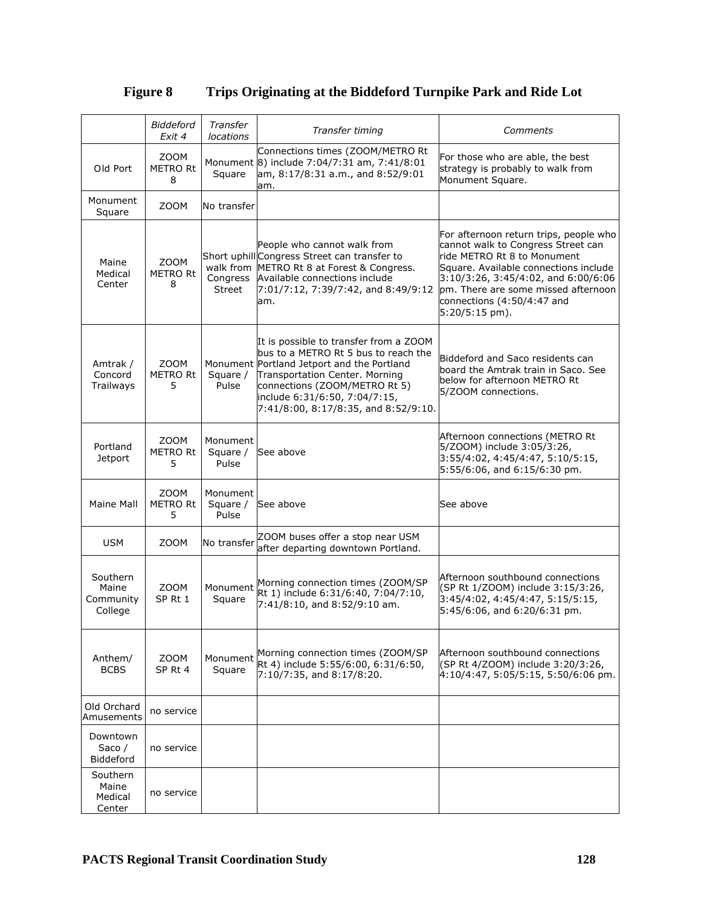## Figure 8 Trips Originating at the Biddeford Turnpike Park and Ride Lot

| | *Biddeford Exit 4* | *Transfer locations* | *Transfer timing* | *Comments* |
|---|---|---|---|---|
| Old Port | ZOOM METRO Rt 8 | Monument Square | Connections times (ZOOM/METRO Rt 8) include 7:04/7:31 am, 7:41/8:01 am, 8:17/8:31 a.m., and 8:52/9:01 am. | For those who are able, the best strategy is probably to walk from Monument Square. |
| Monument Square | ZOOM | No transfer | | |
| Maine Medical Center | ZOOM METRO Rt 8 | Short uphill walk from Congress Street | People who cannot walk from Congress Street can transfer to METRO Rt 8 at Forest & Congress. Available connections include 7:01/7:12, 7:39/7:42, and 8:49/9:12 am. | For afternoon return trips, people who cannot walk to Congress Street can ride METRO Rt 8 to Monument Square. Available connections include 3:10/3:26, 3:45/4:02, and 6:00/6:06 pm. There are some missed afternoon connections (4:50/4:47 and 5:20/5:15 pm). |
| Amtrak / Concord Trailways | ZOOM METRO Rt 5 | Monument Square / Pulse | It is possible to transfer from a ZOOM bus to a METRO Rt 5 bus to reach the Portland Jetport and the Portland Transportation Center. Morning connections (ZOOM/METRO Rt 5) include 6:31/6:50, 7:04/7:15, 7:41/8:00, 8:17/8:35, and 8:52/9:10. | Biddeford and Saco residents can board the Amtrak train in Saco. See below for afternoon METRO Rt 5/ZOOM connections. |
| Portland Jetport | ZOOM METRO Rt 5 | Monument Square / Pulse | See above | Afternoon connections (METRO Rt 5/ZOOM) include 3:05/3:26, 3:55/4:02, 4:45/4:47, 5:10/5:15, 5:55/6:06, and 6:15/6:30 pm. |
| Maine Mall | ZOOM METRO Rt 5 | Monument Square / Pulse | See above | See above |
| USM | ZOOM | No transfer | ZOOM buses offer a stop near USM after departing downtown Portland. | |
| Southern Maine Community College | ZOOM SP Rt 1 | Monument Square | Morning connection times (ZOOM/SP Rt 1) include 6:31/6:40, 7:04/7:10, 7:41/8:10, and 8:52/9:10 am. | Afternoon southbound connections (SP Rt 1/ZOOM) include 3:15/3:26, 3:45/4:02, 4:45/4:47, 5:15/5:15, 5:45/6:06, and 6:20/6:31 pm. |
| Anthem/ BCBS | ZOOM SP Rt 4 | Monument Square | Morning connection times (ZOOM/SP Rt 4) include 5:55/6:00, 6:31/6:50, 7:10/7:35, and 8:17/8:20. | Afternoon southbound connections (SP Rt 4/ZOOM) include 3:20/3:26, 4:10/4:47, 5:05/5:15, 5:50/6:06 pm. |
| Old Orchard Amusements | no service | | | |
| Downtown Saco / Biddeford | no service | | | |
| Southern Maine Medical Center | no service | | | |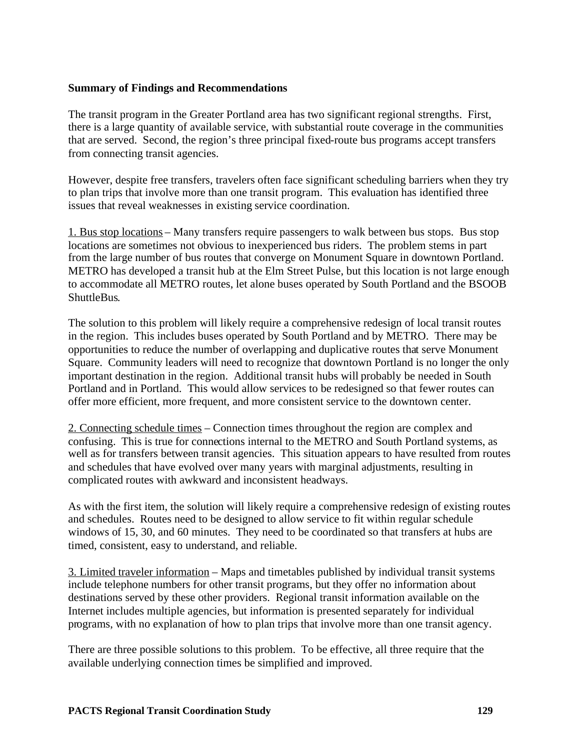**Summary of Findings and Recommendations**

The transit program in the Greater Portland area has two significant regional strengths. First, there is a large quantity of available service, with substantial route coverage in the communities that are served. Second, the region's three principal fixed-route bus programs accept transfers from connecting transit agencies.

However, despite free transfers, travelers often face significant scheduling barriers when they try to plan trips that involve more than one transit program. This evaluation has identified three issues that reveal weaknesses in existing service coordination.

<u>1. Bus stop locations</u> – Many transfers require passengers to walk between bus stops. Bus stop locations are sometimes not obvious to inexperienced bus riders. The problem stems in part from the large number of bus routes that converge on Monument Square in downtown Portland. METRO has developed a transit hub at the Elm Street Pulse, but this location is not large enough to accommodate all METRO routes, let alone buses operated by South Portland and the BSOOB ShuttleBus.

The solution to this problem will likely require a comprehensive redesign of local transit routes in the region. This includes buses operated by South Portland and by METRO. There may be opportunities to reduce the number of overlapping and duplicative routes that serve Monument Square. Community leaders will need to recognize that downtown Portland is no longer the only important destination in the region. Additional transit hubs will probably be needed in South Portland and in Portland. This would allow services to be redesigned so that fewer routes can offer more efficient, more frequent, and more consistent service to the downtown center.

<u>2. Connecting schedule times</u> – Connection times throughout the region are complex and confusing. This is true for connections internal to the METRO and South Portland systems, as well as for transfers between transit agencies. This situation appears to have resulted from routes and schedules that have evolved over many years with marginal adjustments, resulting in complicated routes with awkward and inconsistent headways.

As with the first item, the solution will likely require a comprehensive redesign of existing routes and schedules. Routes need to be designed to allow service to fit within regular schedule windows of 15, 30, and 60 minutes. They need to be coordinated so that transfers at hubs are timed, consistent, easy to understand, and reliable.

<u>3. Limited traveler information</u> – Maps and timetables published by individual transit systems include telephone numbers for other transit programs, but they offer no information about destinations served by these other providers. Regional transit information available on the Internet includes multiple agencies, but information is presented separately for individual programs, with no explanation of how to plan trips that involve more than one transit agency.

There are three possible solutions to this problem. To be effective, all three require that the available underlying connection times be simplified and improved.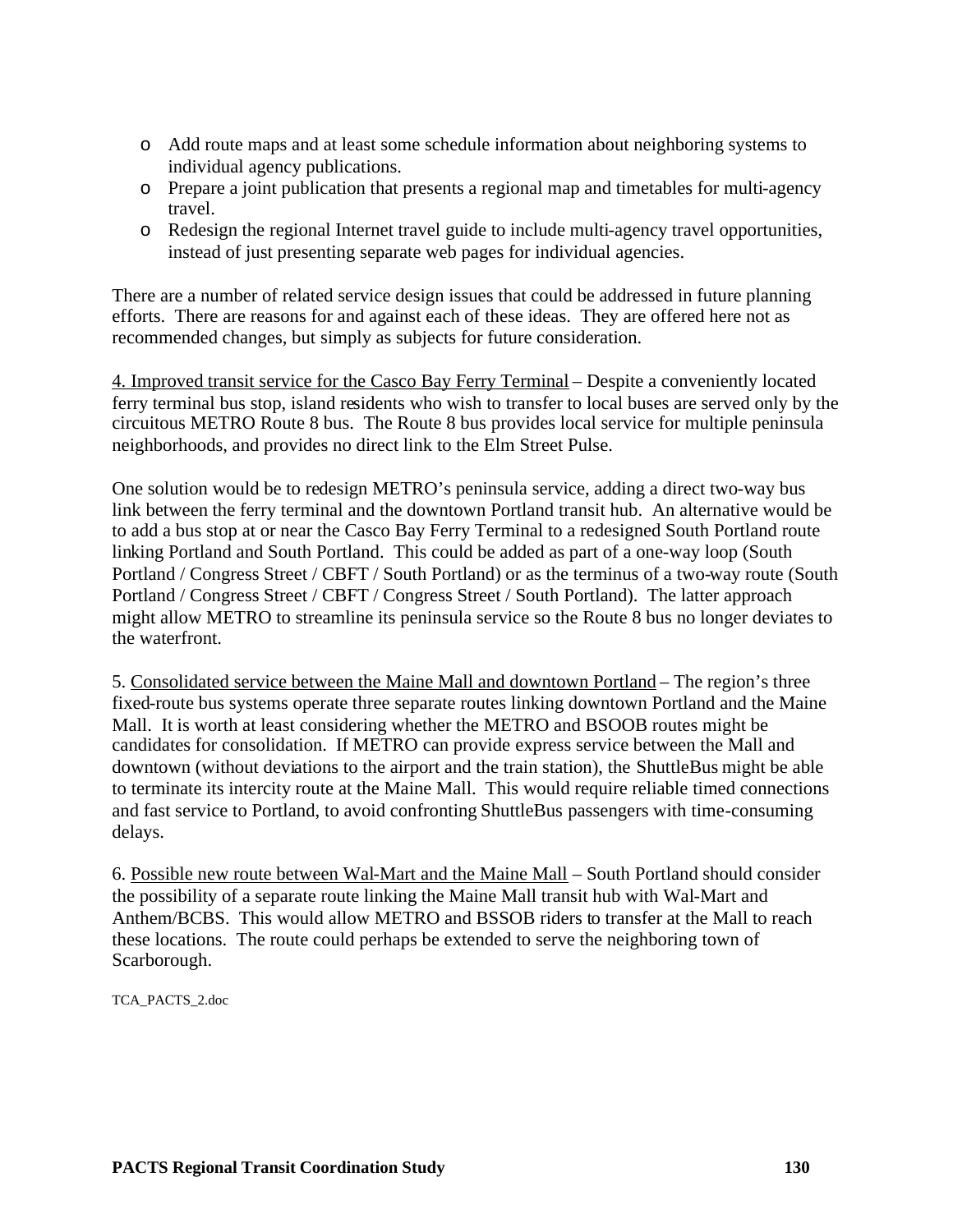- Add route maps and at least some schedule information about neighboring systems to individual agency publications.
- Prepare a joint publication that presents a regional map and timetables for multi-agency travel.
- Redesign the regional Internet travel guide to include multi-agency travel opportunities, instead of just presenting separate web pages for individual agencies.

There are a number of related service design issues that could be addressed in future planning efforts. There are reasons for and against each of these ideas. They are offered here not as recommended changes, but simply as subjects for future consideration.

<u>4. Improved transit service for the Casco Bay Ferry Terminal</u> – Despite a conveniently located ferry terminal bus stop, island residents who wish to transfer to local buses are served only by the circuitous METRO Route 8 bus. The Route 8 bus provides local service for multiple peninsula neighborhoods, and provides no direct link to the Elm Street Pulse.

One solution would be to redesign METRO's peninsula service, adding a direct two-way bus link between the ferry terminal and the downtown Portland transit hub. An alternative would be to add a bus stop at or near the Casco Bay Ferry Terminal to a redesigned South Portland route linking Portland and South Portland. This could be added as part of a one-way loop (South Portland / Congress Street / CBFT / South Portland) or as the terminus of a two-way route (South Portland / Congress Street / CBFT / Congress Street / South Portland). The latter approach might allow METRO to streamline its peninsula service so the Route 8 bus no longer deviates to the waterfront.

5. <u>Consolidated service between the Maine Mall and downtown Portland</u> – The region's three fixed-route bus systems operate three separate routes linking downtown Portland and the Maine Mall. It is worth at least considering whether the METRO and BSOOB routes might be candidates for consolidation. If METRO can provide express service between the Mall and downtown (without deviations to the airport and the train station), the ShuttleBus might be able to terminate its intercity route at the Maine Mall. This would require reliable timed connections and fast service to Portland, to avoid confronting ShuttleBus passengers with time-consuming delays.

6. <u>Possible new route between Wal-Mart and the Maine Mall</u> – South Portland should consider the possibility of a separate route linking the Maine Mall transit hub with Wal-Mart and Anthem/BCBS. This would allow METRO and BSSOB riders to transfer at the Mall to reach these locations. The route could perhaps be extended to serve the neighboring town of Scarborough.

TCA_PACTS_2.doc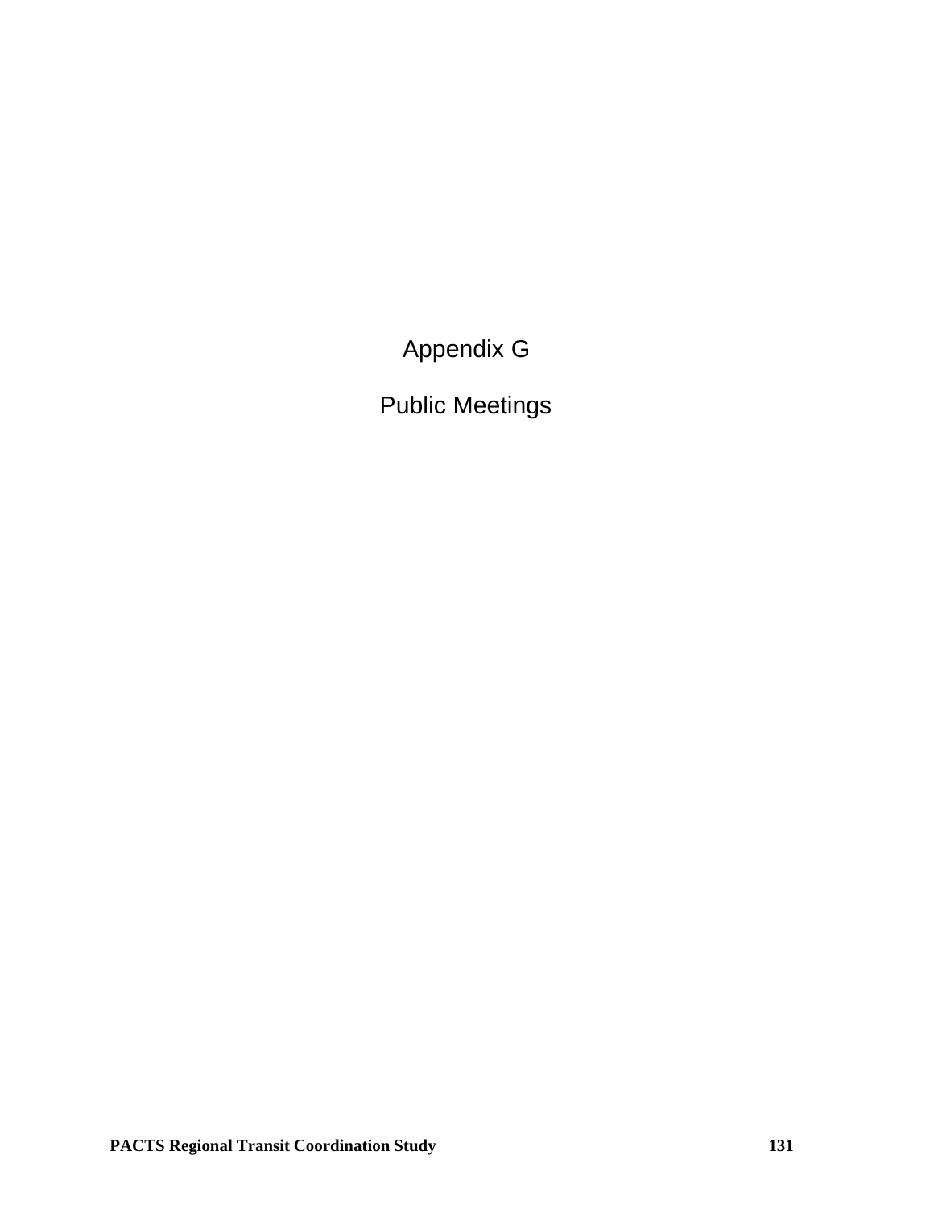# Appendix G

# Public Meetings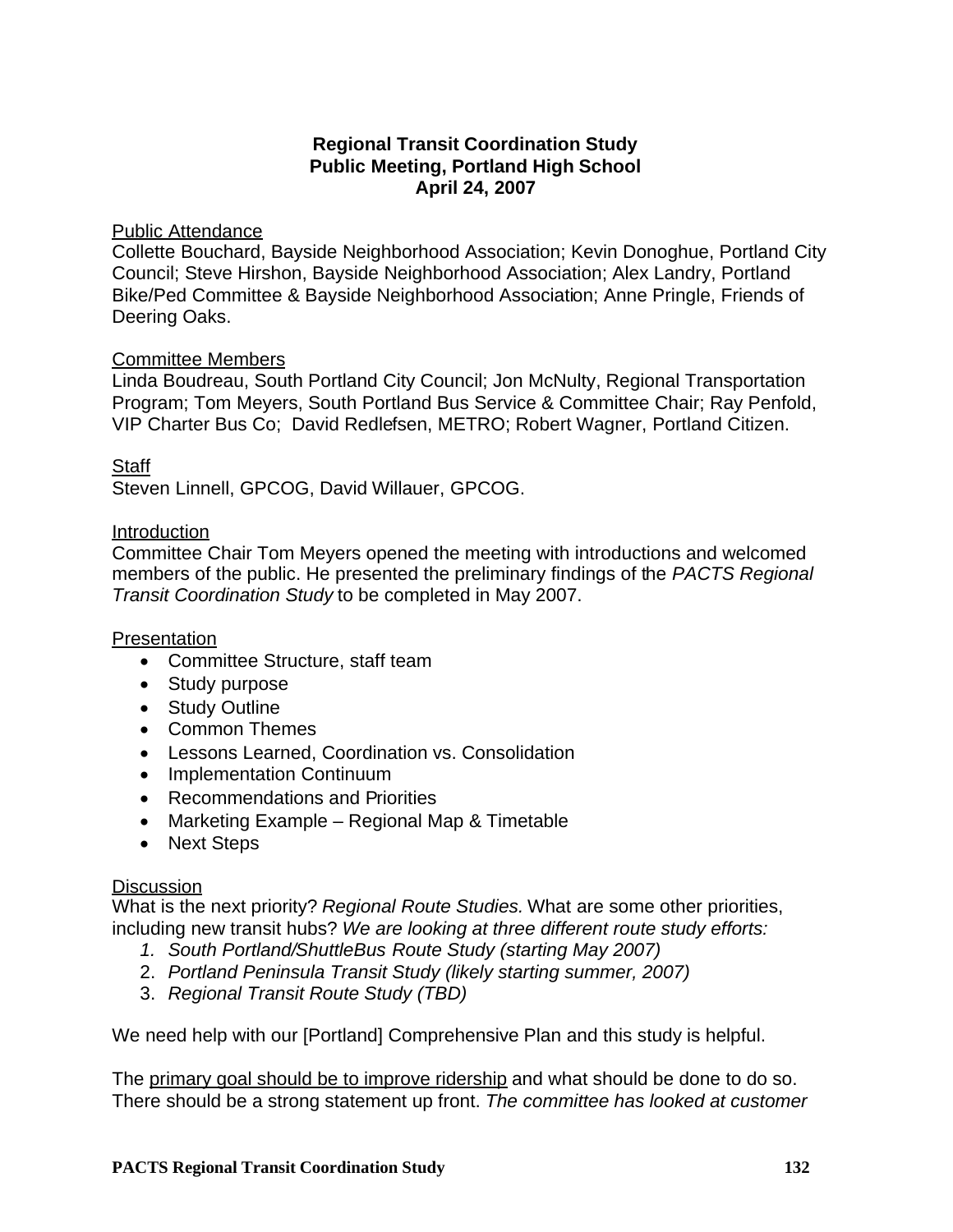**Regional Transit Coordination Study**
**Public Meeting, Portland High School**
**April 24, 2007**

<u>Public Attendance</u>
Collette Bouchard, Bayside Neighborhood Association; Kevin Donoghue, Portland City Council; Steve Hirshon, Bayside Neighborhood Association; Alex Landry, Portland Bike/Ped Committee & Bayside Neighborhood Association; Anne Pringle, Friends of Deering Oaks.

<u>Committee Members</u>
Linda Boudreau, South Portland City Council; Jon McNulty, Regional Transportation Program; Tom Meyers, South Portland Bus Service & Committee Chair; Ray Penfold, VIP Charter Bus Co; David Redlefsen, METRO; Robert Wagner, Portland Citizen.

<u>Staff</u>
Steven Linnell, GPCOG, David Willauer, GPCOG.

<u>Introduction</u>
Committee Chair Tom Meyers opened the meeting with introductions and welcomed members of the public. He presented the preliminary findings of the *PACTS Regional Transit Coordination Study* to be completed in May 2007.

<u>Presentation</u>

- Committee Structure, staff team
- Study purpose
- Study Outline
- Common Themes
- Lessons Learned, Coordination vs. Consolidation
- Implementation Continuum
- Recommendations and Priorities
- Marketing Example – Regional Map & Timetable
- Next Steps

<u>Discussion</u>
What is the next priority? *Regional Route Studies.* What are some other priorities, including new transit hubs? *We are looking at three different route study efforts:*

1. *South Portland/ShuttleBus Route Study (starting May 2007)*
2. *Portland Peninsula Transit Study (likely starting summer, 2007)*
3. *Regional Transit Route Study (TBD)*

We need help with our [Portland] Comprehensive Plan and this study is helpful.

The <u>primary goal should be to improve ridership</u> and what should be done to do so. There should be a strong statement up front. *The committee has looked at customer*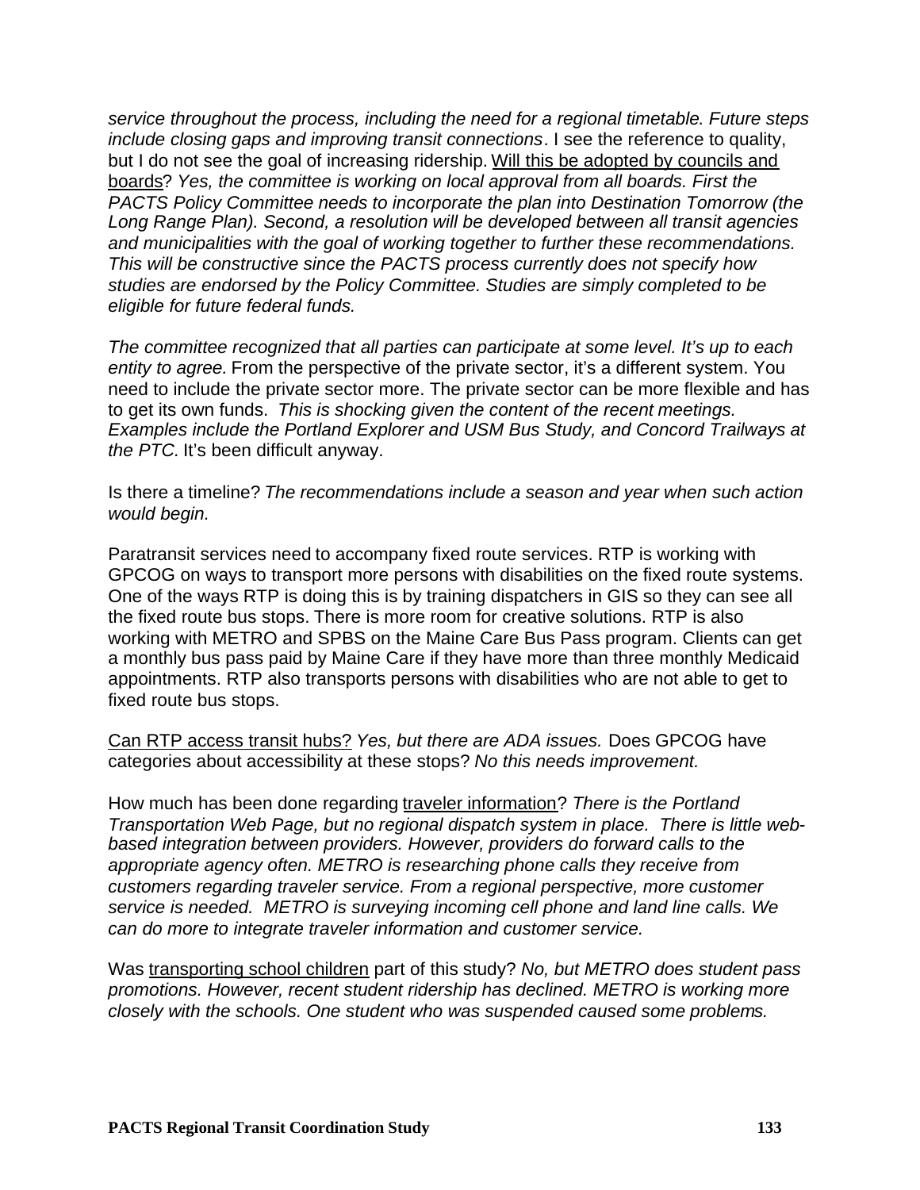*service throughout the process, including the need for a regional timetable. Future steps include closing gaps and improving transit connections*. I see the reference to quality, but I do not see the goal of increasing ridership. <u>Will this be adopted by councils and boards</u>? *Yes, the committee is working on local approval from all boards. First the PACTS Policy Committee needs to incorporate the plan into Destination Tomorrow (the Long Range Plan). Second, a resolution will be developed between all transit agencies and municipalities with the goal of working together to further these recommendations. This will be constructive since the PACTS process currently does not specify how studies are endorsed by the Policy Committee. Studies are simply completed to be eligible for future federal funds.*

*The committee recognized that all parties can participate at some level. It's up to each entity to agree.* From the perspective of the private sector, it's a different system. You need to include the private sector more. The private sector can be more flexible and has to get its own funds. *This is shocking given the content of the recent meetings. Examples include the Portland Explorer and USM Bus Study, and Concord Trailways at the PTC.* It's been difficult anyway.

Is there a timeline? *The recommendations include a season and year when such action would begin.*

Paratransit services need to accompany fixed route services. RTP is working with GPCOG on ways to transport more persons with disabilities on the fixed route systems. One of the ways RTP is doing this is by training dispatchers in GIS so they can see all the fixed route bus stops. There is more room for creative solutions. RTP is also working with METRO and SPBS on the Maine Care Bus Pass program. Clients can get a monthly bus pass paid by Maine Care if they have more than three monthly Medicaid appointments. RTP also transports persons with disabilities who are not able to get to fixed route bus stops.

<u>Can RTP access transit hubs?</u> *Yes, but there are ADA issues.* Does GPCOG have categories about accessibility at these stops? *No this needs improvement.*

How much has been done regarding <u>traveler information</u>? *There is the Portland Transportation Web Page, but no regional dispatch system in place. There is little web-based integration between providers. However, providers do forward calls to the appropriate agency often. METRO is researching phone calls they receive from customers regarding traveler service. From a regional perspective, more customer service is needed. METRO is surveying incoming cell phone and land line calls. We can do more to integrate traveler information and customer service.*

Was <u>transporting school children</u> part of this study? *No, but METRO does student pass promotions. However, recent student ridership has declined. METRO is working more closely with the schools. One student who was suspended caused some problems.*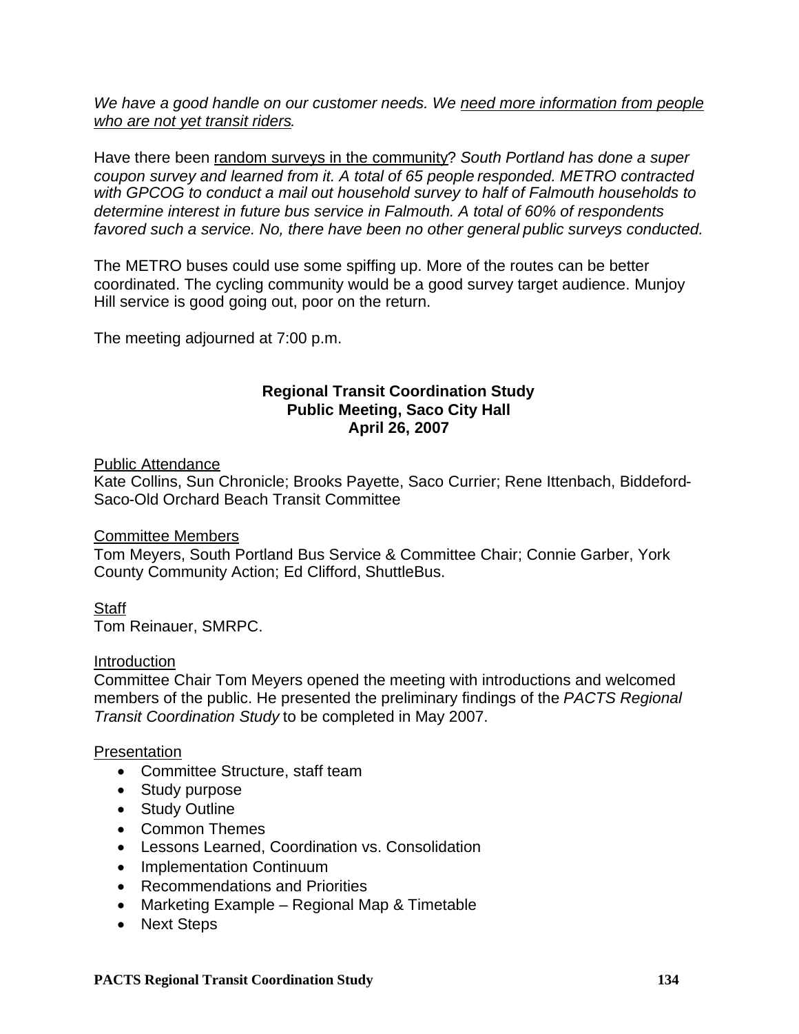*We have a good handle on our customer needs. We* *need more information from people who are not yet transit riders*.

Have there been random surveys in the community? *South Portland has done a super coupon survey and learned from it. A total of 65 people responded. METRO contracted with GPCOG to conduct a mail out household survey to half of Falmouth households to determine interest in future bus service in Falmouth. A total of 60% of respondents favored such a service. No, there have been no other general public surveys conducted.*

The METRO buses could use some spiffing up. More of the routes can be better coordinated. The cycling community would be a good survey target audience. Munjoy Hill service is good going out, poor on the return.

The meeting adjourned at 7:00 p.m.

## Regional Transit Coordination Study
## Public Meeting, Saco City Hall
## April 26, 2007

Public Attendance
Kate Collins, Sun Chronicle; Brooks Payette, Saco Currier; Rene Ittenbach, Biddeford-Saco-Old Orchard Beach Transit Committee

Committee Members
Tom Meyers, South Portland Bus Service & Committee Chair; Connie Garber, York County Community Action; Ed Clifford, ShuttleBus.

Staff
Tom Reinauer, SMRPC.

Introduction
Committee Chair Tom Meyers opened the meeting with introductions and welcomed members of the public. He presented the preliminary findings of the *PACTS Regional Transit Coordination Study* to be completed in May 2007.

Presentation

- Committee Structure, staff team
- Study purpose
- Study Outline
- Common Themes
- Lessons Learned, Coordination vs. Consolidation
- Implementation Continuum
- Recommendations and Priorities
- Marketing Example – Regional Map & Timetable
- Next Steps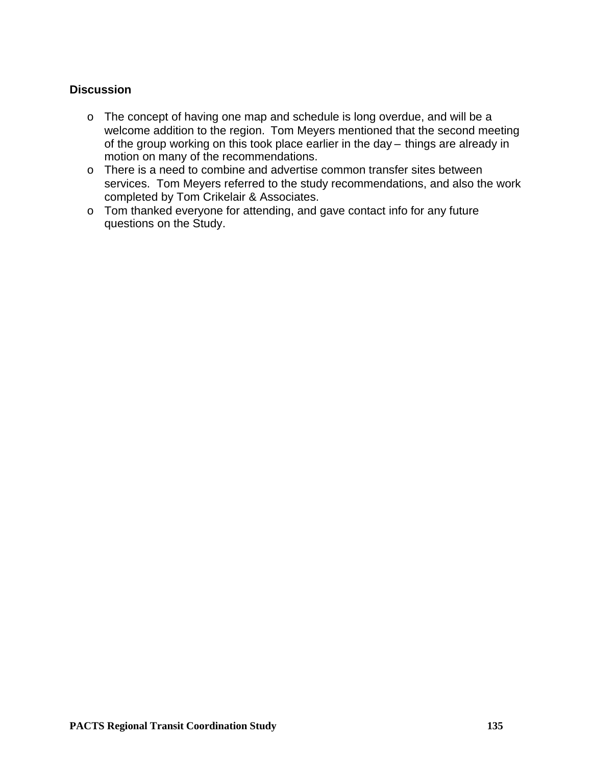**Discussion**

- The concept of having one map and schedule is long overdue, and will be a welcome addition to the region. Tom Meyers mentioned that the second meeting of the group working on this took place earlier in the day – things are already in motion on many of the recommendations.
- There is a need to combine and advertise common transfer sites between services. Tom Meyers referred to the study recommendations, and also the work completed by Tom Crikelair & Associates.
- Tom thanked everyone for attending, and gave contact info for any future questions on the Study.